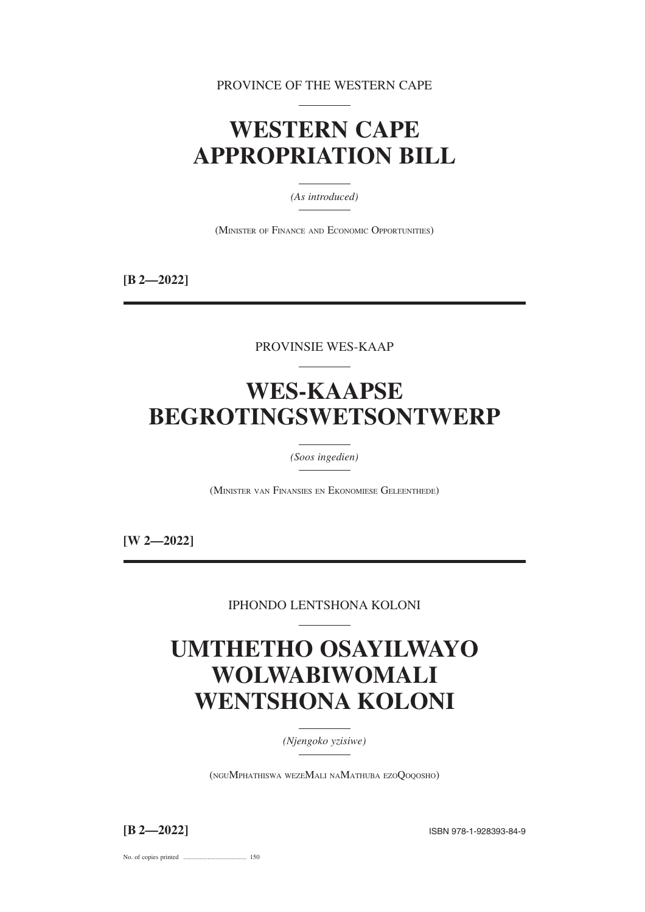PROVINCE OF THE WESTERN CAPE

# WESTERN CAPE APPROPRIATION BILL

*(As introduced)*

(Minister of Finance and Economic Opportunities)

**[B 2—2022]**

---

PROVINSIE WES-KAAP

# WES-KAAPSE BEGROTINGSWETSONTWERP

*(Soos ingedien)*

(Minister van Finansies en Ekonomiese Geleenthede)

**[W 2—2022]**

---

IPHONDO LENTSHONA KOLONI

# UMTHETHO OSAYILWAYO WOLWABIWOMALI WENTSHONA KOLONI

*(Njengoko yzisiwe)*

(nguMphathiswa wezeMali naMathuba ezoQoqosho)

**[B 2—2022]**

ISBN 978-1-928393-84-9

No. of copies printed ....................................... 150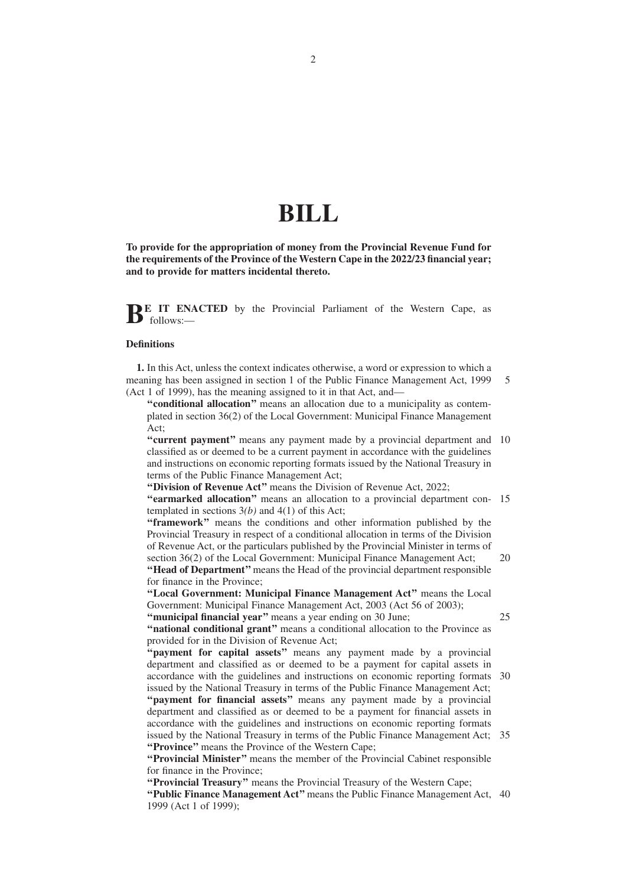# BILL

**To provide for the appropriation of money from the Provincial Revenue Fund for the requirements of the Province of the Western Cape in the 2022/23 financial year; and to provide for matters incidental thereto.**

**BE IT ENACTED** by the Provincial Parliament of the Western Cape, as follows:—

### Definitions

**1.** In this Act, unless the context indicates otherwise, a word or expression to which a meaning has been assigned in section 1 of the Public Finance Management Act, 1999 (Act 1 of 1999), has the meaning assigned to it in that Act, and—

**"conditional allocation"** means an allocation due to a municipality as contemplated in section 36(2) of the Local Government: Municipal Finance Management Act;

**"current payment"** means any payment made by a provincial department and classified as or deemed to be a current payment in accordance with the guidelines and instructions on economic reporting formats issued by the National Treasury in terms of the Public Finance Management Act;

**"Division of Revenue Act"** means the Division of Revenue Act, 2022;

**"earmarked allocation"** means an allocation to a provincial department contemplated in sections 3*(b)* and 4(1) of this Act;

**"framework"** means the conditions and other information published by the Provincial Treasury in respect of a conditional allocation in terms of the Division of Revenue Act, or the particulars published by the Provincial Minister in terms of section 36(2) of the Local Government: Municipal Finance Management Act;

**"Head of Department"** means the Head of the provincial department responsible for finance in the Province;

**"Local Government: Municipal Finance Management Act"** means the Local Government: Municipal Finance Management Act, 2003 (Act 56 of 2003);

**"municipal financial year"** means a year ending on 30 June;

**"national conditional grant"** means a conditional allocation to the Province as provided for in the Division of Revenue Act;

**"payment for capital assets"** means any payment made by a provincial department and classified as or deemed to be a payment for capital assets in accordance with the guidelines and instructions on economic reporting formats issued by the National Treasury in terms of the Public Finance Management Act;

**"payment for financial assets"** means any payment made by a provincial department and classified as or deemed to be a payment for financial assets in accordance with the guidelines and instructions on economic reporting formats issued by the National Treasury in terms of the Public Finance Management Act;

**"Province"** means the Province of the Western Cape;

**"Provincial Minister"** means the member of the Provincial Cabinet responsible for finance in the Province;

**"Provincial Treasury"** means the Provincial Treasury of the Western Cape;

**"Public Finance Management Act"** means the Public Finance Management Act, 1999 (Act 1 of 1999);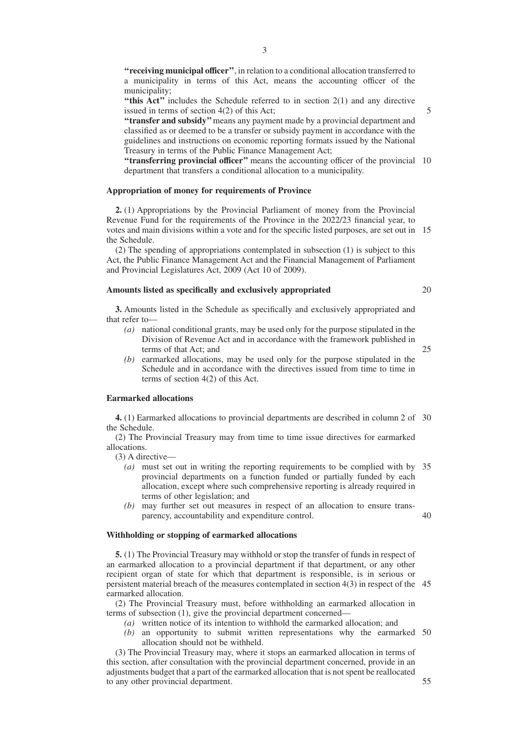**"receiving municipal officer"**, in relation to a conditional allocation transferred to a municipality in terms of this Act, means the accounting officer of the municipality;

**"this Act"** includes the Schedule referred to in section 2(1) and any directive issued in terms of section 4(2) of this Act;

**"transfer and subsidy"** means any payment made by a provincial department and classified as or deemed to be a transfer or subsidy payment in accordance with the guidelines and instructions on economic reporting formats issued by the National Treasury in terms of the Public Finance Management Act;

**"transferring provincial officer"** means the accounting officer of the provincial department that transfers a conditional allocation to a municipality.

### Appropriation of money for requirements of Province

**2.** (1) Appropriations by the Provincial Parliament of money from the Provincial Revenue Fund for the requirements of the Province in the 2022/23 financial year, to votes and main divisions within a vote and for the specific listed purposes, are set out in the Schedule.

(2) The spending of appropriations contemplated in subsection (1) is subject to this Act, the Public Finance Management Act and the Financial Management of Parliament and Provincial Legislatures Act, 2009 (Act 10 of 2009).

### Amounts listed as specifically and exclusively appropriated

**3.** Amounts listed in the Schedule as specifically and exclusively appropriated and that refer to—

*(a)* national conditional grants, may be used only for the purpose stipulated in the Division of Revenue Act and in accordance with the framework published in terms of that Act; and

*(b)* earmarked allocations, may be used only for the purpose stipulated in the Schedule and in accordance with the directives issued from time to time in terms of section 4(2) of this Act.

### Earmarked allocations

**4.** (1) Earmarked allocations to provincial departments are described in column 2 of the Schedule.

(2) The Provincial Treasury may from time to time issue directives for earmarked allocations.

(3) A directive—

*(a)* must set out in writing the reporting requirements to be complied with by provincial departments on a function funded or partially funded by each allocation, except where such comprehensive reporting is already required in terms of other legislation; and

*(b)* may further set out measures in respect of an allocation to ensure transparency, accountability and expenditure control.

### Withholding or stopping of earmarked allocations

**5.** (1) The Provincial Treasury may withhold or stop the transfer of funds in respect of an earmarked allocation to a provincial department if that department, or any other recipient organ of state for which that department is responsible, is in serious or persistent material breach of the measures contemplated in section 4(3) in respect of the earmarked allocation.

(2) The Provincial Treasury must, before withholding an earmarked allocation in terms of subsection (1), give the provincial department concerned—

*(a)* written notice of its intention to withhold the earmarked allocation; and

*(b)* an opportunity to submit written representations why the earmarked allocation should not be withheld.

(3) The Provincial Treasury may, where it stops an earmarked allocation in terms of this section, after consultation with the provincial department concerned, provide in an adjustments budget that a part of the earmarked allocation that is not spent be reallocated to any other provincial department.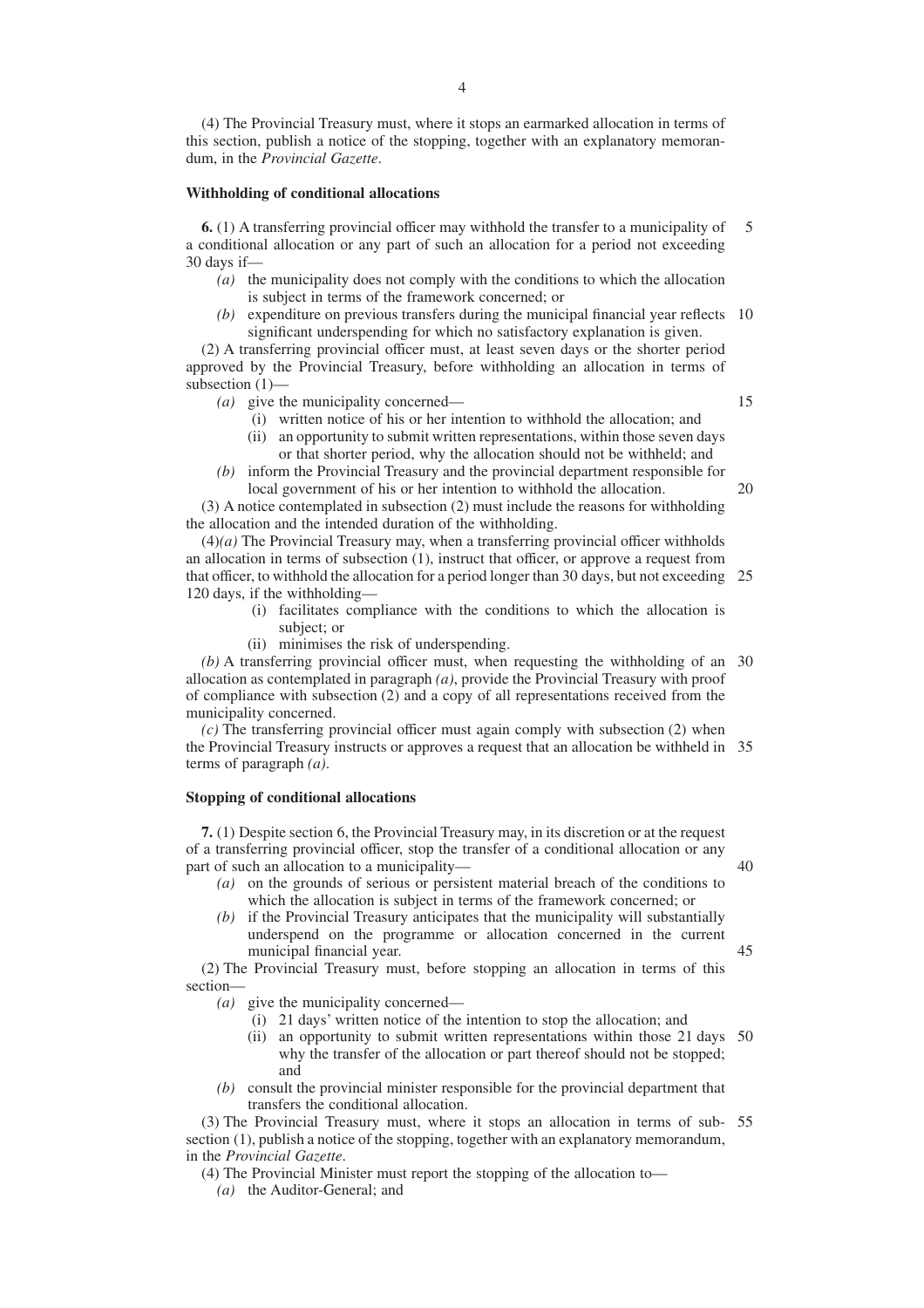(4) The Provincial Treasury must, where it stops an earmarked allocation in terms of this section, publish a notice of the stopping, together with an explanatory memorandum, in the *Provincial Gazette*.

**Withholding of conditional allocations**

**6.** (1) A transferring provincial officer may withhold the transfer to a municipality of a conditional allocation or any part of such an allocation for a period not exceeding 30 days if—

*(a)* the municipality does not comply with the conditions to which the allocation is subject in terms of the framework concerned; or

*(b)* expenditure on previous transfers during the municipal financial year reflects significant underspending for which no satisfactory explanation is given.

(2) A transferring provincial officer must, at least seven days or the shorter period approved by the Provincial Treasury, before withholding an allocation in terms of subsection (1)—

*(a)* give the municipality concerned—

(i) written notice of his or her intention to withhold the allocation; and

(ii) an opportunity to submit written representations, within those seven days or that shorter period, why the allocation should not be withheld; and

*(b)* inform the Provincial Treasury and the provincial department responsible for local government of his or her intention to withhold the allocation.

(3) A notice contemplated in subsection (2) must include the reasons for withholding the allocation and the intended duration of the withholding.

(4)*(a)* The Provincial Treasury may, when a transferring provincial officer withholds an allocation in terms of subsection (1), instruct that officer, or approve a request from that officer, to withhold the allocation for a period longer than 30 days, but not exceeding 120 days, if the withholding—

(i) facilitates compliance with the conditions to which the allocation is subject; or

(ii) minimises the risk of underspending.

*(b)* A transferring provincial officer must, when requesting the withholding of an allocation as contemplated in paragraph *(a)*, provide the Provincial Treasury with proof of compliance with subsection (2) and a copy of all representations received from the municipality concerned.

*(c)* The transferring provincial officer must again comply with subsection (2) when the Provincial Treasury instructs or approves a request that an allocation be withheld in terms of paragraph *(a)*.

**Stopping of conditional allocations**

**7.** (1) Despite section 6, the Provincial Treasury may, in its discretion or at the request of a transferring provincial officer, stop the transfer of a conditional allocation or any part of such an allocation to a municipality—

*(a)* on the grounds of serious or persistent material breach of the conditions to which the allocation is subject in terms of the framework concerned; or

*(b)* if the Provincial Treasury anticipates that the municipality will substantially underspend on the programme or allocation concerned in the current municipal financial year.

(2) The Provincial Treasury must, before stopping an allocation in terms of this section—

*(a)* give the municipality concerned—

(i) 21 days' written notice of the intention to stop the allocation; and

(ii) an opportunity to submit written representations within those 21 days why the transfer of the allocation or part thereof should not be stopped; and

*(b)* consult the provincial minister responsible for the provincial department that transfers the conditional allocation.

(3) The Provincial Treasury must, where it stops an allocation in terms of subsection (1), publish a notice of the stopping, together with an explanatory memorandum, in the *Provincial Gazette*.

(4) The Provincial Minister must report the stopping of the allocation to—

*(a)* the Auditor-General; and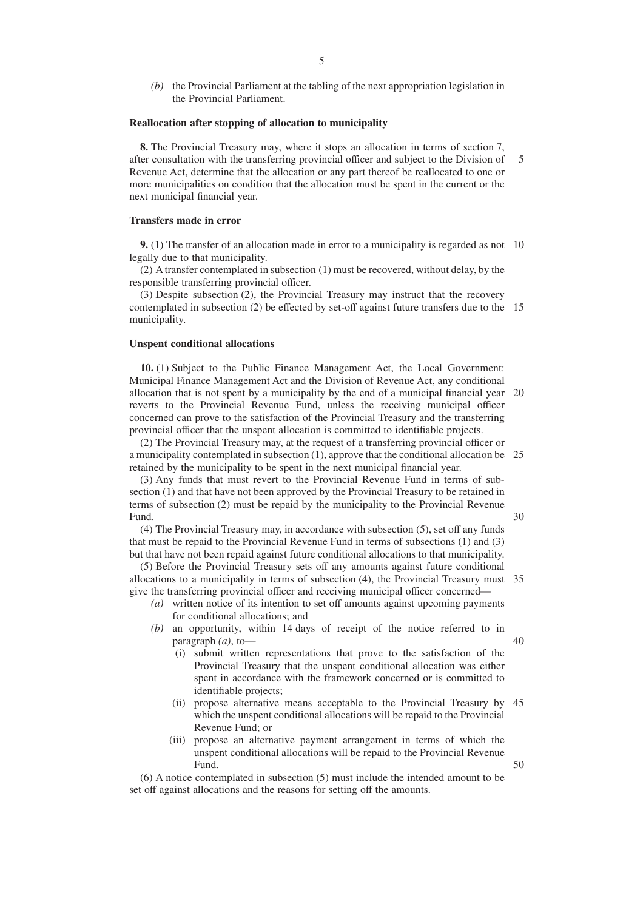*(b)* the Provincial Parliament at the tabling of the next appropriation legislation in the Provincial Parliament.

**Reallocation after stopping of allocation to municipality**

**8.** The Provincial Treasury may, where it stops an allocation in terms of section 7, after consultation with the transferring provincial officer and subject to the Division of Revenue Act, determine that the allocation or any part thereof be reallocated to one or more municipalities on condition that the allocation must be spent in the current or the next municipal financial year.

**Transfers made in error**

**9.** (1) The transfer of an allocation made in error to a municipality is regarded as not legally due to that municipality.

(2) A transfer contemplated in subsection (1) must be recovered, without delay, by the responsible transferring provincial officer.

(3) Despite subsection (2), the Provincial Treasury may instruct that the recovery contemplated in subsection (2) be effected by set-off against future transfers due to the municipality.

**Unspent conditional allocations**

**10.** (1) Subject to the Public Finance Management Act, the Local Government: Municipal Finance Management Act and the Division of Revenue Act, any conditional allocation that is not spent by a municipality by the end of a municipal financial year reverts to the Provincial Revenue Fund, unless the receiving municipal officer concerned can prove to the satisfaction of the Provincial Treasury and the transferring provincial officer that the unspent allocation is committed to identifiable projects.

(2) The Provincial Treasury may, at the request of a transferring provincial officer or a municipality contemplated in subsection (1), approve that the conditional allocation be retained by the municipality to be spent in the next municipal financial year.

(3) Any funds that must revert to the Provincial Revenue Fund in terms of subsection (1) and that have not been approved by the Provincial Treasury to be retained in terms of subsection (2) must be repaid by the municipality to the Provincial Revenue Fund.

(4) The Provincial Treasury may, in accordance with subsection (5), set off any funds that must be repaid to the Provincial Revenue Fund in terms of subsections (1) and (3) but that have not been repaid against future conditional allocations to that municipality.

(5) Before the Provincial Treasury sets off any amounts against future conditional allocations to a municipality in terms of subsection (4), the Provincial Treasury must give the transferring provincial officer and receiving municipal officer concerned—

*(a)* written notice of its intention to set off amounts against upcoming payments for conditional allocations; and

*(b)* an opportunity, within 14 days of receipt of the notice referred to in paragraph *(a)*, to—

(i) submit written representations that prove to the satisfaction of the Provincial Treasury that the unspent conditional allocation was either spent in accordance with the framework concerned or is committed to identifiable projects;

(ii) propose alternative means acceptable to the Provincial Treasury by which the unspent conditional allocations will be repaid to the Provincial Revenue Fund; or

(iii) propose an alternative payment arrangement in terms of which the unspent conditional allocations will be repaid to the Provincial Revenue Fund.

(6) A notice contemplated in subsection (5) must include the intended amount to be set off against allocations and the reasons for setting off the amounts.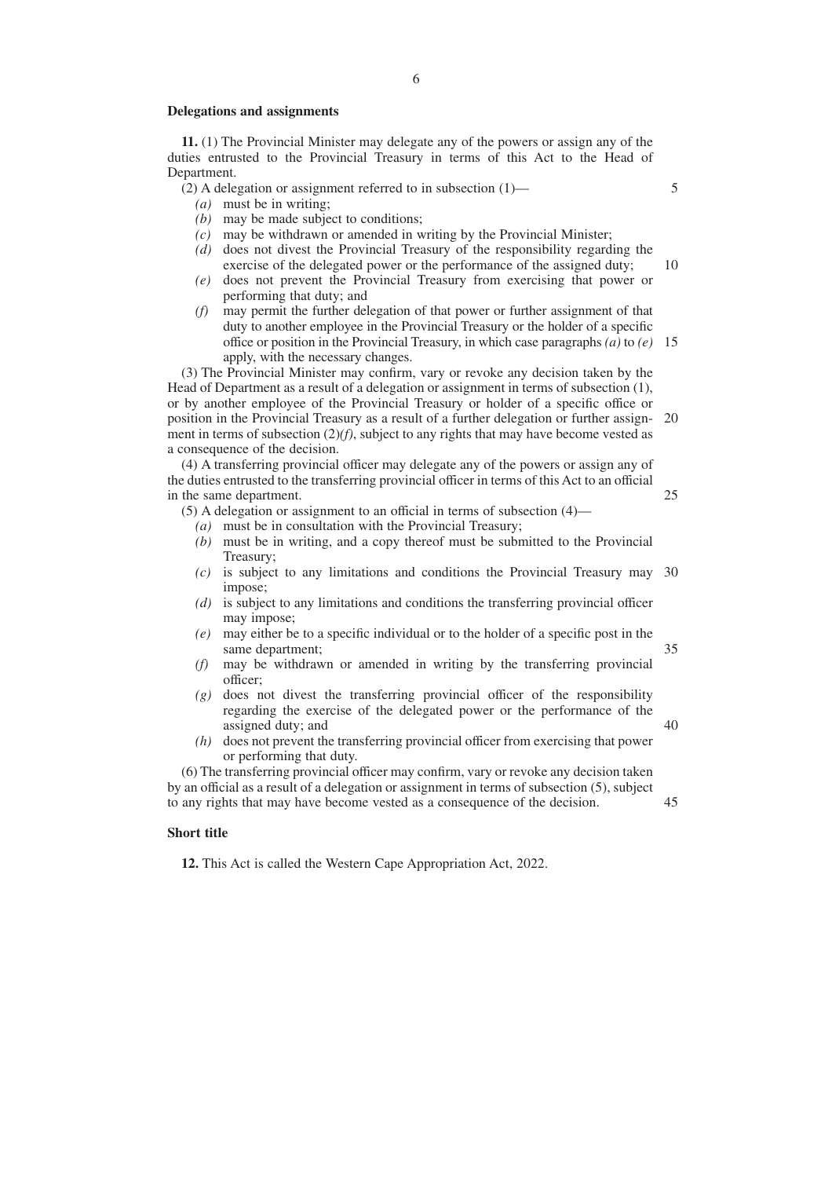### Delegations and assignments

**11.** (1) The Provincial Minister may delegate any of the powers or assign any of the duties entrusted to the Provincial Treasury in terms of this Act to the Head of Department.

(2) A delegation or assignment referred to in subsection (1)—

*(a)* must be in writing;

*(b)* may be made subject to conditions;

*(c)* may be withdrawn or amended in writing by the Provincial Minister;

*(d)* does not divest the Provincial Treasury of the responsibility regarding the exercise of the delegated power or the performance of the assigned duty;

*(e)* does not prevent the Provincial Treasury from exercising that power or performing that duty; and

*(f)* may permit the further delegation of that power or further assignment of that duty to another employee in the Provincial Treasury or the holder of a specific office or position in the Provincial Treasury, in which case paragraphs *(a)* to *(e)* apply, with the necessary changes.

(3) The Provincial Minister may confirm, vary or revoke any decision taken by the Head of Department as a result of a delegation or assignment in terms of subsection (1), or by another employee of the Provincial Treasury or holder of a specific office or position in the Provincial Treasury as a result of a further delegation or further assignment in terms of subsection (2)*(f)*, subject to any rights that may have become vested as a consequence of the decision.

(4) A transferring provincial officer may delegate any of the powers or assign any of the duties entrusted to the transferring provincial officer in terms of this Act to an official in the same department.

(5) A delegation or assignment to an official in terms of subsection (4)—

*(a)* must be in consultation with the Provincial Treasury;

*(b)* must be in writing, and a copy thereof must be submitted to the Provincial Treasury;

*(c)* is subject to any limitations and conditions the Provincial Treasury may impose;

*(d)* is subject to any limitations and conditions the transferring provincial officer may impose;

*(e)* may either be to a specific individual or to the holder of a specific post in the same department;

*(f)* may be withdrawn or amended in writing by the transferring provincial officer;

*(g)* does not divest the transferring provincial officer of the responsibility regarding the exercise of the delegated power or the performance of the assigned duty; and

*(h)* does not prevent the transferring provincial officer from exercising that power or performing that duty.

(6) The transferring provincial officer may confirm, vary or revoke any decision taken by an official as a result of a delegation or assignment in terms of subsection (5), subject to any rights that may have become vested as a consequence of the decision.

### Short title

**12.** This Act is called the Western Cape Appropriation Act, 2022.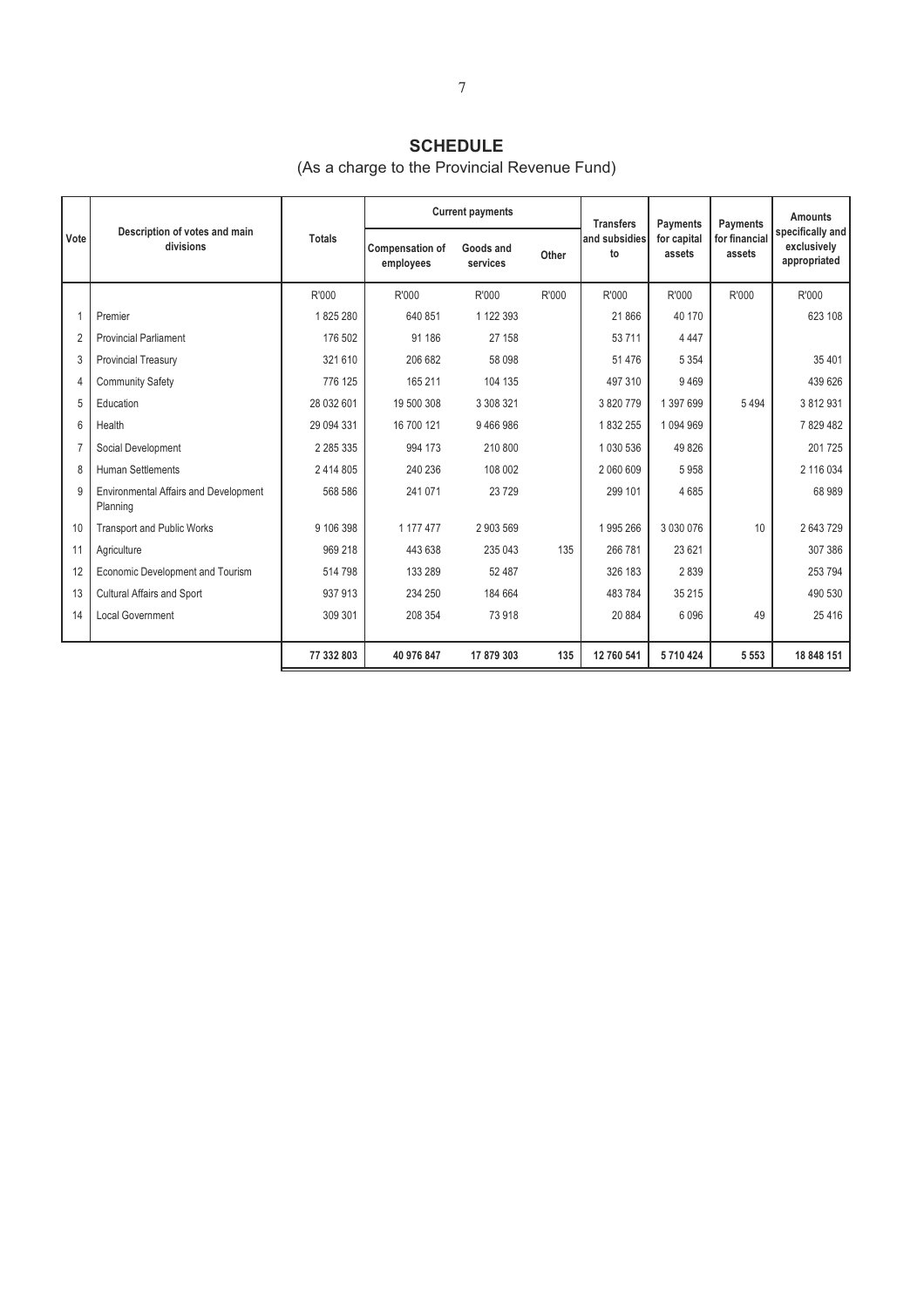# SCHEDULE

(As a charge to the Provincial Revenue Fund)

| Vote | Description of votes and main divisions | Totals | Current payments | | | Transfers and subsidies to | Payments for capital assets | Payments for financial assets | Amounts specifically and exclusively appropriated |
|---|---|---|---|---|---|---|---|---|---|
| | | | Compensation of employees | Goods and services | Other | | | | |
| | | R'000 | R'000 | R'000 | R'000 | R'000 | R'000 | R'000 | R'000 |
| 1 | Premier | 1 825 280 | 640 851 | 1 122 393 | | 21 866 | 40 170 | | 623 108 |
| 2 | Provincial Parliament | 176 502 | 91 186 | 27 158 | | 53 711 | 4 447 | | |
| 3 | Provincial Treasury | 321 610 | 206 682 | 58 098 | | 51 476 | 5 354 | | 35 401 |
| 4 | Community Safety | 776 125 | 165 211 | 104 135 | | 497 310 | 9 469 | | 439 626 |
| 5 | Education | 28 032 601 | 19 500 308 | 3 308 321 | | 3 820 779 | 1 397 699 | 5 494 | 3 812 931 |
| 6 | Health | 29 094 331 | 16 700 121 | 9 466 986 | | 1 832 255 | 1 094 969 | | 7 829 482 |
| 7 | Social Development | 2 285 335 | 994 173 | 210 800 | | 1 030 536 | 49 826 | | 201 725 |
| 8 | Human Settlements | 2 414 805 | 240 236 | 108 002 | | 2 060 609 | 5 958 | | 2 116 034 |
| 9 | Environmental Affairs and Development Planning | 568 586 | 241 071 | 23 729 | | 299 101 | 4 685 | | 68 989 |
| 10 | Transport and Public Works | 9 106 398 | 1 177 477 | 2 903 569 | | 1 995 266 | 3 030 076 | 10 | 2 643 729 |
| 11 | Agriculture | 969 218 | 443 638 | 235 043 | 135 | 266 781 | 23 621 | | 307 386 |
| 12 | Economic Development and Tourism | 514 798 | 133 289 | 52 487 | | 326 183 | 2 839 | | 253 794 |
| 13 | Cultural Affairs and Sport | 937 913 | 234 250 | 184 664 | | 483 784 | 35 215 | | 490 530 |
| 14 | Local Government | 309 301 | 208 354 | 73 918 | | 20 884 | 6 096 | 49 | 25 416 |
| | | **77 332 803** | **40 976 847** | **17 879 303** | **135** | **12 760 541** | **5 710 424** | **5 553** | **18 848 151** |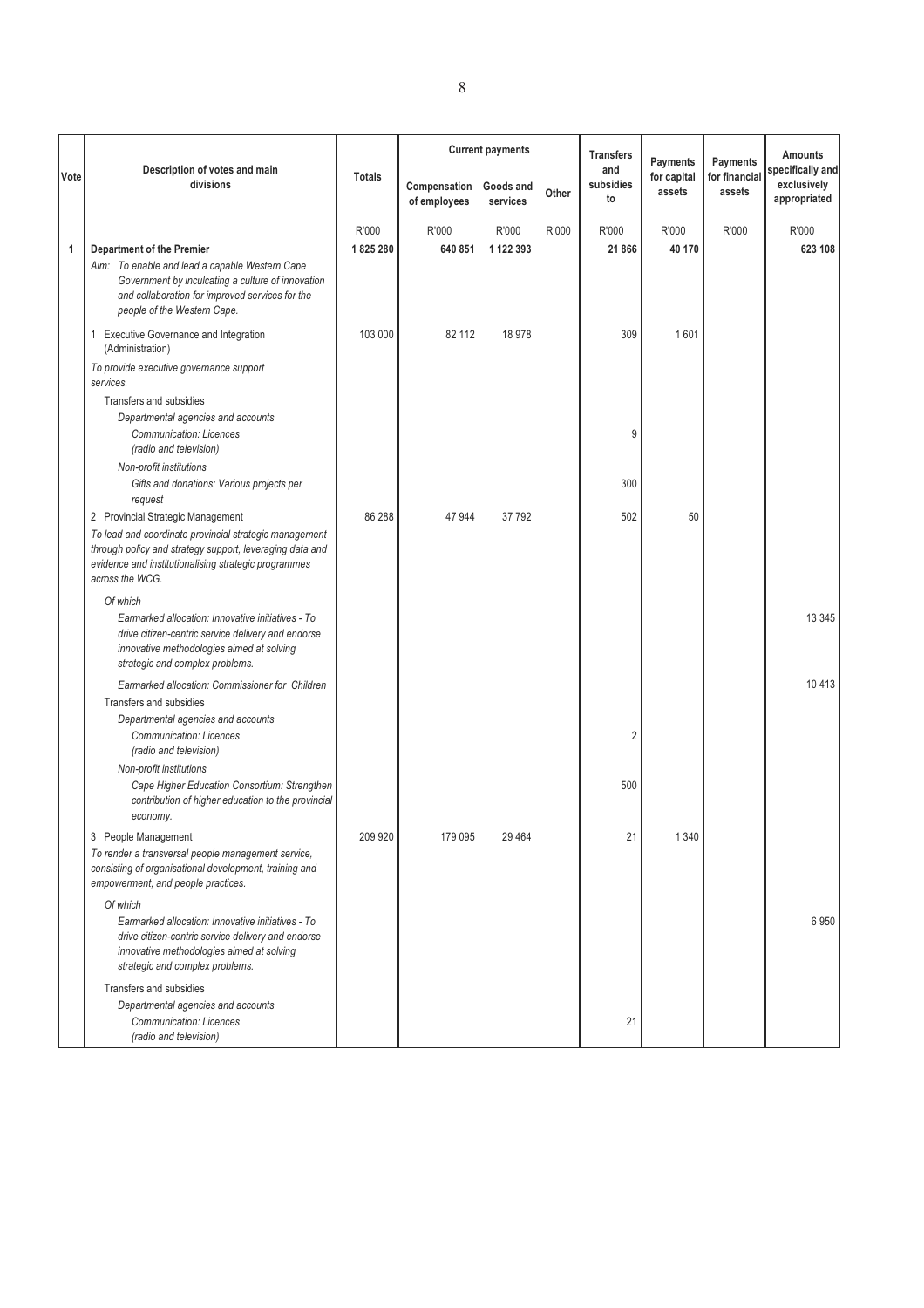| Vote | Description of votes and main divisions | Totals | Current payments | | | Transfers and subsidies to | Payments for capital assets | Payments for financial assets | Amounts specifically and exclusively appropriated |
|---|---|---|---|---|---|---|---|---|---|
| | | | Compensation of employees | Goods and services | Other | | | | |
| | | R'000 | R'000 | R'000 | R'000 | R'000 | R'000 | R'000 | R'000 |
| **1** | **Department of the Premier** | **1 825 280** | **640 851** | **1 122 393** | | **21 866** | **40 170** | | **623 108** |
| | *Aim: To enable and lead a capable Western Cape Government by inculcating a culture of innovation and collaboration for improved services for the people of the Western Cape.* | | | | | | | | |
| | 1 Executive Governance and Integration (Administration) | 103 000 | 82 112 | 18 978 | | 309 | 1 601 | | |
| | *To provide executive governance support services.* | | | | | | | | |
| | Transfers and subsidies | | | | | | | | |
| | *Departmental agencies and accounts* | | | | | | | | |
| | *Communication: Licences (radio and television)* | | | | | 9 | | | |
| | *Non-profit institutions* | | | | | | | | |
| | *Gifts and donations: Various projects per request* | | | | | 300 | | | |
| | 2 Provincial Strategic Management | 86 288 | 47 944 | 37 792 | | 502 | 50 | | |
| | *To lead and coordinate provincial strategic management through policy and strategy support, leveraging data and evidence and institutionalising strategic programmes across the WCG.* | | | | | | | | |
| | *Of which* | | | | | | | | |
| | *Earmarked allocation: Innovative initiatives - To drive citizen-centric service delivery and endorse innovative methodologies aimed at solving strategic and complex problems.* | | | | | | | | 13 345 |
| | *Earmarked allocation: Commissioner for Children* | | | | | | | | 10 413 |
| | Transfers and subsidies | | | | | | | | |
| | *Departmental agencies and accounts* | | | | | | | | |
| | *Communication: Licences (radio and television)* | | | | | 2 | | | |
| | *Non-profit institutions* | | | | | | | | |
| | *Cape Higher Education Consortium: Strengthen contribution of higher education to the provincial economy.* | | | | | 500 | | | |
| | 3 People Management | 209 920 | 179 095 | 29 464 | | 21 | 1 340 | | |
| | *To render a transversal people management service, consisting of organisational development, training and empowerment, and people practices.* | | | | | | | | |
| | *Of which* | | | | | | | | |
| | *Earmarked allocation: Innovative initiatives - To drive citizen-centric service delivery and endorse innovative methodologies aimed at solving strategic and complex problems.* | | | | | | | | 6 950 |
| | Transfers and subsidies | | | | | | | | |
| | *Departmental agencies and accounts* | | | | | | | | |
| | *Communication: Licences (radio and television)* | | | | | 21 | | | |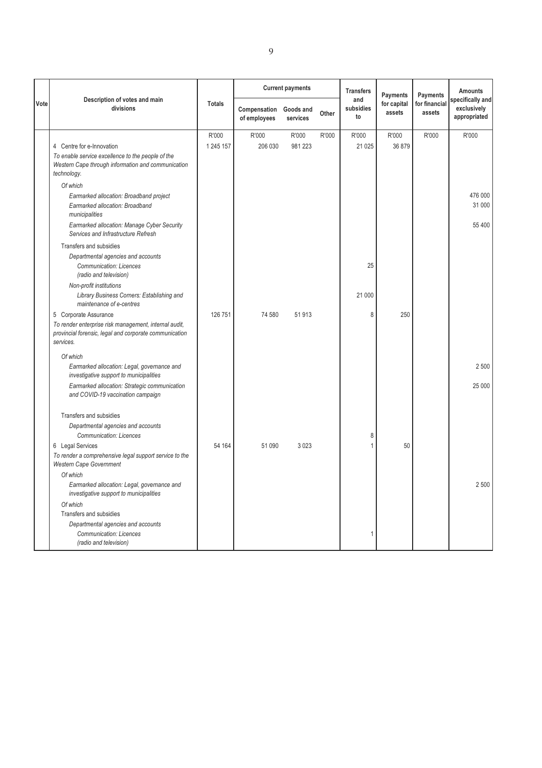| Vote | Description of votes and main divisions | Totals | Current payments | | | Transfers and subsidies to | Payments for capital assets | Payments for financial assets | Amounts specifically and exclusively appropriated |
|---|---|---|---|---|---|---|---|---|---|
| | | | Compensation of employees | Goods and services | Other | | | | |
| | | R'000 | R'000 | R'000 | R'000 | R'000 | R'000 | R'000 | R'000 |
| | 4 Centre for e-Innovation<br>*To enable service excellence to the people of the Western Cape through information and communication technology.* | 1 245 157 | 206 030 | 981 223 | | 21 025 | 36 879 | | |
| | *Of which* | | | | | | | | |
| | *Earmarked allocation: Broadband project* | | | | | | | | 476 000 |
| | *Earmarked allocation: Broadband municipalities* | | | | | | | | 31 000 |
| | *Earmarked allocation: Manage Cyber Security Services and Infrastructure Refresh* | | | | | | | | 55 400 |
| | Transfers and subsidies | | | | | | | | |
| | *Departmental agencies and accounts* | | | | | | | | |
| | *Communication: Licences (radio and television)* | | | | | 25 | | | |
| | *Non-profit institutions* | | | | | | | | |
| | *Library Business Corners: Establishing and maintenance of e-centres* | | | | | 21 000 | | | |
| | 5 Corporate Assurance<br>*To render enterprise risk management, internal audit, provincial forensic, legal and corporate communication services.* | 126 751 | 74 580 | 51 913 | | 8 | 250 | | |
| | *Of which* | | | | | | | | |
| | *Earmarked allocation: Legal, governance and investigative support to municipalities* | | | | | | | | 2 500 |
| | *Earmarked allocation: Strategic communication and COVID-19 vaccination campaign* | | | | | | | | 25 000 |
| | Transfers and subsidies | | | | | | | | |
| | *Departmental agencies and accounts* | | | | | | | | |
| | *Communication: Licences* | | | | | 8 | | | |
| | 6 Legal Services<br>*To render a comprehensive legal support service to the Western Cape Government* | 54 164 | 51 090 | 3 023 | | 1 | 50 | | |
| | *Of which* | | | | | | | | |
| | *Earmarked allocation: Legal, governance and investigative support to municipalities* | | | | | | | | 2 500 |
| | *Of which* | | | | | | | | |
| | Transfers and subsidies | | | | | | | | |
| | *Departmental agencies and accounts* | | | | | | | | |
| | *Communication: Licences (radio and television)* | | | | | 1 | | | |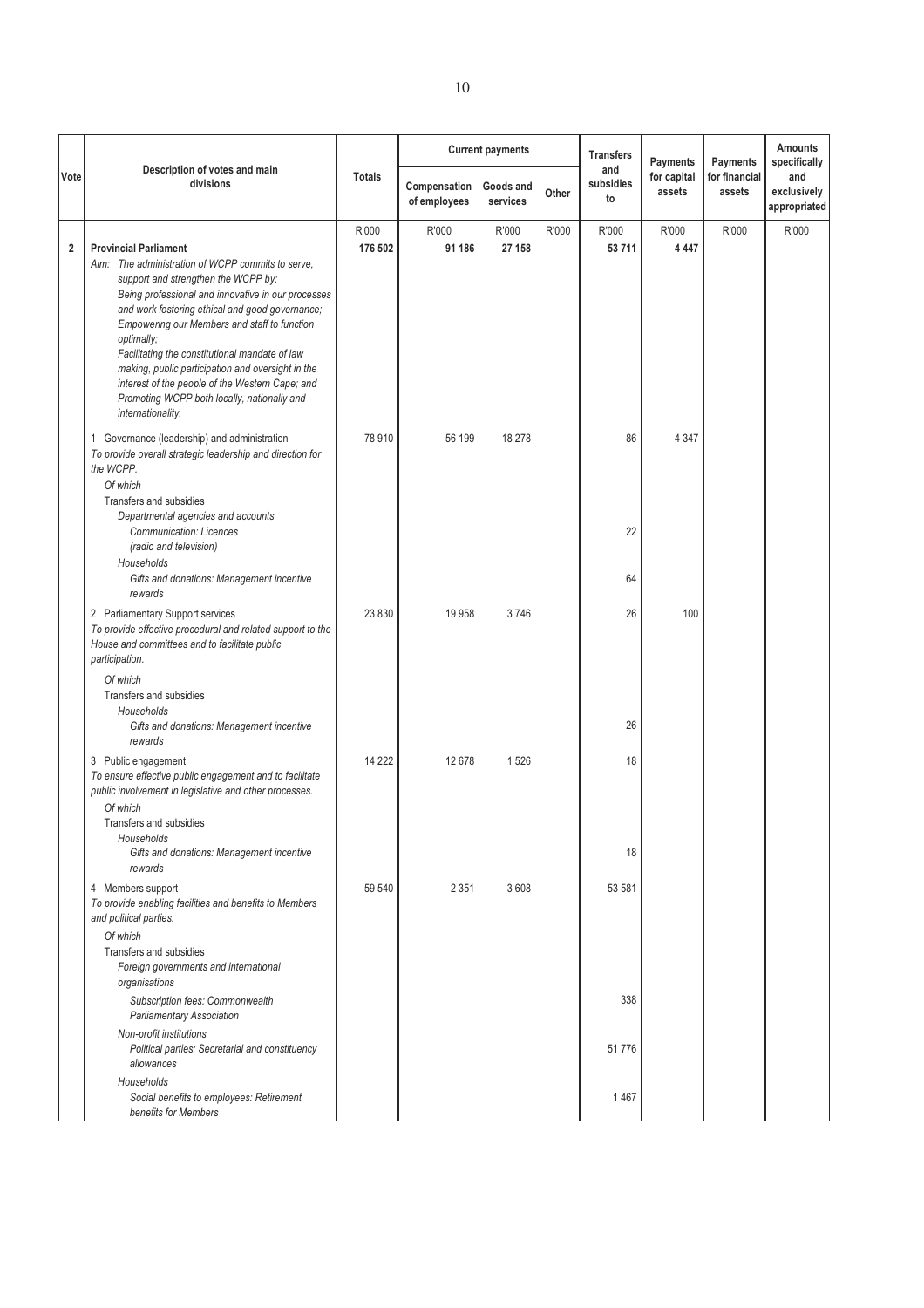| Vote | Description of votes and main divisions | Totals | Current payments | | | Transfers and subsidies to | Payments for capital assets | Payments for financial assets | Amounts specifically and exclusively appropriated |
|---|---|---|---|---|---|---|---|---|---|
| | | | Compensation of employees | Goods and services | Other | | | | |
| | | R'000 | R'000 | R'000 | R'000 | R'000 | R'000 | R'000 | R'000 |
| **2** | **Provincial Parliament**<br>*Aim: The administration of WCPP commits to serve, support and strengthen the WCPP by:*<br>*Being professional and innovative in our processes and work fostering ethical and good governance;*<br>*Empowering our Members and staff to function optimally;*<br>*Facilitating the constitutional mandate of law making, public participation and oversight in the interest of the people of the Western Cape; and*<br>*Promoting WCPP both locally, nationally and internationality.* | **176 502** | **91 186** | **27 158** | | **53 711** | **4 447** | | |
| | 1 Governance (leadership) and administration<br>*To provide overall strategic leadership and direction for the WCPP.* | 78 910 | 56 199 | 18 278 | | 86 | 4 347 | | |
| | *Of which* | | | | | | | | |
| | Transfers and subsidies | | | | | | | | |
| | *Departmental agencies and accounts* | | | | | | | | |
| | *Communication: Licences (radio and television)* | | | | | 22 | | | |
| | *Households* | | | | | | | | |
| | *Gifts and donations: Management incentive rewards* | | | | | 64 | | | |
| | 2 Parliamentary Support services<br>*To provide effective procedural and related support to the House and committees and to facilitate public participation.* | 23 830 | 19 958 | 3 746 | | 26 | 100 | | |
| | *Of which* | | | | | | | | |
| | Transfers and subsidies | | | | | | | | |
| | *Households* | | | | | | | | |
| | *Gifts and donations: Management incentive rewards* | | | | | 26 | | | |
| | 3 Public engagement<br>*To ensure effective public engagement and to facilitate public involvement in legislative and other processes.* | 14 222 | 12 678 | 1 526 | | 18 | | | |
| | *Of which* | | | | | | | | |
| | Transfers and subsidies | | | | | | | | |
| | *Households* | | | | | | | | |
| | *Gifts and donations: Management incentive rewards* | | | | | 18 | | | |
| | 4 Members support<br>*To provide enabling facilities and benefits to Members and political parties.* | 59 540 | 2 351 | 3 608 | | 53 581 | | | |
| | *Of which* | | | | | | | | |
| | Transfers and subsidies | | | | | | | | |
| | *Foreign governments and international organisations* | | | | | | | | |
| | *Subscription fees: Commonwealth Parliamentary Association* | | | | | 338 | | | |
| | *Non-profit institutions* | | | | | | | | |
| | *Political parties: Secretarial and constituency allowances* | | | | | 51 776 | | | |
| | *Households* | | | | | | | | |
| | *Social benefits to employees: Retirement benefits for Members* | | | | | 1 467 | | | |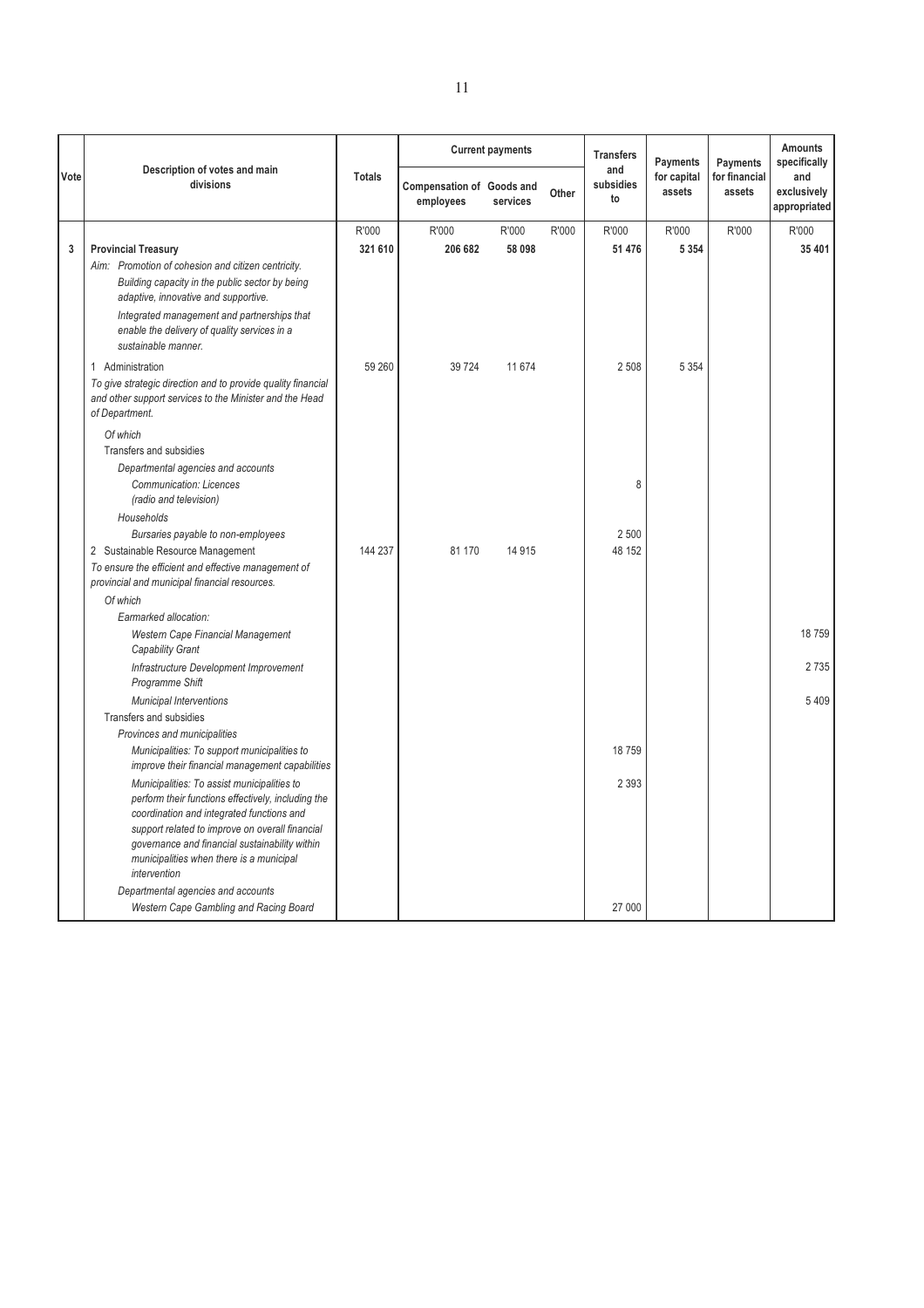| Vote | Description of votes and main divisions | Totals | Current payments | | | Transfers and subsidies to | Payments for capital assets | Payments for financial assets | Amounts specifically and exclusively appropriated |
|---|---|---|---|---|---|---|---|---|---|
| | | | Compensation of employees | Goods and services | Other | | | | |
| | | R'000 | R'000 | R'000 | R'000 | R'000 | R'000 | R'000 | R'000 |
| **3** | **Provincial Treasury** | **321 610** | **206 682** | **58 098** | | **51 476** | **5 354** | | **35 401** |
| | *Aim: Promotion of cohesion and citizen centricity.* | | | | | | | | |
| | *Building capacity in the public sector by being adaptive, innovative and supportive.* | | | | | | | | |
| | *Integrated management and partnerships that enable the delivery of quality services in a sustainable manner.* | | | | | | | | |
| | 1 Administration | 59 260 | 39 724 | 11 674 | | 2 508 | 5 354 | | |
| | *To give strategic direction and to provide quality financial and other support services to the Minister and the Head of Department.* | | | | | | | | |
| | *Of which* | | | | | | | | |
| | Transfers and subsidies | | | | | | | | |
| | *Departmental agencies and accounts* | | | | | | | | |
| | *Communication: Licences (radio and television)* | | | | | 8 | | | |
| | *Households* | | | | | | | | |
| | *Bursaries payable to non-employees* | | | | | 2 500 | | | |
| | 2 Sustainable Resource Management | 144 237 | 81 170 | 14 915 | | 48 152 | | | |
| | *To ensure the efficient and effective management of provincial and municipal financial resources.* | | | | | | | | |
| | *Of which* | | | | | | | | |
| | *Earmarked allocation:* | | | | | | | | |
| | *Western Cape Financial Management Capability Grant* | | | | | | | | 18 759 |
| | *Infrastructure Development Improvement Programme Shift* | | | | | | | | 2 735 |
| | *Municipal Interventions* | | | | | | | | 5 409 |
| | Transfers and subsidies | | | | | | | | |
| | *Provinces and municipalities* | | | | | | | | |
| | *Municipalities: To support municipalities to improve their financial management capabilities* | | | | | 18 759 | | | |
| | *Municipalities: To assist municipalities to perform their functions effectively, including the coordination and integrated functions and support related to improve on overall financial governance and financial sustainability within municipalities when there is a municipal intervention* | | | | | 2 393 | | | |
| | *Departmental agencies and accounts* | | | | | | | | |
| | *Western Cape Gambling and Racing Board* | | | | | 27 000 | | | |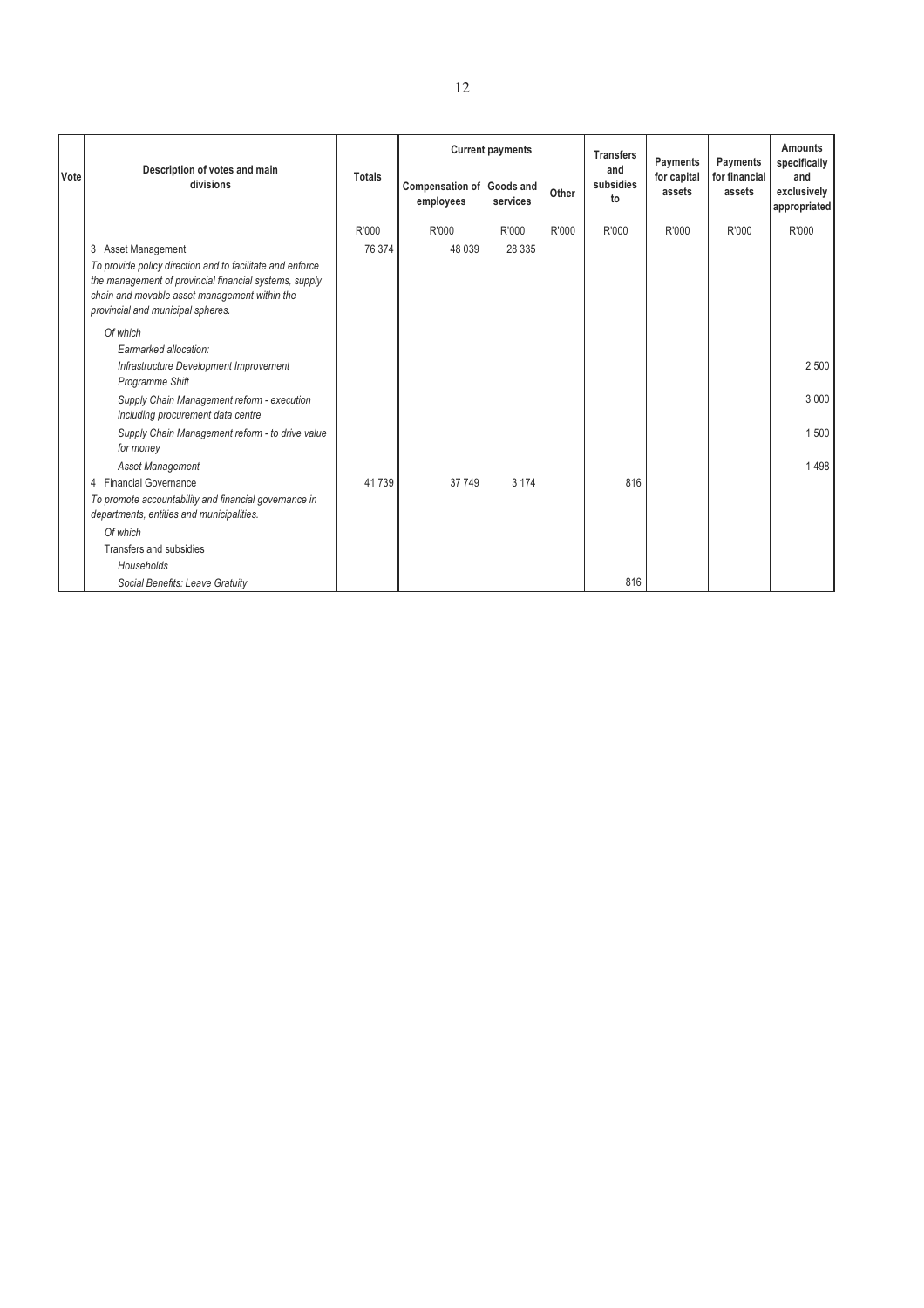| Vote | Description of votes and main divisions | Totals | Current payments | | | Transfers and subsidies to | Payments for capital assets | Payments for financial assets | Amounts specifically and exclusively appropriated |
|---|---|---|---|---|---|---|---|---|---|
| | | | Compensation of employees | Goods and services | Other | | | | |
| | | R'000 | R'000 | R'000 | R'000 | R'000 | R'000 | R'000 | R'000 |
| | 3 Asset Management | 76 374 | 48 039 | 28 335 | | | | | |
| | *To provide policy direction and to facilitate and enforce the management of provincial financial systems, supply chain and movable asset management within the provincial and municipal spheres.* | | | | | | | | |
| | *Of which* | | | | | | | | |
| | *Earmarked allocation:* | | | | | | | | |
| | *Infrastructure Development Improvement Programme Shift* | | | | | | | | 2 500 |
| | *Supply Chain Management reform - execution including procurement data centre* | | | | | | | | 3 000 |
| | *Supply Chain Management reform - to drive value for money* | | | | | | | | 1 500 |
| | *Asset Management* | | | | | | | | 1 498 |
| | 4 Financial Governance | 41 739 | 37 749 | 3 174 | | 816 | | | |
| | *To promote accountability and financial governance in departments, entities and municipalities.* | | | | | | | | |
| | *Of which* | | | | | | | | |
| | Transfers and subsidies | | | | | | | | |
| | *Households* | | | | | | | | |
| | *Social Benefits: Leave Gratuity* | | | | | 816 | | | |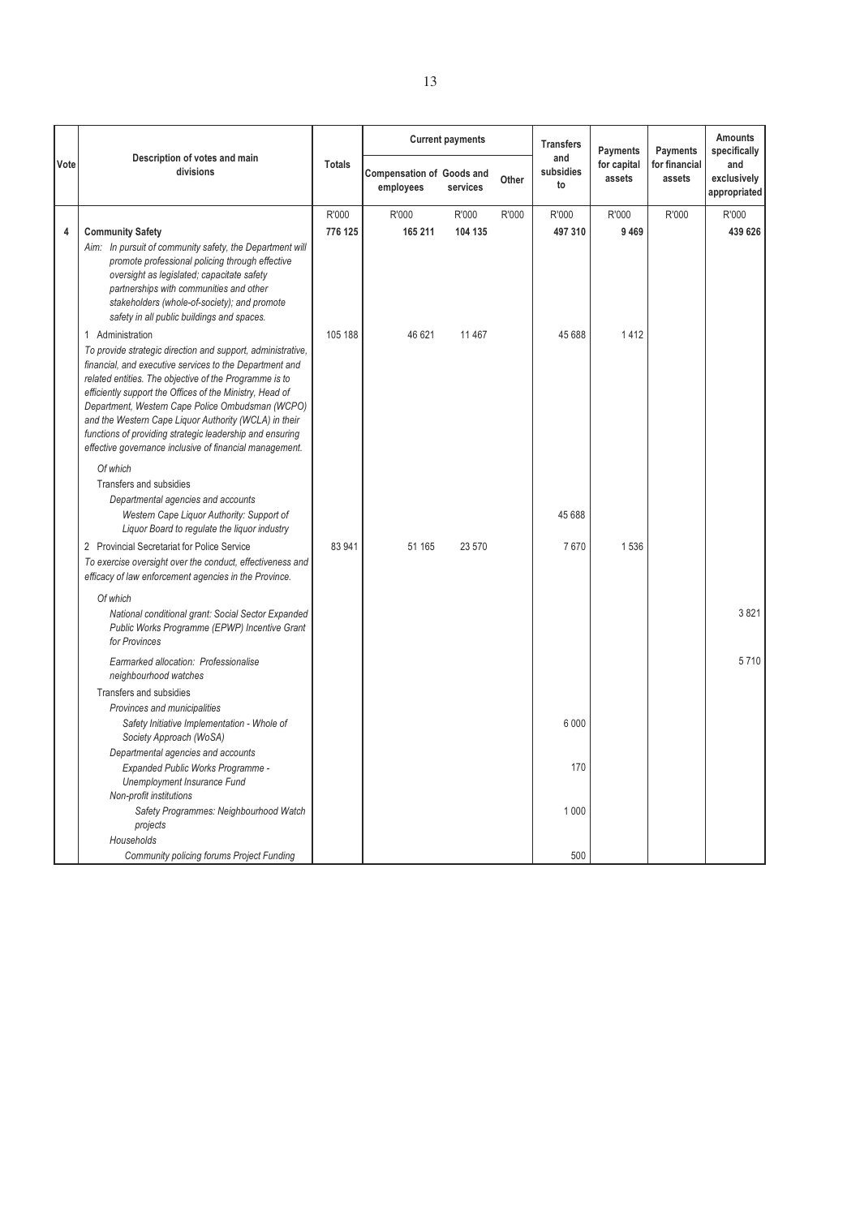| Vote | Description of votes and main divisions | Totals | Current payments | | | Transfers and subsidies to | Payments for capital assets | Payments for financial assets | Amounts specifically and exclusively appropriated |
|---|---|---|---|---|---|---|---|---|---|
| | | | Compensation of employees | Goods and services | Other | | | | |
| | | R'000 | R'000 | R'000 | R'000 | R'000 | R'000 | R'000 | R'000 |
| **4** | **Community Safety** | **776 125** | **165 211** | **104 135** | | **497 310** | **9 469** | | **439 626** |
| | *Aim: In pursuit of community safety, the Department will promote professional policing through effective oversight as legislated; capacitate safety partnerships with communities and other stakeholders (whole-of-society); and promote safety in all public buildings and spaces.* | | | | | | | | |
| | 1 Administration | 105 188 | 46 621 | 11 467 | | 45 688 | 1 412 | | |
| | *To provide strategic direction and support, administrative, financial, and executive services to the Department and related entities. The objective of the Programme is to efficiently support the Offices of the Ministry, Head of Department, Western Cape Police Ombudsman (WCPO) and the Western Cape Liquor Authority (WCLA) in their functions of providing strategic leadership and ensuring effective governance inclusive of financial management.* | | | | | | | | |
| | *Of which* | | | | | | | | |
| | Transfers and subsidies | | | | | | | | |
| | *Departmental agencies and accounts* | | | | | | | | |
| | *Western Cape Liquor Authority: Support of Liquor Board to regulate the liquor industry* | | | | | 45 688 | | | |
| | 2 Provincial Secretariat for Police Service | 83 941 | 51 165 | 23 570 | | 7 670 | 1 536 | | |
| | *To exercise oversight over the conduct, effectiveness and efficacy of law enforcement agencies in the Province.* | | | | | | | | |
| | *Of which* | | | | | | | | |
| | *National conditional grant: Social Sector Expanded Public Works Programme (EPWP) Incentive Grant for Provinces* | | | | | | | | 3 821 |
| | *Earmarked allocation: Professionalise neighbourhood watches* | | | | | | | | 5 710 |
| | Transfers and subsidies | | | | | | | | |
| | *Provinces and municipalities* | | | | | | | | |
| | *Safety Initiative Implementation - Whole of Society Approach (WoSA)* | | | | | 6 000 | | | |
| | *Departmental agencies and accounts* | | | | | | | | |
| | *Expanded Public Works Programme - Unemployment Insurance Fund* | | | | | 170 | | | |
| | *Non-profit institutions* | | | | | | | | |
| | *Safety Programmes: Neighbourhood Watch projects* | | | | | 1 000 | | | |
| | *Households* | | | | | | | | |
| | *Community policing forums Project Funding* | | | | | 500 | | | |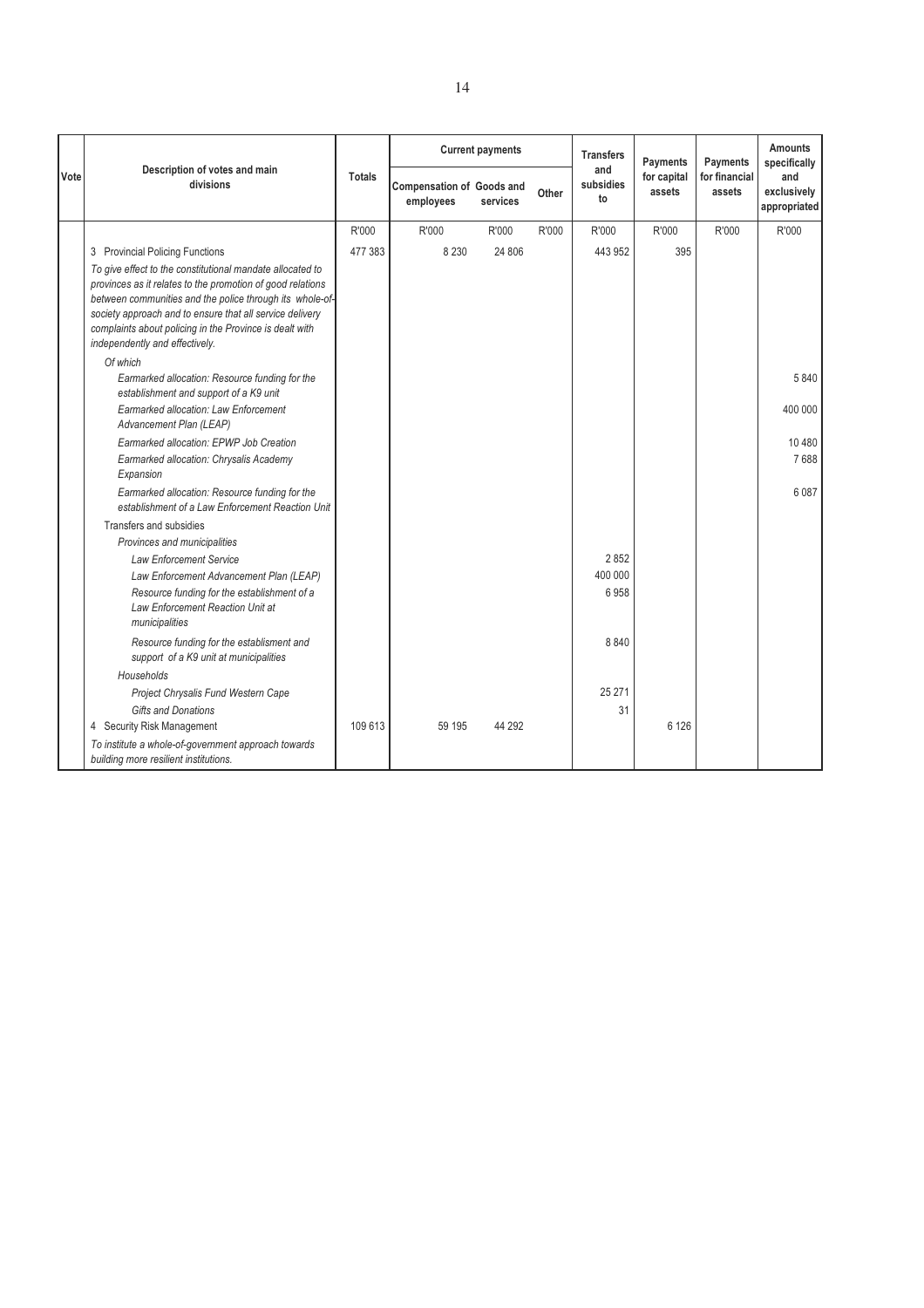| Vote | Description of votes and main divisions | Totals | Current payments | | | Transfers and subsidies to | Payments for capital assets | Payments for financial assets | Amounts specifically and exclusively appropriated |
|---|---|---|---|---|---|---|---|---|---|
| | | | Compensation of employees | Goods and services | Other | | | | |
| | | R'000 | R'000 | R'000 | R'000 | R'000 | R'000 | R'000 | R'000 |
| | 3 Provincial Policing Functions | 477 383 | 8 230 | 24 806 | | 443 952 | 395 | | |
| | *To give effect to the constitutional mandate allocated to provinces as it relates to the promotion of good relations between communities and the police through its whole-of-society approach and to ensure that all service delivery complaints about policing in the Province is dealt with independently and effectively.* | | | | | | | | |
| | *Of which* | | | | | | | | |
| | *Earmarked allocation: Resource funding for the establishment and support of a K9 unit* | | | | | | | | 5 840 |
| | *Earmarked allocation: Law Enforcement Advancement Plan (LEAP)* | | | | | | | | 400 000 |
| | *Earmarked allocation: EPWP Job Creation* | | | | | | | | 10 480 |
| | *Earmarked allocation: Chrysalis Academy Expansion* | | | | | | | | 7 688 |
| | *Earmarked allocation: Resource funding for the establishment of a Law Enforcement Reaction Unit* | | | | | | | | 6 087 |
| | Transfers and subsidies | | | | | | | | |
| | *Provinces and municipalities* | | | | | | | | |
| | *Law Enforcement Service* | | | | | 2 852 | | | |
| | *Law Enforcement Advancement Plan (LEAP)* | | | | | 400 000 | | | |
| | *Resource funding for the establishment of a Law Enforcement Reaction Unit at municipalities* | | | | | 6 958 | | | |
| | *Resource funding for the establisment and support of a K9 unit at municipalities* | | | | | 8 840 | | | |
| | *Households* | | | | | | | | |
| | *Project Chrysalis Fund Western Cape* | | | | | 25 271 | | | |
| | *Gifts and Donations* | | | | | 31 | | | |
| | 4 Security Risk Management | 109 613 | 59 195 | 44 292 | | | 6 126 | | |
| | *To institute a whole-of-government approach towards building more resilient institutions.* | | | | | | | | |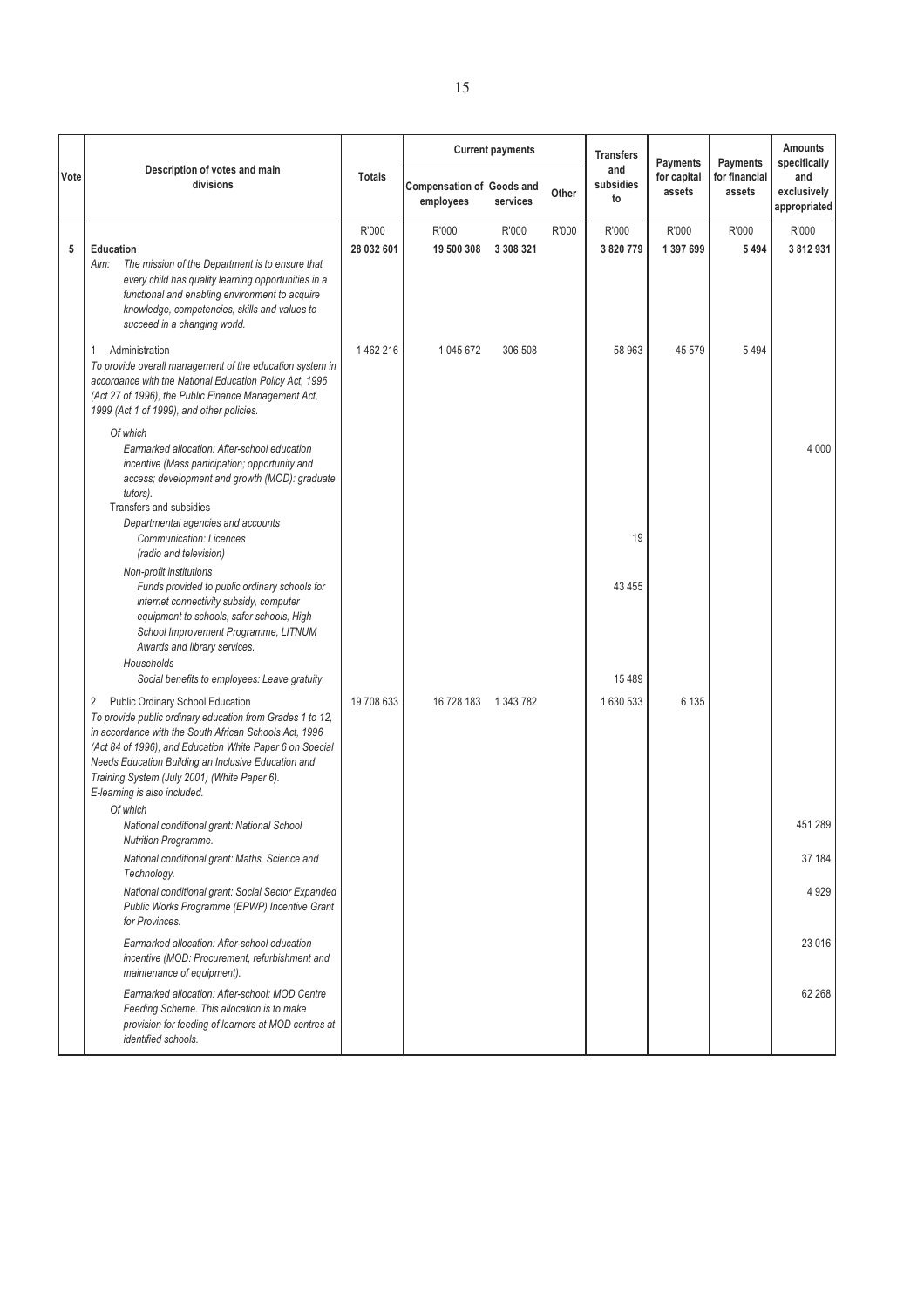| Vote | Description of votes and main divisions | Totals | Current payments | | | Transfers and subsidies to | Payments for capital assets | Payments for financial assets | Amounts specifically and exclusively appropriated |
|---|---|---|---|---|---|---|---|---|---|
| | | | Compensation of employees | Goods and services | Other | | | | |
| | | R'000 | R'000 | R'000 | R'000 | R'000 | R'000 | R'000 | R'000 |
| **5** | **Education**<br>*Aim: The mission of the Department is to ensure that every child has quality learning opportunities in a functional and enabling environment to acquire knowledge, competencies, skills and values to succeed in a changing world.* | **28 032 601** | **19 500 308** | **3 308 321** | | **3 820 779** | **1 397 699** | **5 494** | **3 812 931** |
| | 1 Administration<br>*To provide overall management of the education system in accordance with the National Education Policy Act, 1996 (Act 27 of 1996), the Public Finance Management Act, 1999 (Act 1 of 1999), and other policies.* | 1 462 216 | 1 045 672 | 306 508 | | 58 963 | 45 579 | 5 494 | |
| | *Of which*<br>*Earmarked allocation: After-school education incentive (Mass participation; opportunity and access; development and growth (MOD): graduate tutors).* | | | | | | | | 4 000 |
| | Transfers and subsidies<br>*Departmental agencies and accounts*<br>*Communication: Licences (radio and television)* | | | | | 19 | | | |
| | *Non-profit institutions*<br>*Funds provided to public ordinary schools for internet connectivity subsidy, computer equipment to schools, safer schools, High School Improvement Programme, LITNUM Awards and library services.* | | | | | 43 455 | | | |
| | *Households*<br>*Social benefits to employees: Leave gratuity* | | | | | 15 489 | | | |
| | 2 Public Ordinary School Education<br>*To provide public ordinary education from Grades 1 to 12, in accordance with the South African Schools Act, 1996 (Act 84 of 1996), and Education White Paper 6 on Special Needs Education Building an Inclusive Education and Training System (July 2001) (White Paper 6). E-learning is also included.* | 19 708 633 | 16 728 183 | 1 343 782 | | 1 630 533 | 6 135 | | |
| | *Of which*<br>*National conditional grant: National School Nutrition Programme.* | | | | | | | | 451 289 |
| | *National conditional grant: Maths, Science and Technology.* | | | | | | | | 37 184 |
| | *National conditional grant: Social Sector Expanded Public Works Programme (EPWP) Incentive Grant for Provinces.* | | | | | | | | 4 929 |
| | *Earmarked allocation: After-school education incentive (MOD: Procurement, refurbishment and maintenance of equipment).* | | | | | | | | 23 016 |
| | *Earmarked allocation: After-school: MOD Centre Feeding Scheme. This allocation is to make provision for feeding of learners at MOD centres at identified schools.* | | | | | | | | 62 268 |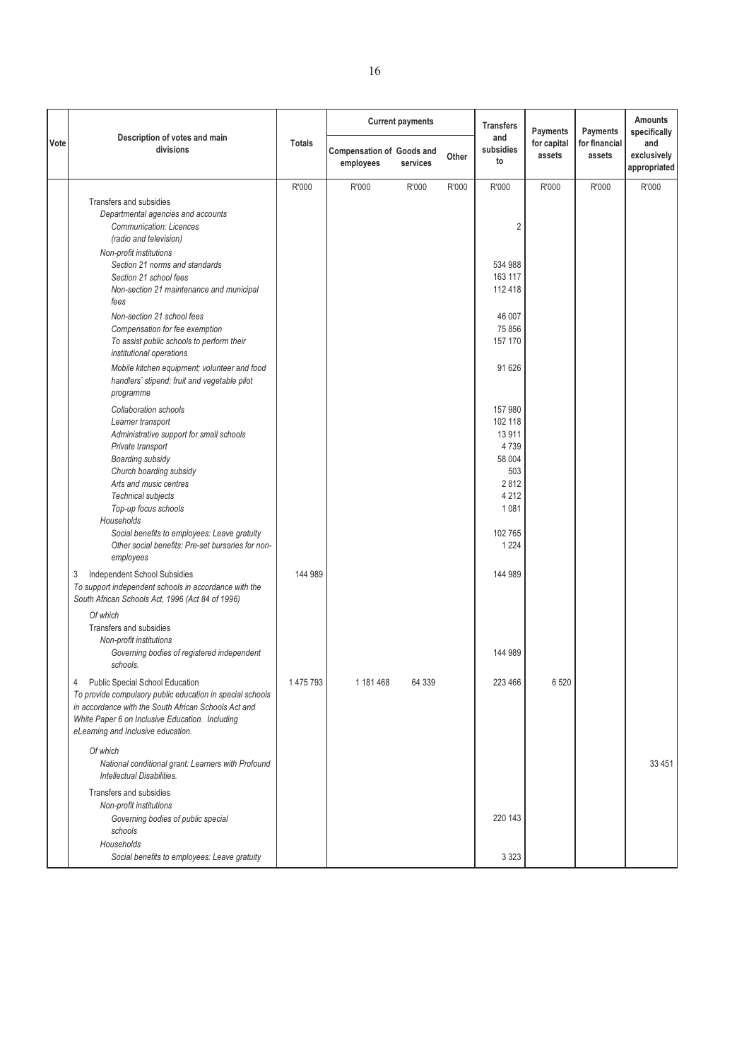| Vote | Description of votes and main divisions | Totals | Current payments | | | Transfers and subsidies to | Payments for capital assets | Payments for financial assets | Amounts specifically and exclusively appropriated |
|---|---|---|---|---|---|---|---|---|---|
| | | | Compensation of employees | Goods and services | Other | | | | |
| | | R'000 | R'000 | R'000 | R'000 | R'000 | R'000 | R'000 | R'000 |
| | Transfers and subsidies | | | | | | | | |
| | *Departmental agencies and accounts* | | | | | | | | |
| | *Communication: Licences (radio and television)* | | | | | 2 | | | |
| | *Non-profit institutions* | | | | | | | | |
| | *Section 21 norms and standards* | | | | | 534 988 | | | |
| | *Section 21 school fees* | | | | | 163 117 | | | |
| | *Non-section 21 maintenance and municipal fees* | | | | | 112 418 | | | |
| | *Non-section 21 school fees* | | | | | 46 007 | | | |
| | *Compensation for fee exemption* | | | | | 75 856 | | | |
| | *To assist public schools to perform their institutional operations* | | | | | 157 170 | | | |
| | *Mobile kitchen equipment; volunteer and food handlers' stipend; fruit and vegetable pilot programme* | | | | | 91 626 | | | |
| | *Collaboration schools* | | | | | 157 980 | | | |
| | *Learner transport* | | | | | 102 118 | | | |
| | *Administrative support for small schools* | | | | | 13 911 | | | |
| | *Private transport* | | | | | 4 739 | | | |
| | *Boarding subsidy* | | | | | 58 004 | | | |
| | *Church boarding subsidy* | | | | | 503 | | | |
| | *Arts and music centres* | | | | | 2 812 | | | |
| | *Technical subjects* | | | | | 4 212 | | | |
| | *Top-up focus schools* | | | | | 1 081 | | | |
| | *Households* | | | | | | | | |
| | *Social benefits to employees: Leave gratuity* | | | | | 102 765 | | | |
| | *Other social benefits: Pre-set bursaries for non-employees* | | | | | 1 224 | | | |
| | 3 Independent School Subsidies *To support independent schools in accordance with the South African Schools Act, 1996 (Act 84 of 1996)* | 144 989 | | | | 144 989 | | | |
| | *Of which* | | | | | | | | |
| | Transfers and subsidies | | | | | | | | |
| | *Non-profit institutions* | | | | | | | | |
| | *Governing bodies of registered independent schools.* | | | | | 144 989 | | | |
| | 4 Public Special School Education *To provide compulsory public education in special schools in accordance with the South African Schools Act and White Paper 6 on Inclusive Education. Including eLearning and Inclusive education.* | 1 475 793 | 1 181 468 | 64 339 | | 223 466 | 6 520 | | |
| | *Of which* | | | | | | | | |
| | *National conditional grant: Learners with Profound Intellectual Disabilities.* | | | | | | | | 33 451 |
| | Transfers and subsidies | | | | | | | | |
| | *Non-profit institutions* | | | | | | | | |
| | *Governing bodies of public special schools* | | | | | 220 143 | | | |
| | *Households* | | | | | | | | |
| | *Social benefits to employees: Leave gratuity* | | | | | 3 323 | | | |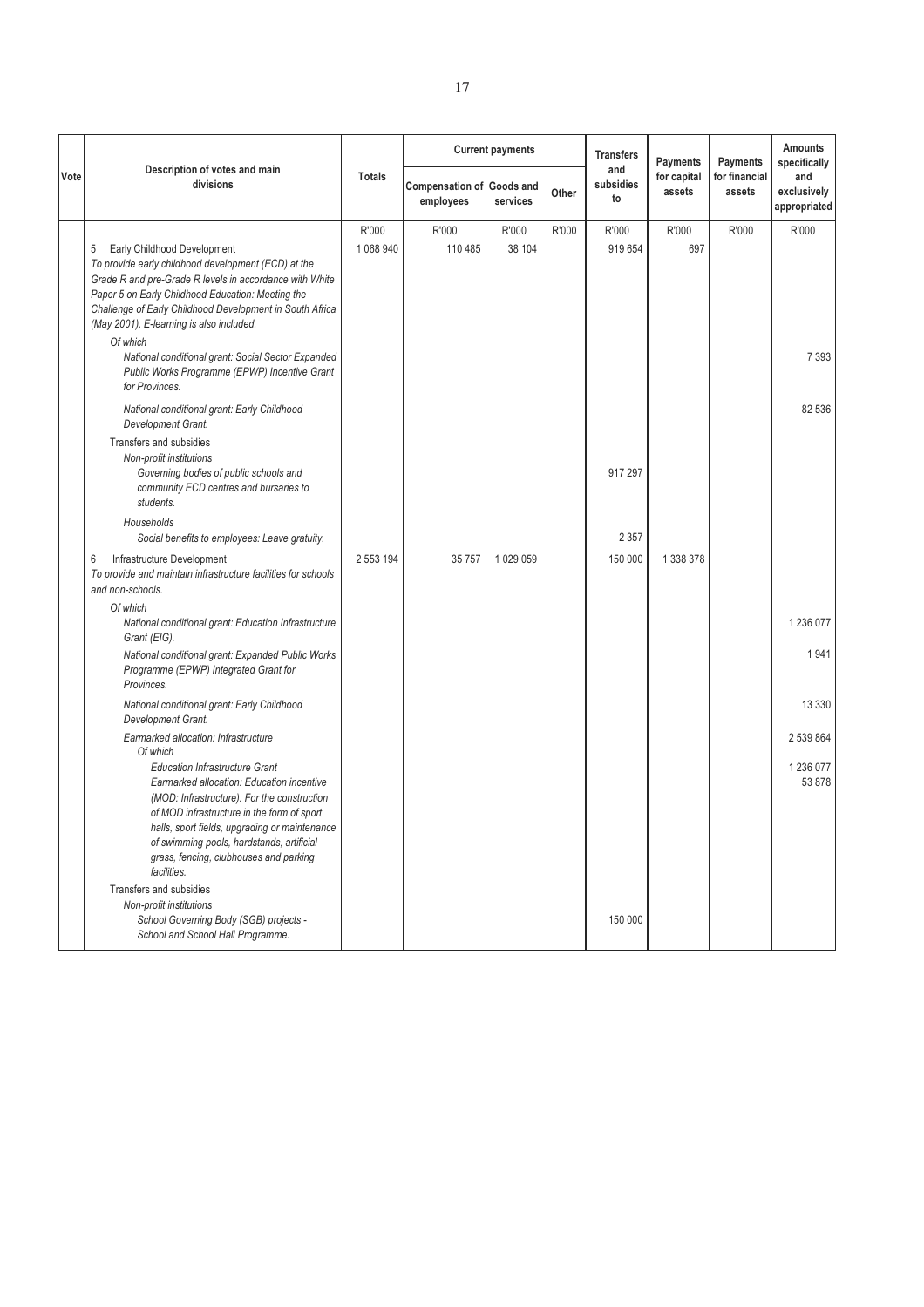| Vote | Description of votes and main divisions | Totals | Current payments | | | Transfers and subsidies to | Payments for capital assets | Payments for financial assets | Amounts specifically and exclusively appropriated |
|---|---|---|---|---|---|---|---|---|---|
| | | | Compensation of employees | Goods and services | Other | | | | |
| | | R'000 | R'000 | R'000 | R'000 | R'000 | R'000 | R'000 | R'000 |
| | 5 Early Childhood Development *To provide early childhood development (ECD) at the Grade R and pre-Grade R levels in accordance with White Paper 5 on Early Childhood Education: Meeting the Challenge of Early Childhood Development in South Africa (May 2001). E-learning is also included.* | 1 068 940 | 110 485 | 38 104 | | 919 654 | 697 | | |
| | *Of which* | | | | | | | | |
| | *National conditional grant: Social Sector Expanded Public Works Programme (EPWP) Incentive Grant for Provinces.* | | | | | | | | 7 393 |
| | *National conditional grant: Early Childhood Development Grant.* | | | | | | | | 82 536 |
| | Transfers and subsidies | | | | | | | | |
| | *Non-profit institutions* | | | | | | | | |
| | *Governing bodies of public schools and community ECD centres and bursaries to students.* | | | | | 917 297 | | | |
| | *Households* | | | | | | | | |
| | *Social benefits to employees: Leave gratuity.* | | | | | 2 357 | | | |
| | 6 Infrastructure Development *To provide and maintain infrastructure facilities for schools and non-schools.* | 2 553 194 | 35 757 | 1 029 059 | | 150 000 | 1 338 378 | | |
| | *Of which* | | | | | | | | |
| | *National conditional grant: Education Infrastructure Grant (EIG).* | | | | | | | | 1 236 077 |
| | *National conditional grant: Expanded Public Works Programme (EPWP) Integrated Grant for Provinces.* | | | | | | | | 1 941 |
| | *National conditional grant: Early Childhood Development Grant.* | | | | | | | | 13 330 |
| | *Earmarked allocation: Infrastructure* | | | | | | | | 2 539 864 |
| | *Of which* | | | | | | | | |
| | *Education Infrastructure Grant* | | | | | | | | 1 236 077 |
| | *Earmarked allocation: Education incentive (MOD: Infrastructure). For the construction of MOD infrastructure in the form of sport halls, sport fields, upgrading or maintenance of swimming pools, hardstands, artificial grass, fencing, clubhouses and parking facilities.* | | | | | | | | 53 878 |
| | Transfers and subsidies | | | | | | | | |
| | *Non-profit institutions* | | | | | | | | |
| | *School Governing Body (SGB) projects - School and School Hall Programme.* | | | | | 150 000 | | | |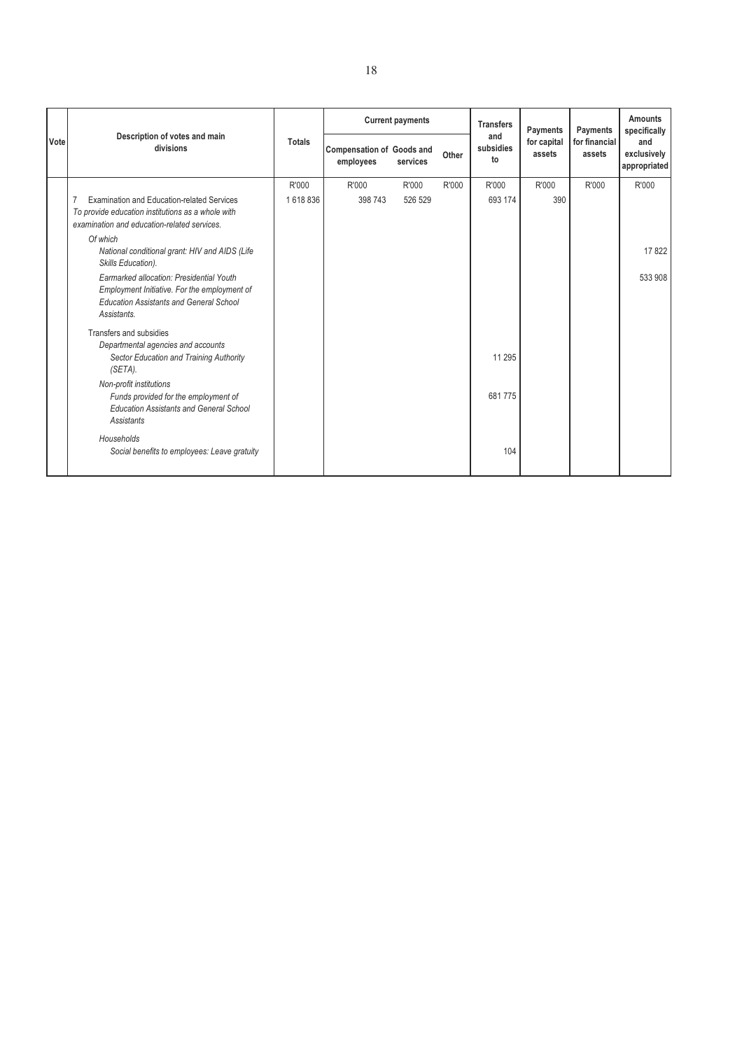| Vote | Description of votes and main divisions | Totals | Current payments | | | Transfers and subsidies to | Payments for capital assets | Payments for financial assets | Amounts specifically and exclusively appropriated |
|---|---|---|---|---|---|---|---|---|---|
| | | | Compensation of employees | Goods and services | Other | | | | |
| | | R'000 | R'000 | R'000 | R'000 | R'000 | R'000 | R'000 | R'000 |
| | 7 Examination and Education-related Services *To provide education institutions as a whole with examination and education-related services.* | 1 618 836 | 398 743 | 526 529 | | 693 174 | 390 | | |
| | *Of which* | | | | | | | | |
| | *National conditional grant: HIV and AIDS (Life Skills Education).* | | | | | | | | 17 822 |
| | *Earmarked allocation: Presidential Youth Employment Initiative. For the employment of Education Assistants and General School Assistants.* | | | | | | | | 533 908 |
| | Transfers and subsidies | | | | | | | | |
| | *Departmental agencies and accounts* | | | | | | | | |
| | *Sector Education and Training Authority (SETA).* | | | | | 11 295 | | | |
| | *Non-profit institutions* | | | | | | | | |
| | *Funds provided for the employment of Education Assistants and General School Assistants* | | | | | 681 775 | | | |
| | *Households* | | | | | | | | |
| | *Social benefits to employees: Leave gratuity* | | | | | 104 | | | |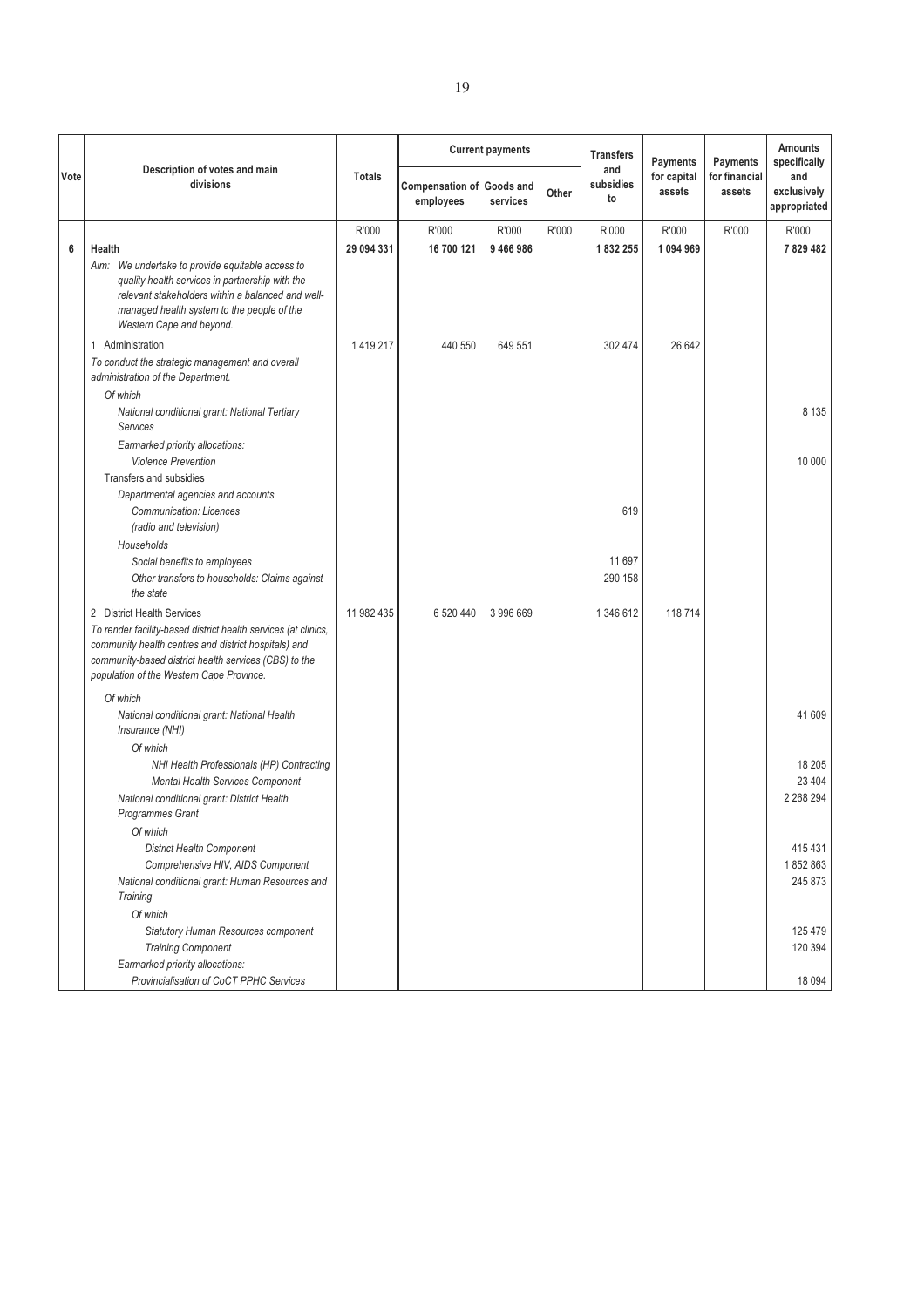| Vote | Description of votes and main divisions | Totals | Current payments | | | Transfers and subsidies to | Payments for capital assets | Payments for financial assets | Amounts specifically and exclusively appropriated |
|---|---|---|---|---|---|---|---|---|---|
| | | | Compensation of employees | Goods and services | Other | | | | |
| | | R'000 | R'000 | R'000 | R'000 | R'000 | R'000 | R'000 | R'000 |
| **6** | **Health** | **29 094 331** | **16 700 121** | **9 466 986** | | **1 832 255** | **1 094 969** | | **7 829 482** |
| | *Aim: We undertake to provide equitable access to quality health services in partnership with the relevant stakeholders within a balanced and well-managed health system to the people of the Western Cape and beyond.* | | | | | | | | |
| | 1 Administration | 1 419 217 | 440 550 | 649 551 | | 302 474 | 26 642 | | |
| | *To conduct the strategic management and overall administration of the Department.* | | | | | | | | |
| | *Of which* | | | | | | | | |
| | *National conditional grant: National Tertiary Services* | | | | | | | | 8 135 |
| | *Earmarked priority allocations:* | | | | | | | | |
| | *Violence Prevention* | | | | | | | | 10 000 |
| | Transfers and subsidies | | | | | | | | |
| | *Departmental agencies and accounts* | | | | | | | | |
| | *Communication: Licences (radio and television)* | | | | | 619 | | | |
| | *Households* | | | | | | | | |
| | *Social benefits to employees* | | | | | 11 697 | | | |
| | *Other transfers to households: Claims against the state* | | | | | 290 158 | | | |
| | 2 District Health Services | 11 982 435 | 6 520 440 | 3 996 669 | | 1 346 612 | 118 714 | | |
| | *To render facility-based district health services (at clinics, community health centres and district hospitals) and community-based district health services (CBS) to the population of the Western Cape Province.* | | | | | | | | |
| | *Of which* | | | | | | | | |
| | *National conditional grant: National Health Insurance (NHI)* | | | | | | | | 41 609 |
| | *Of which* | | | | | | | | |
| | *NHI Health Professionals (HP) Contracting* | | | | | | | | 18 205 |
| | *Mental Health Services Component* | | | | | | | | 23 404 |
| | *National conditional grant: District Health Programmes Grant* | | | | | | | | 2 268 294 |
| | *Of which* | | | | | | | | |
| | *District Health Component* | | | | | | | | 415 431 |
| | *Comprehensive HIV, AIDS Component* | | | | | | | | 1 852 863 |
| | *National conditional grant: Human Resources and Training* | | | | | | | | 245 873 |
| | *Of which* | | | | | | | | |
| | *Statutory Human Resources component* | | | | | | | | 125 479 |
| | *Training Component* | | | | | | | | 120 394 |
| | *Earmarked priority allocations:* | | | | | | | | |
| | *Provincialisation of CoCT PPHC Services* | | | | | | | | 18 094 |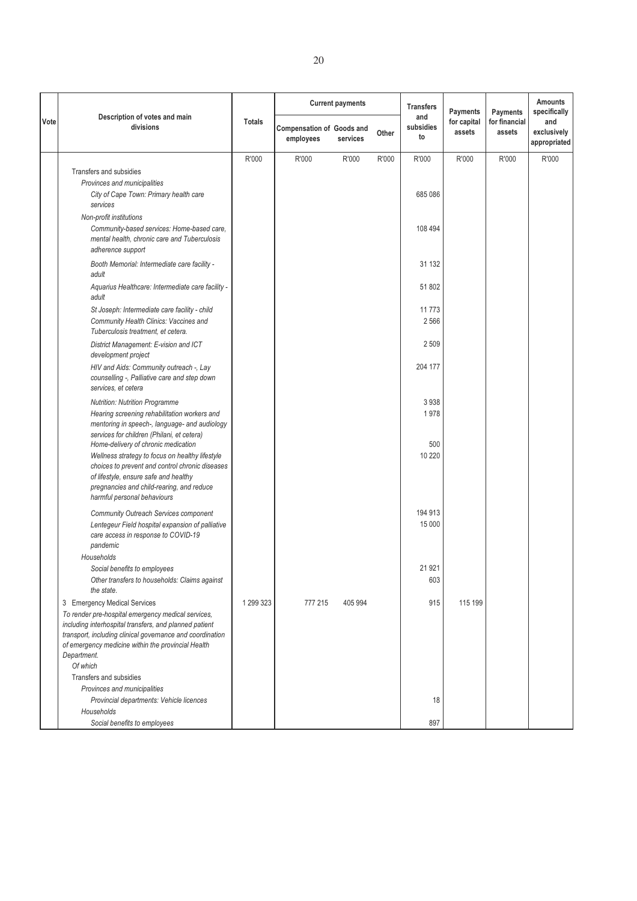| Vote | Description of votes and main divisions | Totals | Current payments | | | Transfers and subsidies to | Payments for capital assets | Payments for financial assets | Amounts specifically and exclusively appropriated |
|---|---|---|---|---|---|---|---|---|---|
| | | | Compensation of employees | Goods and services | Other | | | | |
| | | R'000 | R'000 | R'000 | R'000 | R'000 | R'000 | R'000 | R'000 |
| | Transfers and subsidies | | | | | | | | |
| | *Provinces and municipalities* | | | | | | | | |
| | *City of Cape Town: Primary health care services* | | | | | 685 086 | | | |
| | *Non-profit institutions* | | | | | | | | |
| | *Community-based services: Home-based care, mental health, chronic care and Tuberculosis adherence support* | | | | | 108 494 | | | |
| | *Booth Memorial: Intermediate care facility - adult* | | | | | 31 132 | | | |
| | *Aquarius Healthcare: Intermediate care facility - adult* | | | | | 51 802 | | | |
| | *St Joseph: Intermediate care facility - child* | | | | | 11 773 | | | |
| | *Community Health Clinics: Vaccines and Tuberculosis treatment, et cetera.* | | | | | 2 566 | | | |
| | *District Management: E-vision and ICT development project* | | | | | 2 509 | | | |
| | *HIV and Aids: Community outreach -, Lay counselling -, Palliative care and step down services, et cetera* | | | | | 204 177 | | | |
| | *Nutrition: Nutrition Programme* | | | | | 3 938 | | | |
| | *Hearing screening rehabilitation workers and mentoring in speech-, language- and audiology services for children (Philani, et cetera)* | | | | | 1 978 | | | |
| | *Home-delivery of chronic medication* | | | | | 500 | | | |
| | *Wellness strategy to focus on healthy lifestyle choices to prevent and control chronic diseases of lifestyle, ensure safe and healthy pregnancies and child-rearing, and reduce harmful personal behaviours* | | | | | 10 220 | | | |
| | *Community Outreach Services component* | | | | | 194 913 | | | |
| | *Lentegeur Field hospital expansion of palliative care access in response to COVID-19 pandemic* | | | | | 15 000 | | | |
| | *Households* | | | | | | | | |
| | *Social benefits to employees* | | | | | 21 921 | | | |
| | *Other transfers to households: Claims against the state.* | | | | | 603 | | | |
| | 3 Emergency Medical Services | 1 299 323 | 777 215 | 405 994 | | 915 | 115 199 | | |
| | *To render pre-hospital emergency medical services, including interhospital transfers, and planned patient transport, including clinical governance and coordination of emergency medicine within the provincial Health Department.* | | | | | | | | |
| | *Of which* | | | | | | | | |
| | Transfers and subsidies | | | | | | | | |
| | *Provinces and municipalities* | | | | | | | | |
| | *Provincial departments: Vehicle licences* | | | | | 18 | | | |
| | *Households* | | | | | | | | |
| | *Social benefits to employees* | | | | | 897 | | | |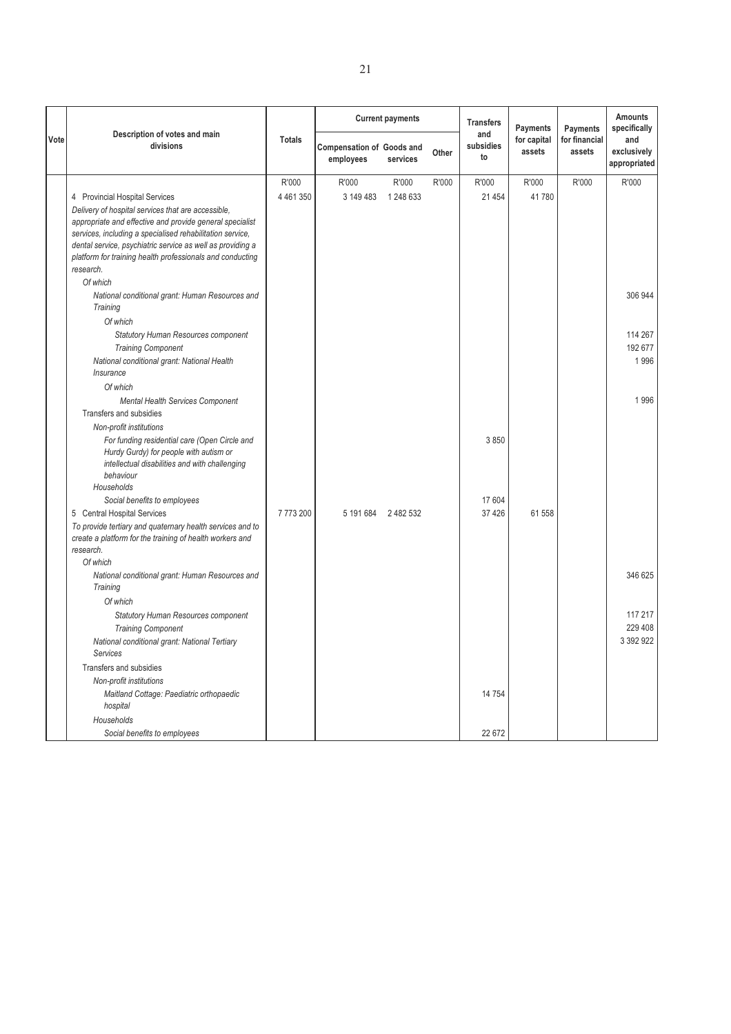| Vote | Description of votes and main divisions | Totals | Current payments | | | Transfers and subsidies to | Payments for capital assets | Payments for financial assets | Amounts specifically and exclusively appropriated |
|---|---|---|---|---|---|---|---|---|---|
| | | | Compensation of employees | Goods and services | Other | | | | |
| | | R'000 | R'000 | R'000 | R'000 | R'000 | R'000 | R'000 | R'000 |
| | 4 Provincial Hospital Services | 4 461 350 | 3 149 483 | 1 248 633 | | 21 454 | 41 780 | | |
| | *Delivery of hospital services that are accessible, appropriate and effective and provide general specialist services, including a specialised rehabilitation service, dental service, psychiatric service as well as providing a platform for training health professionals and conducting research.* | | | | | | | | |
| | *Of which* | | | | | | | | |
| | *National conditional grant: Human Resources and Training* | | | | | | | | 306 944 |
| | *Of which* | | | | | | | | |
| | *Statutory Human Resources component* | | | | | | | | 114 267 |
| | *Training Component* | | | | | | | | 192 677 |
| | *National conditional grant: National Health Insurance* | | | | | | | | 1 996 |
| | *Of which* | | | | | | | | |
| | *Mental Health Services Component* | | | | | | | | 1 996 |
| | Transfers and subsidies | | | | | | | | |
| | *Non-profit institutions* | | | | | | | | |
| | *For funding residential care (Open Circle and Hurdy Gurdy) for people with autism or intellectual disabilities and with challenging behaviour* | | | | | 3 850 | | | |
| | *Households* | | | | | | | | |
| | *Social benefits to employees* | | | | | 17 604 | | | |
| | 5 Central Hospital Services | 7 773 200 | 5 191 684 | 2 482 532 | | 37 426 | 61 558 | | |
| | *To provide tertiary and quaternary health services and to create a platform for the training of health workers and research.* | | | | | | | | |
| | *Of which* | | | | | | | | |
| | *National conditional grant: Human Resources and Training* | | | | | | | | 346 625 |
| | *Of which* | | | | | | | | |
| | *Statutory Human Resources component* | | | | | | | | 117 217 |
| | *Training Component* | | | | | | | | 229 408 |
| | *National conditional grant: National Tertiary Services* | | | | | | | | 3 392 922 |
| | Transfers and subsidies | | | | | | | | |
| | *Non-profit institutions* | | | | | | | | |
| | *Maitland Cottage: Paediatric orthopaedic hospital* | | | | | 14 754 | | | |
| | *Households* | | | | | | | | |
| | *Social benefits to employees* | | | | | 22 672 | | | |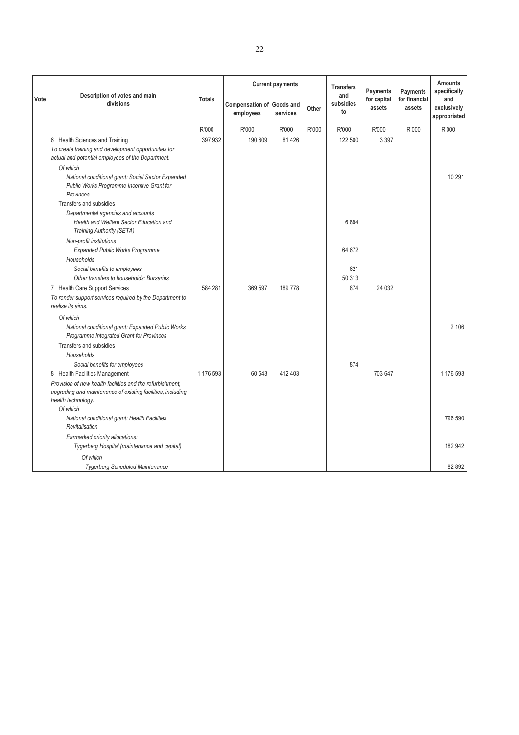| Vote | Description of votes and main divisions | Totals | Current payments | | | Transfers and subsidies to | Payments for capital assets | Payments for financial assets | Amounts specifically and exclusively appropriated |
|---|---|---|---|---|---|---|---|---|---|
| | | | Compensation of employees | Goods and services | Other | | | | |
| | | R'000 | R'000 | R'000 | R'000 | R'000 | R'000 | R'000 | R'000 |
| | 6 Health Sciences and Training | 397 932 | 190 609 | 81 426 | | 122 500 | 3 397 | | |
| | *To create training and development opportunities for actual and potential employees of the Department.* | | | | | | | | |
| | *Of which* | | | | | | | | |
| | *National conditional grant: Social Sector Expanded Public Works Programme Incentive Grant for Provinces* | | | | | | | | 10 291 |
| | Transfers and subsidies | | | | | | | | |
| | *Departmental agencies and accounts* | | | | | | | | |
| | *Health and Welfare Sector Education and Training Authority (SETA)* | | | | | 6 894 | | | |
| | *Non-profit institutions* | | | | | | | | |
| | *Expanded Public Works Programme* | | | | | 64 672 | | | |
| | *Households* | | | | | | | | |
| | *Social benefits to employees* | | | | | 621 | | | |
| | *Other transfers to households: Bursaries* | | | | | 50 313 | | | |
| | 7 Health Care Support Services | 584 281 | 369 597 | 189 778 | | 874 | 24 032 | | |
| | *To render support services required by the Department to realise its aims.* | | | | | | | | |
| | *Of which* | | | | | | | | |
| | *National conditional grant: Expanded Public Works Programme Integrated Grant for Provinces* | | | | | | | | 2 106 |
| | Transfers and subsidies | | | | | | | | |
| | *Households* | | | | | | | | |
| | *Social benefits for employees* | | | | | 874 | | | |
| | 8 Health Facilities Management | 1 176 593 | 60 543 | 412 403 | | | 703 647 | | 1 176 593 |
| | *Provision of new health facilities and the refurbishment, upgrading and maintenance of existing facilities, including health technology.* | | | | | | | | |
| | *Of which* | | | | | | | | |
| | *National conditional grant: Health Facilities Revitalisation* | | | | | | | | 796 590 |
| | *Earmarked priority allocations:* | | | | | | | | |
| | *Tygerberg Hospital (maintenance and capital)* | | | | | | | | 182 942 |
| | *Of which* | | | | | | | | |
| | *Tygerberg Scheduled Maintenance* | | | | | | | | 82 892 |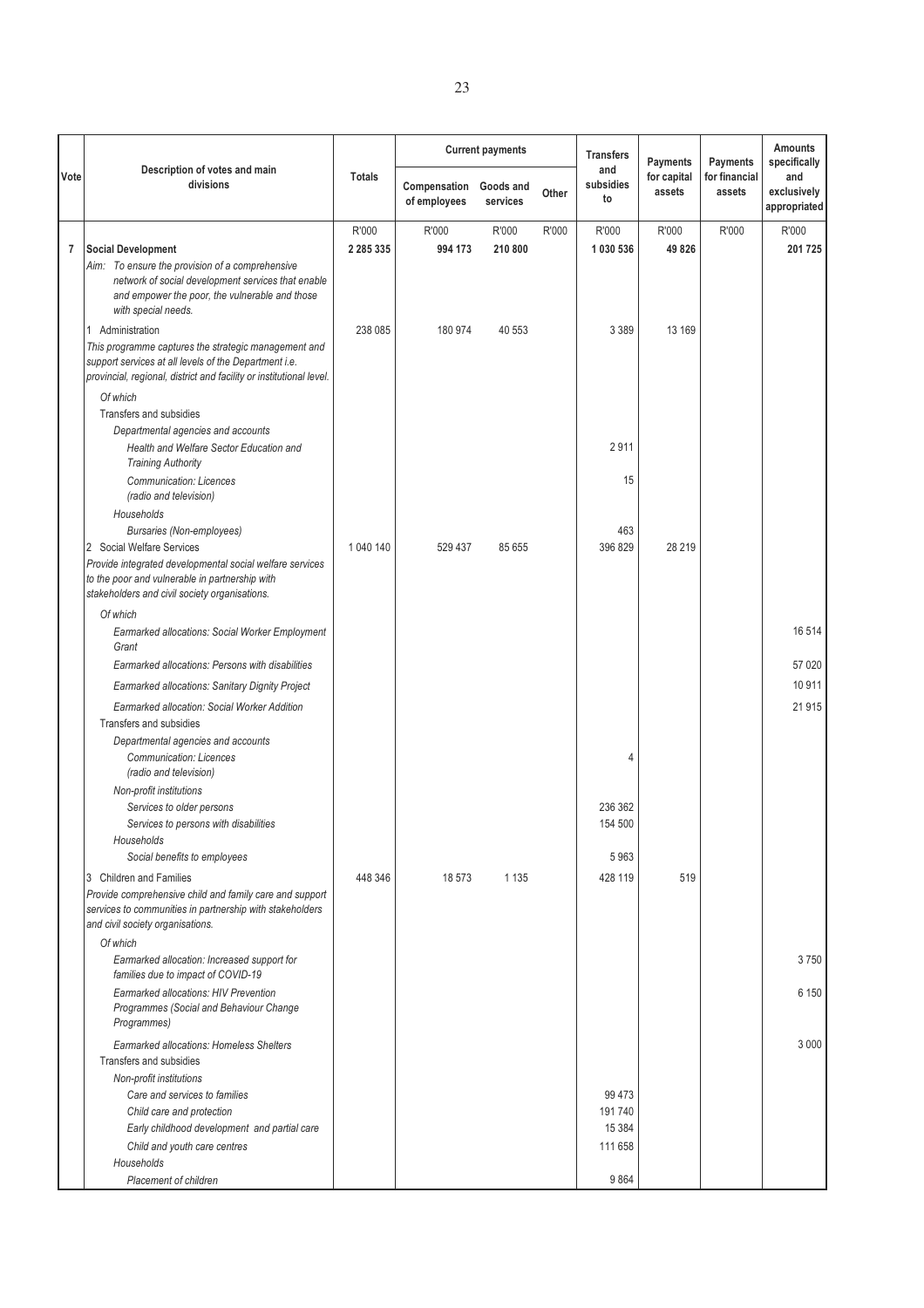| Vote | Description of votes and main divisions | Totals | Current payments | | | Transfers and subsidies to | Payments for capital assets | Payments for financial assets | Amounts specifically and exclusively appropriated |
|---|---|---|---|---|---|---|---|---|---|
| | | | Compensation of employees | Goods and services | Other | | | | |
| | | R'000 | R'000 | R'000 | R'000 | R'000 | R'000 | R'000 | R'000 |
| **7** | **Social Development** | **2 285 335** | **994 173** | **210 800** | | **1 030 536** | **49 826** | | **201 725** |
| | *Aim: To ensure the provision of a comprehensive network of social development services that enable and empower the poor, the vulnerable and those with special needs.* | | | | | | | | |
| | 1 Administration | 238 085 | 180 974 | 40 553 | | 3 389 | 13 169 | | |
| | *This programme captures the strategic management and support services at all levels of the Department i.e. provincial, regional, district and facility or institutional level.* | | | | | | | | |
| | *Of which* | | | | | | | | |
| | Transfers and subsidies | | | | | | | | |
| | *Departmental agencies and accounts* | | | | | | | | |
| | *Health and Welfare Sector Education and Training Authority* | | | | | 2 911 | | | |
| | *Communication: Licences (radio and television)* | | | | | 15 | | | |
| | *Households* | | | | | | | | |
| | *Bursaries (Non-employees)* | | | | | 463 | | | |
| | 2 Social Welfare Services | 1 040 140 | 529 437 | 85 655 | | 396 829 | 28 219 | | |
| | *Provide integrated developmental social welfare services to the poor and vulnerable in partnership with stakeholders and civil society organisations.* | | | | | | | | |
| | *Of which* | | | | | | | | |
| | *Earmarked allocations: Social Worker Employment Grant* | | | | | | | | 16 514 |
| | *Earmarked allocations: Persons with disabilities* | | | | | | | | 57 020 |
| | *Earmarked allocations: Sanitary Dignity Project* | | | | | | | | 10 911 |
| | *Earmarked allocation: Social Worker Addition* | | | | | | | | 21 915 |
| | Transfers and subsidies | | | | | | | | |
| | *Departmental agencies and accounts* | | | | | | | | |
| | *Communication: Licences (radio and television)* | | | | | 4 | | | |
| | *Non-profit institutions* | | | | | | | | |
| | *Services to older persons* | | | | | 236 362 | | | |
| | *Services to persons with disabilities* | | | | | 154 500 | | | |
| | *Households* | | | | | | | | |
| | *Social benefits to employees* | | | | | 5 963 | | | |
| | 3 Children and Families | 448 346 | 18 573 | 1 135 | | 428 119 | 519 | | |
| | *Provide comprehensive child and family care and support services to communities in partnership with stakeholders and civil society organisations.* | | | | | | | | |
| | *Of which* | | | | | | | | |
| | *Earmarked allocation: Increased support for families due to impact of COVID-19* | | | | | | | | 3 750 |
| | *Earmarked allocations: HIV Prevention Programmes (Social and Behaviour Change Programmes)* | | | | | | | | 6 150 |
| | *Earmarked allocations: Homeless Shelters* | | | | | | | | 3 000 |
| | Transfers and subsidies | | | | | | | | |
| | *Non-profit institutions* | | | | | | | | |
| | *Care and services to families* | | | | | 99 473 | | | |
| | *Child care and protection* | | | | | 191 740 | | | |
| | *Early childhood development and partial care* | | | | | 15 384 | | | |
| | *Child and youth care centres* | | | | | 111 658 | | | |
| | *Households* | | | | | | | | |
| | *Placement of children* | | | | | 9 864 | | | |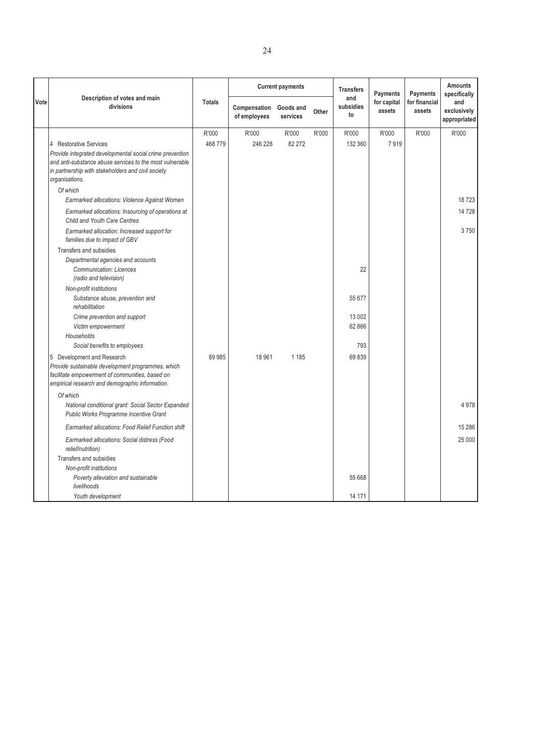| Vote | Description of votes and main divisions | Totals | Current payments | | | Transfers and subsidies to | Payments for capital assets | Payments for financial assets | Amounts specifically and exclusively appropriated |
|---|---|---|---|---|---|---|---|---|---|
| | | | Compensation of employees | Goods and services | Other | | | | |
| | | R'000 | R'000 | R'000 | R'000 | R'000 | R'000 | R'000 | R'000 |
| | 4 Restorative Services<br>*Provide integrated developmental social crime prevention and anti-substance abuse services to the most vulnerable in partnership with stakeholders and civil society organisations.* | 468 779 | 246 228 | 82 272 | | 132 360 | 7 919 | | |
| | *Of which* | | | | | | | | |
| | *Earmarked allocations: Violence Against Women* | | | | | | | | 18 723 |
| | *Earmarked allocations: Insourcing of operations at Child and Youth Care Centres* | | | | | | | | 14 728 |
| | *Earmarked allocation: Increased support for families due to impact of GBV* | | | | | | | | 3 750 |
| | Transfers and subsidies | | | | | | | | |
| | *Departmental agencies and accounts* | | | | | | | | |
| | *Communication: Licences (radio and television)* | | | | | 22 | | | |
| | *Non-profit institutions* | | | | | | | | |
| | *Substance abuse, prevention and rehabilitation* | | | | | 55 677 | | | |
| | *Crime prevention and support* | | | | | 13 002 | | | |
| | *Victim empowerment* | | | | | 62 866 | | | |
| | *Households* | | | | | | | | |
| | *Social benefits to employees* | | | | | 793 | | | |
| | 5 Development and Research<br>*Provide sustainable development programmes, which facilitate empowerment of communities, based on empirical research and demographic information.* | 89 985 | 18 961 | 1 185 | | 69 839 | | | |
| | *Of which* | | | | | | | | |
| | *National conditional grant: Social Sector Expanded Public Works Programme Incentive Grant* | | | | | | | | 4 978 |
| | *Earmarked allocations: Food Relief Function shift* | | | | | | | | 15 286 |
| | *Earmarked allocations: Social distress (Food relief/nutrition)* | | | | | | | | 25 000 |
| | Transfers and subsidies | | | | | | | | |
| | *Non-profit institutions* | | | | | | | | |
| | *Poverty alleviation and sustainable livelihoods* | | | | | 55 668 | | | |
| | *Youth development* | | | | | 14 171 | | | |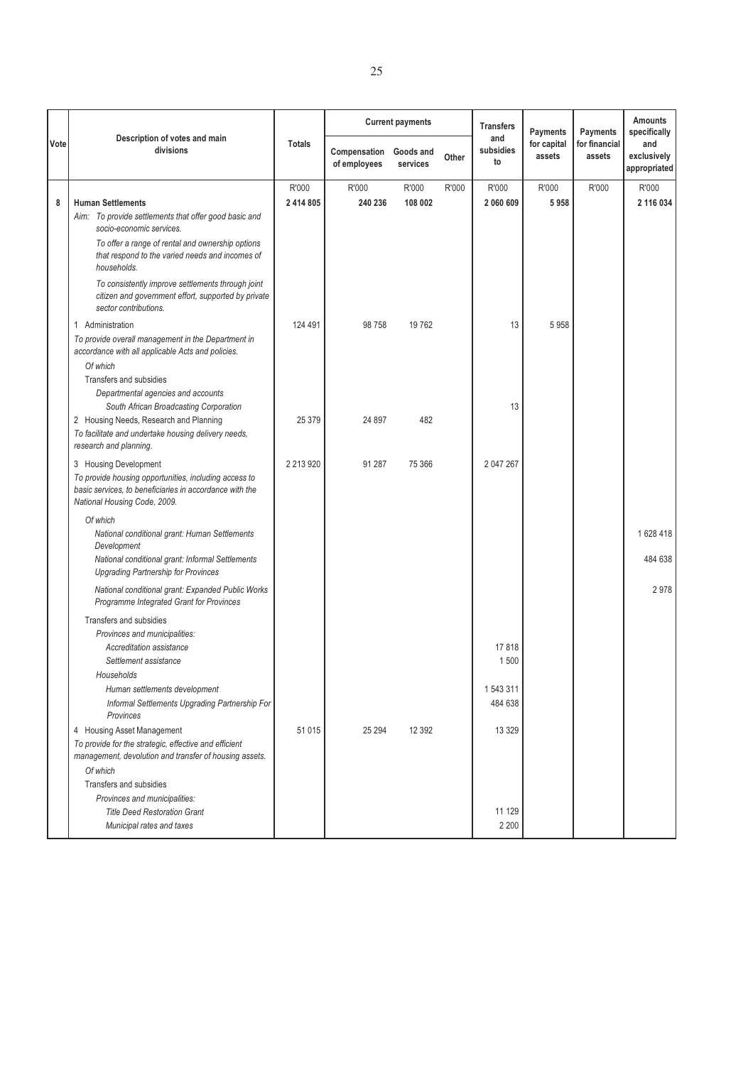| Vote | Description of votes and main divisions | Totals | Current payments | | | Transfers and subsidies to | Payments for capital assets | Payments for financial assets | Amounts specifically and exclusively appropriated |
|---|---|---|---|---|---|---|---|---|---|
| | | | Compensation of employees | Goods and services | Other | | | | |
| | | R'000 | R'000 | R'000 | R'000 | R'000 | R'000 | R'000 | R'000 |
| **8** | **Human Settlements** | **2 414 805** | **240 236** | **108 002** | | **2 060 609** | **5 958** | | **2 116 034** |
| | Aim: *To provide settlements that offer good basic and socio-economic services.* | | | | | | | | |
| | *To offer a range of rental and ownership options that respond to the varied needs and incomes of households.* | | | | | | | | |
| | *To consistently improve settlements through joint citizen and government effort, supported by private sector contributions.* | | | | | | | | |
| | 1 Administration | 124 491 | 98 758 | 19 762 | | 13 | 5 958 | | |
| | *To provide overall management in the Department in accordance with all applicable Acts and policies.* | | | | | | | | |
| | *Of which* | | | | | | | | |
| | Transfers and subsidies | | | | | | | | |
| | *Departmental agencies and accounts* | | | | | | | | |
| | *South African Broadcasting Corporation* | | | | | 13 | | | |
| | 2 Housing Needs, Research and Planning | 25 379 | 24 897 | 482 | | | | | |
| | *To facilitate and undertake housing delivery needs, research and planning.* | | | | | | | | |
| | 3 Housing Development | 2 213 920 | 91 287 | 75 366 | | 2 047 267 | | | |
| | *To provide housing opportunities, including access to basic services, to beneficiaries in accordance with the National Housing Code, 2009.* | | | | | | | | |
| | *Of which* | | | | | | | | |
| | *National conditional grant: Human Settlements Development* | | | | | | | | 1 628 418 |
| | *National conditional grant: Informal Settlements Upgrading Partnership for Provinces* | | | | | | | | 484 638 |
| | *National conditional grant: Expanded Public Works Programme Integrated Grant for Provinces* | | | | | | | | 2 978 |
| | Transfers and subsidies | | | | | | | | |
| | *Provinces and municipalities:* | | | | | | | | |
| | *Accreditation assistance* | | | | | 17 818 | | | |
| | *Settlement assistance* | | | | | 1 500 | | | |
| | *Households* | | | | | | | | |
| | *Human settlements development* | | | | | 1 543 311 | | | |
| | *Informal Settlements Upgrading Partnership For Provinces* | | | | | 484 638 | | | |
| | 4 Housing Asset Management | 51 015 | 25 294 | 12 392 | | 13 329 | | | |
| | *To provide for the strategic, effective and efficient management, devolution and transfer of housing assets.* | | | | | | | | |
| | *Of which* | | | | | | | | |
| | Transfers and subsidies | | | | | | | | |
| | *Provinces and municipalities:* | | | | | | | | |
| | *Title Deed Restoration Grant* | | | | | 11 129 | | | |
| | *Municipal rates and taxes* | | | | | 2 200 | | | |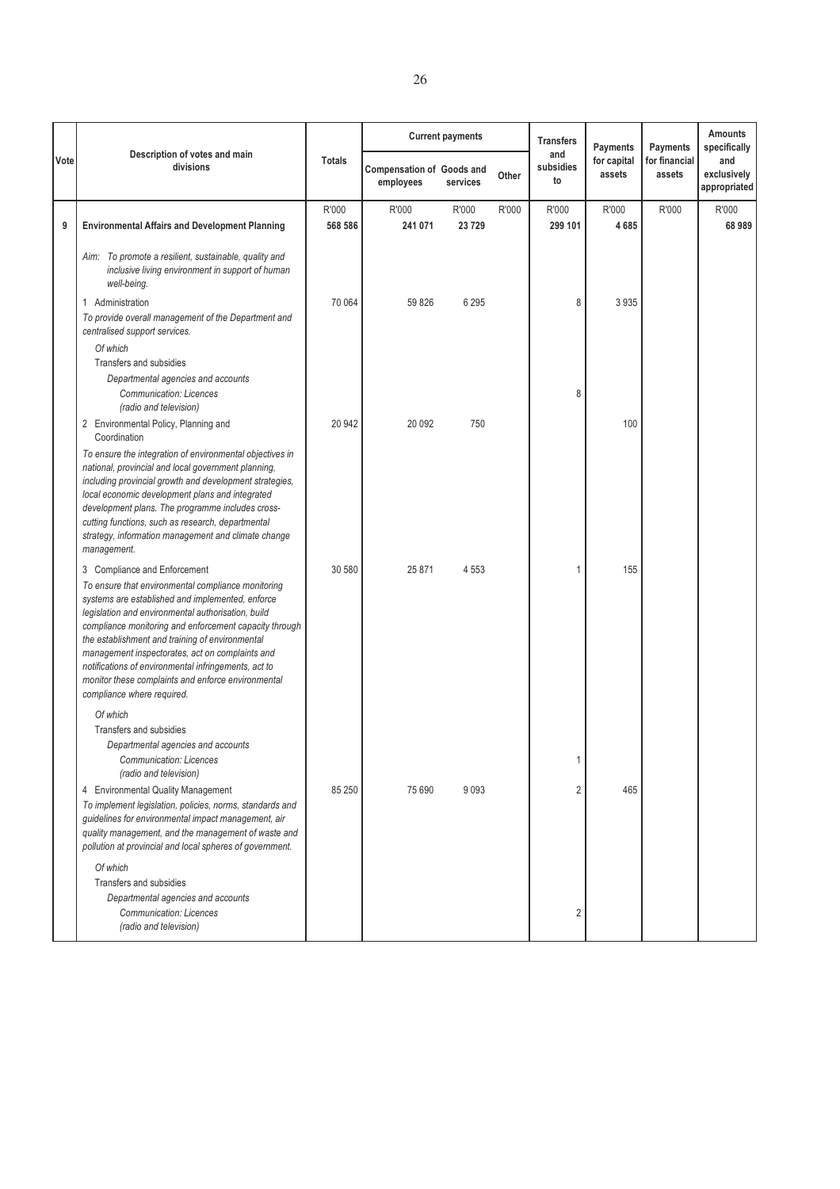| Vote | Description of votes and main divisions | Totals | Current payments | | | Transfers and subsidies to | Payments for capital assets | Payments for financial assets | Amounts specifically and exclusively appropriated |
|---|---|---|---|---|---|---|---|---|---|
| | | | Compensation of employees | Goods and services | Other | | | | |
| | | R'000 | R'000 | R'000 | R'000 | R'000 | R'000 | R'000 | R'000 |
| 9 | **Environmental Affairs and Development Planning** | **568 586** | **241 071** | **23 729** | | **299 101** | **4 685** | | **68 989** |
| | *Aim: To promote a resilient, sustainable, quality and inclusive living environment in support of human well-being.* | | | | | | | | |
| | 1 Administration<br>*To provide overall management of the Department and centralised support services.* | 70 064 | 59 826 | 6 295 | | 8 | 3 935 | | |
| | *Of which*<br>Transfers and subsidies<br>*Departmental agencies and accounts*<br>*Communication: Licences (radio and television)* | | | | | 8 | | | |
| | 2 Environmental Policy, Planning and Coordination<br>*To ensure the integration of environmental objectives in national, provincial and local government planning, including provincial growth and development strategies, local economic development plans and integrated development plans. The programme includes cross-cutting functions, such as research, departmental strategy, information management and climate change management.* | 20 942 | 20 092 | 750 | | | 100 | | |
| | 3 Compliance and Enforcement<br>*To ensure that environmental compliance monitoring systems are established and implemented, enforce legislation and environmental authorisation, build compliance monitoring and enforcement capacity through the establishment and training of environmental management inspectorates, act on complaints and notifications of environmental infringements, act to monitor these complaints and enforce environmental compliance where required.* | 30 580 | 25 871 | 4 553 | | 1 | 155 | | |
| | *Of which*<br>Transfers and subsidies<br>*Departmental agencies and accounts*<br>*Communication: Licences (radio and television)* | | | | | 1 | | | |
| | 4 Environmental Quality Management<br>*To implement legislation, policies, norms, standards and guidelines for environmental impact management, air quality management, and the management of waste and pollution at provincial and local spheres of government.* | 85 250 | 75 690 | 9 093 | | 2 | 465 | | |
| | *Of which*<br>Transfers and subsidies<br>*Departmental agencies and accounts*<br>*Communication: Licences (radio and television)* | | | | | 2 | | | |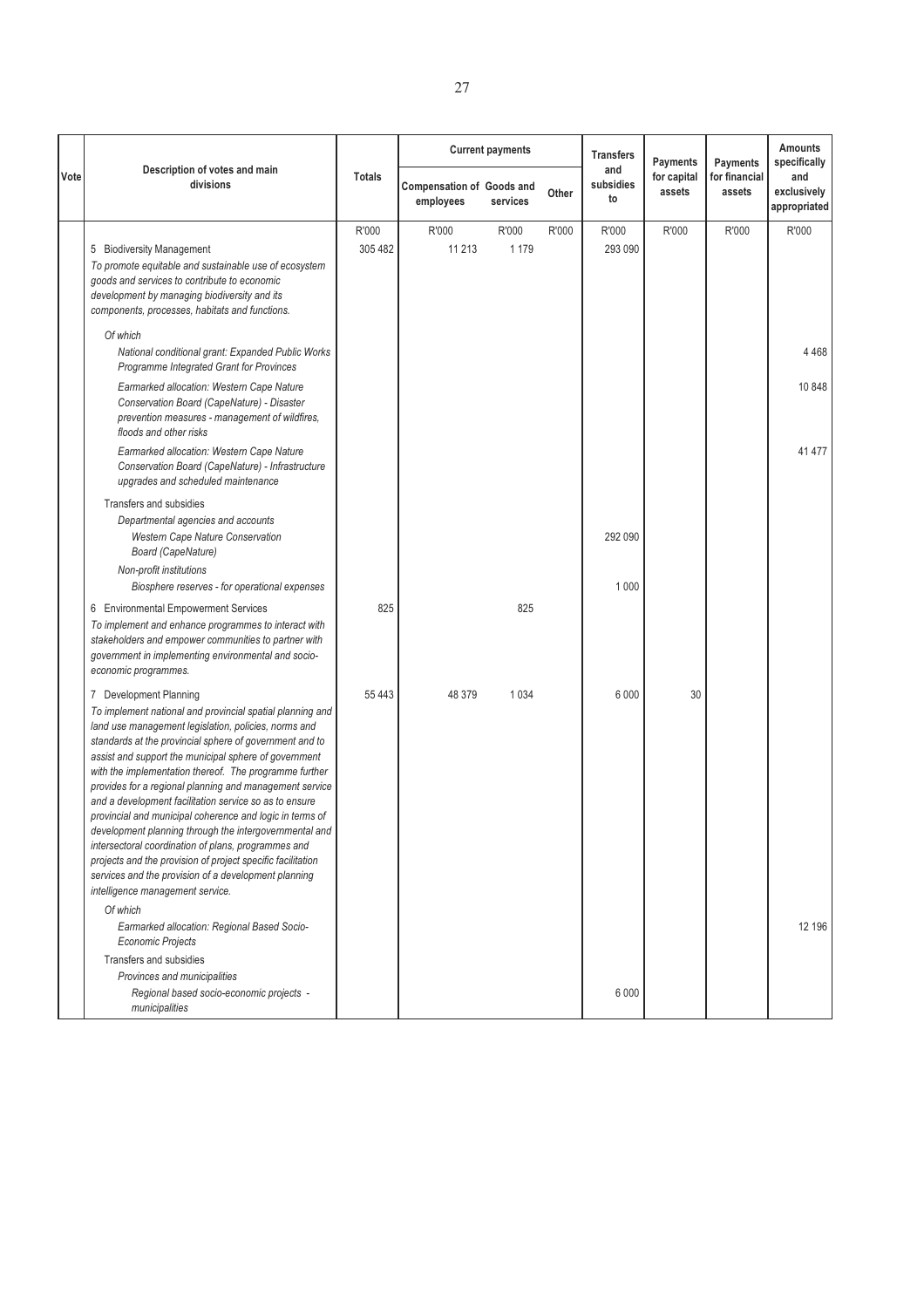| Vote | Description of votes and main divisions | Totals | Current payments | | | Transfers and subsidies to | Payments for capital assets | Payments for financial assets | Amounts specifically and exclusively appropriated |
|---|---|---|---|---|---|---|---|---|---|
| | | | Compensation of employees | Goods and services | Other | | | | |
| | | R'000 | R'000 | R'000 | R'000 | R'000 | R'000 | R'000 | R'000 |
| | 5 Biodiversity Management<br>*To promote equitable and sustainable use of ecosystem goods and services to contribute to economic development by managing biodiversity and its components, processes, habitats and functions.* | 305 482 | 11 213 | 1 179 | | 293 090 | | | |
| | *Of which* | | | | | | | | |
| | *National conditional grant: Expanded Public Works Programme Integrated Grant for Provinces* | | | | | | | | 4 468 |
| | *Earmarked allocation: Western Cape Nature Conservation Board (CapeNature) - Disaster prevention measures - management of wildfires, floods and other risks* | | | | | | | | 10 848 |
| | *Earmarked allocation: Western Cape Nature Conservation Board (CapeNature) - Infrastructure upgrades and scheduled maintenance* | | | | | | | | 41 477 |
| | Transfers and subsidies | | | | | | | | |
| | *Departmental agencies and accounts* | | | | | | | | |
| | *Western Cape Nature Conservation Board (CapeNature)* | | | | | 292 090 | | | |
| | *Non-profit institutions* | | | | | | | | |
| | *Biosphere reserves - for operational expenses* | | | | | 1 000 | | | |
| | 6 Environmental Empowerment Services<br>*To implement and enhance programmes to interact with stakeholders and empower communities to partner with government in implementing environmental and socio-economic programmes.* | 825 | | 825 | | | | | |
| | 7 Development Planning<br>*To implement national and provincial spatial planning and land use management legislation, policies, norms and standards at the provincial sphere of government and to assist and support the municipal sphere of government with the implementation thereof. The programme further provides for a regional planning and management service and a development facilitation service so as to ensure provincial and municipal coherence and logic in terms of development planning through the intergovernmental and intersectoral coordination of plans, programmes and projects and the provision of project specific facilitation services and the provision of a development planning intelligence management service.* | 55 443 | 48 379 | 1 034 | | 6 000 | 30 | | |
| | *Of which* | | | | | | | | |
| | *Earmarked allocation: Regional Based Socio-Economic Projects* | | | | | | | | 12 196 |
| | Transfers and subsidies | | | | | | | | |
| | *Provinces and municipalities* | | | | | | | | |
| | *Regional based socio-economic projects - municipalities* | | | | | 6 000 | | | |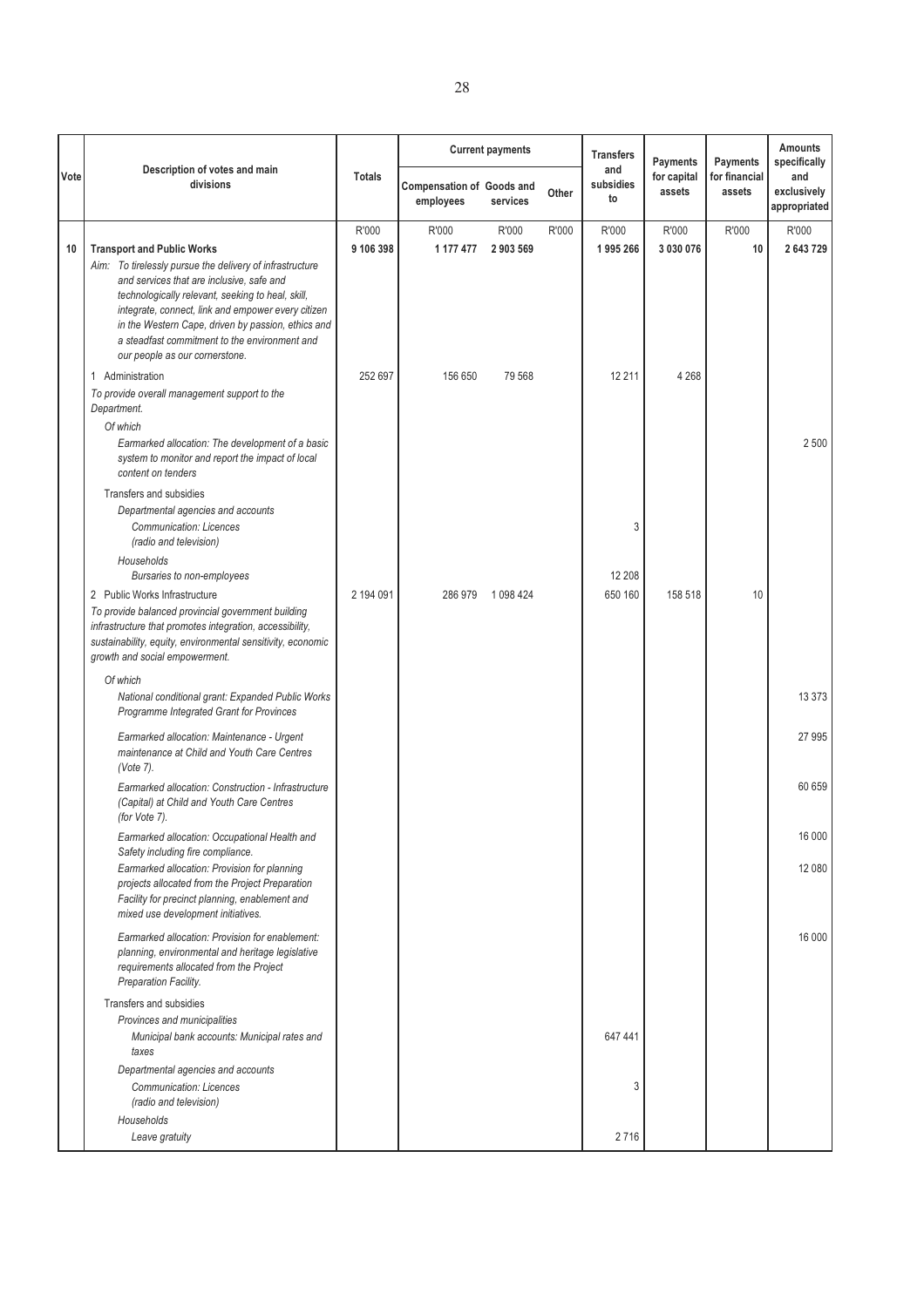| Vote | Description of votes and main divisions | Totals | Current payments | | | Transfers and subsidies to | Payments for capital assets | Payments for financial assets | Amounts specifically and exclusively appropriated |
|---|---|---|---|---|---|---|---|---|---|
| | | | Compensation of employees | Goods and services | Other | | | | |
| | | R'000 | R'000 | R'000 | R'000 | R'000 | R'000 | R'000 | R'000 |
| 10 | **Transport and Public Works** | **9 106 398** | **1 177 477** | **2 903 569** | | **1 995 266** | **3 030 076** | **10** | **2 643 729** |
| | *Aim: To tirelessly pursue the delivery of infrastructure and services that are inclusive, safe and technologically relevant, seeking to heal, skill, integrate, connect, link and empower every citizen in the Western Cape, driven by passion, ethics and a steadfast commitment to the environment and our people as our cornerstone.* | | | | | | | | |
| | 1 Administration | 252 697 | 156 650 | 79 568 | | 12 211 | 4 268 | | |
| | *To provide overall management support to the Department.* | | | | | | | | |
| | *Of which* | | | | | | | | |
| | *Earmarked allocation: The development of a basic system to monitor and report the impact of local content on tenders* | | | | | | | | 2 500 |
| | Transfers and subsidies | | | | | | | | |
| | *Departmental agencies and accounts* | | | | | | | | |
| | *Communication: Licences (radio and television)* | | | | | 3 | | | |
| | *Households* | | | | | | | | |
| | *Bursaries to non-employees* | | | | | 12 208 | | | |
| | 2 Public Works Infrastructure | 2 194 091 | 286 979 | 1 098 424 | | 650 160 | 158 518 | 10 | |
| | *To provide balanced provincial government building infrastructure that promotes integration, accessibility, sustainability, equity, environmental sensitivity, economic growth and social empowerment.* | | | | | | | | |
| | *Of which* | | | | | | | | |
| | *National conditional grant: Expanded Public Works Programme Integrated Grant for Provinces* | | | | | | | | 13 373 |
| | *Earmarked allocation: Maintenance - Urgent maintenance at Child and Youth Care Centres (Vote 7).* | | | | | | | | 27 995 |
| | *Earmarked allocation: Construction - Infrastructure (Capital) at Child and Youth Care Centres (for Vote 7).* | | | | | | | | 60 659 |
| | *Earmarked allocation: Occupational Health and Safety including fire compliance.* | | | | | | | | 16 000 |
| | *Earmarked allocation: Provision for planning projects allocated from the Project Preparation Facility for precinct planning, enablement and mixed use development initiatives.* | | | | | | | | 12 080 |
| | *Earmarked allocation: Provision for enablement: planning, environmental and heritage legislative requirements allocated from the Project Preparation Facility.* | | | | | | | | 16 000 |
| | Transfers and subsidies | | | | | | | | |
| | *Provinces and municipalities* | | | | | | | | |
| | *Municipal bank accounts: Municipal rates and taxes* | | | | | 647 441 | | | |
| | *Departmental agencies and accounts* | | | | | | | | |
| | *Communication: Licences (radio and television)* | | | | | 3 | | | |
| | *Households* | | | | | | | | |
| | *Leave gratuity* | | | | | 2 716 | | | |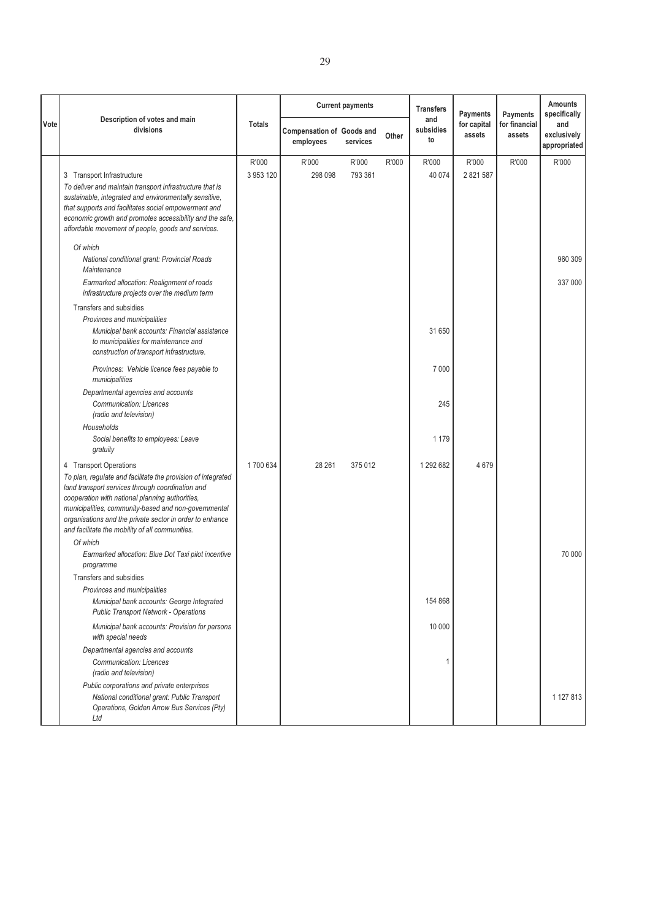| Vote | Description of votes and main divisions | Totals | Current payments | | | Transfers and subsidies to | Payments for capital assets | Payments for financial assets | Amounts specifically and exclusively appropriated |
|---|---|---|---|---|---|---|---|---|---|
| | | | Compensation of employees | Goods and services | Other | | | | |
| | | R'000 | R'000 | R'000 | R'000 | R'000 | R'000 | R'000 | R'000 |
| | 3 Transport Infrastructure *To deliver and maintain transport infrastructure that is sustainable, integrated and environmentally sensitive, that supports and facilitates social empowerment and economic growth and promotes accessibility and the safe, affordable movement of people, goods and services.* | 3 953 120 | 298 098 | 793 361 | | 40 074 | 2 821 587 | | |
| | *Of which* | | | | | | | | |
| | *National conditional grant: Provincial Roads Maintenance* | | | | | | | | 960 309 |
| | *Earmarked allocation: Realignment of roads infrastructure projects over the medium term* | | | | | | | | 337 000 |
| | Transfers and subsidies | | | | | | | | |
| | *Provinces and municipalities* | | | | | | | | |
| | *Municipal bank accounts: Financial assistance to municipalities for maintenance and construction of transport infrastructure.* | | | | | 31 650 | | | |
| | *Provinces: Vehicle licence fees payable to municipalities* | | | | | 7 000 | | | |
| | *Departmental agencies and accounts* | | | | | | | | |
| | *Communication: Licences (radio and television)* | | | | | 245 | | | |
| | *Households* | | | | | | | | |
| | *Social benefits to employees: Leave gratuity* | | | | | 1 179 | | | |
| | 4 Transport Operations *To plan, regulate and facilitate the provision of integrated land transport services through coordination and cooperation with national planning authorities, municipalities, community-based and non-governmental organisations and the private sector in order to enhance and facilitate the mobility of all communities.* | 1 700 634 | 28 261 | 375 012 | | 1 292 682 | 4 679 | | |
| | *Of which* | | | | | | | | |
| | *Earmarked allocation: Blue Dot Taxi pilot incentive programme* | | | | | | | | 70 000 |
| | Transfers and subsidies | | | | | | | | |
| | *Provinces and municipalities* | | | | | | | | |
| | *Municipal bank accounts: George Integrated Public Transport Network - Operations* | | | | | 154 868 | | | |
| | *Municipal bank accounts: Provision for persons with special needs* | | | | | 10 000 | | | |
| | *Departmental agencies and accounts* | | | | | | | | |
| | *Communication: Licences (radio and television)* | | | | | 1 | | | |
| | *Public corporations and private enterprises* | | | | | | | | |
| | *National conditional grant: Public Transport Operations, Golden Arrow Bus Services (Pty) Ltd* | | | | | | | | 1 127 813 |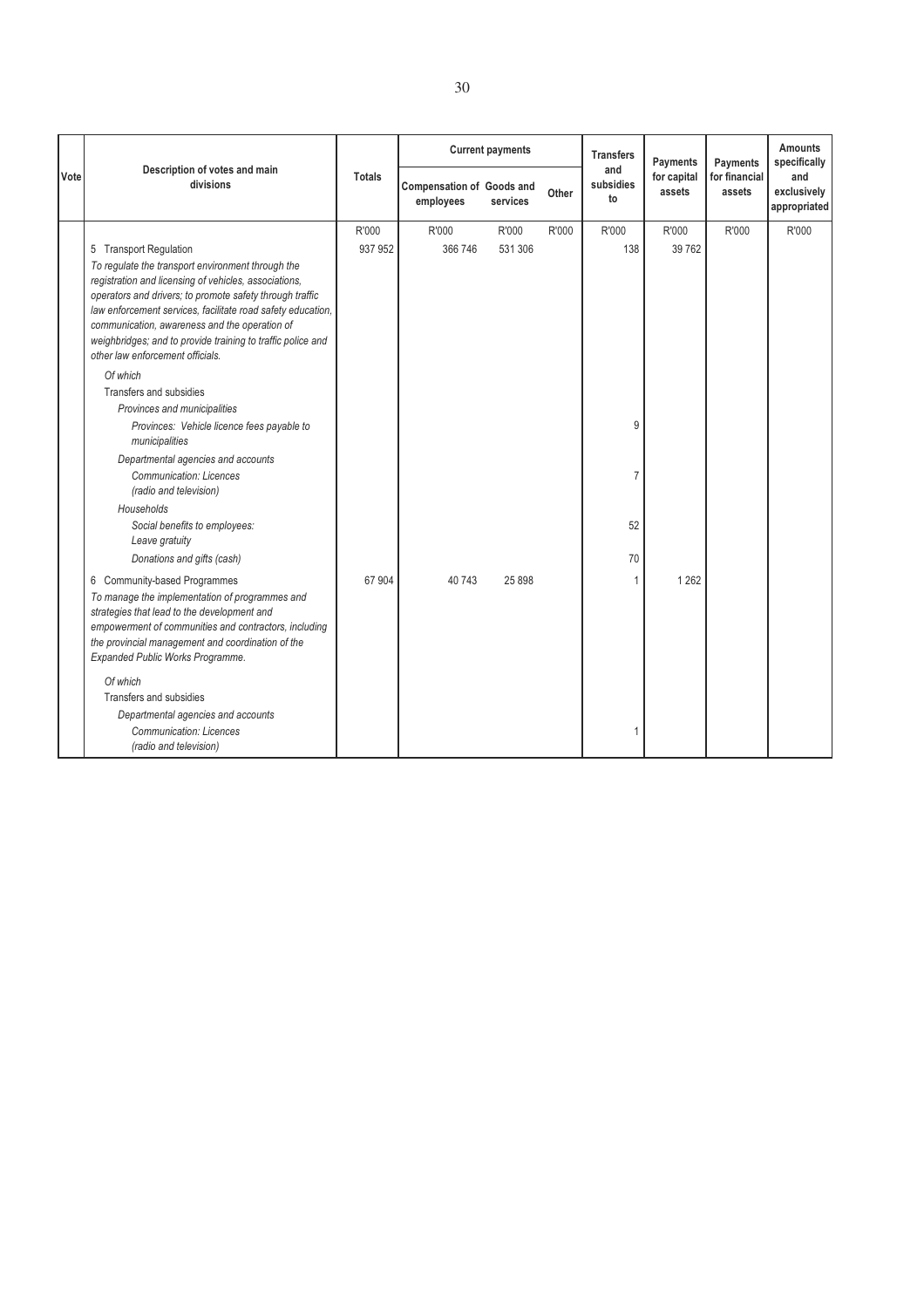| Vote | Description of votes and main divisions | Totals | Current payments | | | Transfers and subsidies to | Payments for capital assets | Payments for financial assets | Amounts specifically and exclusively appropriated |
|---|---|---|---|---|---|---|---|---|---|
| | | | Compensation of employees | Goods and services | Other | | | | |
| | | R'000 | R'000 | R'000 | R'000 | R'000 | R'000 | R'000 | R'000 |
| | 5 Transport Regulation | 937 952 | 366 746 | 531 306 | | 138 | 39 762 | | |
| | *To regulate the transport environment through the registration and licensing of vehicles, associations, operators and drivers; to promote safety through traffic law enforcement services, facilitate road safety education, communication, awareness and the operation of weighbridges; and to provide training to traffic police and other law enforcement officials.* | | | | | | | | |
| | *Of which* | | | | | | | | |
| | Transfers and subsidies | | | | | | | | |
| | *Provinces and municipalities* | | | | | | | | |
| | *Provinces: Vehicle licence fees payable to municipalities* | | | | | 9 | | | |
| | *Departmental agencies and accounts* | | | | | | | | |
| | *Communication: Licences (radio and television)* | | | | | 7 | | | |
| | *Households* | | | | | | | | |
| | *Social benefits to employees: Leave gratuity* | | | | | 52 | | | |
| | *Donations and gifts (cash)* | | | | | 70 | | | |
| | 6 Community-based Programmes | 67 904 | 40 743 | 25 898 | | 1 | 1 262 | | |
| | *To manage the implementation of programmes and strategies that lead to the development and empowerment of communities and contractors, including the provincial management and coordination of the Expanded Public Works Programme.* | | | | | | | | |
| | *Of which* | | | | | | | | |
| | Transfers and subsidies | | | | | | | | |
| | *Departmental agencies and accounts* | | | | | | | | |
| | *Communication: Licences (radio and television)* | | | | | 1 | | | |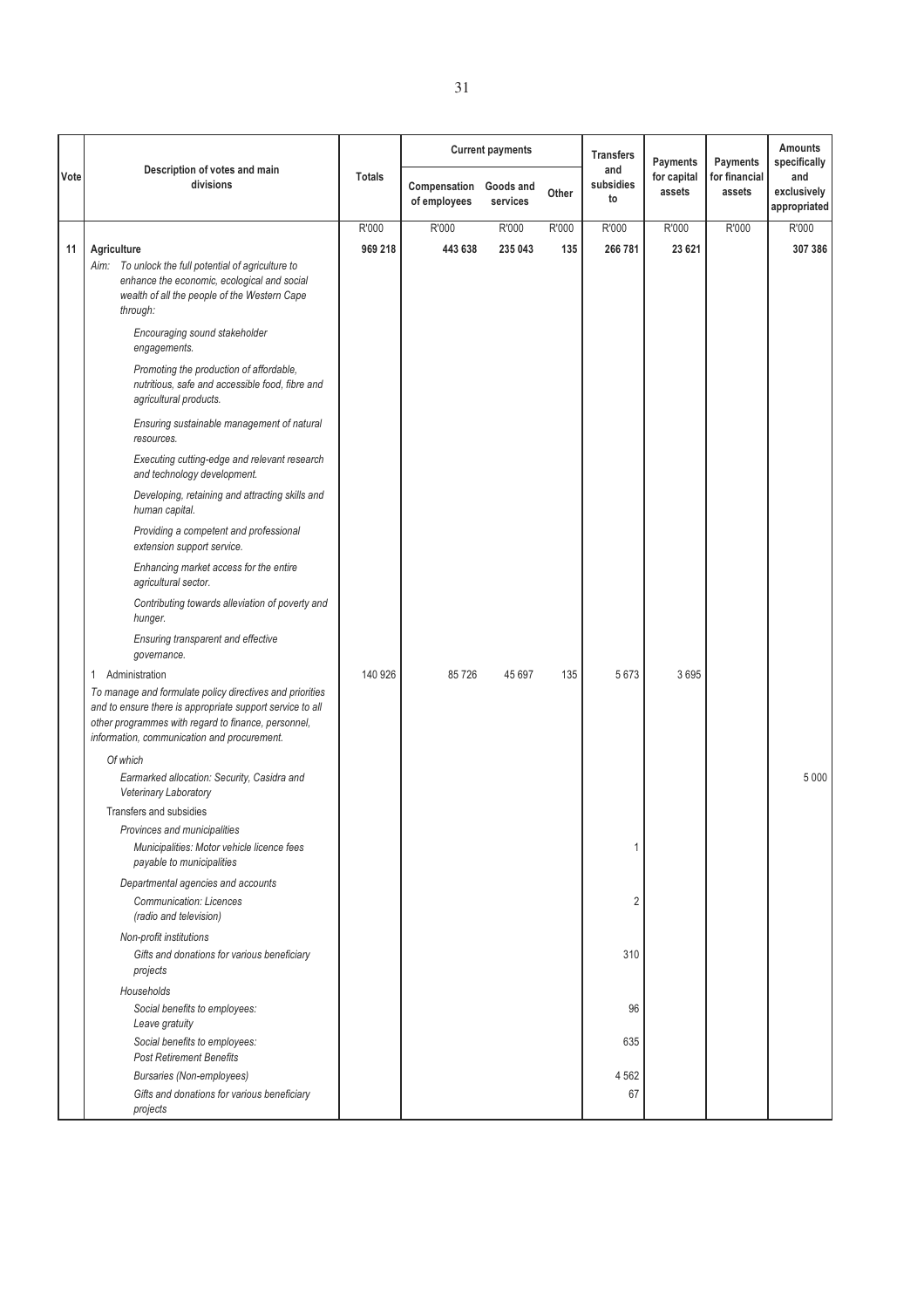| Vote | Description of votes and main divisions | Totals | Current payments | | | Transfers and subsidies to | Payments for capital assets | Payments for financial assets | Amounts specifically and exclusively appropriated |
|---|---|---|---|---|---|---|---|---|---|
| | | | Compensation of employees | Goods and services | Other | | | | |
| | | R'000 | R'000 | R'000 | R'000 | R'000 | R'000 | R'000 | R'000 |
| 11 | **Agriculture** | **969 218** | **443 638** | **235 043** | **135** | **266 781** | **23 621** | | **307 386** |
| | *Aim: To unlock the full potential of agriculture to enhance the economic, ecological and social wealth of all the people of the Western Cape through:* | | | | | | | | |
| | *Encouraging sound stakeholder engagements.* | | | | | | | | |
| | *Promoting the production of affordable, nutritious, safe and accessible food, fibre and agricultural products.* | | | | | | | | |
| | *Ensuring sustainable management of natural resources.* | | | | | | | | |
| | *Executing cutting-edge and relevant research and technology development.* | | | | | | | | |
| | *Developing, retaining and attracting skills and human capital.* | | | | | | | | |
| | *Providing a competent and professional extension support service.* | | | | | | | | |
| | *Enhancing market access for the entire agricultural sector.* | | | | | | | | |
| | *Contributing towards alleviation of poverty and hunger.* | | | | | | | | |
| | *Ensuring transparent and effective governance.* | | | | | | | | |
| | 1 Administration | 140 926 | 85 726 | 45 697 | 135 | 5 673 | 3 695 | | |
| | *To manage and formulate policy directives and priorities and to ensure there is appropriate support service to all other programmes with regard to finance, personnel, information, communication and procurement.* | | | | | | | | |
| | *Of which* | | | | | | | | |
| | *Earmarked allocation: Security, Casidra and Veterinary Laboratory* | | | | | | | | 5 000 |
| | Transfers and subsidies | | | | | | | | |
| | *Provinces and municipalities* | | | | | | | | |
| | *Municipalities: Motor vehicle licence fees payable to municipalities* | | | | | 1 | | | |
| | *Departmental agencies and accounts* | | | | | | | | |
| | *Communication: Licences (radio and television)* | | | | | 2 | | | |
| | *Non-profit institutions* | | | | | | | | |
| | *Gifts and donations for various beneficiary projects* | | | | | 310 | | | |
| | *Households* | | | | | | | | |
| | *Social benefits to employees: Leave gratuity* | | | | | 96 | | | |
| | *Social benefits to employees: Post Retirement Benefits* | | | | | 635 | | | |
| | *Bursaries (Non-employees)* | | | | | 4 562 | | | |
| | *Gifts and donations for various beneficiary projects* | | | | | 67 | | | |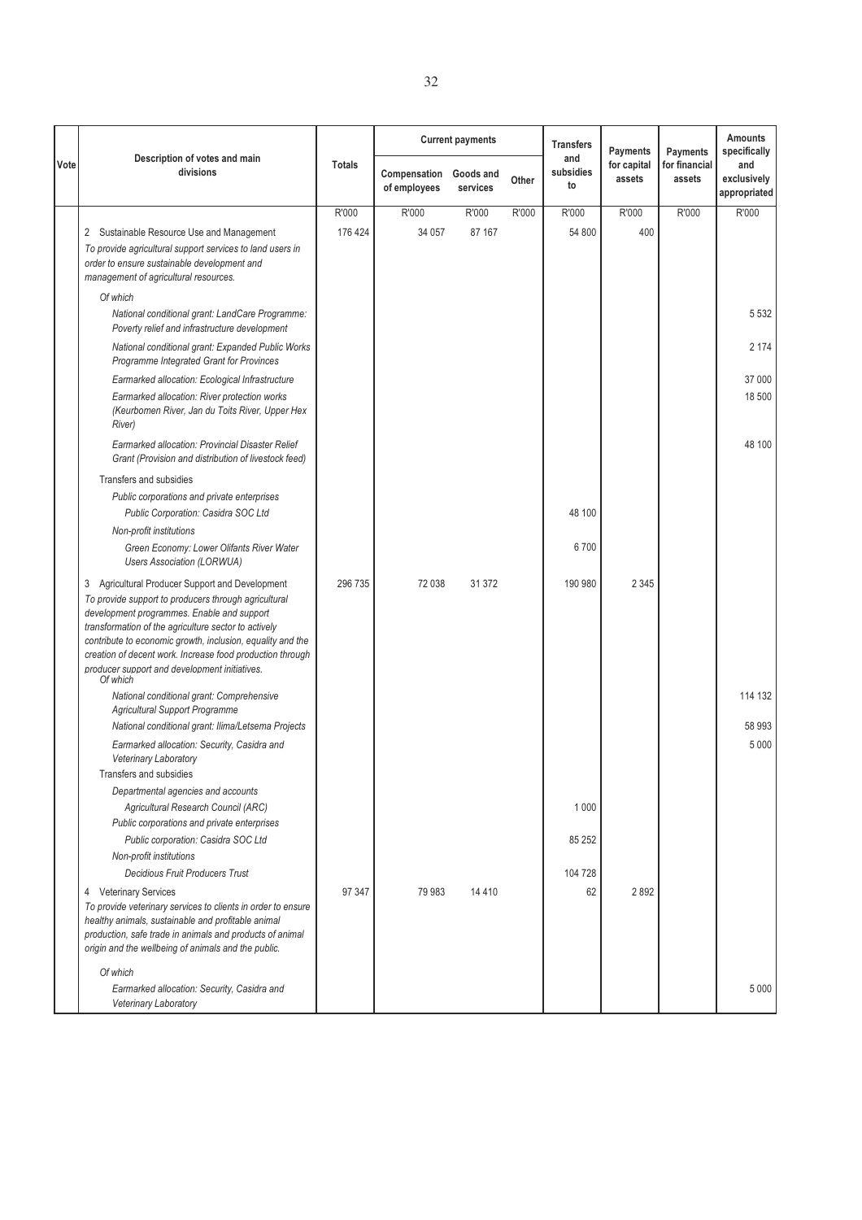| Vote | Description of votes and main divisions | Totals | Current payments | | | Transfers and subsidies to | Payments for capital assets | Payments for financial assets | Amounts specifically and exclusively appropriated |
|---|---|---|---|---|---|---|---|---|---|
| | | | Compensation of employees | Goods and services | Other | | | | |
| | | R'000 | R'000 | R'000 | R'000 | R'000 | R'000 | R'000 | R'000 |
| | 2 Sustainable Resource Use and Management<br>*To provide agricultural support services to land users in order to ensure sustainable development and management of agricultural resources.* | 176 424 | 34 057 | 87 167 | | 54 800 | 400 | | |
| | *Of which* | | | | | | | | |
| | *National conditional grant: LandCare Programme: Poverty relief and infrastructure development* | | | | | | | | 5 532 |
| | *National conditional grant: Expanded Public Works Programme Integrated Grant for Provinces* | | | | | | | | 2 174 |
| | *Earmarked allocation: Ecological Infrastructure* | | | | | | | | 37 000 |
| | *Earmarked allocation: River protection works (Keurbomen River, Jan du Toits River, Upper Hex River)* | | | | | | | | 18 500 |
| | *Earmarked allocation: Provincial Disaster Relief Grant (Provision and distribution of livestock feed)* | | | | | | | | 48 100 |
| | Transfers and subsidies | | | | | | | | |
| | *Public corporations and private enterprises* | | | | | | | | |
| | *Public Corporation: Casidra SOC Ltd* | | | | | 48 100 | | | |
| | *Non-profit institutions* | | | | | | | | |
| | *Green Economy: Lower Olifants River Water Users Association (LORWUA)* | | | | | 6 700 | | | |
| | 3 Agricultural Producer Support and Development<br>*To provide support to producers through agricultural development programmes. Enable and support transformation of the agriculture sector to actively contribute to economic growth, inclusion, equality and the creation of decent work. Increase food production through producer support and development initiatives.* | 296 735 | 72 038 | 31 372 | | 190 980 | 2 345 | | |
| | *Of which* | | | | | | | | |
| | *National conditional grant: Comprehensive Agricultural Support Programme* | | | | | | | | 114 132 |
| | *National conditional grant: Ilima/Letsema Projects* | | | | | | | | 58 993 |
| | *Earmarked allocation: Security, Casidra and Veterinary Laboratory* | | | | | | | | 5 000 |
| | Transfers and subsidies | | | | | | | | |
| | *Departmental agencies and accounts* | | | | | | | | |
| | *Agricultural Research Council (ARC)* | | | | | 1 000 | | | |
| | *Public corporations and private enterprises* | | | | | | | | |
| | *Public corporation: Casidra SOC Ltd* | | | | | 85 252 | | | |
| | *Non-profit institutions* | | | | | | | | |
| | *Decidious Fruit Producers Trust* | | | | | 104 728 | | | |
| | 4 Veterinary Services<br>*To provide veterinary services to clients in order to ensure healthy animals, sustainable and profitable animal production, safe trade in animals and products of animal origin and the wellbeing of animals and the public.* | 97 347 | 79 983 | 14 410 | | 62 | 2 892 | | |
| | *Of which* | | | | | | | | |
| | *Earmarked allocation: Security, Casidra and Veterinary Laboratory* | | | | | | | | 5 000 |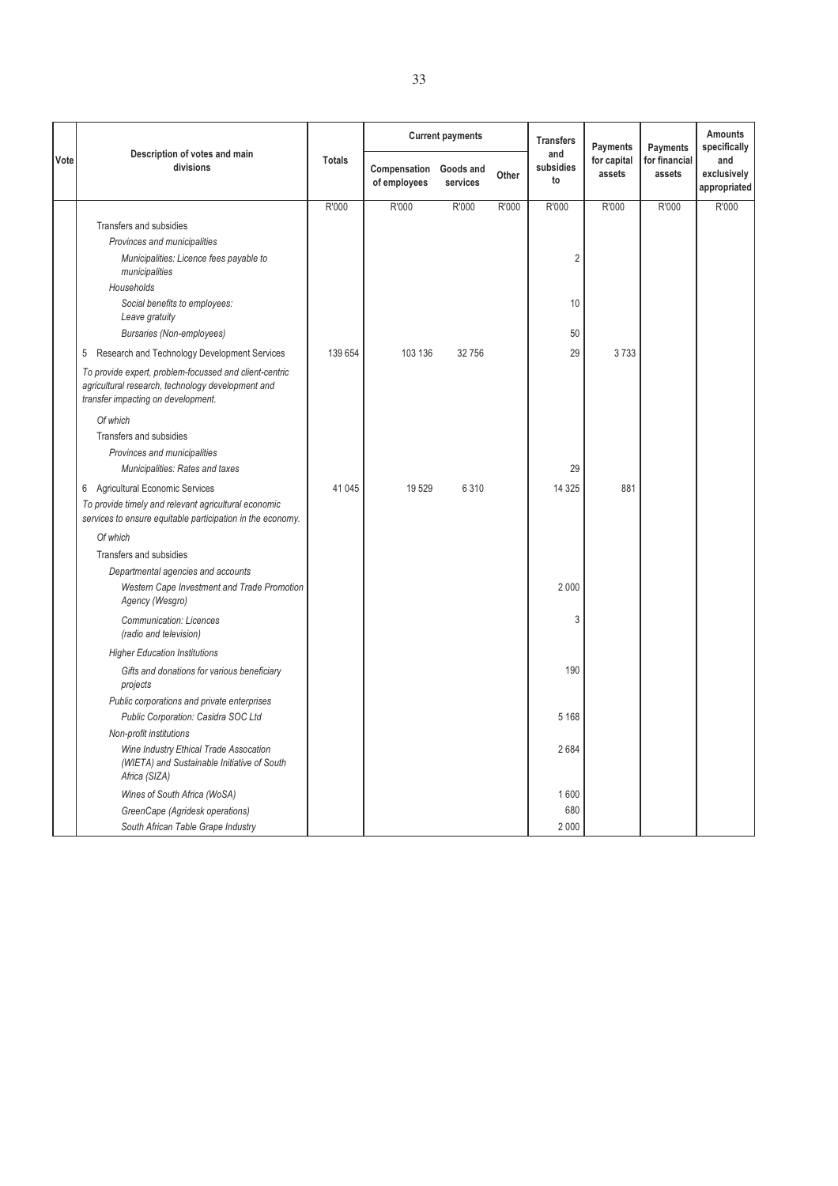| Vote | Description of votes and main divisions | Totals | Current payments | | | Transfers and subsidies to | Payments for capital assets | Payments for financial assets | Amounts specifically and exclusively appropriated |
|---|---|---|---|---|---|---|---|---|---|
| | | | Compensation of employees | Goods and services | Other | | | | |
| | | R'000 | R'000 | R'000 | R'000 | R'000 | R'000 | R'000 | R'000 |
| | Transfers and subsidies | | | | | | | | |
| | *Provinces and municipalities* | | | | | | | | |
| | *Municipalities: Licence fees payable to municipalities* | | | | | 2 | | | |
| | *Households* | | | | | | | | |
| | *Social benefits to employees: Leave gratuity* | | | | | 10 | | | |
| | *Bursaries (Non-employees)* | | | | | 50 | | | |
| | 5 Research and Technology Development Services | 139 654 | 103 136 | 32 756 | | 29 | 3 733 | | |
| | *To provide expert, problem-focussed and client-centric agricultural research, technology development and transfer impacting on development.* | | | | | | | | |
| | *Of which* | | | | | | | | |
| | Transfers and subsidies | | | | | | | | |
| | *Provinces and municipalities* | | | | | | | | |
| | *Municipalities: Rates and taxes* | | | | | 29 | | | |
| | 6 Agricultural Economic Services | 41 045 | 19 529 | 6 310 | | 14 325 | 881 | | |
| | *To provide timely and relevant agricultural economic services to ensure equitable participation in the economy.* | | | | | | | | |
| | *Of which* | | | | | | | | |
| | Transfers and subsidies | | | | | | | | |
| | *Departmental agencies and accounts* | | | | | | | | |
| | *Western Cape Investment and Trade Promotion Agency (Wesgro)* | | | | | 2 000 | | | |
| | *Communication: Licences (radio and television)* | | | | | 3 | | | |
| | *Higher Education Institutions* | | | | | | | | |
| | *Gifts and donations for various beneficiary projects* | | | | | 190 | | | |
| | *Public corporations and private enterprises* | | | | | | | | |
| | *Public Corporation: Casidra SOC Ltd* | | | | | 5 168 | | | |
| | *Non-profit institutions* | | | | | | | | |
| | *Wine Industry Ethical Trade Assocation (WIETA) and Sustainable Initiative of South Africa (SIZA)* | | | | | 2 684 | | | |
| | *Wines of South Africa (WoSA)* | | | | | 1 600 | | | |
| | *GreenCape (Agridesk operations)* | | | | | 680 | | | |
| | *South African Table Grape Industry* | | | | | 2 000 | | | |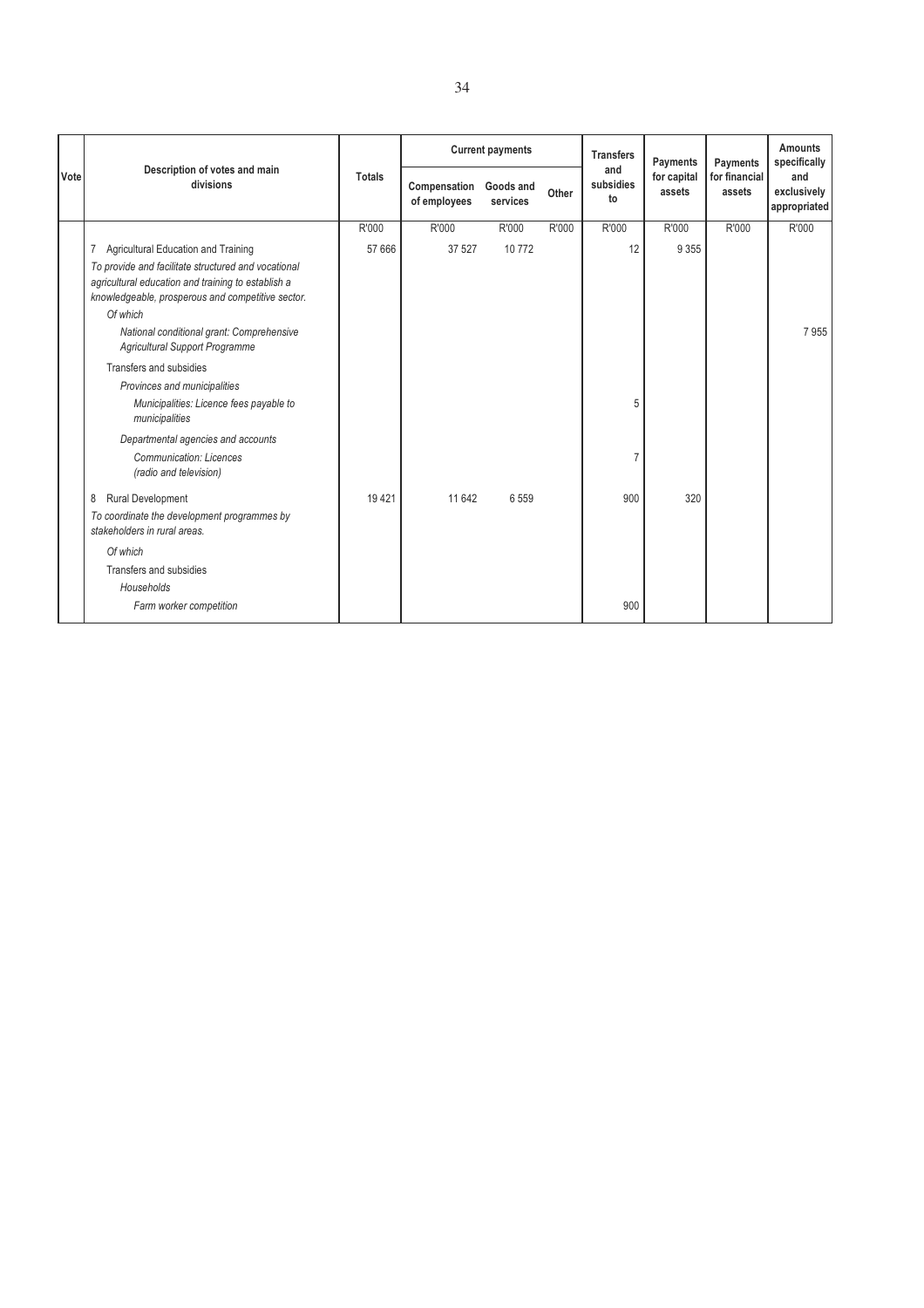| Vote | Description of votes and main divisions | Totals | Current payments | | | Transfers and subsidies to | Payments for capital assets | Payments for financial assets | Amounts specifically and exclusively appropriated |
|---|---|---|---|---|---|---|---|---|---|
| | | | Compensation of employees | Goods and services | Other | | | | |
| | | R'000 | R'000 | R'000 | R'000 | R'000 | R'000 | R'000 | R'000 |
| | 7 Agricultural Education and Training | 57 666 | 37 527 | 10 772 | | 12 | 9 355 | | |
| | *To provide and facilitate structured and vocational agricultural education and training to establish a knowledgeable, prosperous and competitive sector.* | | | | | | | | |
| | *Of which* | | | | | | | | |
| | *National conditional grant: Comprehensive Agricultural Support Programme* | | | | | | | | 7 955 |
| | Transfers and subsidies | | | | | | | | |
| | *Provinces and municipalities* | | | | | | | | |
| | *Municipalities: Licence fees payable to municipalities* | | | | | 5 | | | |
| | *Departmental agencies and accounts* | | | | | | | | |
| | *Communication: Licences (radio and television)* | | | | | 7 | | | |
| | 8 Rural Development | 19 421 | 11 642 | 6 559 | | 900 | 320 | | |
| | *To coordinate the development programmes by stakeholders in rural areas.* | | | | | | | | |
| | *Of which* | | | | | | | | |
| | Transfers and subsidies | | | | | | | | |
| | *Households* | | | | | | | | |
| | *Farm worker competition* | | | | | 900 | | | |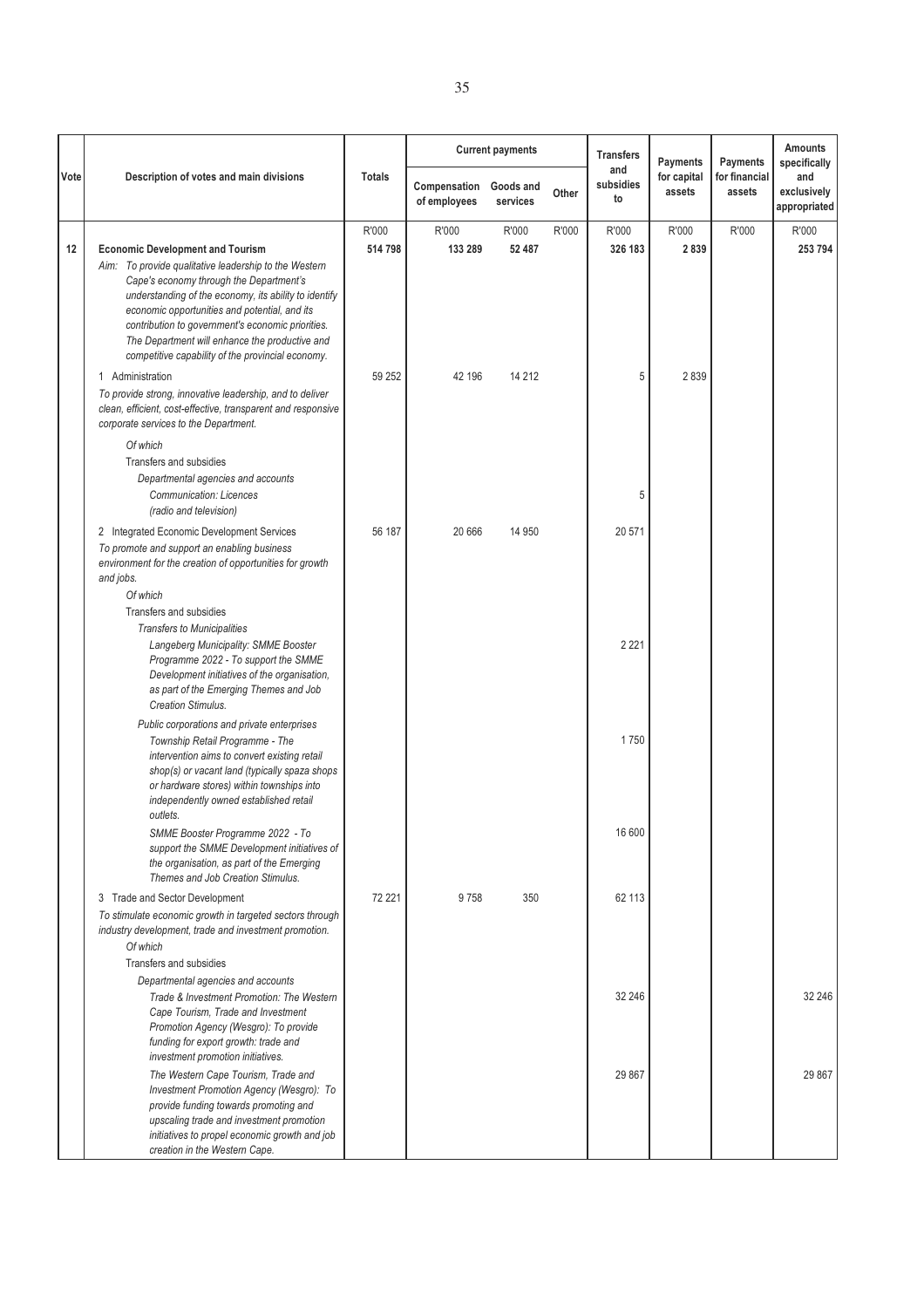| Vote | Description of votes and main divisions | Totals | Current payments | | | Transfers and subsidies to | Payments for capital assets | Payments for financial assets | Amounts specifically and exclusively appropriated |
|---|---|---|---|---|---|---|---|---|---|
| | | | Compensation of employees | Goods and services | Other | | | | |
| | | R'000 | R'000 | R'000 | R'000 | R'000 | R'000 | R'000 | R'000 |
| **12** | **Economic Development and Tourism** | **514 798** | **133 289** | **52 487** | | **326 183** | **2 839** | | **253 794** |
| | *Aim: To provide qualitative leadership to the Western Cape's economy through the Department's understanding of the economy, its ability to identify economic opportunities and potential, and its contribution to government's economic priorities. The Department will enhance the productive and competitive capability of the provincial economy.* | | | | | | | | |
| | 1 Administration | 59 252 | 42 196 | 14 212 | | 5 | 2 839 | | |
| | *To provide strong, innovative leadership, and to deliver clean, efficient, cost-effective, transparent and responsive corporate services to the Department.* | | | | | | | | |
| | *Of which* | | | | | | | | |
| | Transfers and subsidies | | | | | | | | |
| | *Departmental agencies and accounts* | | | | | | | | |
| | *Communication: Licences (radio and television)* | | | | | 5 | | | |
| | 2 Integrated Economic Development Services | 56 187 | 20 666 | 14 950 | | 20 571 | | | |
| | *To promote and support an enabling business environment for the creation of opportunities for growth and jobs.* | | | | | | | | |
| | *Of which* | | | | | | | | |
| | Transfers and subsidies | | | | | | | | |
| | *Transfers to Municipalities* | | | | | | | | |
| | *Langeberg Municipality: SMME Booster Programme 2022 - To support the SMME Development initiatives of the organisation, as part of the Emerging Themes and Job Creation Stimulus.* | | | | | 2 221 | | | |
| | *Public corporations and private enterprises* | | | | | | | | |
| | *Township Retail Programme - The intervention aims to convert existing retail shop(s) or vacant land (typically spaza shops or hardware stores) within townships into independently owned established retail outlets.* | | | | | 1 750 | | | |
| | *SMME Booster Programme 2022 - To support the SMME Development initiatives of the organisation, as part of the Emerging Themes and Job Creation Stimulus.* | | | | | 16 600 | | | |
| | 3 Trade and Sector Development | 72 221 | 9 758 | 350 | | 62 113 | | | |
| | *To stimulate economic growth in targeted sectors through industry development, trade and investment promotion.* | | | | | | | | |
| | *Of which* | | | | | | | | |
| | Transfers and subsidies | | | | | | | | |
| | *Departmental agencies and accounts* | | | | | | | | |
| | *Trade & Investment Promotion: The Western Cape Tourism, Trade and Investment Promotion Agency (Wesgro): To provide funding for export growth: trade and investment promotion initiatives.* | | | | | 32 246 | | | 32 246 |
| | *The Western Cape Tourism, Trade and Investment Promotion Agency (Wesgro): To provide funding towards promoting and upscaling trade and investment promotion initiatives to propel economic growth and job creation in the Western Cape.* | | | | | 29 867 | | | 29 867 |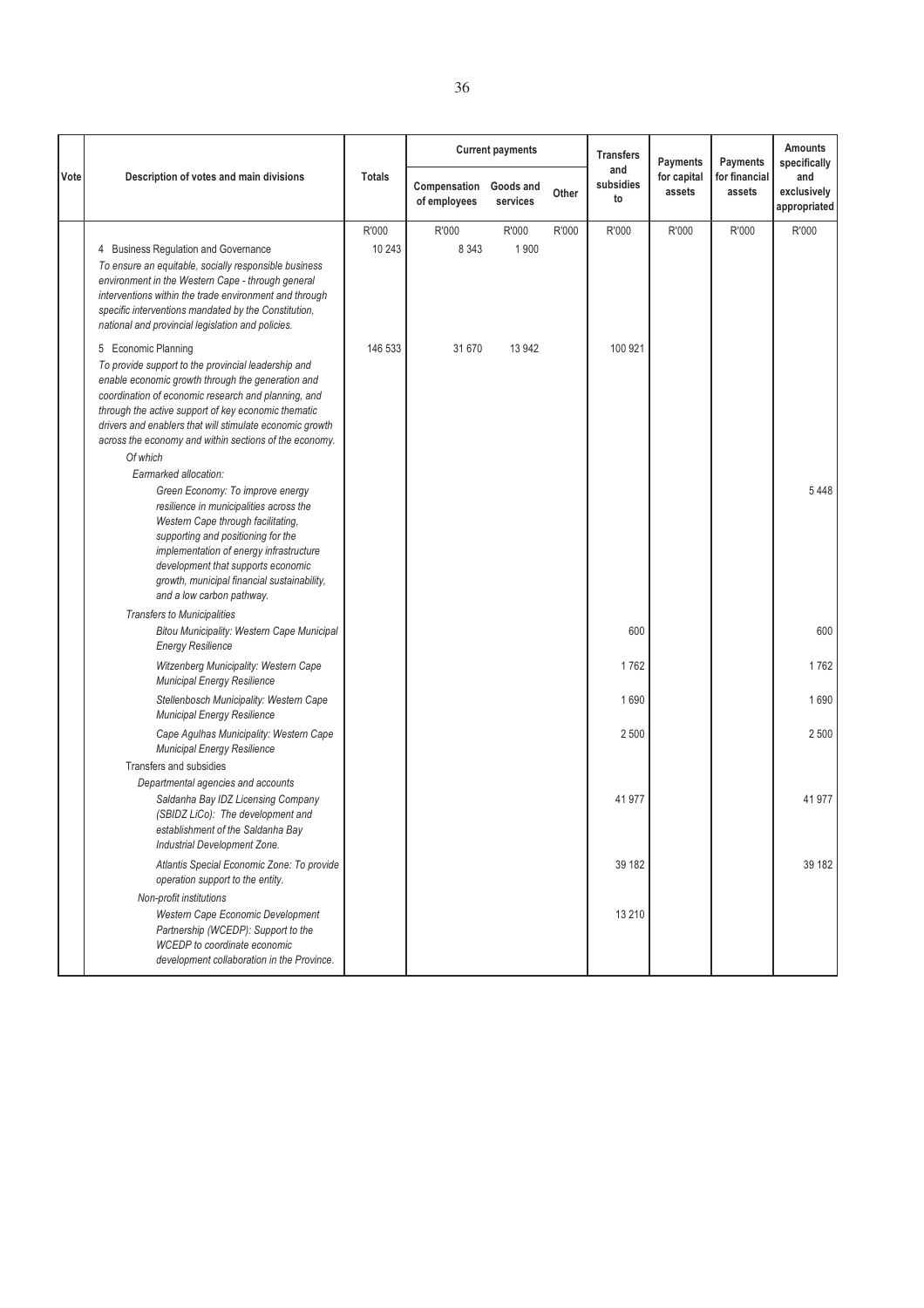| Vote | Description of votes and main divisions | Totals | Current payments | | | Transfers and subsidies to | Payments for capital assets | Payments for financial assets | Amounts specifically and exclusively appropriated |
|---|---|---|---|---|---|---|---|---|---|
| | | | Compensation of employees | Goods and services | Other | | | | |
| | | R'000 | R'000 | R'000 | R'000 | R'000 | R'000 | R'000 | R'000 |
| | 4 Business Regulation and Governance<br>*To ensure an equitable, socially responsible business environment in the Western Cape - through general interventions within the trade environment and through specific interventions mandated by the Constitution, national and provincial legislation and policies.* | 10 243 | 8 343 | 1 900 | | | | | |
| | 5 Economic Planning<br>*To provide support to the provincial leadership and enable economic growth through the generation and coordination of economic research and planning, and through the active support of key economic thematic drivers and enablers that will stimulate economic growth across the economy and within sections of the economy.* | 146 533 | 31 670 | 13 942 | | 100 921 | | | |
| | *Of which* | | | | | | | | |
| | *Earmarked allocation:* | | | | | | | | |
| | *Green Economy: To improve energy resilience in municipalities across the Western Cape through facilitating, supporting and positioning for the implementation of energy infrastructure development that supports economic growth, municipal financial sustainability, and a low carbon pathway.* | | | | | | | | 5 448 |
| | *Transfers to Municipalities* | | | | | | | | |
| | *Bitou Municipality: Western Cape Municipal Energy Resilience* | | | | | 600 | | | 600 |
| | *Witzenberg Municipality: Western Cape Municipal Energy Resilience* | | | | | 1 762 | | | 1 762 |
| | *Stellenbosch Municipality: Western Cape Municipal Energy Resilience* | | | | | 1 690 | | | 1 690 |
| | *Cape Agulhas Municipality: Western Cape Municipal Energy Resilience* | | | | | 2 500 | | | 2 500 |
| | Transfers and subsidies | | | | | | | | |
| | *Departmental agencies and accounts* | | | | | | | | |
| | *Saldanha Bay IDZ Licensing Company (SBIDZ LiCo): The development and establishment of the Saldanha Bay Industrial Development Zone.* | | | | | 41 977 | | | 41 977 |
| | *Atlantis Special Economic Zone: To provide operation support to the entity.* | | | | | 39 182 | | | 39 182 |
| | *Non-profit institutions* | | | | | | | | |
| | *Western Cape Economic Development Partnership (WCEDP): Support to the WCEDP to coordinate economic development collaboration in the Province.* | | | | | 13 210 | | | |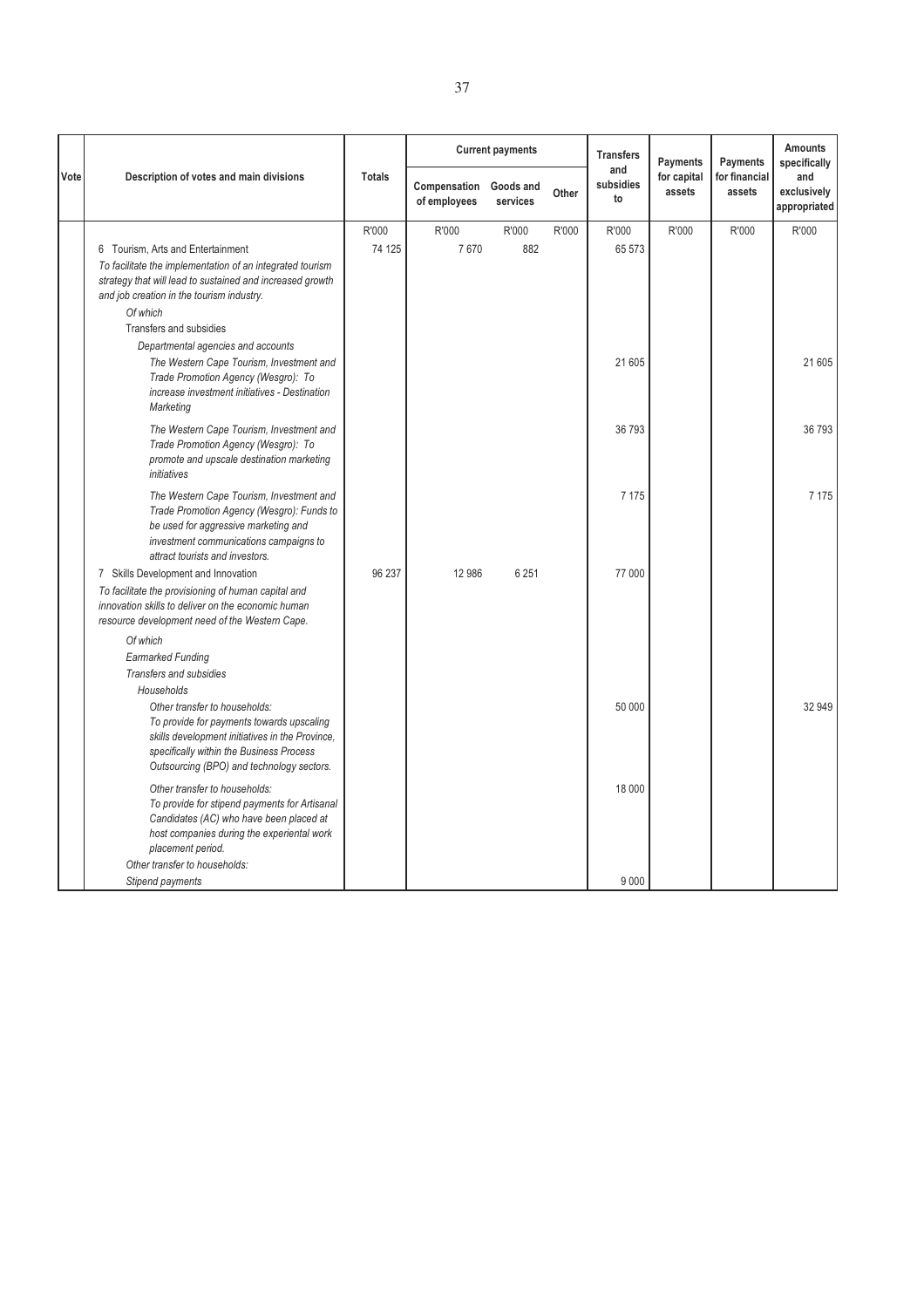| Vote | Description of votes and main divisions | Totals | Current payments | | | Transfers and subsidies to | Payments for capital assets | Payments for financial assets | Amounts specifically and exclusively appropriated |
|---|---|---|---|---|---|---|---|---|---|
| | | | Compensation of employees | Goods and services | Other | | | | |
| | | R'000 | R'000 | R'000 | R'000 | R'000 | R'000 | R'000 | R'000 |
| | 6 Tourism, Arts and Entertainment | 74 125 | 7 670 | 882 | | 65 573 | | | |
| | *To facilitate the implementation of an integrated tourism strategy that will lead to sustained and increased growth and job creation in the tourism industry.* | | | | | | | | |
| | *Of which* | | | | | | | | |
| | Transfers and subsidies | | | | | | | | |
| | *Departmental agencies and accounts* | | | | | | | | |
| | *The Western Cape Tourism, Investment and Trade Promotion Agency (Wesgro): To increase investment initiatives - Destination Marketing* | | | | | 21 605 | | | 21 605 |
| | *The Western Cape Tourism, Investment and Trade Promotion Agency (Wesgro): To promote and upscale destination marketing initiatives* | | | | | 36 793 | | | 36 793 |
| | *The Western Cape Tourism, Investment and Trade Promotion Agency (Wesgro): Funds to be used for aggressive marketing and investment communications campaigns to attract tourists and investors.* | | | | | 7 175 | | | 7 175 |
| | 7 Skills Development and Innovation | 96 237 | 12 986 | 6 251 | | 77 000 | | | |
| | *To facilitate the provisioning of human capital and innovation skills to deliver on the economic human resource development need of the Western Cape.* | | | | | | | | |
| | *Of which* | | | | | | | | |
| | *Earmarked Funding* | | | | | | | | |
| | *Transfers and subsidies* | | | | | | | | |
| | *Households* | | | | | | | | |
| | *Other transfer to households: To provide for payments towards upscaling skills development initiatives in the Province, specifically within the Business Process Outsourcing (BPO) and technology sectors.* | | | | | 50 000 | | | 32 949 |
| | *Other transfer to households: To provide for stipend payments for Artisanal Candidates (AC) who have been placed at host companies during the experiential work placement period.* | | | | | 18 000 | | | |
| | *Other transfer to households: Stipend payments* | | | | | 9 000 | | | |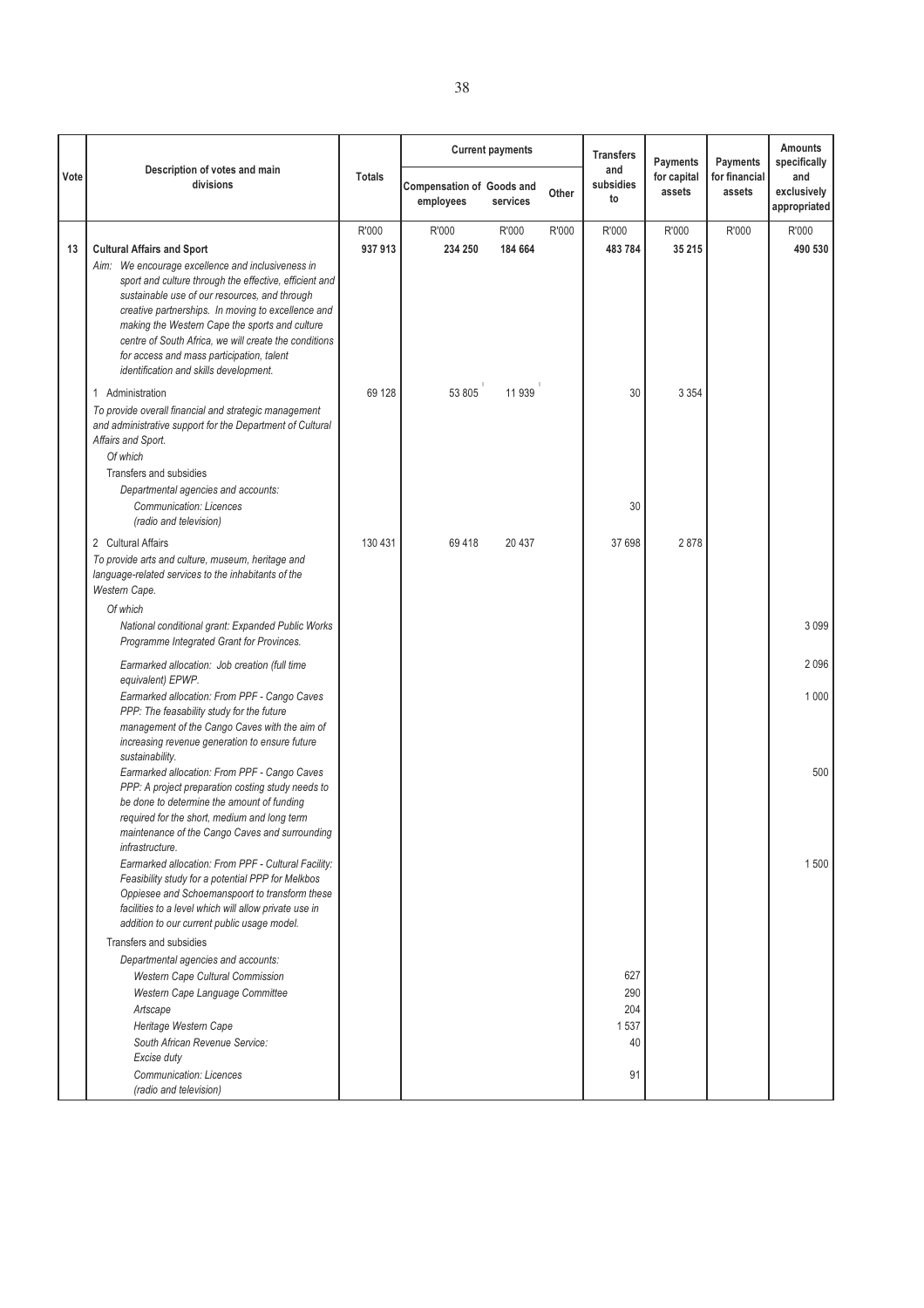| Vote | Description of votes and main divisions | Totals | Current payments | | | Transfers and subsidies to | Payments for capital assets | Payments for financial assets | Amounts specifically and exclusively appropriated |
|---|---|---|---|---|---|---|---|---|---|
| | | | Compensation of employees | Goods and services | Other | | | | |
| | | R'000 | R'000 | R'000 | R'000 | R'000 | R'000 | R'000 | R'000 |
| 13 | **Cultural Affairs and Sport** | **937 913** | **234 250** | **184 664** | | **483 784** | **35 215** | | **490 530** |
| | *Aim: We encourage excellence and inclusiveness in sport and culture through the effective, efficient and sustainable use of our resources, and through creative partnerships. In moving to excellence and making the Western Cape the sports and culture centre of South Africa, we will create the conditions for access and mass participation, talent identification and skills development.* | | | | | | | | |
| | 1 Administration | 69 128 | 53 805 | 11 939 | | 30 | 3 354 | | |
| | *To provide overall financial and strategic management and administrative support for the Department of Cultural Affairs and Sport.* | | | | | | | | |
| | *Of which* | | | | | | | | |
| | Transfers and subsidies | | | | | | | | |
| | *Departmental agencies and accounts:* | | | | | | | | |
| | *Communication: Licences (radio and television)* | | | | | 30 | | | |
| | 2 Cultural Affairs | 130 431 | 69 418 | 20 437 | | 37 698 | 2 878 | | |
| | *To provide arts and culture, museum, heritage and language-related services to the inhabitants of the Western Cape.* | | | | | | | | |
| | *Of which* | | | | | | | | |
| | *National conditional grant: Expanded Public Works Programme Integrated Grant for Provinces.* | | | | | | | | 3 099 |
| | *Earmarked allocation: Job creation (full time equivalent) EPWP.* | | | | | | | | 2 096 |
| | *Earmarked allocation: From PPF - Cango Caves PPP: The feasability study for the future management of the Cango Caves with the aim of increasing revenue generation to ensure future sustainability.* | | | | | | | | 1 000 |
| | *Earmarked allocation: From PPF - Cango Caves PPP: A project preparation costing study needs to be done to determine the amount of funding required for the short, medium and long term maintenance of the Cango Caves and surrounding infrastructure.* | | | | | | | | 500 |
| | *Earmarked allocation: From PPF - Cultural Facility: Feasibility study for a potential PPP for Melkbos Oppiesee and Schoemanspoort to transform these facilities to a level which will allow private use in addition to our current public usage model.* | | | | | | | | 1 500 |
| | Transfers and subsidies | | | | | | | | |
| | *Departmental agencies and accounts:* | | | | | | | | |
| | *Western Cape Cultural Commission* | | | | | 627 | | | |
| | *Western Cape Language Committee* | | | | | 290 | | | |
| | *Artscape* | | | | | 204 | | | |
| | *Heritage Western Cape* | | | | | 1 537 | | | |
| | *South African Revenue Service: Excise duty* | | | | | 40 | | | |
| | *Communication: Licences (radio and television)* | | | | | 91 | | | |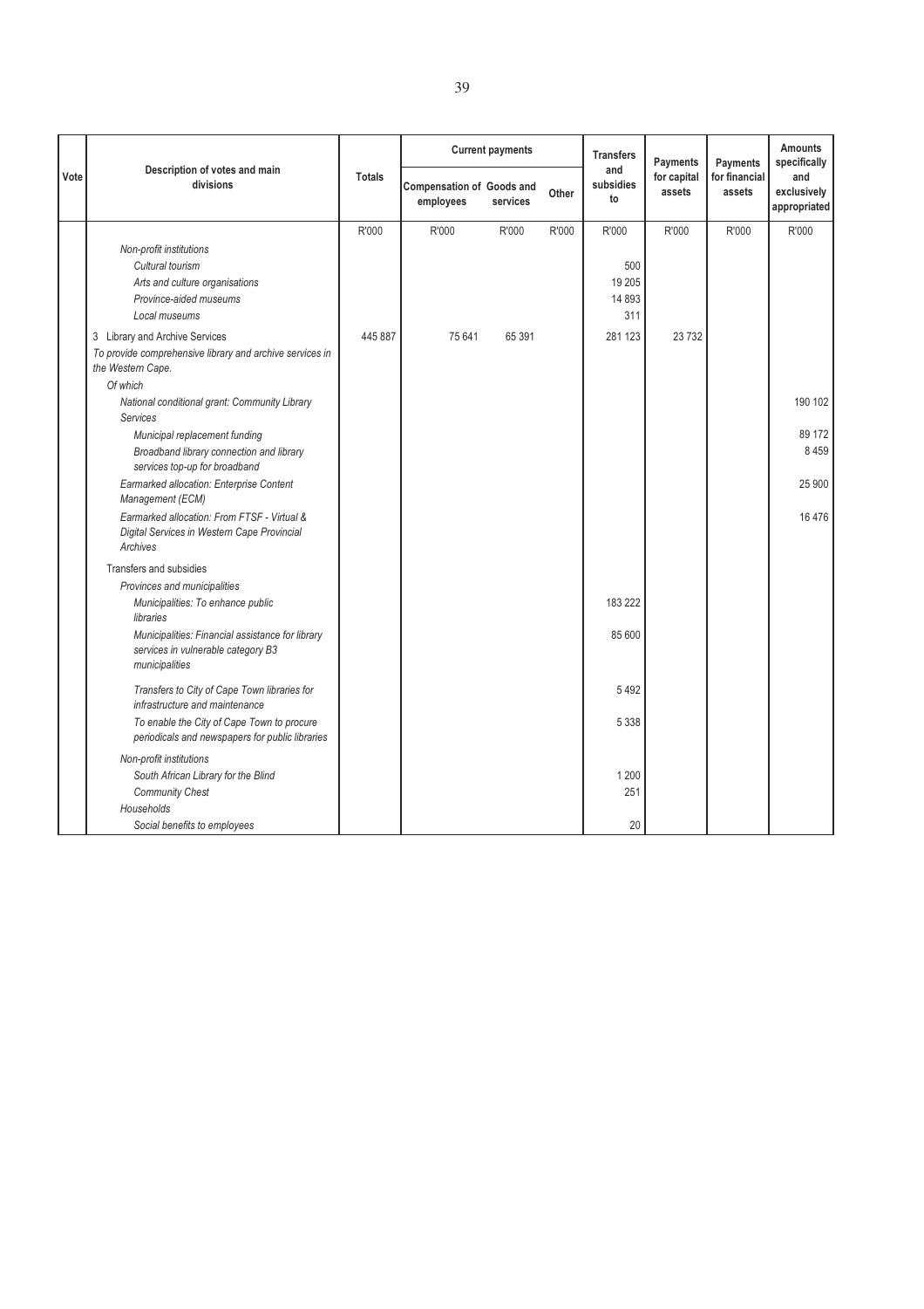| Vote | Description of votes and main divisions | Totals | Current payments | | | Transfers and subsidies to | Payments for capital assets | Payments for financial assets | Amounts specifically and exclusively appropriated |
|---|---|---|---|---|---|---|---|---|---|
| | | | Compensation of employees | Goods and services | Other | | | | |
| | | R'000 | R'000 | R'000 | R'000 | R'000 | R'000 | R'000 | R'000 |
| | *Non-profit institutions* | | | | | | | | |
| | *Cultural tourism* | | | | | 500 | | | |
| | *Arts and culture organisations* | | | | | 19 205 | | | |
| | *Province-aided museums* | | | | | 14 893 | | | |
| | *Local museums* | | | | | 311 | | | |
| | 3 Library and Archive Services | 445 887 | 75 641 | 65 391 | | 281 123 | 23 732 | | |
| | *To provide comprehensive library and archive services in the Western Cape.* | | | | | | | | |
| | *Of which* | | | | | | | | |
| | *National conditional grant: Community Library Services* | | | | | | | | 190 102 |
| | *Municipal replacement funding* | | | | | | | | 89 172 |
| | *Broadband library connection and library services top-up for broadband* | | | | | | | | 8 459 |
| | *Earmarked allocation: Enterprise Content Management (ECM)* | | | | | | | | 25 900 |
| | *Earmarked allocation: From FTSF - Virtual & Digital Services in Western Cape Provincial Archives* | | | | | | | | 16 476 |
| | Transfers and subsidies | | | | | | | | |
| | *Provinces and municipalities* | | | | | | | | |
| | *Municipalities: To enhance public libraries* | | | | | 183 222 | | | |
| | *Municipalities: Financial assistance for library services in vulnerable category B3 municipalities* | | | | | 85 600 | | | |
| | *Transfers to City of Cape Town libraries for infrastructure and maintenance* | | | | | 5 492 | | | |
| | *To enable the City of Cape Town to procure periodicals and newspapers for public libraries* | | | | | 5 338 | | | |
| | *Non-profit institutions* | | | | | | | | |
| | *South African Library for the Blind* | | | | | 1 200 | | | |
| | *Community Chest* | | | | | 251 | | | |
| | *Households* | | | | | | | | |
| | *Social benefits to employees* | | | | | 20 | | | |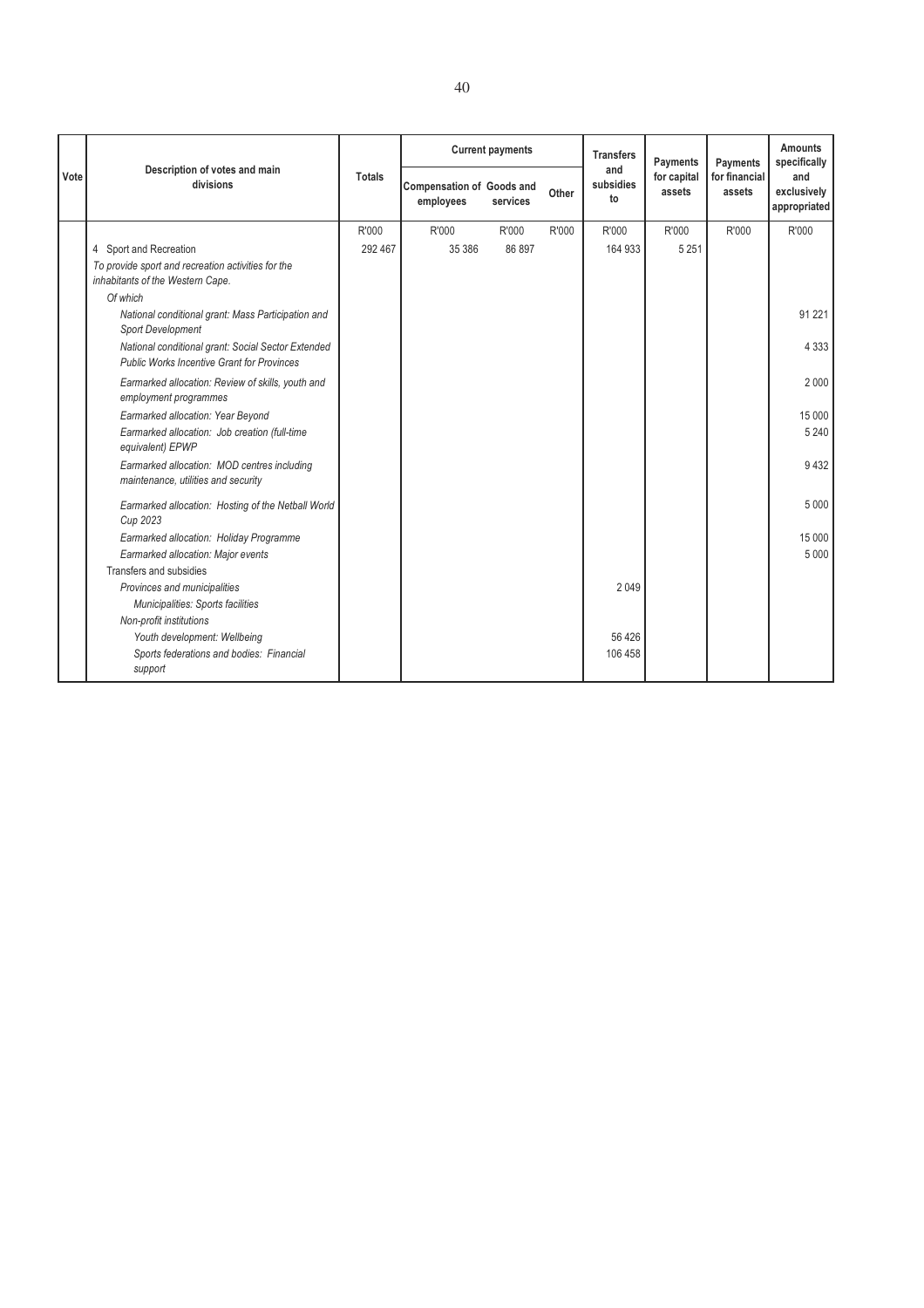| Vote | Description of votes and main divisions | Totals | Current payments | | | Transfers and subsidies to | Payments for capital assets | Payments for financial assets | Amounts specifically and exclusively appropriated |
|---|---|---|---|---|---|---|---|---|---|
| | | | Compensation of employees | Goods and services | Other | | | | |
| | | R'000 | R'000 | R'000 | R'000 | R'000 | R'000 | R'000 | R'000 |
| | 4 Sport and Recreation | 292 467 | 35 386 | 86 897 | | 164 933 | 5 251 | | |
| | *To provide sport and recreation activities for the inhabitants of the Western Cape.* | | | | | | | | |
| | *Of which* | | | | | | | | |
| | *National conditional grant: Mass Participation and Sport Development* | | | | | | | | 91 221 |
| | *National conditional grant: Social Sector Extended Public Works Incentive Grant for Provinces* | | | | | | | | 4 333 |
| | *Earmarked allocation: Review of skills, youth and employment programmes* | | | | | | | | 2 000 |
| | *Earmarked allocation: Year Beyond* | | | | | | | | 15 000 |
| | *Earmarked allocation: Job creation (full-time equivalent) EPWP* | | | | | | | | 5 240 |
| | *Earmarked allocation: MOD centres including maintenance, utilities and security* | | | | | | | | 9 432 |
| | *Earmarked allocation: Hosting of the Netball World Cup 2023* | | | | | | | | 5 000 |
| | *Earmarked allocation: Holiday Programme* | | | | | | | | 15 000 |
| | *Earmarked allocation: Major events* | | | | | | | | 5 000 |
| | Transfers and subsidies | | | | | | | | |
| | *Provinces and municipalities* | | | | | 2 049 | | | |
| | *Municipalities: Sports facilities* | | | | | | | | |
| | *Non-profit institutions* | | | | | | | | |
| | *Youth development: Wellbeing* | | | | | 56 426 | | | |
| | *Sports federations and bodies: Financial support* | | | | | 106 458 | | | |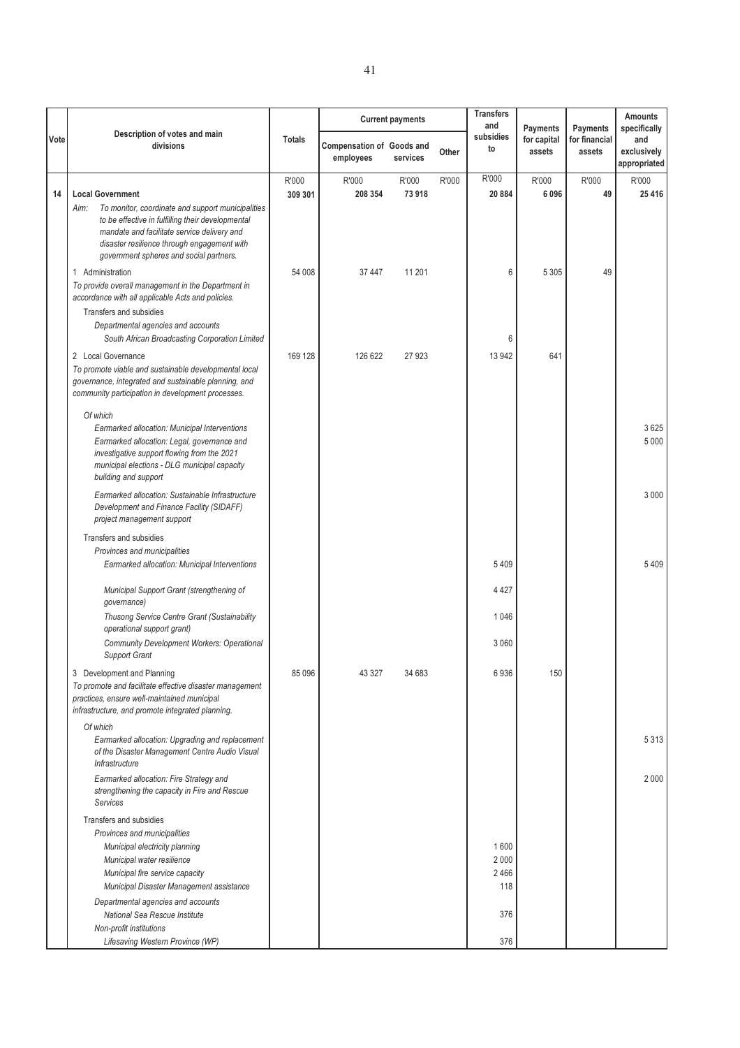| Vote | Description of votes and main divisions | Totals | Current payments | | | Transfers and subsidies to | Payments for capital assets | Payments for financial assets | Amounts specifically and exclusively appropriated |
|---|---|---|---|---|---|---|---|---|---|
| | | | Compensation of employees | Goods and services | Other | | | | |
| | | R'000 | R'000 | R'000 | R'000 | R'000 | R'000 | R'000 | R'000 |
| **14** | **Local Government** | **309 301** | **208 354** | **73 918** | | **20 884** | **6 096** | **49** | **25 416** |
| | *Aim:* *To monitor, coordinate and support municipalities to be effective in fulfilling their developmental mandate and facilitate service delivery and disaster resilience through engagement with government spheres and social partners.* | | | | | | | | |
| | 1 Administration | 54 008 | 37 447 | 11 201 | | 6 | 5 305 | 49 | |
| | *To provide overall management in the Department in accordance with all applicable Acts and policies.* | | | | | | | | |
| | Transfers and subsidies | | | | | | | | |
| | *Departmental agencies and accounts* | | | | | | | | |
| | *South African Broadcasting Corporation Limited* | | | | | 6 | | | |
| | 2 Local Governance | 169 128 | 126 622 | 27 923 | | 13 942 | 641 | | |
| | *To promote viable and sustainable developmental local governance, integrated and sustainable planning, and community participation in development processes.* | | | | | | | | |
| | *Of which* | | | | | | | | |
| | *Earmarked allocation: Municipal Interventions* | | | | | | | | 3 625 |
| | *Earmarked allocation: Legal, governance and investigative support flowing from the 2021 municipal elections - DLG municipal capacity building and support* | | | | | | | | 5 000 |
| | *Earmarked allocation: Sustainable Infrastructure Development and Finance Facility (SIDAFF) project management support* | | | | | | | | 3 000 |
| | Transfers and subsidies | | | | | | | | |
| | *Provinces and municipalities* | | | | | | | | |
| | *Earmarked allocation: Municipal Interventions* | | | | | 5 409 | | | 5 409 |
| | *Municipal Support Grant (strengthening of governance)* | | | | | 4 427 | | | |
| | *Thusong Service Centre Grant (Sustainability operational support grant)* | | | | | 1 046 | | | |
| | *Community Development Workers: Operational Support Grant* | | | | | 3 060 | | | |
| | 3 Development and Planning | 85 096 | 43 327 | 34 683 | | 6 936 | 150 | | |
| | *To promote and facilitate effective disaster management practices, ensure well-maintained municipal infrastructure, and promote integrated planning.* | | | | | | | | |
| | *Of which* | | | | | | | | |
| | *Earmarked allocation: Upgrading and replacement of the Disaster Management Centre Audio Visual Infrastructure* | | | | | | | | 5 313 |
| | *Earmarked allocation: Fire Strategy and strengthening the capacity in Fire and Rescue Services* | | | | | | | | 2 000 |
| | Transfers and subsidies | | | | | | | | |
| | *Provinces and municipalities* | | | | | | | | |
| | *Municipal electricity planning* | | | | | 1 600 | | | |
| | *Municipal water resilience* | | | | | 2 000 | | | |
| | *Municipal fire service capacity* | | | | | 2 466 | | | |
| | *Municipal Disaster Management assistance* | | | | | 118 | | | |
| | *Departmental agencies and accounts* | | | | | | | | |
| | *National Sea Rescue Institute* | | | | | 376 | | | |
| | *Non-profit institutions* | | | | | | | | |
| | *Lifesaving Western Province (WP)* | | | | | 376 | | | |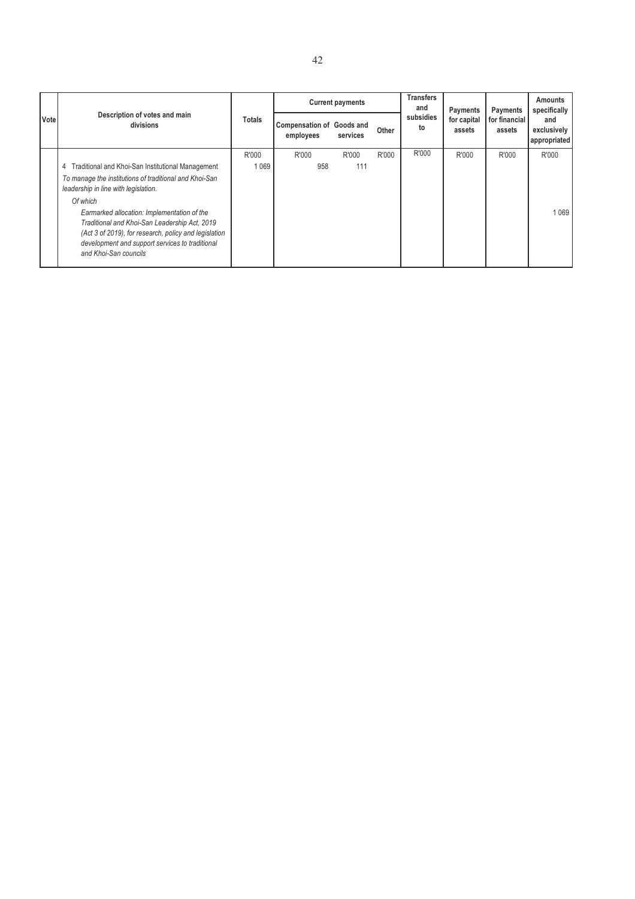| Vote | Description of votes and main divisions | Totals | Current payments | | | Transfers and subsidies to | Payments for capital assets | Payments for financial assets | Amounts specifically and exclusively appropriated |
|---|---|---|---|---|---|---|---|---|---|
| | | | Compensation of employees | Goods and services | Other | | | | |
| | | R'000 | R'000 | R'000 | R'000 | R'000 | R'000 | R'000 | R'000 |
| | 4 Traditional and Khoi-San Institutional Management | 1 069 | 958 | 111 | | | | | |
| | *To manage the institutions of traditional and Khoi-San leadership in line with legislation.* | | | | | | | | |
| | *Of which* | | | | | | | | |
| | *Earmarked allocation: Implementation of the Traditional and Khoi-San Leadership Act, 2019 (Act 3 of 2019), for research, policy and legislation development and support services to traditional and Khoi-San councils* | | | | | | | | 1 069 |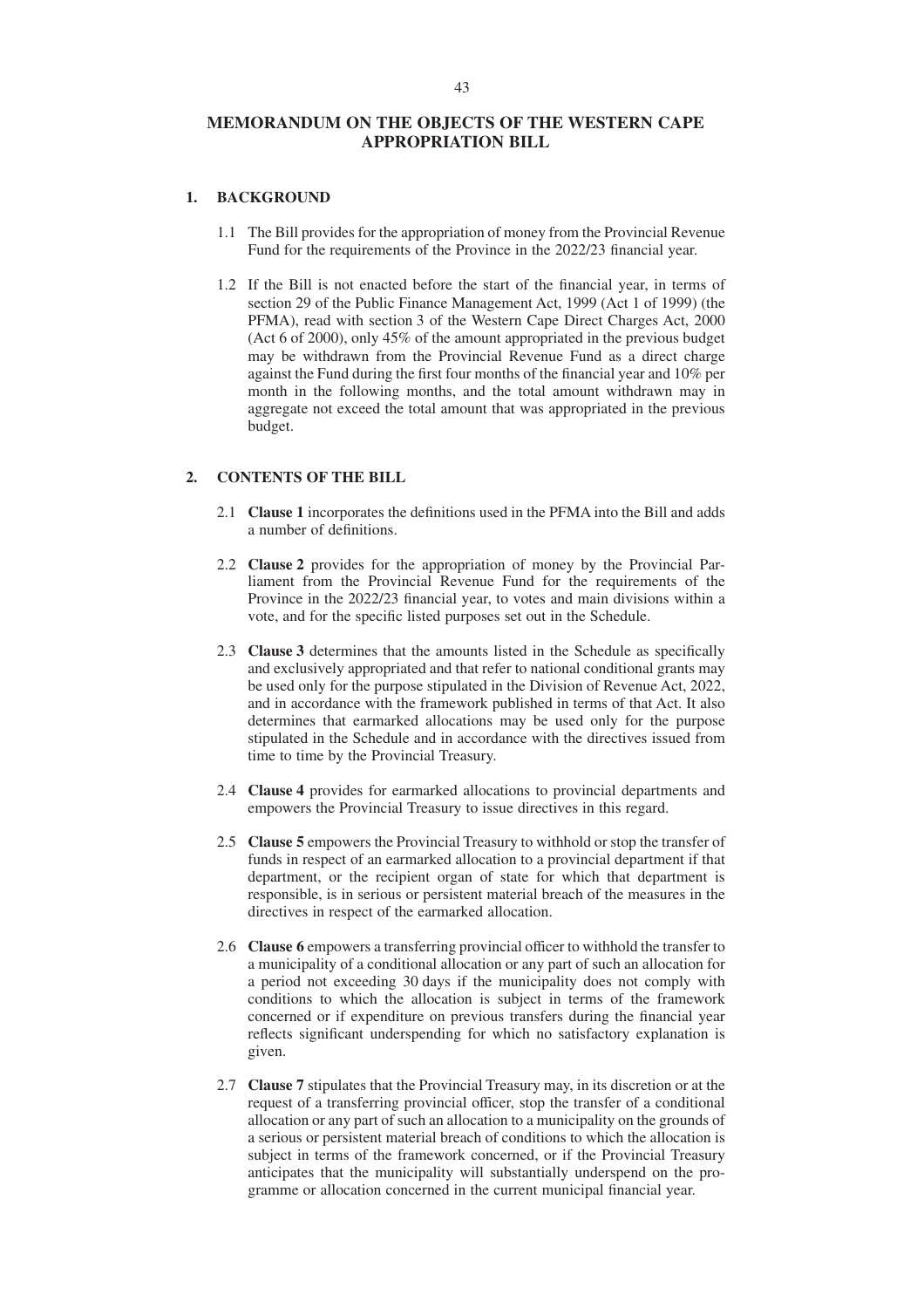# MEMORANDUM ON THE OBJECTS OF THE WESTERN CAPE APPROPRIATION BILL

## 1. BACKGROUND

1.1 The Bill provides for the appropriation of money from the Provincial Revenue Fund for the requirements of the Province in the 2022/23 financial year.

1.2 If the Bill is not enacted before the start of the financial year, in terms of section 29 of the Public Finance Management Act, 1999 (Act 1 of 1999) (the PFMA), read with section 3 of the Western Cape Direct Charges Act, 2000 (Act 6 of 2000), only 45% of the amount appropriated in the previous budget may be withdrawn from the Provincial Revenue Fund as a direct charge against the Fund during the first four months of the financial year and 10% per month in the following months, and the total amount withdrawn may in aggregate not exceed the total amount that was appropriated in the previous budget.

## 2. CONTENTS OF THE BILL

2.1 **Clause 1** incorporates the definitions used in the PFMA into the Bill and adds a number of definitions.

2.2 **Clause 2** provides for the appropriation of money by the Provincial Parliament from the Provincial Revenue Fund for the requirements of the Province in the 2022/23 financial year, to votes and main divisions within a vote, and for the specific listed purposes set out in the Schedule.

2.3 **Clause 3** determines that the amounts listed in the Schedule as specifically and exclusively appropriated and that refer to national conditional grants may be used only for the purpose stipulated in the Division of Revenue Act, 2022, and in accordance with the framework published in terms of that Act. It also determines that earmarked allocations may be used only for the purpose stipulated in the Schedule and in accordance with the directives issued from time to time by the Provincial Treasury.

2.4 **Clause 4** provides for earmarked allocations to provincial departments and empowers the Provincial Treasury to issue directives in this regard.

2.5 **Clause 5** empowers the Provincial Treasury to withhold or stop the transfer of funds in respect of an earmarked allocation to a provincial department if that department, or the recipient organ of state for which that department is responsible, is in serious or persistent material breach of the measures in the directives in respect of the earmarked allocation.

2.6 **Clause 6** empowers a transferring provincial officer to withhold the transfer to a municipality of a conditional allocation or any part of such an allocation for a period not exceeding 30 days if the municipality does not comply with conditions to which the allocation is subject in terms of the framework concerned or if expenditure on previous transfers during the financial year reflects significant underspending for which no satisfactory explanation is given.

2.7 **Clause 7** stipulates that the Provincial Treasury may, in its discretion or at the request of a transferring provincial officer, stop the transfer of a conditional allocation or any part of such an allocation to a municipality on the grounds of a serious or persistent material breach of conditions to which the allocation is subject in terms of the framework concerned, or if the Provincial Treasury anticipates that the municipality will substantially underspend on the programme or allocation concerned in the current municipal financial year.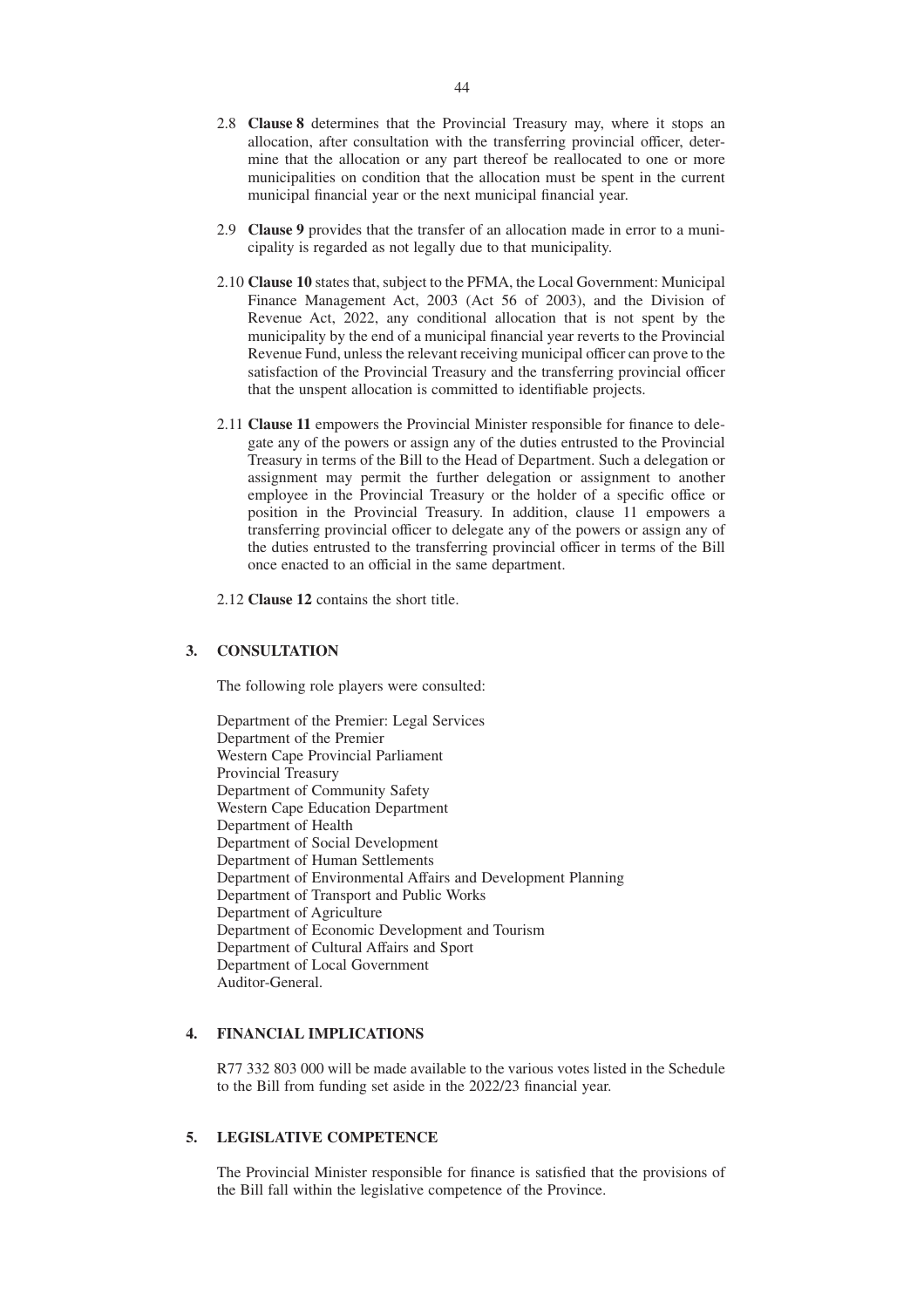2.8 **Clause 8** determines that the Provincial Treasury may, where it stops an allocation, after consultation with the transferring provincial officer, determine that the allocation or any part thereof be reallocated to one or more municipalities on condition that the allocation must be spent in the current municipal financial year or the next municipal financial year.

2.9 **Clause 9** provides that the transfer of an allocation made in error to a municipality is regarded as not legally due to that municipality.

2.10 **Clause 10** states that, subject to the PFMA, the Local Government: Municipal Finance Management Act, 2003 (Act 56 of 2003), and the Division of Revenue Act, 2022, any conditional allocation that is not spent by the municipality by the end of a municipal financial year reverts to the Provincial Revenue Fund, unless the relevant receiving municipal officer can prove to the satisfaction of the Provincial Treasury and the transferring provincial officer that the unspent allocation is committed to identifiable projects.

2.11 **Clause 11** empowers the Provincial Minister responsible for finance to delegate any of the powers or assign any of the duties entrusted to the Provincial Treasury in terms of the Bill to the Head of Department. Such a delegation or assignment may permit the further delegation or assignment to another employee in the Provincial Treasury or the holder of a specific office or position in the Provincial Treasury. In addition, clause 11 empowers a transferring provincial officer to delegate any of the powers or assign any of the duties entrusted to the transferring provincial officer in terms of the Bill once enacted to an official in the same department.

2.12 **Clause 12** contains the short title.

## 3. CONSULTATION

The following role players were consulted:

Department of the Premier: Legal Services
Department of the Premier
Western Cape Provincial Parliament
Provincial Treasury
Department of Community Safety
Western Cape Education Department
Department of Health
Department of Social Development
Department of Human Settlements
Department of Environmental Affairs and Development Planning
Department of Transport and Public Works
Department of Agriculture
Department of Economic Development and Tourism
Department of Cultural Affairs and Sport
Department of Local Government
Auditor-General.

## 4. FINANCIAL IMPLICATIONS

R77 332 803 000 will be made available to the various votes listed in the Schedule to the Bill from funding set aside in the 2022/23 financial year.

## 5. LEGISLATIVE COMPETENCE

The Provincial Minister responsible for finance is satisfied that the provisions of the Bill fall within the legislative competence of the Province.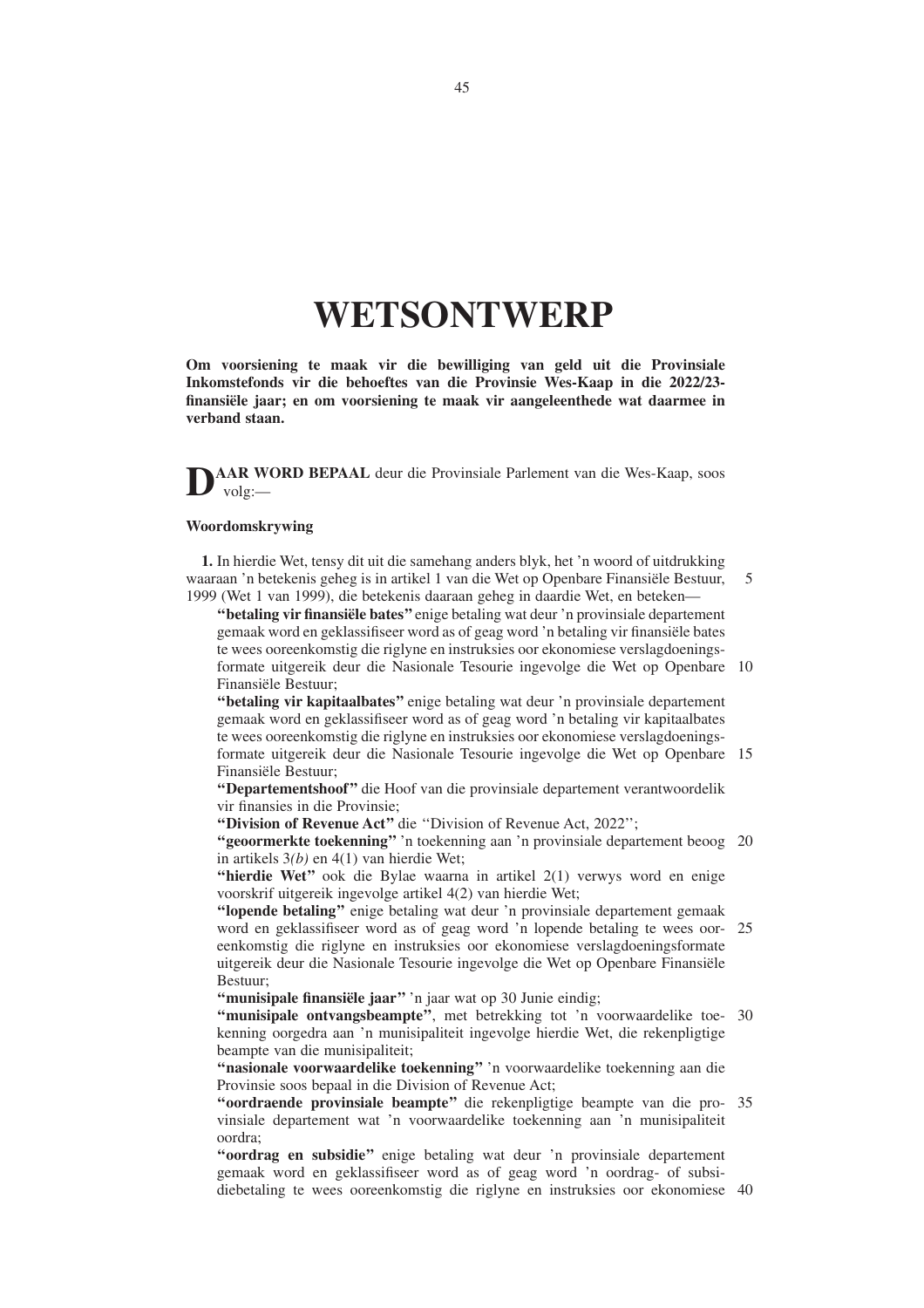# WETSONTWERP

**Om voorsiening te maak vir die bewilliging van geld uit die Provinsiale Inkomstefonds vir die behoeftes van die Provinsie Wes-Kaap in die 2022/23-finansiële jaar; en om voorsiening te maak vir aangeleenthede wat daarmee in verband staan.**

**DAAR WORD BEPAAL** deur die Provinsiale Parlement van die Wes-Kaap, soos volg:—

## Woordomskrywing

**1.** In hierdie Wet, tensy dit uit die samehang anders blyk, het 'n woord of uitdrukking waaraan 'n betekenis geheg is in artikel 1 van die Wet op Openbare Finansiële Bestuur, 1999 (Wet 1 van 1999), die betekenis daaraan geheg in daardie Wet, en beteken—

**"betaling vir finansiële bates"** enige betaling wat deur 'n provinsiale departement gemaak word en geklassifiseer word as of geag word 'n betaling vir finansiële bates te wees ooreenkomstig die riglyne en instruksies oor ekonomiese verslagdoeningsformate uitgereik deur die Nasionale Tesourie ingevolge die Wet op Openbare Finansiële Bestuur;

**"betaling vir kapitaalbates"** enige betaling wat deur 'n provinsiale departement gemaak word en geklassifiseer word as of geag word 'n betaling vir kapitaalbates te wees ooreenkomstig die riglyne en instruksies oor ekonomiese verslagdoeningsformate uitgereik deur die Nasionale Tesourie ingevolge die Wet op Openbare Finansiële Bestuur;

**"Departementshoof"** die Hoof van die provinsiale departement verantwoordelik vir finansies in die Provinsie;

**"Division of Revenue Act"** die ''Division of Revenue Act, 2022'';

**"geoormerkte toekenning"** 'n toekenning aan 'n provinsiale departement beoog in artikels 3*(b)* en 4(1) van hierdie Wet;

**"hierdie Wet"** ook die Bylae waarna in artikel 2(1) verwys word en enige voorskrif uitgereik ingevolge artikel 4(2) van hierdie Wet;

**"lopende betaling"** enige betaling wat deur 'n provinsiale departement gemaak word en geklassifiseer word as of geag word 'n lopende betaling te wees ooreenkomstig die riglyne en instruksies oor ekonomiese verslagdoeningsformate uitgereik deur die Nasionale Tesourie ingevolge die Wet op Openbare Finansiële Bestuur;

**"munisipale finansiële jaar"** 'n jaar wat op 30 Junie eindig;

**"munisipale ontvangsbeampte"**, met betrekking tot 'n voorwaardelike toekenning oorgedra aan 'n munisipaliteit ingevolge hierdie Wet, die rekenpligtige beampte van die munisipaliteit;

**"nasionale voorwaardelike toekenning"** 'n voorwaardelike toekenning aan die Provinsie soos bepaal in die Division of Revenue Act;

**"oordraende provinsiale beampte"** die rekenpligtige beampte van die provinsiale departement wat 'n voorwaardelike toekenning aan 'n munisipaliteit oordra;

**"oordrag en subsidie"** enige betaling wat deur 'n provinsiale departement gemaak word en geklassifiseer word as of geag word 'n oordrag- of subsidiebetaling te wees ooreenkomstig die riglyne en instruksies oor ekonomiese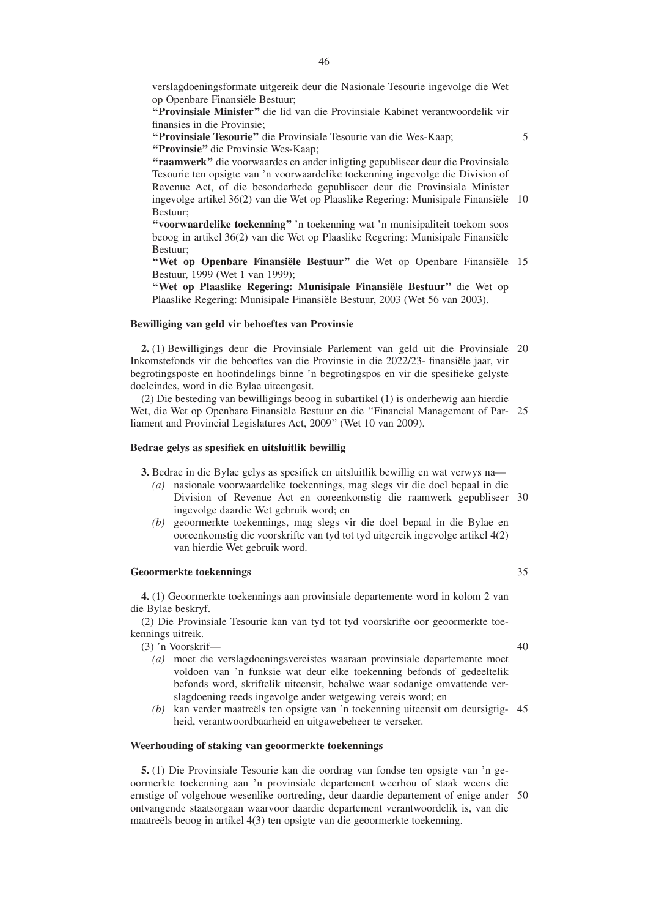verslagdoeningsformate uitgereik deur die Nasionale Tesourie ingevolge die Wet op Openbare Finansiële Bestuur;

**"Provinsiale Minister"** die lid van die Provinsiale Kabinet verantwoordelik vir finansies in die Provinsie;

**"Provinsiale Tesourie"** die Provinsiale Tesourie van die Wes-Kaap;

**"Provinsie"** die Provinsie Wes-Kaap;

**"raamwerk"** die voorwaardes en ander inligting gepubliseer deur die Provinsiale Tesourie ten opsigte van 'n voorwaardelike toekenning ingevolge die Division of Revenue Act, of die besonderhede gepubliseer deur die Provinsiale Minister ingevolge artikel 36(2) van die Wet op Plaaslike Regering: Munisipale Finansiële Bestuur;

**"voorwaardelike toekenning"** 'n toekenning wat 'n munisipaliteit toekom soos beoog in artikel 36(2) van die Wet op Plaaslike Regering: Munisipale Finansiële Bestuur;

**"Wet op Openbare Finansiële Bestuur"** die Wet op Openbare Finansiële Bestuur, 1999 (Wet 1 van 1999);

**"Wet op Plaaslike Regering: Munisipale Finansiële Bestuur"** die Wet op Plaaslike Regering: Munisipale Finansiële Bestuur, 2003 (Wet 56 van 2003).

**Bewilliging van geld vir behoeftes van Provinsie**

**2.** (1) Bewilligings deur die Provinsiale Parlement van geld uit die Provinsiale Inkomstefonds vir die behoeftes van die Provinsie in die 2022/23- finansiële jaar, vir begrotingsposte en hoofindelings binne 'n begrotingspos en vir die spesifieke gelyste doeleindes, word in die Bylae uiteengesit.

(2) Die besteding van bewilligings beoog in subartikel (1) is onderhewig aan hierdie Wet, die Wet op Openbare Finansiële Bestuur en die "Financial Management of Parliament and Provincial Legislatures Act, 2009" (Wet 10 van 2009).

**Bedrae gelys as spesifiek en uitsluitlik bewillig**

**3.** Bedrae in die Bylae gelys as spesifiek en uitsluitlik bewillig en wat verwys na—

*(a)* nasionale voorwaardelike toekennings, mag slegs vir die doel bepaal in die Division of Revenue Act en ooreenkomstig die raamwerk gepubliseer ingevolge daardie Wet gebruik word; en

*(b)* geoormerkte toekennings, mag slegs vir die doel bepaal in die Bylae en ooreenkomstig die voorskrifte van tyd tot tyd uitgereik ingevolge artikel 4(2) van hierdie Wet gebruik word.

**Geoormerkte toekennings**

**4.** (1) Geoormerkte toekennings aan provinsiale departemente word in kolom 2 van die Bylae beskryf.

(2) Die Provinsiale Tesourie kan van tyd tot tyd voorskrifte oor geoormerkte toekennings uitreik.

(3) 'n Voorskrif—

*(a)* moet die verslagdoeningsvereistes waaraan provinsiale departemente moet voldoen van 'n funksie wat deur elke toekenning befonds of gedeeltelik befonds word, skriftelik uiteensit, behalwe waar sodanige omvattende verslagdoening reeds ingevolge ander wetgewing vereis word; en

*(b)* kan verder maatreëls ten opsigte van 'n toekenning uiteensit om deursigtigheid, verantwoordbaarheid en uitgawebeheer te verseker.

**Weerhouding of staking van geoormerkte toekennings**

**5.** (1) Die Provinsiale Tesourie kan die oordrag van fondse ten opsigte van 'n geoormerkte toekenning aan 'n provinsiale departement weerhou of staak weens die ernstige of volgehoue wesenlike oortreding, deur daardie departement of enige ander ontvangende staatsorgaan waarvoor daardie departement verantwoordelik is, van die maatreëls beoog in artikel 4(3) ten opsigte van die geoormerkte toekenning.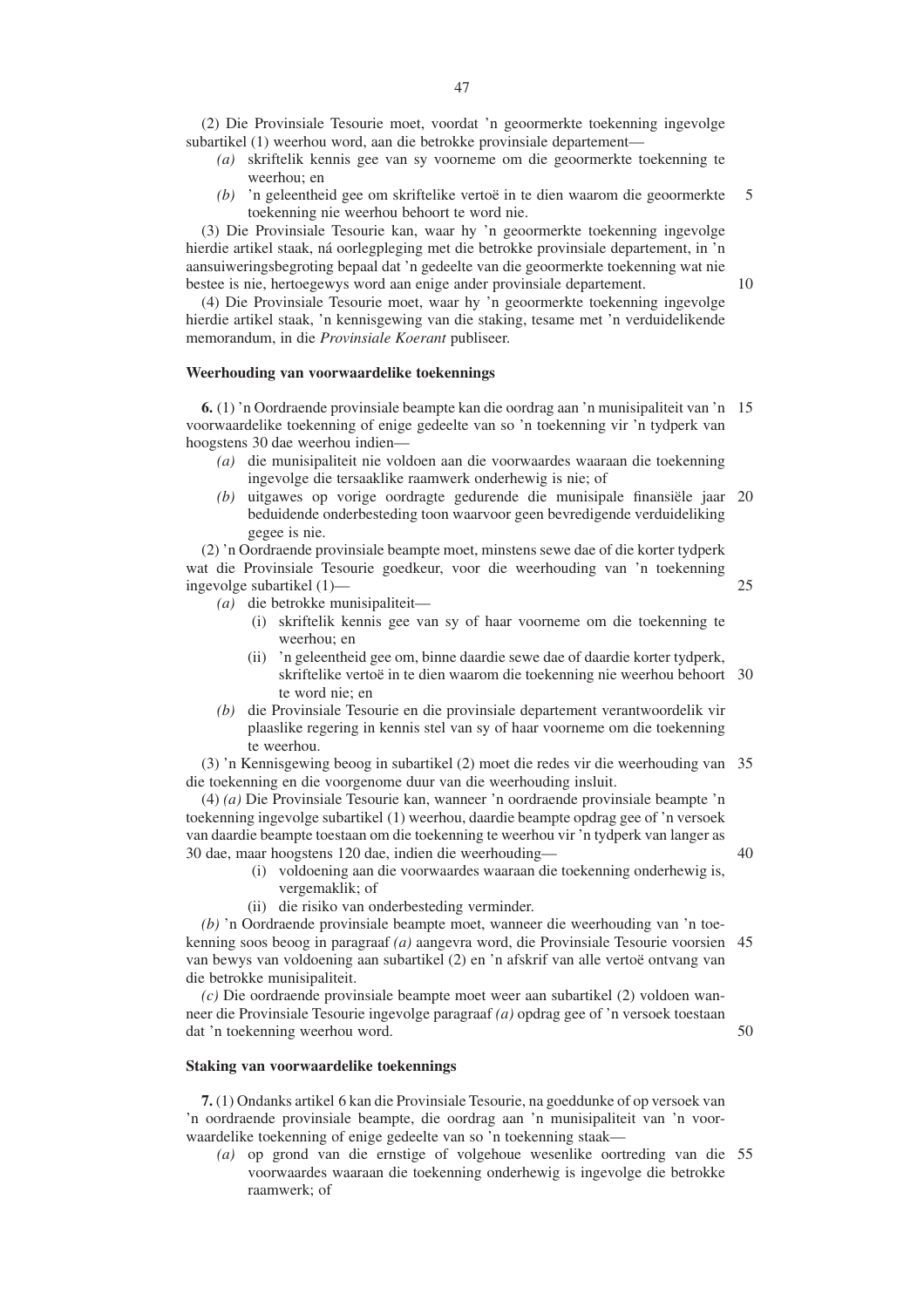(2) Die Provinsiale Tesourie moet, voordat 'n geoormerkte toekenning ingevolge subartikel (1) weerhou word, aan die betrokke provinsiale departement—

*(a)* skriftelik kennis gee van sy voorneme om die geoormerkte toekenning te weerhou; en

*(b)* 'n geleentheid gee om skriftelike vertoë in te dien waarom die geoormerkte toekenning nie weerhou behoort te word nie.

(3) Die Provinsiale Tesourie kan, waar hy 'n geoormerkte toekenning ingevolge hierdie artikel staak, ná oorlegpleging met die betrokke provinsiale departement, in 'n aansuiweringsbegroting bepaal dat 'n gedeelte van die geoormerkte toekenning wat nie bestee is nie, hertoegewys word aan enige ander provinsiale departement.

(4) Die Provinsiale Tesourie moet, waar hy 'n geoormerkte toekenning ingevolge hierdie artikel staak, 'n kennisgewing van die staking, tesame met 'n verduidelikende memorandum, in die *Provinsiale Koerant* publiseer.

**Weerhouding van voorwaardelike toekennings**

**6.** (1) 'n Oordraende provinsiale beampte kan die oordrag aan 'n munisipaliteit van 'n voorwaardelike toekenning of enige gedeelte van so 'n toekenning vir 'n tydperk van hoogstens 30 dae weerhou indien—

*(a)* die munisipaliteit nie voldoen aan die voorwaardes waaraan die toekenning ingevolge die tersaaklike raamwerk onderhewig is nie; of

*(b)* uitgawes op vorige oordragte gedurende die munisipale finansiële jaar beduidende onderbesteding toon waarvoor geen bevredigende verduideliking gegee is nie.

(2) 'n Oordraende provinsiale beampte moet, minstens sewe dae of die korter tydperk wat die Provinsiale Tesourie goedkeur, voor die weerhouding van 'n toekenning ingevolge subartikel (1)—

*(a)* die betrokke munisipaliteit—

(i) skriftelik kennis gee van sy of haar voorneme om die toekenning te weerhou; en

(ii) 'n geleentheid gee om, binne daardie sewe dae of daardie korter tydperk, skriftelike vertoë in te dien waarom die toekenning nie weerhou behoort te word nie; en

*(b)* die Provinsiale Tesourie en die provinsiale departement verantwoordelik vir plaaslike regering in kennis stel van sy of haar voorneme om die toekenning te weerhou.

(3) 'n Kennisgewing beoog in subartikel (2) moet die redes vir die weerhouding van die toekenning en die voorgenome duur van die weerhouding insluit.

(4) *(a)* Die Provinsiale Tesourie kan, wanneer 'n oordraende provinsiale beampte 'n toekenning ingevolge subartikel (1) weerhou, daardie beampte opdrag gee of 'n versoek van daardie beampte toestaan om die toekenning te weerhou vir 'n tydperk van langer as 30 dae, maar hoogstens 120 dae, indien die weerhouding—

(i) voldoening aan die voorwaardes waaraan die toekenning onderhewig is, vergemaklik; of

(ii) die risiko van onderbesteding verminder.

*(b)* 'n Oordraende provinsiale beampte moet, wanneer die weerhouding van 'n toekenning soos beoog in paragraaf *(a)* aangevra word, die Provinsiale Tesourie voorsien van bewys van voldoening aan subartikel (2) en 'n afskrif van alle vertoë ontvang van die betrokke munisipaliteit.

*(c)* Die oordraende provinsiale beampte moet weer aan subartikel (2) voldoen wanneer die Provinsiale Tesourie ingevolge paragraaf *(a)* opdrag gee of 'n versoek toestaan dat 'n toekenning weerhou word.

**Staking van voorwaardelike toekennings**

**7.** (1) Ondanks artikel 6 kan die Provinsiale Tesourie, na goeddunke of op versoek van 'n oordraende provinsiale beampte, die oordrag aan 'n munisipaliteit van 'n voorwaardelike toekenning of enige gedeelte van so 'n toekenning staak—

*(a)* op grond van die ernstige of volgehoue wesenlike oortreding van die voorwaardes waaraan die toekenning onderhewig is ingevolge die betrokke raamwerk; of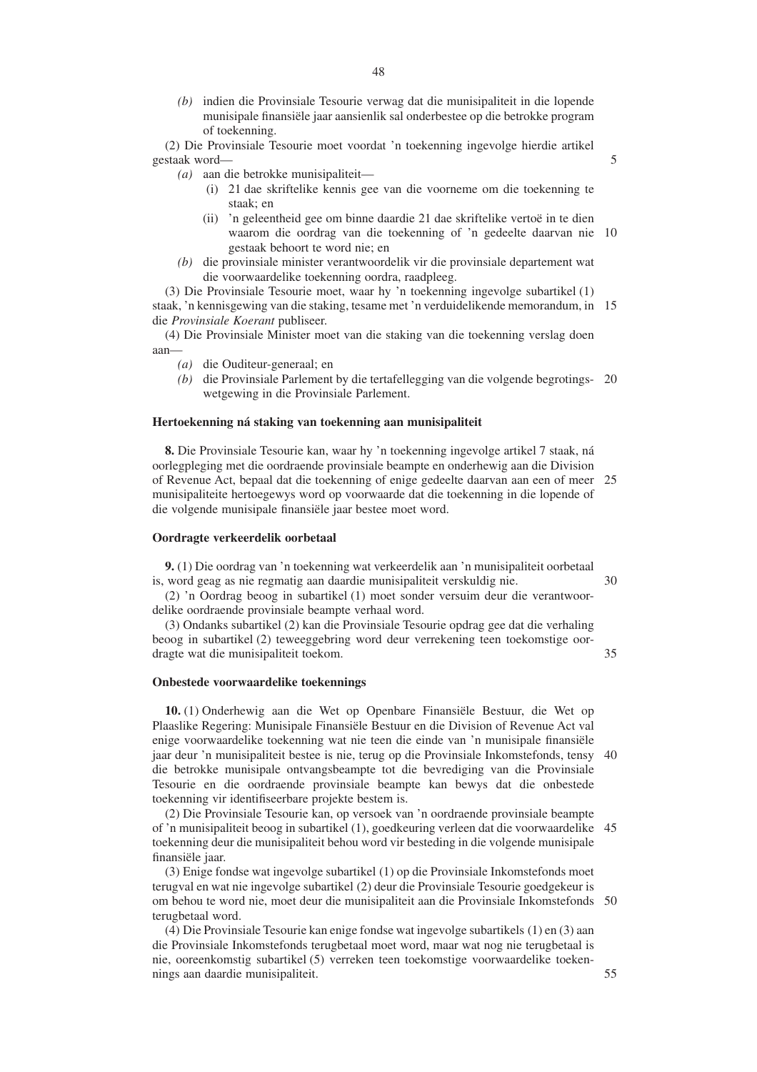*(b)* indien die Provinsiale Tesourie verwag dat die munisipaliteit in die lopende munisipale finansiële jaar aansienlik sal onderbestee op die betrokke program of toekenning.

(2) Die Provinsiale Tesourie moet voordat 'n toekenning ingevolge hierdie artikel gestaak word—

*(a)* aan die betrokke munisipaliteit—

(i) 21 dae skriftelike kennis gee van die voorneme om die toekenning te staak; en

(ii) 'n geleentheid gee om binne daardie 21 dae skriftelike vertoë in te dien waarom die oordrag van die toekenning of 'n gedeelte daarvan nie gestaak behoort te word nie; en

*(b)* die provinsiale minister verantwoordelik vir die provinsiale departement wat die voorwaardelike toekenning oordra, raadpleeg.

(3) Die Provinsiale Tesourie moet, waar hy 'n toekenning ingevolge subartikel (1) staak, 'n kennisgewing van die staking, tesame met 'n verduidelikende memorandum, in die *Provinsiale Koerant* publiseer.

(4) Die Provinsiale Minister moet van die staking van die toekenning verslag doen aan—

*(a)* die Ouditeur-generaal; en

*(b)* die Provinsiale Parlement by die tertafellegging van die volgende begrotingswetgewing in die Provinsiale Parlement.

**Hertoekenning ná staking van toekenning aan munisipaliteit**

**8.** Die Provinsiale Tesourie kan, waar hy 'n toekenning ingevolge artikel 7 staak, ná oorlegpleging met die oordraende provinsiale beampte en onderhewig aan die Division of Revenue Act, bepaal dat die toekenning of enige gedeelte daarvan aan een of meer munisipaliteite hertoegewys word op voorwaarde dat die toekenning in die lopende of die volgende munisipale finansiële jaar bestee moet word.

**Oordragte verkeerdelik oorbetaal**

**9.** (1) Die oordrag van 'n toekenning wat verkeerdelik aan 'n munisipaliteit oorbetaal is, word geag as nie regmatig aan daardie munisipaliteit verskuldig nie.

(2) 'n Oordrag beoog in subartikel (1) moet sonder versuim deur die verantwoordelike oordraende provinsiale beampte verhaal word.

(3) Ondanks subartikel (2) kan die Provinsiale Tesourie opdrag gee dat die verhaling beoog in subartikel (2) teweeggebring word deur verrekening teen toekomstige oordragte wat die munisipaliteit toekom.

**Onbestede voorwaardelike toekennings**

**10.** (1) Onderhewig aan die Wet op Openbare Finansiële Bestuur, die Wet op Plaaslike Regering: Munisipale Finansiële Bestuur en die Division of Revenue Act val enige voorwaardelike toekenning wat nie teen die einde van 'n munisipale finansiële jaar deur 'n munisipaliteit bestee is nie, terug op die Provinsiale Inkomstefonds, tensy die betrokke munisipale ontvangsbeampte tot die bevrediging van die Provinsiale Tesourie en die oordraende provinsiale beampte kan bewys dat die onbestede toekenning vir identifiseerbare projekte bestem is.

(2) Die Provinsiale Tesourie kan, op versoek van 'n oordraende provinsiale beampte of 'n munisipaliteit beoog in subartikel (1), goedkeuring verleen dat die voorwaardelike toekenning deur die munisipaliteit behou word vir besteding in die volgende munisipale finansiële jaar.

(3) Enige fondse wat ingevolge subartikel (1) op die Provinsiale Inkomstefonds moet terugval en wat nie ingevolge subartikel (2) deur die Provinsiale Tesourie goedgekeur is om behou te word nie, moet deur die munisipaliteit aan die Provinsiale Inkomstefonds terugbetaal word.

(4) Die Provinsiale Tesourie kan enige fondse wat ingevolge subartikels (1) en (3) aan die Provinsiale Inkomstefonds terugbetaal moet word, maar wat nog nie terugbetaal is nie, ooreenkomstig subartikel (5) verreken teen toekomstige voorwaardelike toekennings aan daardie munisipaliteit.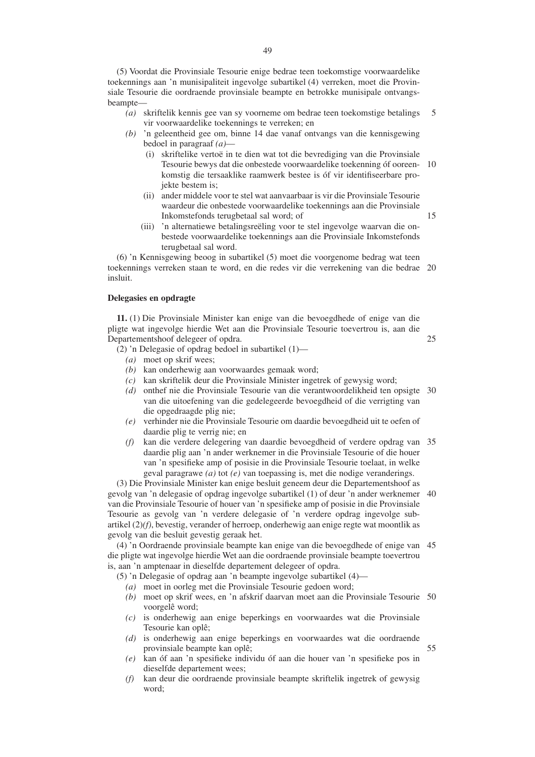(5) Voordat die Provinsiale Tesourie enige bedrae teen toekomstige voorwaardelike toekennings aan 'n munisipaliteit ingevolge subartikel (4) verreken, moet die Provinsiale Tesourie die oordraende provinsiale beampte en betrokke munisipale ontvangsbeampte—

- *(a)* skriftelik kennis gee van sy voorneme om bedrae teen toekomstige betalings vir voorwaardelike toekennings te verreken; en
- *(b)* 'n geleentheid gee om, binne 14 dae vanaf ontvangs van die kennisgewing bedoel in paragraaf *(a)*—
  - (i) skriftelike vertoë in te dien wat tot die bevrediging van die Provinsiale Tesourie bewys dat die onbestede voorwaardelike toekenning óf ooreenkomstig die tersaaklike raamwerk bestee is óf vir identifiseerbare projekte bestem is;
  - (ii) ander middele voor te stel wat aanvaarbaar is vir die Provinsiale Tesourie waardeur die onbestede voorwaardelike toekennings aan die Provinsiale Inkomstefonds terugbetaal sal word; of
  - (iii) 'n alternatiewe betalingsreëling voor te stel ingevolge waarvan die onbestede voorwaardelike toekennings aan die Provinsiale Inkomstefonds terugbetaal sal word.

(6) 'n Kennisgewing beoog in subartikel (5) moet die voorgenome bedrag wat teen toekennings verreken staan te word, en die redes vir die verrekening van die bedrae insluit.

**Delegasies en opdragte**

**11.** (1) Die Provinsiale Minister kan enige van die bevoegdhede of enige van die pligte wat ingevolge hierdie Wet aan die Provinsiale Tesourie toevertrou is, aan die Departementshoof delegeer of opdra.

(2) 'n Delegasie of opdrag bedoel in subartikel (1)—

- *(a)* moet op skrif wees;
- *(b)* kan onderhewig aan voorwaardes gemaak word;
- *(c)* kan skriftelik deur die Provinsiale Minister ingetrek of gewysig word;
- *(d)* onthef nie die Provinsiale Tesourie van die verantwoordelikheid ten opsigte van die uitoefening van die gedelegeerde bevoegdheid of die verrigting van die opgedraagde plig nie;
- *(e)* verhinder nie die Provinsiale Tesourie om daardie bevoegdheid uit te oefen of daardie plig te verrig nie; en
- *(f)* kan die verdere delegering van daardie bevoegdheid of verdere opdrag van daardie plig aan 'n ander werknemer in die Provinsiale Tesourie of die houer van 'n spesifieke amp of posisie in die Provinsiale Tesourie toelaat, in welke geval paragrawe *(a)* tot *(e)* van toepassing is, met die nodige veranderings.

(3) Die Provinsiale Minister kan enige besluit geneem deur die Departementshoof as gevolg van 'n delegasie of opdrag ingevolge subartikel (1) of deur 'n ander werknemer van die Provinsiale Tesourie of houer van 'n spesifieke amp of posisie in die Provinsiale Tesourie as gevolg van 'n verdere delegasie of 'n verdere opdrag ingevolge subartikel (2)*(f)*, bevestig, verander of herroep, onderhewig aan enige regte wat moontlik as gevolg van die besluit gevestig geraak het.

(4) 'n Oordraende provinsiale beampte kan enige van die bevoegdhede of enige van die pligte wat ingevolge hierdie Wet aan die oordraende provinsiale beampte toevertrou is, aan 'n amptenaar in dieselfde departement delegeer of opdra.

(5) 'n Delegasie of opdrag aan 'n beampte ingevolge subartikel (4)—

- *(a)* moet in oorleg met die Provinsiale Tesourie gedoen word;
- *(b)* moet op skrif wees, en 'n afskrif daarvan moet aan die Provinsiale Tesourie voorgelê word;
- *(c)* is onderhewig aan enige beperkings en voorwaardes wat die Provinsiale Tesourie kan oplê;
- *(d)* is onderhewig aan enige beperkings en voorwaardes wat die oordraende provinsiale beampte kan oplê;
- *(e)* kan óf aan 'n spesifieke individu óf aan die houer van 'n spesifieke pos in dieselfde departement wees;
- *(f)* kan deur die oordraende provinsiale beampte skriftelik ingetrek of gewysig word;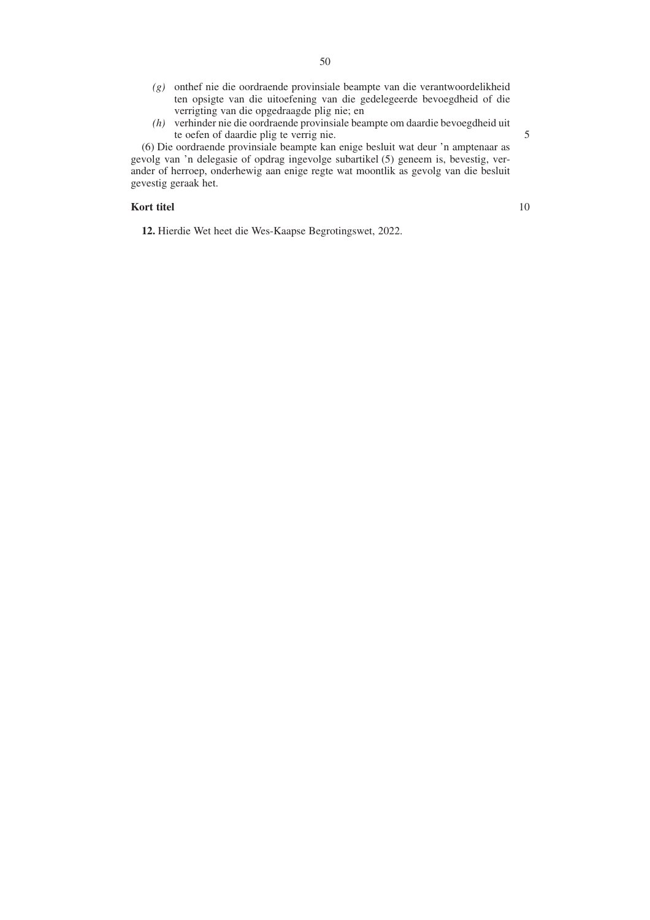*(g)* onthef nie die oordraende provinsiale beampte van die verantwoordelikheid ten opsigte van die uitoefening van die gedelegeerde bevoegdheid of die verrigting van die opgedraagde plig nie; en

*(h)* verhinder nie die oordraende provinsiale beampte om daardie bevoegdheid uit te oefen of daardie plig te verrig nie.

(6) Die oordraende provinsiale beampte kan enige besluit wat deur 'n amptenaar as gevolg van 'n delegasie of opdrag ingevolge subartikel (5) geneem is, bevestig, verander of herroep, onderhewig aan enige regte wat moontlik as gevolg van die besluit gevestig geraak het.

**Kort titel**

**12.** Hierdie Wet heet die Wes-Kaapse Begrotingswet, 2022.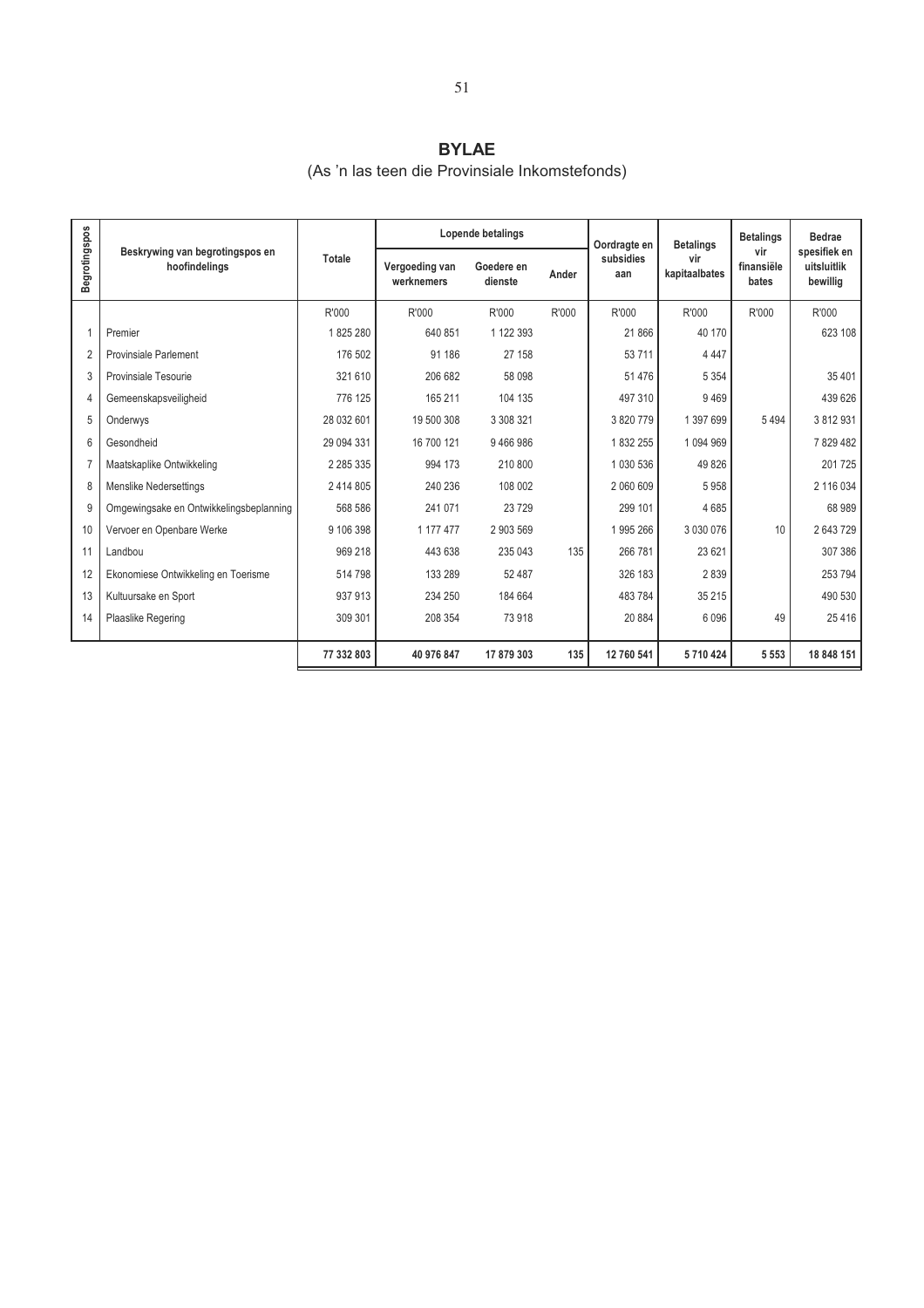# BYLAE

(As 'n las teen die Provinsiale Inkomstefonds)

| Begrotingspos | Beskrywing van begrotingspos en hoofindelings | Totale | Lopende betalings | | | Oordragte en subsidies aan | Betalings vir kapitaalbates | Betalings vir finansiële bates | Bedrae spesifiek en uitsluitlik bewillig |
|---|---|---|---|---|---|---|---|---|---|
| | | | Vergoeding van werknemers | Goedere en dienste | Ander | | | | |
| | | R'000 | R'000 | R'000 | R'000 | R'000 | R'000 | R'000 | R'000 |
| 1 | Premier | 1 825 280 | 640 851 | 1 122 393 | | 21 866 | 40 170 | | 623 108 |
| 2 | Provinsiale Parlement | 176 502 | 91 186 | 27 158 | | 53 711 | 4 447 | | |
| 3 | Provinsiale Tesourie | 321 610 | 206 682 | 58 098 | | 51 476 | 5 354 | | 35 401 |
| 4 | Gemeenskapsveiligheid | 776 125 | 165 211 | 104 135 | | 497 310 | 9 469 | | 439 626 |
| 5 | Onderwys | 28 032 601 | 19 500 308 | 3 308 321 | | 3 820 779 | 1 397 699 | 5 494 | 3 812 931 |
| 6 | Gesondheid | 29 094 331 | 16 700 121 | 9 466 986 | | 1 832 255 | 1 094 969 | | 7 829 482 |
| 7 | Maatskaplike Ontwikkeling | 2 285 335 | 994 173 | 210 800 | | 1 030 536 | 49 826 | | 201 725 |
| 8 | Menslike Nedersettings | 2 414 805 | 240 236 | 108 002 | | 2 060 609 | 5 958 | | 2 116 034 |
| 9 | Omgewingsake en Ontwikkelingsbeplanning | 568 586 | 241 071 | 23 729 | | 299 101 | 4 685 | | 68 989 |
| 10 | Vervoer en Openbare Werke | 9 106 398 | 1 177 477 | 2 903 569 | | 1 995 266 | 3 030 076 | 10 | 2 643 729 |
| 11 | Landbou | 969 218 | 443 638 | 235 043 | 135 | 266 781 | 23 621 | | 307 386 |
| 12 | Ekonomiese Ontwikkeling en Toerisme | 514 798 | 133 289 | 52 487 | | 326 183 | 2 839 | | 253 794 |
| 13 | Kultuursake en Sport | 937 913 | 234 250 | 184 664 | | 483 784 | 35 215 | | 490 530 |
| 14 | Plaaslike Regering | 309 301 | 208 354 | 73 918 | | 20 884 | 6 096 | 49 | 25 416 |
| | | **77 332 803** | **40 976 847** | **17 879 303** | **135** | **12 760 541** | **5 710 424** | **5 553** | **18 848 151** |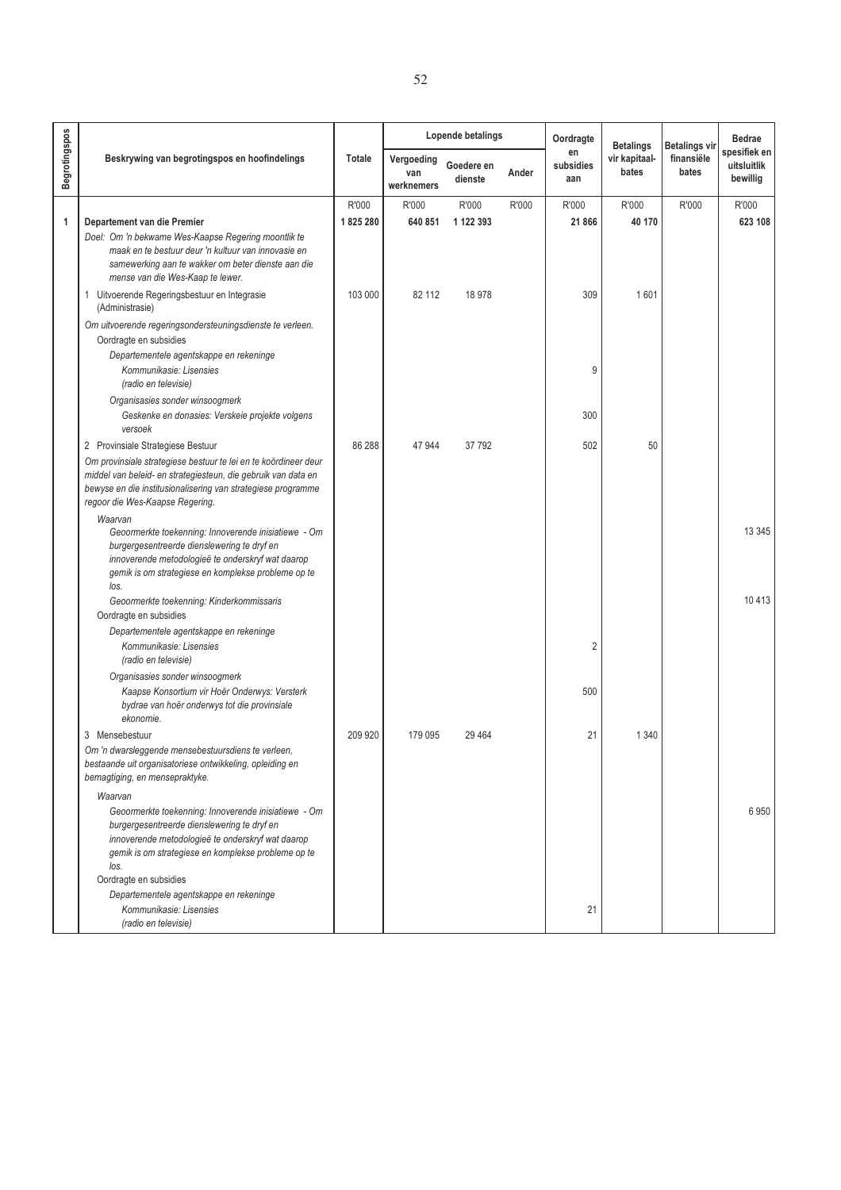| Begrotingspos | Beskrywing van begrotingspos en hoofindelings | Totale | Lopende betalings | | | Oordragte en subsidies aan | Betalings vir kapitaal-bates | Betalings vir finansiële bates | Bedrae spesifiek en uitsluitlik bewillig |
|---|---|---|---|---|---|---|---|---|---|
| | | | Vergoeding van werknemers | Goedere en dienste | Ander | | | | |
| | | R'000 | R'000 | R'000 | R'000 | R'000 | R'000 | R'000 | R'000 |
| **1** | **Departement van die Premier** | **1 825 280** | **640 851** | **1 122 393** | | **21 866** | **40 170** | | **623 108** |
| | *Doel: Om 'n bekwame Wes-Kaapse Regering moontlik te maak en te bestuur deur 'n kultuur van innovasie en samewerking aan te wakker om beter dienste aan die mense van die Wes-Kaap te lewer.* | | | | | | | | |
| | 1 Uitvoerende Regeringsbestuur en Integrasie (Administrasie) | 103 000 | 82 112 | 18 978 | | 309 | 1 601 | | |
| | *Om uitvoerende regeringsondersteuningsdienste te verleen.* | | | | | | | | |
| | Oordragte en subsidies | | | | | | | | |
| | *Departementele agentskappe en rekeninge* | | | | | | | | |
| | *Kommunikasie: Lisensies (radio en televisie)* | | | | | 9 | | | |
| | *Organisasies sonder winsoogmerk* | | | | | | | | |
| | *Geskenke en donasies: Verskeie projekte volgens versoek* | | | | | 300 | | | |
| | 2 Provinsiale Strategiese Bestuur | 86 288 | 47 944 | 37 792 | | 502 | 50 | | |
| | *Om provinsiale strategiese bestuur te lei en te koördineer deur middel van beleid- en strategiesteun, die gebruik van data en bewyse en die institusionalisering van strategiese programme regoor die Wes-Kaapse Regering.* | | | | | | | | |
| | *Waarvan* | | | | | | | | |
| | *Geoormerkte toekenning: Innoverende inisiatiewe - Om burgergesentreerde dienslewering te dryf en innoverende metodologieë te onderskryf wat daarop gemik is om strategiese en komplekse probleme op te los.* | | | | | | | | 13 345 |
| | *Geoormerkte toekenning: Kinderkommissaris* | | | | | | | | 10 413 |
| | Oordragte en subsidies | | | | | | | | |
| | *Departementele agentskappe en rekeninge* | | | | | | | | |
| | *Kommunikasie: Lisensies (radio en televisie)* | | | | | 2 | | | |
| | *Organisasies sonder winsoogmerk* | | | | | | | | |
| | *Kaapse Konsortium vir Hoër Onderwys: Versterk bydrae van hoër onderwys tot die provinsiale ekonomie.* | | | | | 500 | | | |
| | 3 Mensebestuur | 209 920 | 179 095 | 29 464 | | 21 | 1 340 | | |
| | *Om 'n dwarsleggende mensebestuursdiens te verleen, bestaande uit organisatoriese ontwikkeling, opleiding en bemagtiging, en mensepraktyke.* | | | | | | | | |
| | *Waarvan* | | | | | | | | |
| | *Geoormerkte toekenning: Innoverende inisiatiewe - Om burgergesentreerde dienslewering te dryf en innoverende metodologieë te onderskryf wat daarop gemik is om strategiese en komplekse probleme op te los.* | | | | | | | | 6 950 |
| | Oordragte en subsidies | | | | | | | | |
| | *Departementele agentskappe en rekeninge* | | | | | | | | |
| | *Kommunikasie: Lisensies (radio en televisie)* | | | | | 21 | | | |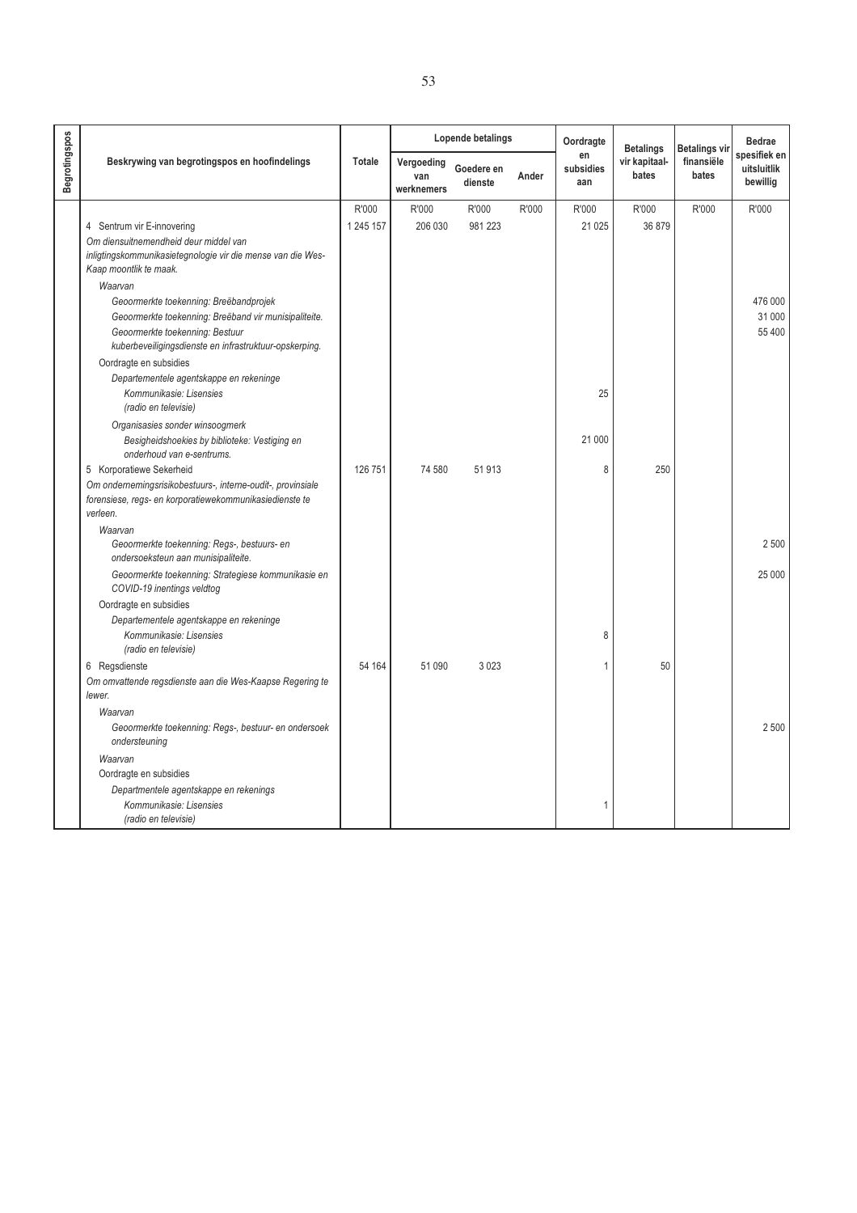| Begrotingspos | Beskrywing van begrotingspos en hoofindelings | Totale | Lopende betalings | | | Oordragte en subsidies aan | Betalings vir kapitaal-bates | Betalings vir finansiële bates | Bedrae spesifiek en uitsluitlik bewillig |
|---|---|---|---|---|---|---|---|---|---|
| | | | Vergoeding van werknemers | Goedere en dienste | Ander | | | | |
| | | R'000 | R'000 | R'000 | R'000 | R'000 | R'000 | R'000 | R'000 |
| | 4 Sentrum vir E-innovering | 1 245 157 | 206 030 | 981 223 | | 21 025 | 36 879 | | |
| | *Om diensuitnemendheid deur middel van inligtingskommunikasietegnologie vir die mense van die Wes-Kaap moontlik te maak.* | | | | | | | | |
| | *Waarvan* | | | | | | | | |
| | *Geoormerkte toekenning: Breëbandprojek* | | | | | | | | 476 000 |
| | *Geoormerkte toekenning: Breëband vir munisipaliteite.* | | | | | | | | 31 000 |
| | *Geoormerkte toekenning: Bestuur kuberbeveiligingsdienste en infrastruktuur-opskerping.* | | | | | | | | 55 400 |
| | Oordragte en subsidies | | | | | | | | |
| | *Departementele agentskappe en rekeninge* | | | | | | | | |
| | *Kommunikasie: Lisensies (radio en televisie)* | | | | | 25 | | | |
| | *Organisasies sonder winsoogmerk* | | | | | | | | |
| | *Besigheidshoekies by biblioteke: Vestiging en onderhoud van e-sentrums.* | | | | | 21 000 | | | |
| | 5 Korporatiewe Sekerheid | 126 751 | 74 580 | 51 913 | | 8 | 250 | | |
| | *Om ondernemingsrisikobestuurs-, interne-oudit-, provinsiale forensiese, regs- en korporatiewekommunikasiedienste te verleen.* | | | | | | | | |
| | *Waarvan* | | | | | | | | |
| | *Geoormerkte toekenning: Regs-, bestuurs- en ondersoeksteun aan munisipaliteite.* | | | | | | | | 2 500 |
| | *Geoormerkte toekenning: Strategiese kommunikasie en COVID-19 inentings veldtog* | | | | | | | | 25 000 |
| | Oordragte en subsidies | | | | | | | | |
| | *Departementele agentskappe en rekeninge* | | | | | | | | |
| | *Kommunikasie: Lisensies (radio en televisie)* | | | | | 8 | | | |
| | 6 Regsdienste | 54 164 | 51 090 | 3 023 | | 1 | 50 | | |
| | *Om omvattende regsdienste aan die Wes-Kaapse Regering te lewer.* | | | | | | | | |
| | *Waarvan* | | | | | | | | |
| | *Geoormerkte toekenning: Regs-, bestuur- en ondersoek ondersteuning* | | | | | | | | 2 500 |
| | *Waarvan* | | | | | | | | |
| | Oordragte en subsidies | | | | | | | | |
| | *Departmentele agentskappe en rekenings* | | | | | | | | |
| | *Kommunikasie: Lisensies (radio en televisie)* | | | | | 1 | | | |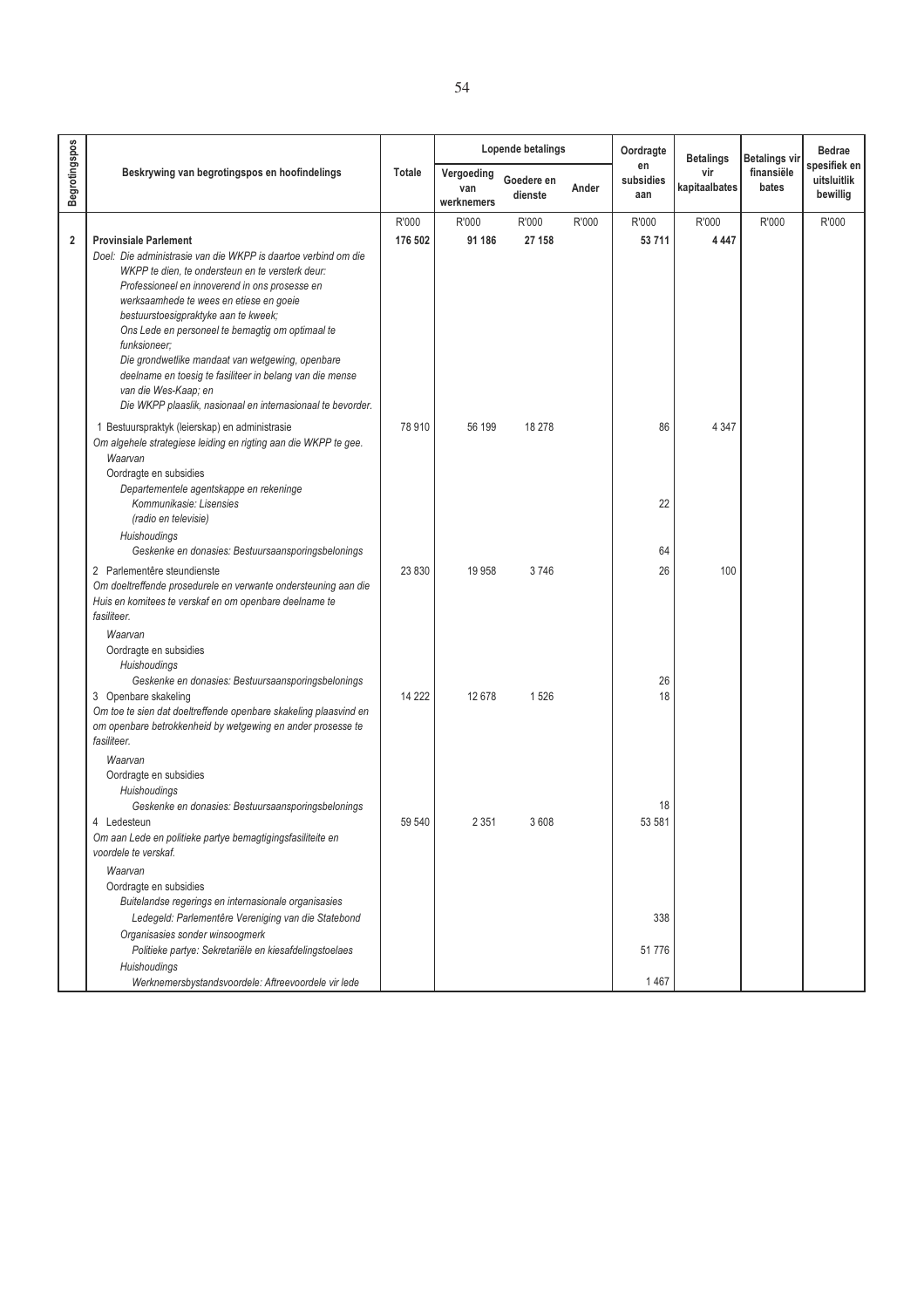| Begrotingspos | Beskrywing van begrotingspos en hoofindelings | Totale | Lopende betalings | | | Oordragte en subsidies aan | Betalings vir kapitaalbates | Betalings vir finansiële bates | Bedrae spesifiek en uitsluitlik bewillig |
|---|---|---|---|---|---|---|---|---|---|
| | | | Vergoeding van werknemers | Goedere en dienste | Ander | | | | |
| | | R'000 | R'000 | R'000 | R'000 | R'000 | R'000 | R'000 | R'000 |
| **2** | **Provinsiale Parlement** | **176 502** | **91 186** | **27 158** | | **53 711** | **4 447** | | |
| | *Doel: Die administrasie van die WKPP is daartoe verbind om die WKPP te dien, te ondersteun en te versterk deur: Professioneel en innoverend in ons prosesse en werksaamhede te wees en etiese en goeie bestuurstoesigpraktyke aan te kweek; Ons Lede en personeel te bemagtig om optimaal te funksioneer; Die grondwetlike mandaat van wetgewing, openbare deelname en toesig te fasiliteer in belang van die mense van die Wes-Kaap; en Die WKPP plaaslik, nasionaal en internasionaal te bevorder.* | | | | | | | | |
| | 1 Bestuurspraktyk (leierskap) en administrasie | 78 910 | 56 199 | 18 278 | | 86 | 4 347 | | |
| | *Om algehele strategiese leiding en rigting aan die WKPP te gee.* | | | | | | | | |
| | *Waarvan* | | | | | | | | |
| | Oordragte en subsidies | | | | | | | | |
| | *Departementele agentskappe en rekeninge* | | | | | | | | |
| | *Kommunikasie: Lisensies (radio en televisie)* | | | | | 22 | | | |
| | *Huishoudings* | | | | | | | | |
| | *Geskenke en donasies: Bestuursaansporingsbelonings* | | | | | 64 | | | |
| | 2 Parlementêre steundienste | 23 830 | 19 958 | 3 746 | | 26 | 100 | | |
| | *Om doeltreffende prosedurele en verwante ondersteuning aan die Huis en komitees te verskaf en om openbare deelname te fasiliteer.* | | | | | | | | |
| | *Waarvan* | | | | | | | | |
| | Oordragte en subsidies | | | | | | | | |
| | *Huishoudings* | | | | | | | | |
| | *Geskenke en donasies: Bestuursaansporingsbelonings* | | | | | 26 | | | |
| | 3 Openbare skakeling | 14 222 | 12 678 | 1 526 | | 18 | | | |
| | *Om toe te sien dat doeltreffende openbare skakeling plaasvind en om openbare betrokkenheid by wetgewing en ander prosesse te fasiliteer.* | | | | | | | | |
| | *Waarvan* | | | | | | | | |
| | Oordragte en subsidies | | | | | | | | |
| | *Huishoudings* | | | | | | | | |
| | *Geskenke en donasies: Bestuursaansporingsbelonings* | | | | | 18 | | | |
| | 4 Ledesteun | 59 540 | 2 351 | 3 608 | | 53 581 | | | |
| | *Om aan Lede en politieke partye bemagtigingsfasiliteite en voordele te verskaf.* | | | | | | | | |
| | *Waarvan* | | | | | | | | |
| | Oordragte en subsidies | | | | | | | | |
| | *Buitelandse regerings en internasionale organisasies* | | | | | | | | |
| | *Ledegeld: Parlementêre Vereniging van die Statebond* | | | | | 338 | | | |
| | *Organisasies sonder winsoogmerk* | | | | | | | | |
| | *Politieke partye: Sekretariële en kiesafdelingstoelaes* | | | | | 51 776 | | | |
| | *Huishoudings* | | | | | | | | |
| | *Werknemersbystandsvoordele: Aftreevoordele vir lede* | | | | | 1 467 | | | |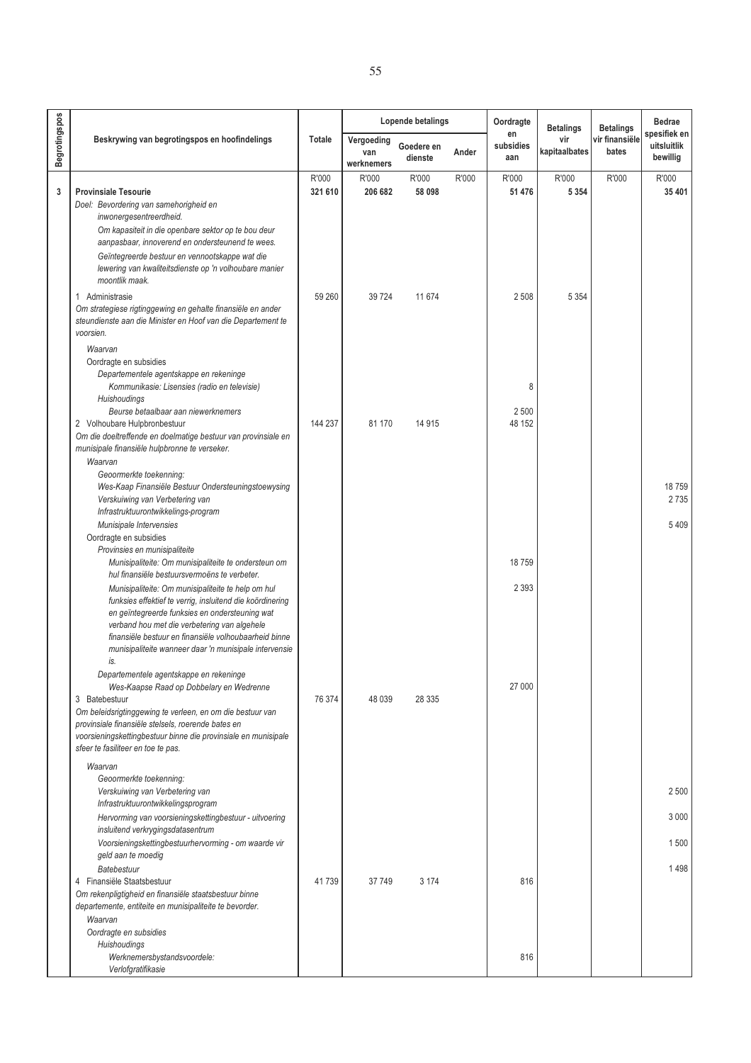| Begrotingspos | Beskrywing van begrotingspos en hoofindelings | Totale | Lopende betalings | | | Oordragte en subsidies aan | Betalings vir kapitaalbates | Betalings vir finansiële bates | Bedrae spesifiek en uitsluitlik bewillig |
|---|---|---|---|---|---|---|---|---|---|
| | | | Vergoeding van werknemers | Goedere en dienste | Ander | | | | |
| | | R'000 | R'000 | R'000 | R'000 | R'000 | R'000 | R'000 | R'000 |
| **3** | **Provinsiale Tesourie** | **321 610** | **206 682** | **58 098** | | **51 476** | **5 354** | | **35 401** |
| | *Doel: Bevordering van samehorigheid en inwonergesentreerdheid.* | | | | | | | | |
| | *Om kapasiteit in die openbare sektor op te bou deur aanpasbaar, innoverend en ondersteunend te wees.* | | | | | | | | |
| | *Geïntegreerde bestuur en vennootskappe wat die lewering van kwaliteitsdienste op 'n volhoubare manier moontlik maak.* | | | | | | | | |
| | 1 Administrasie | 59 260 | 39 724 | 11 674 | | 2 508 | 5 354 | | |
| | *Om strategiese rigtinggewing en gehalte finansiële en ander steundienste aan die Minister en Hoof van die Departement te voorsien.* | | | | | | | | |
| | *Waarvan* | | | | | | | | |
| | Oordragte en subsidies | | | | | | | | |
| | *Departementele agentskappe en rekeninge* | | | | | | | | |
| | *Kommunikasie: Lisensies (radio en televisie)* | | | | | 8 | | | |
| | *Huishoudings* | | | | | | | | |
| | *Beurse betaalbaar aan niewerknemers* | | | | | 2 500 | | | |
| | 2 Volhoubare Hulpbronbestuur | 144 237 | 81 170 | 14 915 | | 48 152 | | | |
| | *Om die doeltreffende en doelmatige bestuur van provinsiale en munisipale finansiële hulpbronne te verseker.* | | | | | | | | |
| | *Waarvan* | | | | | | | | |
| | *Geoormerkte toekenning:* | | | | | | | | |
| | *Wes-Kaap Finansiële Bestuur Ondersteuningstoewysing* | | | | | | | | 18 759 |
| | *Verskuiwing van Verbetering van Infrastruktuurontwikkelings-program* | | | | | | | | 2 735 |
| | *Munisipale Intervensies* | | | | | | | | 5 409 |
| | Oordragte en subsidies | | | | | | | | |
| | *Provinsies en munisipaliteite* | | | | | | | | |
| | *Munisipaliteite: Om munisipaliteite te ondersteun om hul finansiële bestuursvermoëns te verbeter.* | | | | | 18 759 | | | |
| | *Munisipaliteite: Om munisipaliteite te help om hul funksies effektief te verrig, insluitend die koördinering en geïntegreerde funksies en ondersteuning wat verband hou met die verbetering van algehele finansiële bestuur en finansiële volhoubaarheid binne munisipaliteite wanneer daar 'n munisipale intervensie is.* | | | | | 2 393 | | | |
| | *Departementele agentskappe en rekeninge* | | | | | | | | |
| | *Wes-Kaapse Raad op Dobbelary en Wedrenne* | | | | | 27 000 | | | |
| | 3 Batebestuur | 76 374 | 48 039 | 28 335 | | | | | |
| | *Om beleidsrigtinggewing te verleen, en om die bestuur van provinsiale finansiële stelsels, roerende bates en voorsieningskettingbestuur binne die provinsiale en munisipale sfeer te fasiliteer en toe te pas.* | | | | | | | | |
| | *Waarvan* | | | | | | | | |
| | *Geoormerkte toekenning:* | | | | | | | | |
| | *Verskuiwing van Verbetering van Infrastruktuurontwikkelingsprogram* | | | | | | | | 2 500 |
| | *Hervorming van voorsieningskettingbestuur - uitvoering insluitend verkrygingsdatasentrum* | | | | | | | | 3 000 |
| | *Voorsieningskettingbestuurhervorming - om waarde vir geld aan te moedig* | | | | | | | | 1 500 |
| | *Batebestuur* | | | | | | | | 1 498 |
| | 4 Finansiële Staatsbestuur | 41 739 | 37 749 | 3 174 | | 816 | | | |
| | *Om rekenpligtigheid en finansiële staatsbestuur binne departemente, entiteite en munisipaliteite te bevorder.* | | | | | | | | |
| | *Waarvan* | | | | | | | | |
| | Oordragte en subsidies | | | | | | | | |
| | *Huishoudings* | | | | | | | | |
| | *Werknemersbystandsvoordele: Verlofgratifikasie* | | | | | 816 | | | |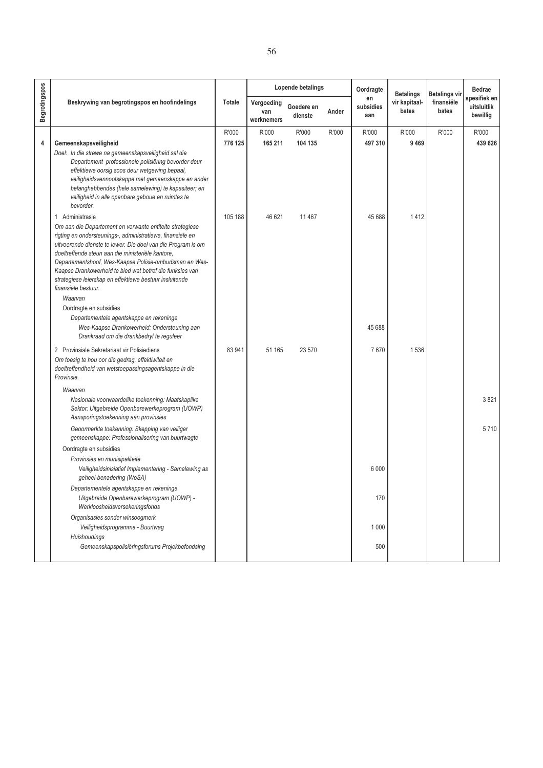| Begrotingspos | Beskrywing van begrotingspos en hoofindelings | Totale | Lopende betalings | | | Oordragte en subsidies aan | Betalings vir kapitaal-bates | Betalings vir finansiële bates | Bedrae spesifiek en uitsluitlik bewillig |
|---|---|---|---|---|---|---|---|---|---|
| | | | Vergoeding van werknemers | Goedere en dienste | Ander | | | | |
| | | R'000 | R'000 | R'000 | R'000 | R'000 | R'000 | R'000 | R'000 |
| **4** | **Gemeenskapsveiligheid** | **776 125** | **165 211** | **104 135** | | **497 310** | **9 469** | | **439 626** |
| | *Doel: In die strewe na gemeenskapsveiligheid sal die Departement professionele polisiëring bevorder deur effektiewe oorsig soos deur wetgewing bepaal, veiligheidsvennootskappe met gemeenskappe en ander belanghebbendes (hele samelewing) te kapasiteer; en veiligheid in alle openbare geboue en ruimtes te bevorder.* | | | | | | | | |
| | 1 Administrasie | 105 188 | 46 621 | 11 467 | | 45 688 | 1 412 | | |
| | *Om aan die Departement en verwante entiteite strategiese rigting en ondersteunings-, administratiewe, finansiële en uitvoerende dienste te lewer. Die doel van die Program is om doeltreffende steun aan die ministeriële kantore, Departementshoof, Wes-Kaapse Polisie-ombudsman en Wes-Kaapse Drankowerheid te bied wat betref die funksies van strategiese leierskap en effektiewe bestuur insluitende finansiële bestuur.* | | | | | | | | |
| | *Waarvan* | | | | | | | | |
| | Oordragte en subsidies | | | | | | | | |
| | *Departementele agentskappe en rekeninge* | | | | | | | | |
| | *Wes-Kaapse Drankowerheid: Ondersteuning aan Drankraad om die drankbedryf te reguleer* | | | | | 45 688 | | | |
| | 2 Provinsiale Sekretariaat vir Polisiediens | 83 941 | 51 165 | 23 570 | | 7 670 | 1 536 | | |
| | *Om toesig te hou oor die gedrag, effektiwiteit en doeltreffendheid van wetstoepassingsagentskappe in die Provinsie.* | | | | | | | | |
| | *Waarvan* | | | | | | | | |
| | *Nasionale voorwaardelike toekenning: Maatskaplike Sektor: Uitgebreide Openbarewerkeprogram (UOWP) Aansporingstoekenning aan provinsies* | | | | | | | | 3 821 |
| | *Geoormerkte toekenning: Skepping van veiliger gemeenskappe: Professionalisering van buurtwagte* | | | | | | | | 5 710 |
| | Oordragte en subsidies | | | | | | | | |
| | *Provinsies en munisipaliteite* | | | | | | | | |
| | *Veiligheidsinisiatief Implementering - Samelewing as geheel-benadering (WoSA)* | | | | | 6 000 | | | |
| | *Departementele agentskappe en rekeninge* | | | | | | | | |
| | *Uitgebreide Openbarewerkeprogram (UOWP) - Werkloosheidsversekeringsfonds* | | | | | 170 | | | |
| | *Organisasies sonder winsoogmerk* | | | | | | | | |
| | *Veiligheidsprogramme - Buurtwag* | | | | | 1 000 | | | |
| | *Huishoudings* | | | | | | | | |
| | *Gemeenskapspolisiëringsforums Projekbefondsing* | | | | | 500 | | | |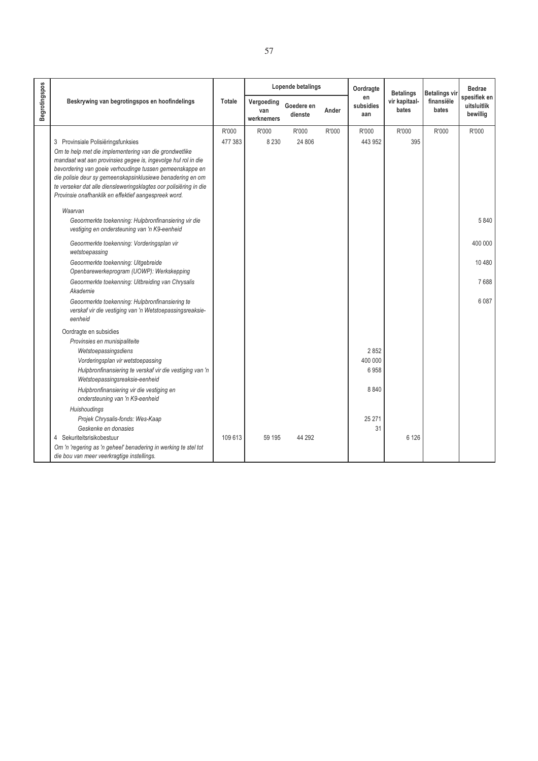| Begrotingspos | Beskrywing van begrotingspos en hoofindelings | Totale | Lopende betalings | | | Oordragte en subsidies aan | Betalings vir kapitaal-bates | Betalings vir finansiële bates | Bedrae spesifiek en uitsluitlik bewillig |
|---|---|---|---|---|---|---|---|---|---|
| | | | Vergoeding van werknemers | Goedere en dienste | Ander | | | | |
| | | R'000 | R'000 | R'000 | R'000 | R'000 | R'000 | R'000 | R'000 |
| | 3 Provinsiale Polisiëringsfunksies | 477 383 | 8 230 | 24 806 | | 443 952 | 395 | | |
| | *Om te help met die implementering van die grondwetlike mandaat wat aan provinsies gegee is, ingevolge hul rol in die bevordering van goeie verhoudinge tussen gemeenskappe en die polisie deur sy gemeenskapsinklusiewe benadering en om te verseker dat alle diensleweringsklagtes oor polisiëring in die Provinsie onafhanklik en effektief aangespreek word.* | | | | | | | | |
| | *Waarvan* | | | | | | | | |
| | *Geoormerkte toekenning: Hulpbronfinansiering vir die vestiging en ondersteuning van 'n K9-eenheid* | | | | | | | | 5 840 |
| | *Geoormerkte toekenning: Vorderingsplan vir wetstoepassing* | | | | | | | | 400 000 |
| | *Geoormerkte toekenning: Uitgebreide Openbarewerkeprogram (UOWP): Werkskepping* | | | | | | | | 10 480 |
| | *Geoormerkte toekenning: Uitbreiding van Chrysalis Akademie* | | | | | | | | 7 688 |
| | *Geoormerkte toekenning: Hulpbronfinansiering te verskaf vir die vestiging van 'n Wetstoepassingsreaksie-eenheid* | | | | | | | | 6 087 |
| | Oordragte en subsidies | | | | | | | | |
| | *Provinsies en munisipaliteite* | | | | | | | | |
| | *Wetstoepassingsdiens* | | | | | 2 852 | | | |
| | *Vorderingsplan vir wetstoepassing* | | | | | 400 000 | | | |
| | *Hulpbronfinansiering te verskaf vir die vestiging van 'n Wetstoepassingsreaksie-eenheid* | | | | | 6 958 | | | |
| | *Hulpbronfinansiering vir die vestiging en ondersteuning van 'n K9-eenheid* | | | | | 8 840 | | | |
| | *Huishoudings* | | | | | | | | |
| | *Projek Chrysalis-fonds: Wes-Kaap* | | | | | 25 271 | | | |
| | *Geskenke en donasies* | | | | | 31 | | | |
| | 4 Sekuriteitsrisikobestuur | 109 613 | 59 195 | 44 292 | | | 6 126 | | |
| | *Om 'n 'regering as 'n geheel' benadering in werking te stel tot die bou van meer veerkragtige instellings.* | | | | | | | | |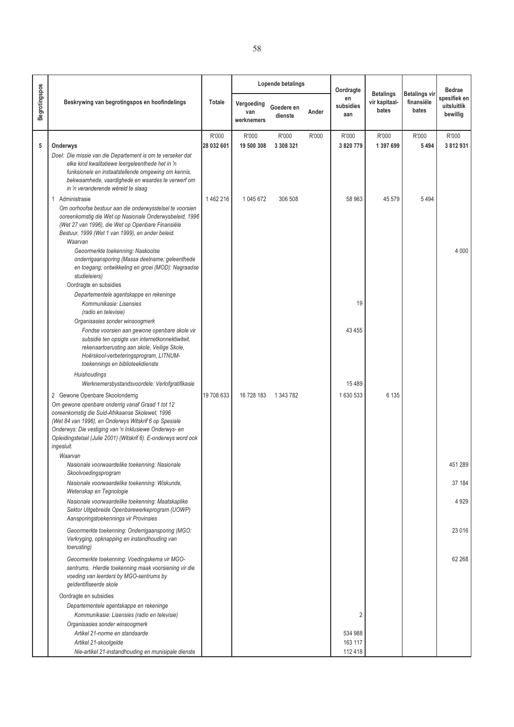| Begrotingspos | Beskrywing van begrotingspos en hoofindelings | Totale | Lopende betalings | | | Oordragte en subsidies aan | Betalings vir kapitaal-bates | Betalings vir finansiële bates | Bedrae spesifiek en uitsluitlik bewillig |
|---|---|---|---|---|---|---|---|---|---|
| | | | Vergoeding van werknemers | Goedere en dienste | Ander | | | | |
| | | R'000 | R'000 | R'000 | R'000 | R'000 | R'000 | R'000 | R'000 |
| **5** | **Onderwys** | **28 032 601** | **19 500 308** | **3 308 321** | | **3 820 779** | **1 397 699** | **5 494** | **3 812 931** |
| | *Doel: Die missie van die Departement is om te verseker dat elke kind kwalitatiewe leergeleenthede het in 'n funksionele en instaatstellende omgewing om kennis, bekwaamhede, vaardighede en waardes te verwerf om in 'n veranderende wêreld te slaag* | | | | | | | | |
| | 1 Administrasie | 1 462 216 | 1 045 672 | 306 508 | | 58 963 | 45 579 | 5 494 | |
| | *Om oorhoofse bestuur aan die onderwysstelsel te voorsien ooreenkomstig die Wet op Nasionale Onderwysbeleid, 1996 (Wet 27 van 1996), die Wet op Openbare Finansiële Bestuur, 1999 (Wet 1 van 1999), en ander beleid.* | | | | | | | | |
| | *Waarvan* | | | | | | | | |
| | *Geoormerkte toekenning: Naskoolse onderrigaansporing (Massa deelname; geleenthede en toegang; ontwikkeling en groei (MOD): Nagraadse studieleiers)* | | | | | | | | 4 000 |
| | Oordragte en subsidies | | | | | | | | |
| | *Departementele agentskappe en rekeninge* | | | | | | | | |
| | *Kommunikasie: Lisensies (radio en televisie)* | | | | | 19 | | | |
| | *Organisasies sonder winsoogmerk* | | | | | | | | |
| | *Fondse voorsien aan gewone openbare skole vir subsidie ten opsigte van internetkonnektiwiteit, rekenaartoerusting aan skole, Veilige Skole, Hoërskool-verbeteringsprogram, LITNUM-toekennings en biblioteekdienste* | | | | | 43 455 | | | |
| | *Huishoudings* | | | | | | | | |
| | *Werknemersbystandsvoordele: Verlofgratifikasie* | | | | | 15 489 | | | |
| | 2 Gewone Openbare Skoolonderrig | 19 708 633 | 16 728 183 | 1 343 782 | | 1 630 533 | 6 135 | | |
| | *Om gewone openbare onderrig vanaf Graad 1 tot 12 ooreenkomstig die Suid-Afrikaanse Skolewet, 1996 (Wet 84 van 1996), en Onderwys Witskrif 6 op Spesiale Onderwys: Die vestiging van 'n Inklusiewe Onderwys- en Opleidingstelsel (Julie 2001) (Witskrif 6). E-onderwys word ook ingesluit.* | | | | | | | | |
| | *Waarvan* | | | | | | | | |
| | *Nasionale voorwaardelike toekenning: Nasionale Skoolvoedingsprogram* | | | | | | | | 451 289 |
| | *Nasionale voorwaardelike toekenning: Wiskunde, Wetenskap en Tegnologie* | | | | | | | | 37 184 |
| | *Nasionale voorwaardelike toekenning: Maatskaplike Sektor Uitgebreide Openbarewerkeprogram (UOWP) Aansporingstoekennings vir Provinsies* | | | | | | | | 4 929 |
| | *Geoormerkte toekenning: Onderrigaansporing (MGO: Verkryging, opknapping en instandhouding van toerusting)* | | | | | | | | 23 016 |
| | *Geoormerkte toekenning: Voedingskema vir MGO-sentrums. Hierdie toekenning maak voorsiening vir die voeding van leerders by MGO-sentrums by geïdentifiseerde skole* | | | | | | | | 62 268 |
| | Oordragte en subsidies | | | | | | | | |
| | *Departementele agentskappe en rekeninge* | | | | | | | | |
| | *Kommunikasie: Lisensies (radio en televisie)* | | | | | 2 | | | |
| | *Organisasies sonder winsoogmerk* | | | | | | | | |
| | *Artikel 21-norme en standaarde* | | | | | 534 988 | | | |
| | *Artikel 21-skoolgelde* | | | | | 163 117 | | | |
| | *Nie-artikel 21-instandhouding en munisipale dienste* | | | | | 112 418 | | | |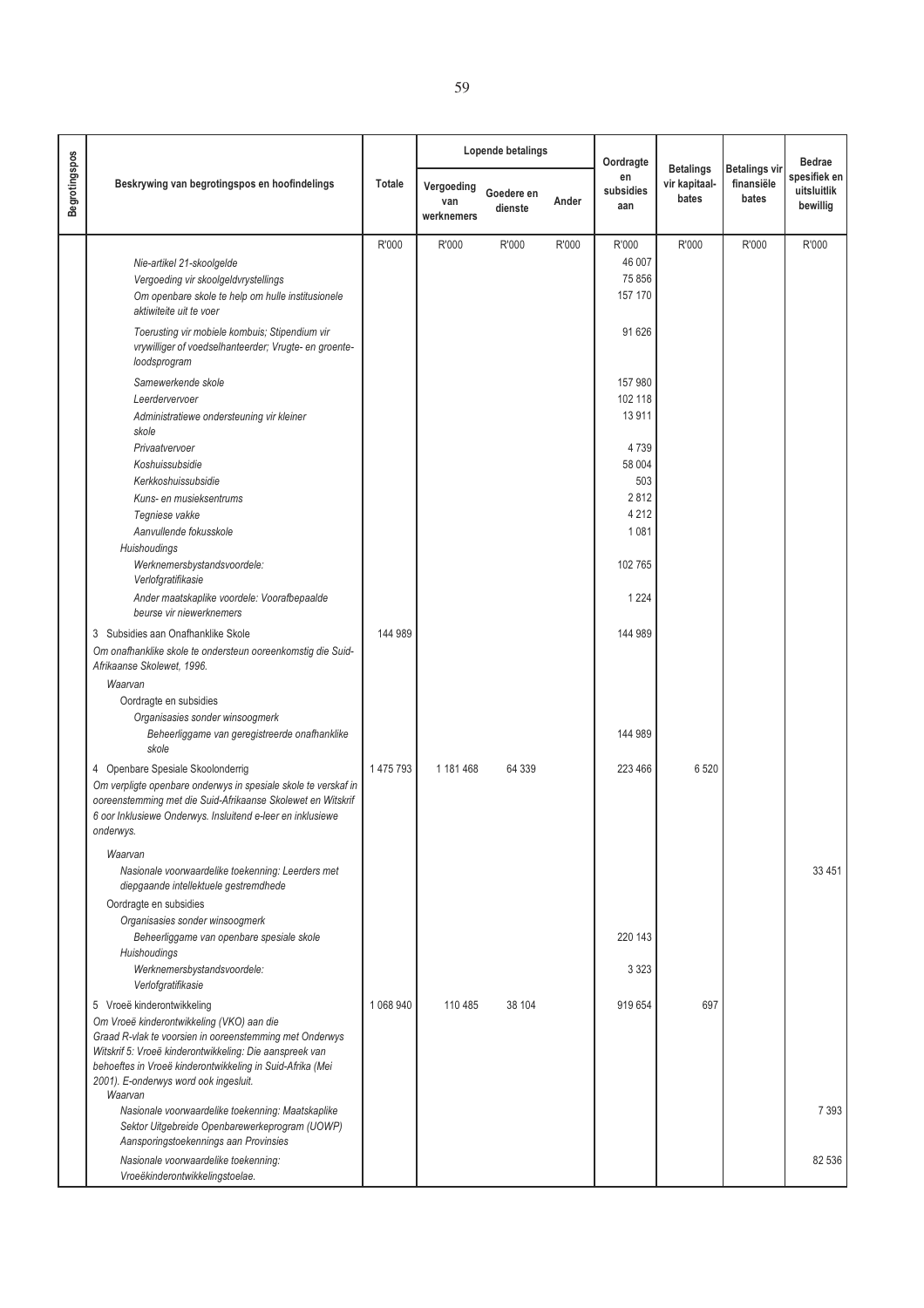| Begrotingspos | Beskrywing van begrotingspos en hoofindelings | Totale | Lopende betalings | | | Oordragte en subsidies aan | Betalings vir kapitaal-bates | Betalings vir finansiële bates | Bedrae spesifiek en uitsluitlik bewillig |
|---|---|---|---|---|---|---|---|---|---|
| | | | Vergoeding van werknemers | Goedere en dienste | Ander | | | | |
| | | R'000 | R'000 | R'000 | R'000 | R'000 | R'000 | R'000 | R'000 |
| | *Nie-artikel 21-skoolgelde* | | | | | 46 007 | | | |
| | *Vergoeding vir skoolgeldvrystellings* | | | | | 75 856 | | | |
| | *Om openbare skole te help om hulle institusionele aktiwiteite uit te voer* | | | | | 157 170 | | | |
| | *Toerusting vir mobiele kombuis; Stipendium vir vrywilliger of voedselhanteerder; Vrugte- en groentetuinprogram* | | | | | 91 626 | | | |
| | *Samewerkende skole* | | | | | 157 980 | | | |
| | *Leerdervervoer* | | | | | 102 118 | | | |
| | *Administratiewe ondersteuning vir kleiner skole* | | | | | 13 911 | | | |
| | *Privaatvervoer* | | | | | 4 739 | | | |
| | *Koshuissubsidie* | | | | | 58 004 | | | |
| | *Kerkkoshuissubsidie* | | | | | 503 | | | |
| | *Kuns- en musieksentrums* | | | | | 2 812 | | | |
| | *Tegniese vakke* | | | | | 4 212 | | | |
| | *Aanvullende fokusskole* | | | | | 1 081 | | | |
| | *Huishoudings* | | | | | | | | |
| | *Werknemersbystandsvoordele: Verlofgratifikasie* | | | | | 102 765 | | | |
| | *Ander maatskaplike voordele: Voorafbepaalde beurse vir niewerknemers* | | | | | 1 224 | | | |
| | 3 Subsidies aan Onafhanklike Skole<br>*Om onafhanklike skole te ondersteun ooreenkomstig die Suid-Afrikaanse Skolewet, 1996.* | 144 989 | | | | 144 989 | | | |
| | *Waarvan* | | | | | | | | |
| | *Oordragte en subsidies* | | | | | | | | |
| | *Organisasies sonder winsoogmerk* | | | | | | | | |
| | *Beheerliggame van geregistreerde onafhanklike skole* | | | | | 144 989 | | | |
| | 4 Openbare Spesiale Skoolonderrig<br>*Om verpligte openbare onderwys in spesiale skole te verskaf in ooreenstemming met die Suid-Afrikaanse Skolewet en Witskrif 6 oor Inklusiewe Onderwys. Insluitend e-leer en inklusiewe onderwys.* | 1 475 793 | 1 181 468 | 64 339 | | 223 466 | 6 520 | | |
| | *Waarvan* | | | | | | | | |
| | *Nasionale voorwaardelike toekenning: Leerders met diepgaande intellektuele gestremdhede* | | | | | | | | 33 451 |
| | *Oordragte en subsidies* | | | | | | | | |
| | *Organisasies sonder winsoogmerk* | | | | | | | | |
| | *Beheerliggame van openbare spesiale skole* | | | | | 220 143 | | | |
| | *Huishoudings* | | | | | | | | |
| | *Werknemersbystandsvoordele: Verlofgratifikasie* | | | | | 3 323 | | | |
| | 5 Vroeë kinderontwikkeling<br>*Om Vroeë kinderontwikkeling (VKO) aan die Graad R-vlak te voorsien in ooreenstemming met Onderwys Witskrif 5: Vroeë kinderontwikkeling: Die aanspreek van behoeftes in Vroeë kinderontwikkeling in Suid-Afrika (Mei 2001). E-onderwys word ook ingesluit.* | 1 068 940 | 110 485 | 38 104 | | 919 654 | 697 | | |
| | *Waarvan* | | | | | | | | |
| | *Nasionale voorwaardelike toekenning: Maatskaplike Sektor Uitgebreide Openbarewerkeprogram (UOWP) Aansporingstoekennings aan Provinsies* | | | | | | | | 7 393 |
| | *Nasionale voorwaardelike toekenning: Vroeëkinderontwikkelingstoelae.* | | | | | | | | 82 536 |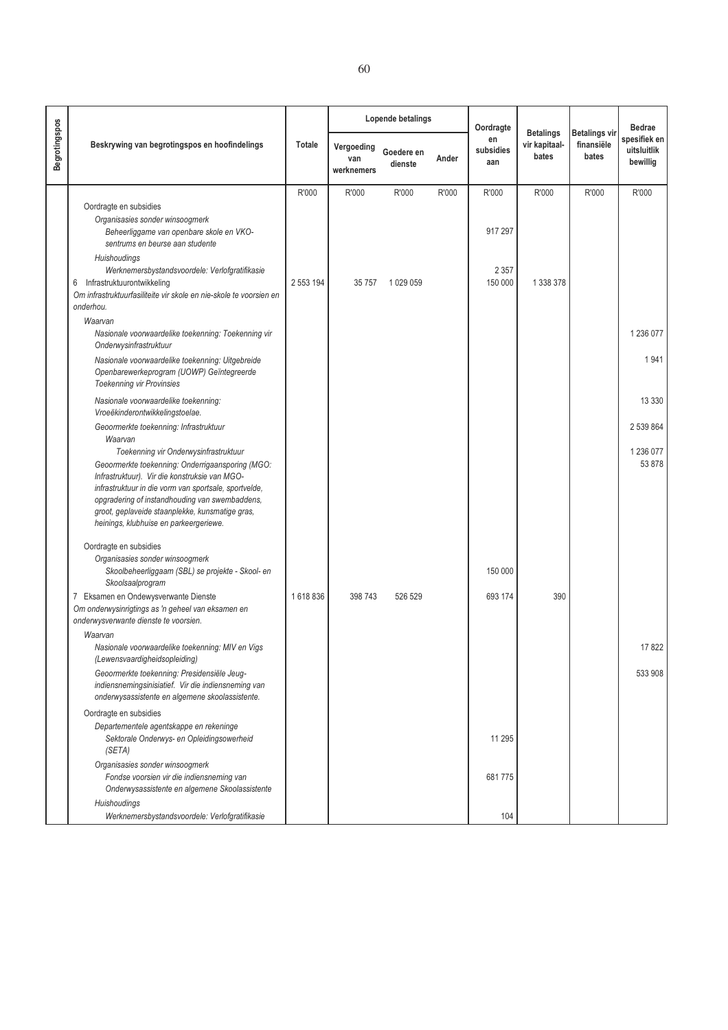| Begrotingspos | Beskrywing van begrotingspos en hoofindelings | Totale | Lopende betalings | | | Oordragte en subsidies aan | Betalings vir kapitaal-bates | Betalings vir finansiële bates | Bedrae spesifiek en uitsluitlik bewillig |
|---|---|---|---|---|---|---|---|---|---|
| | | | Vergoeding van werknemers | Goedere en dienste | Ander | | | | |
| | | R'000 | R'000 | R'000 | R'000 | R'000 | R'000 | R'000 | R'000 |
| | Oordragte en subsidies | | | | | | | | |
| | *Organisasies sonder winsoogmerk* | | | | | | | | |
| | *Beheerliggame van openbare skole en VKO-sentrums en beurse aan studente* | | | | | 917 297 | | | |
| | *Huishoudings* | | | | | | | | |
| | *Werknemersbystandsvoordele: Verlofgratifikasie* | | | | | 2 357 | | | |
| | 6 Infrastruktuurontwikkeling | 2 553 194 | 35 757 | 1 029 059 | | 150 000 | 1 338 378 | | |
| | *Om infrastruktuurfasiliteite vir skole en nie-skole te voorsien en onderhou.* | | | | | | | | |
| | *Waarvan* | | | | | | | | |
| | *Nasionale voorwaardelike toekenning: Toekenning vir Onderwysinfrastruktuur* | | | | | | | | 1 236 077 |
| | *Nasionale voorwaardelike toekenning: Uitgebreide Openbarewerkeprogram (UOWP) Geïntegreerde Toekenning vir Provinsies* | | | | | | | | 1 941 |
| | *Nasionale voorwaardelike toekenning: Vroeëkinderontwikkelingstoelae.* | | | | | | | | 13 330 |
| | *Geoormerkte toekenning: Infrastruktuur* | | | | | | | | 2 539 864 |
| | *Waarvan* | | | | | | | | |
| | *Toekenning vir Onderwysinfrastruktuur* | | | | | | | | 1 236 077 |
| | *Geoormerkte toekenning: Onderrigaansporing (MGO: Infrastruktuur). Vir die konstruksie van MGO-infrastruktuur in die vorm van sportsale, sportvelde, opgradering of instandhouding van swembaddens, groot, geplaveide staanplekke, kunsmatige gras, heinings, klubhuise en parkeergeriewe.* | | | | | | | | 53 878 |
| | Oordragte en subsidies | | | | | | | | |
| | *Organisasies sonder winsoogmerk* | | | | | | | | |
| | *Skoolbeheerliggaam (SBL) se projekte - Skool- en Skoolsaalprogram* | | | | | 150 000 | | | |
| | 7 Eksamen en Ondewysverwante Dienste | 1 618 836 | 398 743 | 526 529 | | 693 174 | 390 | | |
| | *Om onderwysinrigtings as 'n geheel van eksamen en onderwysverwante dienste te voorsien.* | | | | | | | | |
| | *Waarvan* | | | | | | | | |
| | *Nasionale voorwaardelike toekenning: MIV en Vigs (Lewensvaardigheidsopleiding)* | | | | | | | | 17 822 |
| | *Geoormerkte toekenning: Presidensiële Jeug-indiensnemingsinisiatief. Vir die indiensneming van onderwysassistente en algemene skoolassistente.* | | | | | | | | 533 908 |
| | Oordragte en subsidies | | | | | | | | |
| | *Departementele agentskappe en rekeninge* | | | | | | | | |
| | *Sektorale Onderwys- en Opleidingsowerheid (SETA)* | | | | | 11 295 | | | |
| | *Organisasies sonder winsoogmerk* | | | | | | | | |
| | *Fondse voorsien vir die indiensneming van Onderwysassistente en algemene Skoolassistente* | | | | | 681 775 | | | |
| | *Huishoudings* | | | | | | | | |
| | *Werknemersbystandsvoordele: Verlofgratifikasie* | | | | | 104 | | | |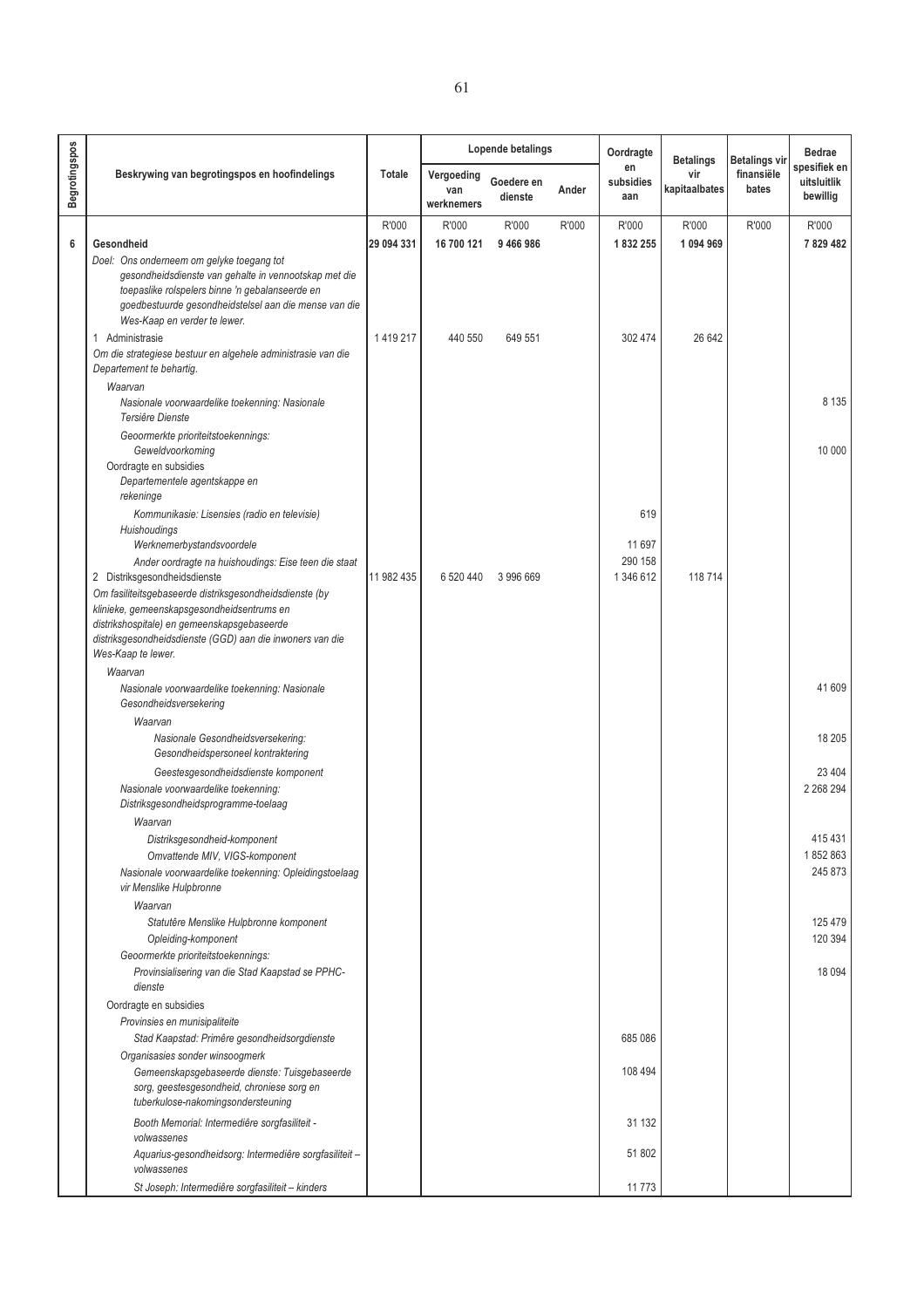| Begrotingspos | Beskrywing van begrotingspos en hoofindelings | Totale | Lopende betalings | | | Oordragte en subsidies aan | Betalings vir kapitaalbates | Betalings vir finansiële bates | Bedrae spesifiek en uitsluitlik bewillig |
|---|---|---|---|---|---|---|---|---|---|
| | | | Vergoeding van werknemers | Goedere en dienste | Ander | | | | |
| | | R'000 | R'000 | R'000 | R'000 | R'000 | R'000 | R'000 | R'000 |
| **6** | **Gesondheid** | **29 094 331** | **16 700 121** | **9 466 986** | | **1 832 255** | **1 094 969** | | **7 829 482** |
| | *Doel: Ons onderneem om gelyke toegang tot gesondheidsdienste van gehalte in vennootskap met die toepaslike rolspelers binne 'n gebalanseerde en goedbestuurde gesondheidstelsel aan die mense van die Wes-Kaap en verder te lewer.* | | | | | | | | |
| | 1 Administrasie | 1 419 217 | 440 550 | 649 551 | | 302 474 | 26 642 | | |
| | *Om die strategiese bestuur en algehele administrasie van die Departement te behartig.* | | | | | | | | |
| | *Waarvan* | | | | | | | | |
| | *Nasionale voorwaardelike toekenning: Nasionale Tersiêre Dienste* | | | | | | | | 8 135 |
| | *Geoormerkte prioriteitstoekennings:* | | | | | | | | |
| | *Geweldvoorkoming* | | | | | | | | 10 000 |
| | Oordragte en subsidies | | | | | | | | |
| | *Departementele agentskappe en rekeninge* | | | | | | | | |
| | *Kommunikasie: Lisensies (radio en televisie)* | | | | | 619 | | | |
| | *Huishoudings* | | | | | | | | |
| | *Werknemerbystandsvoordele* | | | | | 11 697 | | | |
| | *Ander oordragte na huishoudings: Eise teen die staat* | | | | | 290 158 | | | |
| | 2 Distriksgesondheidsdienste | 11 982 435 | 6 520 440 | 3 996 669 | | 1 346 612 | 118 714 | | |
| | *Om fasiliteitsgebaseerde distriksgesondheidsdienste (by klinieke, gemeenskapsgesondheidsentrums en distrikshospitale) en gemeenskapsgebaseerde distriksgesondheidsdienste (GGD) aan die inwoners van die Wes-Kaap te lewer.* | | | | | | | | |
| | *Waarvan* | | | | | | | | |
| | *Nasionale voorwaardelike toekenning: Nasionale Gesondheidsversekering* | | | | | | | | 41 609 |
| | *Waarvan* | | | | | | | | |
| | *Nasionale Gesondheidsversekering: Gesondheidspersoneel kontraktering* | | | | | | | | 18 205 |
| | *Geestesgesondheidsdienste komponent* | | | | | | | | 23 404 |
| | *Nasionale voorwaardelike toekenning: Distriksgesondheidsprogramme-toelaag* | | | | | | | | 2 268 294 |
| | *Waarvan* | | | | | | | | |
| | *Distriksgesondheid-komponent* | | | | | | | | 415 431 |
| | *Omvattende MIV, VIGS-komponent* | | | | | | | | 1 852 863 |
| | *Nasionale voorwaardelike toekenning: Opleidingstoelaag vir Menslike Hulpbronne* | | | | | | | | 245 873 |
| | *Waarvan* | | | | | | | | |
| | *Statutêre Menslike Hulpbronne komponent* | | | | | | | | 125 479 |
| | *Opleiding-komponent* | | | | | | | | 120 394 |
| | *Geoormerkte prioriteitstoekennings:* | | | | | | | | |
| | *Provinsialisering van die Stad Kaapstad se PPHC-dienste* | | | | | | | | 18 094 |
| | Oordragte en subsidies | | | | | | | | |
| | *Provinsies en munisipaliteite* | | | | | | | | |
| | *Stad Kaapstad: Primêre gesondheidsorgdienste* | | | | | 685 086 | | | |
| | *Organisasies sonder winsoogmerk* | | | | | | | | |
| | *Gemeenskapsgebaseerde dienste: Tuisgebaseerde sorg, geestesgesondheid, chroniese sorg en tuberkulose-nakomingsondersteuning* | | | | | 108 494 | | | |
| | *Booth Memorial: Intermediêre sorgfasiliteit - volwassenes* | | | | | 31 132 | | | |
| | *Aquarius-gesondheidsorg: Intermediêre sorgfasiliteit – volwassenes* | | | | | 51 802 | | | |
| | *St Joseph: Intermediêre sorgfasiliteit – kinders* | | | | | 11 773 | | | |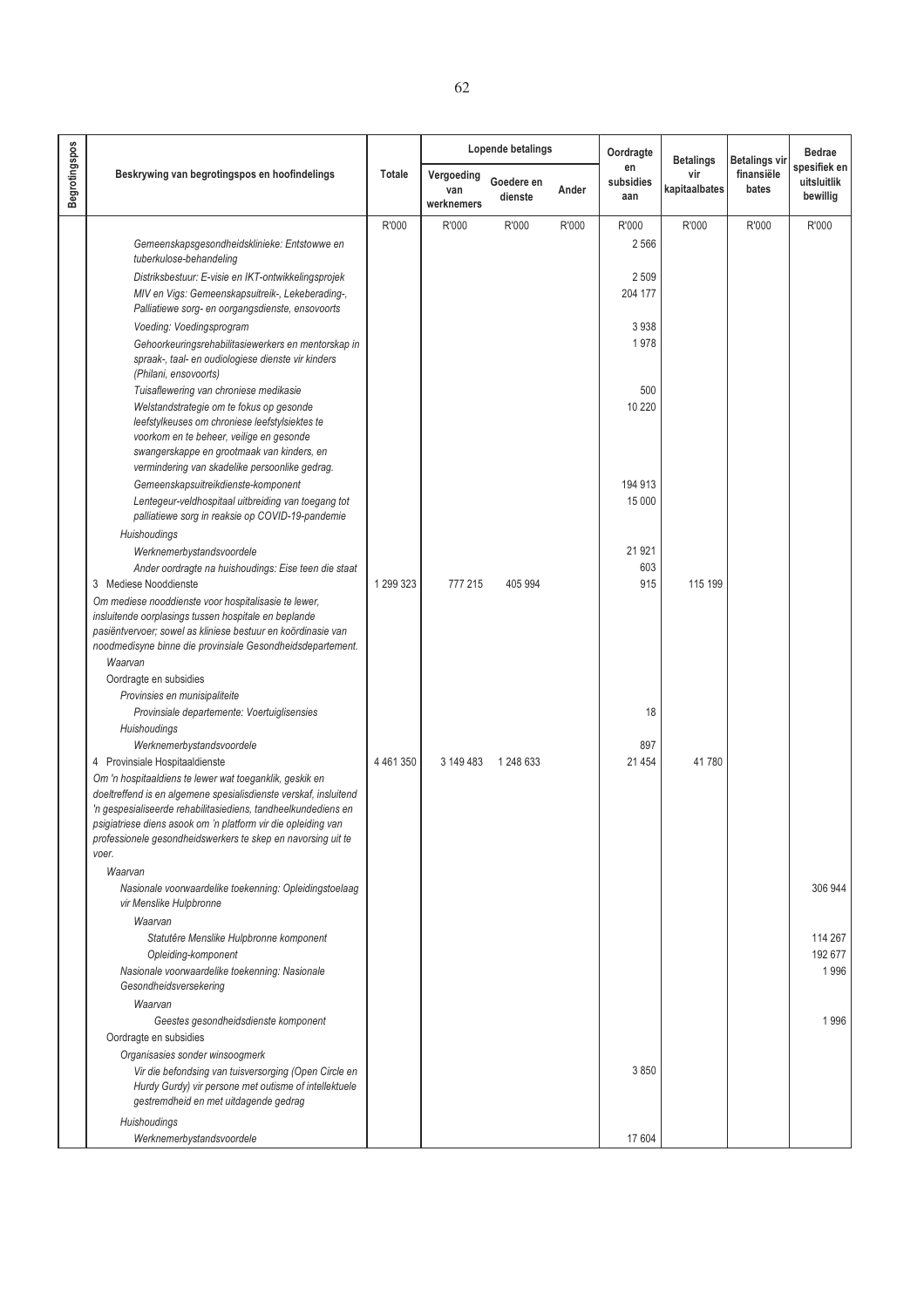| Begrotingspos | Beskrywing van begrotingspos en hoofindelings | Totale | Lopende betalings | | | Oordragte en subsidies aan | Betalings vir kapitaalbates | Betalings vir finansiële bates | Bedrae spesifiek en uitsluitlik bewillig |
|---|---|---|---|---|---|---|---|---|---|
| | | | Vergoeding van werknemers | Goedere en dienste | Ander | | | | |
| | | R'000 | R'000 | R'000 | R'000 | R'000 | R'000 | R'000 | R'000 |
| | *Gemeenskapsgesondheidsklinieke: Entstowwe en tuberkulose-behandeling* | | | | | 2 566 | | | |
| | *Distriksbestuur: E-visie en IKT-ontwikkelingsprojek* | | | | | 2 509 | | | |
| | *MIV en Vigs: Gemeenskapsuitreik-, Lekeberading-, Palliatiewe sorg- en oorgangsdienste, ensovoorts* | | | | | 204 177 | | | |
| | *Voeding: Voedingsprogram* | | | | | 3 938 | | | |
| | *Gehoorkeuringsrehabilitasiewerkers en mentorskap in spraak-, taal- en oudiologiese dienste vir kinders (Philani, ensovoorts)* | | | | | 1 978 | | | |
| | *Tuisaflewering van chroniese medikasie* | | | | | 500 | | | |
| | *Welstandstrategie om te fokus op gesonde leefstylkeuses om chroniese leefstylsiektes te voorkom en te beheer, veilige en gesonde swangerskappe en grootmaak van kinders, en vermindering van skadelike persoonlike gedrag.* | | | | | 10 220 | | | |
| | *Gemeenskapsuitreikdienste-komponent* | | | | | 194 913 | | | |
| | *Lentegeur-veldhospitaal uitbreiding van toegang tot palliatiewe sorg in reaksie op COVID-19-pandemie* | | | | | 15 000 | | | |
| | *Huishoudings* | | | | | | | | |
| | *Werknemerbystandsvoordele* | | | | | 21 921 | | | |
| | *Ander oordragte na huishoudings: Eise teen die staat* | | | | | 603 | | | |
| | 3 Mediese Nooddienste | 1 299 323 | 777 215 | 405 994 | | 915 | 115 199 | | |
| | *Om mediese nooddienste voor hospitalisasie te lewer, insluitende oorplasings tussen hospitale en beplande pasiëntvervoer; sowel as kliniese bestuur en koördinasie van noodmedisyne binne die provinsiale Gesondheidsdepartement.* | | | | | | | | |
| | *Waarvan* | | | | | | | | |
| | Oordragte en subsidies | | | | | | | | |
| | *Provinsies en munisipaliteite* | | | | | | | | |
| | *Provinsiale departemente: Voertuiglisensies* | | | | | 18 | | | |
| | *Huishoudings* | | | | | | | | |
| | *Werknemerbystandsvoordele* | | | | | 897 | | | |
| | 4 Provinsiale Hospitaaldienste | 4 461 350 | 3 149 483 | 1 248 633 | | 21 454 | 41 780 | | |
| | *Om 'n hospitaaldiens te lewer wat toeganklik, geskik en doeltreffend is en algemene spesialisdienste verskaf, insluitend 'n gespesialiseerde rehabilitasiediens, tandheelkundediens en psigiatriese diens asook om 'n platform vir die opleiding van professionele gesondheidswerkers te skep en navorsing uit te voer.* | | | | | | | | |
| | *Waarvan* | | | | | | | | |
| | *Nasionale voorwaardelike toekenning: Opleidingstoelaag vir Menslike Hulpbronne* | | | | | | | | 306 944 |
| | *Waarvan* | | | | | | | | |
| | *Statutêre Menslike Hulpbronne komponent* | | | | | | | | 114 267 |
| | *Opleiding-komponent* | | | | | | | | 192 677 |
| | *Nasionale voorwaardelike toekenning: Nasionale Gesondheidsversekering* | | | | | | | | 1 996 |
| | *Waarvan* | | | | | | | | |
| | *Geestes gesondheidsdienste komponent* | | | | | | | | 1 996 |
| | Oordragte en subsidies | | | | | | | | |
| | *Organisasies sonder winsoogmerk* | | | | | | | | |
| | *Vir die befondsing van tuisversorging (Open Circle en Hurdy Gurdy) vir persone met outisme of intellektuele gestremdheid en met uitdagende gedrag* | | | | | 3 850 | | | |
| | *Huishoudings* | | | | | | | | |
| | *Werknemerbystandsvoordele* | | | | | 17 604 | | | |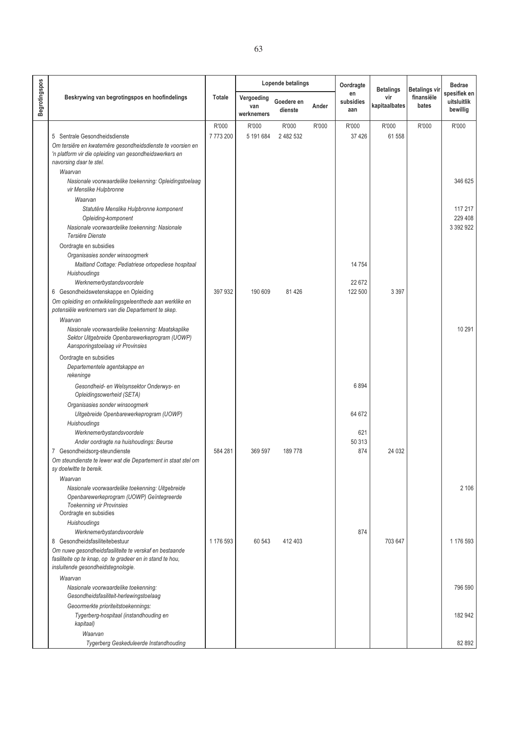| Begrotingspos | Beskrywing van begrotingspos en hoofindelings | Totale | Lopende betalings | | | Oordragte en subsidies aan | Betalings vir kapitaalbates | Betalings vir finansiële bates | Bedrae spesifiek en uitsluitlik bewillig |
|---|---|---|---|---|---|---|---|---|---|
| | | | Vergoeding van werknemers | Goedere en dienste | Ander | | | | |
| | | R'000 | R'000 | R'000 | R'000 | R'000 | R'000 | R'000 | R'000 |
| | 5 Sentrale Gesondheidsdienste | 7 773 200 | 5 191 684 | 2 482 532 | | 37 426 | 61 558 | | |
| | *Om tersiêre en kwaternêre gesondheidsdienste te voorsien en 'n platform vir die opleiding van gesondheidswerkers en navorsing daar te stel.* | | | | | | | | |
| | *Waarvan* | | | | | | | | |
| | *Nasionale voorwaardelike toekenning: Opleidingstoelaag vir Menslike Hulpbronne* | | | | | | | | 346 625 |
| | *Waarvan* | | | | | | | | |
| | *Statutêre Menslike Hulpbronne komponent* | | | | | | | | 117 217 |
| | *Opleiding-komponent* | | | | | | | | 229 408 |
| | *Nasionale voorwaardelike toekenning: Nasionale Tersiêre Dienste* | | | | | | | | 3 392 922 |
| | Oordragte en subsidies | | | | | | | | |
| | *Organisasies sonder winsoogmerk* | | | | | | | | |
| | *Maitland Cottage: Pediatriese ortopediese hospitaal* | | | | | 14 754 | | | |
| | *Huishoudings* | | | | | | | | |
| | *Werknemerbystandsvoordele* | | | | | 22 672 | | | |
| | 6 Gesondheidswetenskappe en Opleiding | 397 932 | 190 609 | 81 426 | | 122 500 | 3 397 | | |
| | *Om opleiding en ontwikkelingsgeleenthede aan werklike en potensiële werknemers van die Departement te skep.* | | | | | | | | |
| | *Waarvan* | | | | | | | | |
| | *Nasionale voorwaardelike toekenning: Maatskaplike Sektor Uitgebreide Openbarewerkeprogram (UOWP) Aansporingstoelaag vir Provinsies* | | | | | | | | 10 291 |
| | Oordragte en subsidies | | | | | | | | |
| | *Departementele agentskappe en rekeninge* | | | | | | | | |
| | *Gesondheid- en Welsynsektor Onderwys- en Opleidingsowerheid (SETA)* | | | | | 6 894 | | | |
| | *Organisasies sonder winsoogmerk* | | | | | | | | |
| | *Uitgebreide Openbarewerkeprogram (UOWP)* | | | | | 64 672 | | | |
| | *Huishoudings* | | | | | | | | |
| | *Werknemerbystandsvoordele* | | | | | 621 | | | |
| | *Ander oordragte na huishoudings: Beurse* | | | | | 50 313 | | | |
| | 7 Gesondheidsorg-steundienste | 584 281 | 369 597 | 189 778 | | 874 | 24 032 | | |
| | *Om steundienste te lewer wat die Departement in staat stel om sy doelwitte te bereik.* | | | | | | | | |
| | *Waarvan* | | | | | | | | |
| | *Nasionale voorwaardelike toekenning: Uitgebreide Openbarewerkeprogram (UOWP) Geïntegreerde Toekenning vir Provinsies* | | | | | | | | 2 106 |
| | Oordragte en subsidies | | | | | | | | |
| | *Huishoudings* | | | | | | | | |
| | *Werknemerbystandsvoordele* | | | | | 874 | | | |
| | 8 Gesondheidsfasiliteitebestuur | 1 176 593 | 60 543 | 412 403 | | | 703 647 | | 1 176 593 |
| | *Om nuwe gesondheidsfasiliteite te verskaf en bestaande fasiliteite op te knap, op te gradeer en in stand te hou, insluitende gesondheidstegnologie.* | | | | | | | | |
| | *Waarvan* | | | | | | | | |
| | *Nasionale voorwaardelike toekenning: Gesondheidsfasiliteit-herlewingstoelaag* | | | | | | | | 796 590 |
| | *Geoormerkte prioriteitstoekennings:* | | | | | | | | |
| | *Tygerberg-hospitaal (instandhouding en kapitaal)* | | | | | | | | 182 942 |
| | *Waarvan* | | | | | | | | |
| | *Tygerberg Geskeduleerde Instandhouding* | | | | | | | | 82 892 |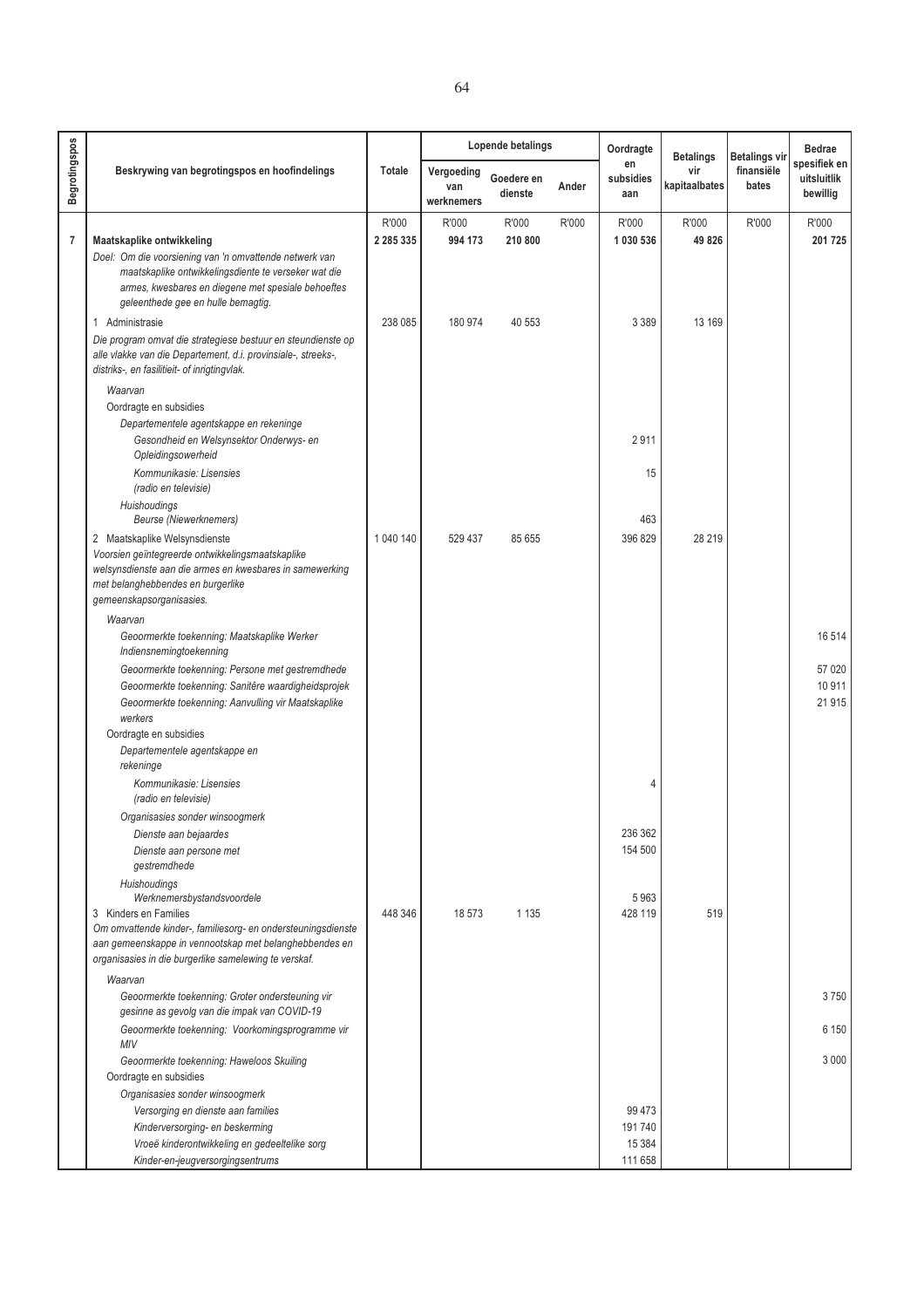| Begrotingspos | Beskrywing van begrotingspos en hoofdindelings | Totale | Lopende betalings | | | Oordragte en subsidies aan | Betalings vir kapitaalbates | Betalings vir finansiële bates | Bedrae spesifiek en uitsluitlik bewillig |
|---|---|---|---|---|---|---|---|---|---|
| | | | Vergoeding van werknemers | Goedere en dienste | Ander | | | | |
| | | R'000 | R'000 | R'000 | R'000 | R'000 | R'000 | R'000 | R'000 |
| **7** | **Maatskaplike ontwikkeling** | **2 285 335** | **994 173** | **210 800** | | **1 030 536** | **49 826** | | **201 725** |
| | *Doel: Om die voorsiening van 'n omvattende netwerk van maatskaplike ontwikkelingsdienste te verseker wat die armes, kwesbares en diegene met spesiale behoeftes geleenthede gee en hulle bemagtig.* | | | | | | | | |
| | 1 Administrasie | 238 085 | 180 974 | 40 553 | | 3 389 | 13 169 | | |
| | *Die program omvat die strategiese bestuur en steundienste op alle vlakke van die Departement, d.i. provinsiale-, streeks-, distriks-, en fasiliteit- of inrigtingvlak.* | | | | | | | | |
| | *Waarvan* | | | | | | | | |
| | Oordragte en subsidies | | | | | | | | |
| | *Departementele agentskappe en rekeninge* | | | | | | | | |
| | *Gesondheid en Welsynsektor Onderwys- en Opleidingsowerheid* | | | | | 2 911 | | | |
| | *Kommunikasie: Lisensies (radio en televisie)* | | | | | 15 | | | |
| | *Huishoudings* | | | | | | | | |
| | *Beurse (Niewerknemers)* | | | | | 463 | | | |
| | 2 Maatskaplike Welsynsdienste | 1 040 140 | 529 437 | 85 655 | | 396 829 | 28 219 | | |
| | *Voorsien geïntegreerde ontwikkelingsmaatskaplike welsynsdienste aan die armes en kwesbares in samewerking met belanghebbendes en burgerlike gemeenskapsorganisasies.* | | | | | | | | |
| | *Waarvan* | | | | | | | | |
| | *Geoormerkte toekenning: Maatskaplike Werker Indiensnemingtoekenning* | | | | | | | | 16 514 |
| | *Geoormerkte toekenning: Persone met gestremdhede* | | | | | | | | 57 020 |
| | *Geoormerkte toekenning: Sanitêre waardigheidsprojek* | | | | | | | | 10 911 |
| | *Geoormerkte toekenning: Aanvulling vir Maatskaplike werkers* | | | | | | | | 21 915 |
| | Oordragte en subsidies | | | | | | | | |
| | *Departementele agentskappe en rekeninge* | | | | | | | | |
| | *Kommunikasie: Lisensies (radio en televisie)* | | | | | 4 | | | |
| | *Organisasies sonder winsoogmerk* | | | | | | | | |
| | *Dienste aan bejaardes* | | | | | 236 362 | | | |
| | *Dienste aan persone met gestremdhede* | | | | | 154 500 | | | |
| | *Huishoudings* | | | | | | | | |
| | *Werknemersbystandsvoordele* | | | | | 5 963 | | | |
| | 3 Kinders en Families | 448 346 | 18 573 | 1 135 | | 428 119 | 519 | | |
| | *Om omvattende kinder-, familiesorg- en ondersteuningsdienste aan gemeenskappe in vennootskap met belanghebbendes en organisasies in die burgerlike samelewing te verskaf.* | | | | | | | | |
| | *Waarvan* | | | | | | | | |
| | *Geoormerkte toekenning: Groter ondersteuning vir gesinne as gevolg van die impak van COVID-19* | | | | | | | | 3 750 |
| | *Geoormerkte toekenning: Voorkomingsprogramme vir MIV* | | | | | | | | 6 150 |
| | *Geoormerkte toekenning: Haweloos Skuiling* | | | | | | | | 3 000 |
| | Oordragte en subsidies | | | | | | | | |
| | *Organisasies sonder winsoogmerk* | | | | | | | | |
| | *Versorging en dienste aan families* | | | | | 99 473 | | | |
| | *Kinderversorging- en beskerming* | | | | | 191 740 | | | |
| | *Vroeë kinderontwikkeling en gedeeltelike sorg* | | | | | 15 384 | | | |
| | *Kinder-en-jeugversorgingsentrums* | | | | | 111 658 | | | |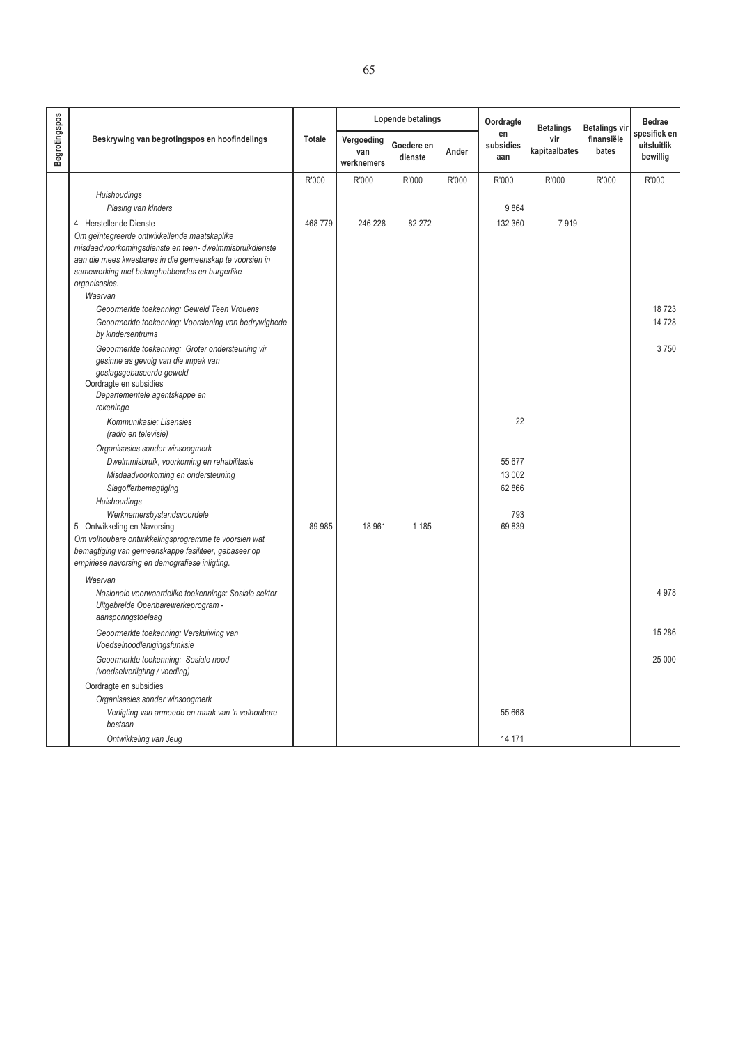| Begrotingspos | Beskrywing van begrotingspos en hoofindelings | Totale | Lopende betalings | | | Oordragte en subsidies aan | Betalings vir kapitaalbates | Betalings vir finansiële bates | Bedrae spesifiek en uitsluitlik bewillig |
|---|---|---|---|---|---|---|---|---|---|
| | | | Vergoeding van werknemers | Goedere en dienste | Ander | | | | |
| | | R'000 | R'000 | R'000 | R'000 | R'000 | R'000 | R'000 | R'000 |
| | *Huishoudings* | | | | | | | | |
| | *Plasing van kinders* | | | | | 9 864 | | | |
| | 4 Herstellende Dienste<br>*Om geïntegreerde ontwikkellende maatskaplike misdaadvoorkomingsdienste en teen- dwelmmisbruikdienste aan die mees kwesbares in die gemeenskap te voorsien in samewerking met belanghebbendes en burgerlike organisasies.* | 468 779 | 246 228 | 82 272 | | 132 360 | 7 919 | | |
| | *Waarvan* | | | | | | | | |
| | *Geoormerkte toekenning: Geweld Teen Vrouens* | | | | | | | | 18 723 |
| | *Geoormerkte toekenning: Voorsiening van bedrywighede by kindersentrums* | | | | | | | | 14 728 |
| | *Geoormerkte toekenning: Groter ondersteuning vir gesinne as gevolg van die impak van geslagsgebaseerde geweld* | | | | | | | | 3 750 |
| | Oordragte en subsidies | | | | | | | | |
| | *Departementele agentskappe en rekeninge* | | | | | | | | |
| | *Kommunikasie: Lisensies (radio en televisie)* | | | | | 22 | | | |
| | *Organisasies sonder winsoogmerk* | | | | | | | | |
| | *Dwelmmisbruik, voorkoming en rehabilitasie* | | | | | 55 677 | | | |
| | *Misdaadvoorkoming en ondersteuning* | | | | | 13 002 | | | |
| | *Slagofferbemagtiging* | | | | | 62 866 | | | |
| | *Huishoudings* | | | | | | | | |
| | *Werknemersbystandsvoordele* | | | | | 793 | | | |
| | 5 Ontwikkeling en Navorsing<br>*Om volhoubare ontwikkelingsprogramme te voorsien wat bemagtiging van gemeenskappe fasiliteer, gebaseer op empiriese navorsing en demografiese inligting.* | 89 985 | 18 961 | 1 185 | | 69 839 | | | |
| | *Waarvan* | | | | | | | | |
| | *Nasionale voorwaardelike toekennings: Sosiale sektor Uitgebreide Openbarewerkeprogram - aansporingstoelaag* | | | | | | | | 4 978 |
| | *Geoormerkte toekenning: Verskuiwing van Voedselnoodlenigingsfunksie* | | | | | | | | 15 286 |
| | *Geoormerkte toekenning: Sosiale nood (voedselverligting / voeding)* | | | | | | | | 25 000 |
| | Oordragte en subsidies | | | | | | | | |
| | *Organisasies sonder winsoogmerk* | | | | | | | | |
| | *Verligting van armoede en maak van 'n volhoubare bestaan* | | | | | 55 668 | | | |
| | *Ontwikkeling van Jeug* | | | | | 14 171 | | | |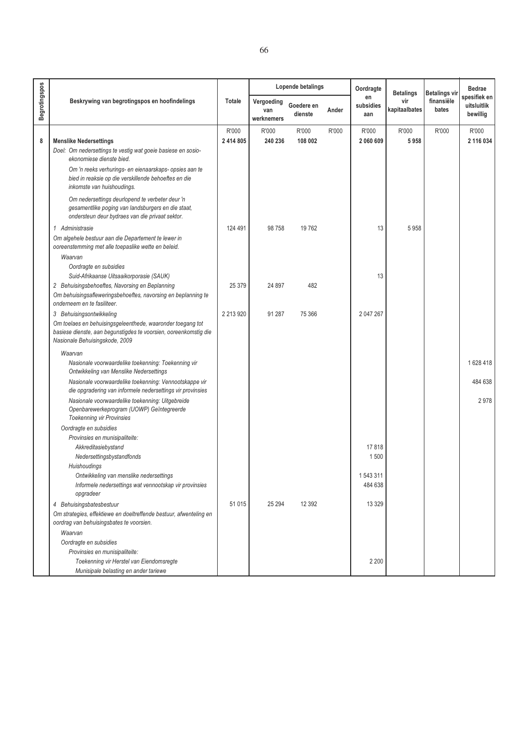| Begrotingspos | Beskrywing van begrotingspos en hoofindelings | Totale | Lopende betalings | | | Oordragte en subsidies aan | Betalings vir kapitaalbates | Betalings vir finansiële bates | Bedrae spesifiek en uitsluitlik bewillig |
|---|---|---|---|---|---|---|---|---|---|
| | | | Vergoeding van werknemers | Goedere en dienste | Ander | | | | |
| | | R'000 | R'000 | R'000 | R'000 | R'000 | R'000 | R'000 | R'000 |
| **8** | **Menslike Nedersettings** | **2 414 805** | **240 236** | **108 002** | | **2 060 609** | **5 958** | | **2 116 034** |
| | Doel: *Om nedersettings te vestig wat goeie basiese en sosio-ekonomiese dienste bied.* | | | | | | | | |
| | *Om 'n reeks verhurings- en eienaarskaps- opsies aan te bied in reaksie op die verskillende behoeftes en die inkomste van huishoudings.* | | | | | | | | |
| | *Om nedersettings deurlopend te verbeter deur 'n gesamentlike poging van landsburgers en die staat, ondersteun deur bydraes van die privaat sektor.* | | | | | | | | |
| | *1 Administrasie* | 124 491 | 98 758 | 19 762 | | 13 | 5 958 | | |
| | *Om algehele bestuur aan die Departement te lewer in ooreenstemming met alle toepaslike wette en beleid.* | | | | | | | | |
| | *Waarvan* | | | | | | | | |
| | *Oordragte en subsidies* | | | | | | | | |
| | *Suid-Afrikaanse Uitsaaikorporasie (SAUK)* | | | | | 13 | | | |
| | *2 Behuisingsbehoeftes, Navorsing en Beplanning* | 25 379 | 24 897 | 482 | | | | | |
| | *Om behuisingsafleweringsbehoeftes, navorsing en beplanning te onderneem en te fasiliteer.* | | | | | | | | |
| | *3 Behuisingsontwikkeling* | 2 213 920 | 91 287 | 75 366 | | 2 047 267 | | | |
| | *Om toelaes en behuisingsgeleenthede, waaronder toegang tot basiese dienste, aan begunstigdes te voorsien, ooreenkomstig die Nasionale Behuisingskode, 2009* | | | | | | | | |
| | *Waarvan* | | | | | | | | |
| | *Nasionale voorwaardelike toekenning: Toekenning vir Ontwikkeling van Menslike Nedersettings* | | | | | | | | 1 628 418 |
| | *Nasionale voorwaardelike toekenning: Vennootskappe vir die opgradering van informele nedersettings vir provinsies* | | | | | | | | 484 638 |
| | *Nasionale voorwaardelike toekenning: Uitgebreide Openbarewerkeprogram (UOWP) Geïntegreerde Toekenning vir Provinsies* | | | | | | | | 2 978 |
| | *Oordragte en subsidies* | | | | | | | | |
| | *Provinsies en munisipaliteite:* | | | | | | | | |
| | *Akkreditasiebystand* | | | | | 17 818 | | | |
| | *Nedersettingsbystandfonds* | | | | | 1 500 | | | |
| | *Huishoudings* | | | | | | | | |
| | *Ontwikkeling van menslike nedersettings* | | | | | 1 543 311 | | | |
| | *Informele nedersettings wat vennootskap vir provinsies opgradeer* | | | | | 484 638 | | | |
| | *4 Behuisingsbatesbestuur* | 51 015 | 25 294 | 12 392 | | 13 329 | | | |
| | *Om strategies, effektiewe en doeltreffende bestuur, afwenteling en oordrag van behuisingsbates te voorsien.* | | | | | | | | |
| | *Waarvan* | | | | | | | | |
| | *Oordragte en subsidies* | | | | | | | | |
| | *Provinsies en munisipaliteite:* | | | | | | | | |
| | *Toekenning vir Herstel van Eiendomsregte* | | | | | 2 200 | | | |
| | *Munisipale belasting en ander tariewe* | | | | | | | | |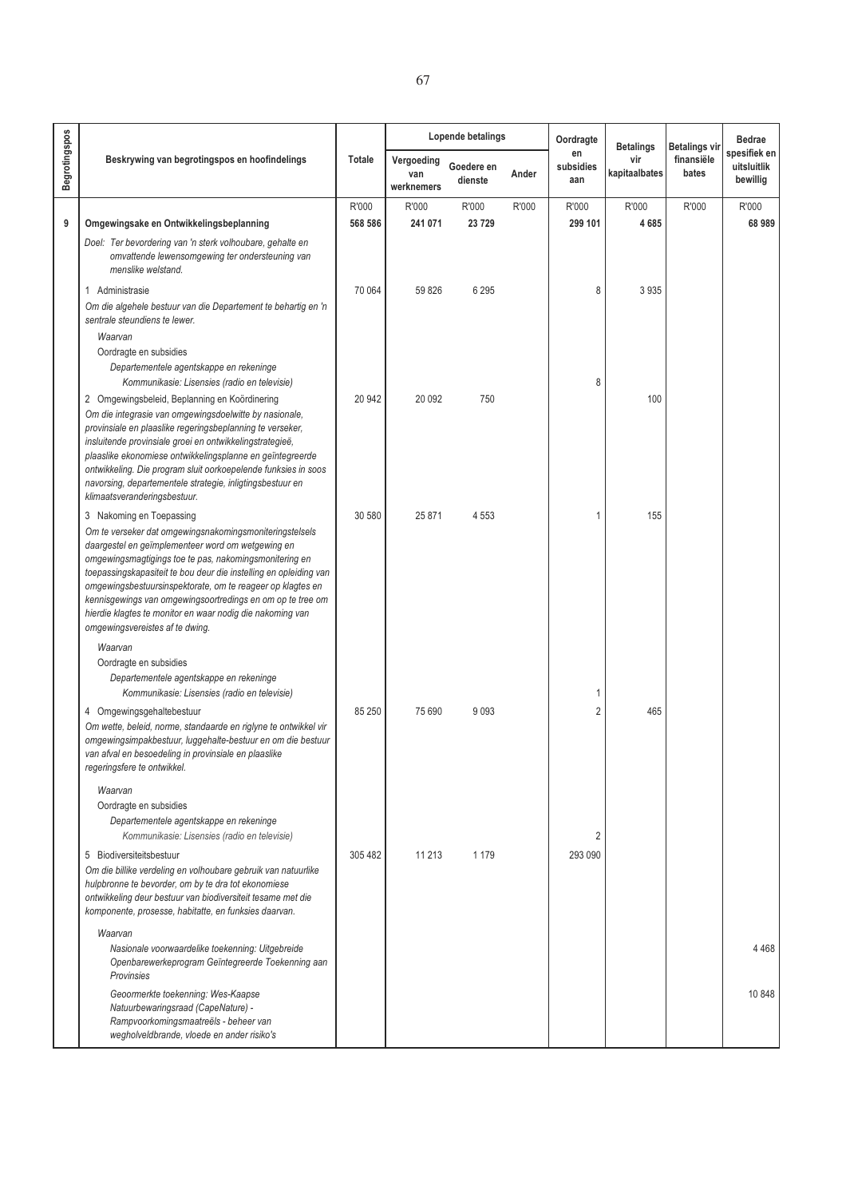| Begrotingspos | Beskrywing van begrotingspos en hoofindelings | Totale | Lopende betalings | | | Oordragte en subsidies aan | Betalings vir kapitaalbates | Betalings vir finansiële bates | Bedrae spesifiek en uitsluitlik bewillig |
|---|---|---|---|---|---|---|---|---|---|
| | | | Vergoeding van werknemers | Goedere en dienste | Ander | | | | |
| | | R'000 | R'000 | R'000 | R'000 | R'000 | R'000 | R'000 | R'000 |
| 9 | **Omgewingsake en Ontwikkelingsbeplanning** | **568 586** | **241 071** | **23 729** | | **299 101** | **4 685** | | **68 989** |
| | *Doel: Ter bevordering van 'n sterk volhoubare, gehalte en omvattende lewensomgewing ter ondersteuning van menslike welstand.* | | | | | | | | |
| | 1 Administrasie | 70 064 | 59 826 | 6 295 | | 8 | 3 935 | | |
| | *Om die algehele bestuur van die Departement te behartig en 'n sentrale steundiens te lewer.* | | | | | | | | |
| | *Waarvan* | | | | | | | | |
| | Oordragte en subsidies | | | | | | | | |
| | *Departementele agentskappe en rekeninge* | | | | | | | | |
| | *Kommunikasie: Lisensies (radio en televisie)* | | | | | 8 | | | |
| | 2 Omgewingsbeleid, Beplanning en Koördinering | 20 942 | 20 092 | 750 | | | 100 | | |
| | *Om die integrasie van omgewingsdoelwitte by nasionale, provinsiale en plaaslike regeringsbeplanning te verseker, insluitende provinsiale groei en ontwikkelingstrategieë, plaaslike ekonomiese ontwikkelingsplanne en geïntegreerde ontwikkeling. Die program sluit oorkoepelende funksies in soos navorsing, departementele strategie, inligtingsbestuur en klimaatsveranderingsbestuur.* | | | | | | | | |
| | 3 Nakoming en Toepassing | 30 580 | 25 871 | 4 553 | | 1 | 155 | | |
| | *Om te verseker dat omgewingsnakomingsmoniteringstelsels daargestel en geïmplementeer word om wetgewing en omgewingsmagtigings toe te pas, nakomingsmonitering en toepassingskapasiteit te bou deur die instelling en opleiding van omgewingsbestuursinspektorate, om te reageer op klagtes en kennisgewings van omgewingsoortredings en om op te tree om hierdie klagtes te monitor en waar nodig die nakoming van omgewingsvereistes af te dwing.* | | | | | | | | |
| | *Waarvan* | | | | | | | | |
| | Oordragte en subsidies | | | | | | | | |
| | *Departementele agentskappe en rekeninge* | | | | | | | | |
| | *Kommunikasie: Lisensies (radio en televisie)* | | | | | 1 | | | |
| | 4 Omgewingsgehaltebestuur | 85 250 | 75 690 | 9 093 | | 2 | 465 | | |
| | *Om wette, beleid, norme, standaarde en riglyne te ontwikkel vir omgewingsimpakbestuur, luggehalte-bestuur en om die bestuur van afval en besoedeling in provinsiale en plaaslike regeringsfere te ontwikkel.* | | | | | | | | |
| | *Waarvan* | | | | | | | | |
| | Oordragte en subsidies | | | | | | | | |
| | *Departementele agentskappe en rekeninge* | | | | | | | | |
| | *Kommunikasie: Lisensies (radio en televisie)* | | | | | 2 | | | |
| | 5 Biodiversiteitsbestuur | 305 482 | 11 213 | 1 179 | | 293 090 | | | |
| | *Om die billike verdeling en volhoubare gebruik van natuurlike hulpbronne te bevorder, om by te dra tot ekonomiese ontwikkeling deur bestuur van biodiversiteit tesame met die komponente, prosesse, habitatte, en funksies daarvan.* | | | | | | | | |
| | *Waarvan* | | | | | | | | |
| | *Nasionale voorwaardelike toekenning: Uitgebreide Openbarewerkeprogram Geïntegreerde Toekenning aan Provinsies* | | | | | | | | 4 468 |
| | *Geoormerkte toekenning: Wes-Kaapse Natuurbewaringsraad (CapeNature) - Rampvoorkomingsmaatreëls - beheer van wegholveldbrande, vloede en ander risiko's* | | | | | | | | 10 848 |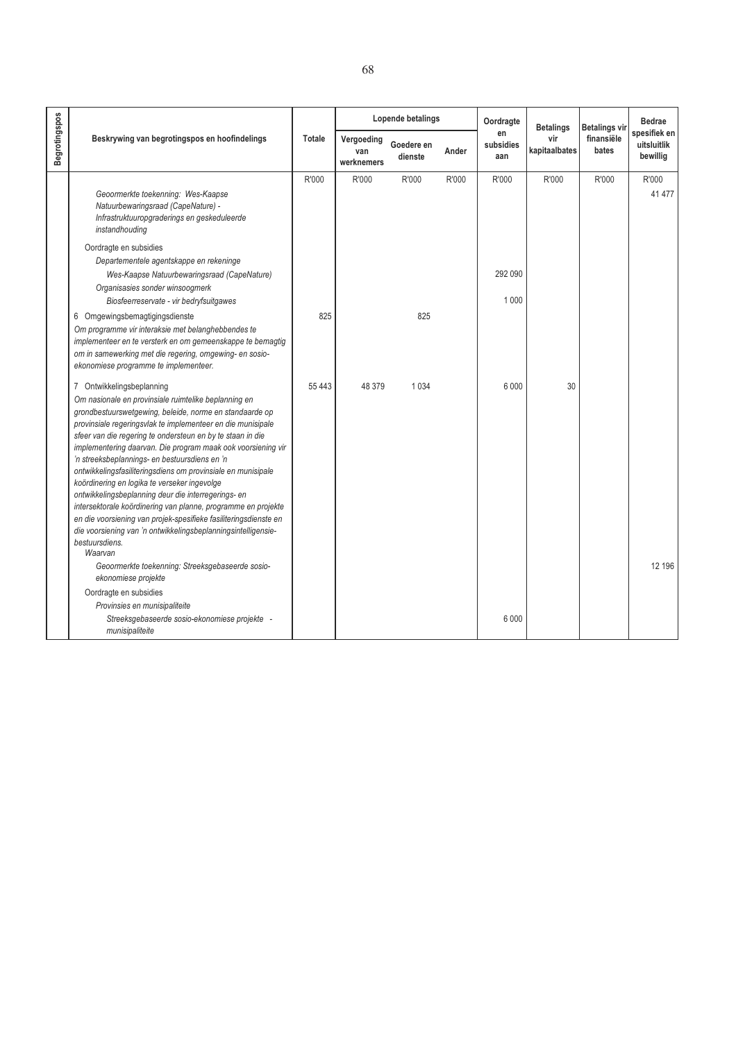| Begrotingspos | Beskrywing van begrotingspos en hoofindelings | Totale | Lopende betalings | | | Oordragte en subsidies aan | Betalings vir kapitaalbates | Betalings vir finansiële bates | Bedrae spesifiek en uitsluitlik bewillig |
|---|---|---|---|---|---|---|---|---|---|
| | | | Vergoeding van werknemers | Goedere en dienste | Ander | | | | |
| | | R'000 | R'000 | R'000 | R'000 | R'000 | R'000 | R'000 | R'000 |
| | *Geoormerkte toekenning: Wes-Kaapse Natuurbewaringsraad (CapeNature) - Infrastruktuuropgraderings en geskeduleerde instandhouding* | | | | | | | | 41 477 |
| | Oordragte en subsidies | | | | | | | | |
| | *Departementele agentskappe en rekeninge* | | | | | | | | |
| | *Wes-Kaapse Natuurbewaringsraad (CapeNature)* | | | | | 292 090 | | | |
| | *Organisasies sonder winsoogmerk* | | | | | | | | |
| | *Biosfeerreservate - vir bedryfsuitgawes* | | | | | 1 000 | | | |
| | 6 Omgewingsbemagtigingsdienste<br>*Om programme vir interaksie met belanghebbendes te implementeer en te versterk en om gemeenskappe te bemagtig om in samewerking met die regering, omgewing- en sosio-ekonomiese programme te implementeer.* | 825 | | 825 | | | | | |
| | 7 Ontwikkelingsbeplanning<br>*Om nasionale en provinsiale ruimtelike beplanning en grondbestuurswetgewing, beleide, norme en standaarde op provinsiale regeringsvlak te implementeer en die munisipale sfeer van die regering te ondersteun en by te staan in die implementering daarvan. Die program maak ook voorsiening vir 'n streeksbeplannings- en bestuursdiens en 'n ontwikkelingsfasiliteringsdiens om provinsiale en munisipale koördinering en logika te verseker ingevolge ontwikkelingsbeplanning deur die interregerings- en intersektorale koördinering van planne, programme en projekte en die voorsiening van projek-spesifieke fasiliteringsdienste en die voorsiening van 'n ontwikkelingsbeplanningsintelligensie-bestuursdiens.* | 55 443 | 48 379 | 1 034 | | 6 000 | 30 | | |
| | *Waarvan* | | | | | | | | |
| | *Geoormerkte toekenning: Streeksgebaseerde sosio-ekonomiese projekte* | | | | | | | | 12 196 |
| | Oordragte en subsidies | | | | | | | | |
| | *Provinsies en munisipaliteite* | | | | | | | | |
| | *Streeksgebaseerde sosio-ekonomiese projekte - munisipaliteite* | | | | | 6 000 | | | |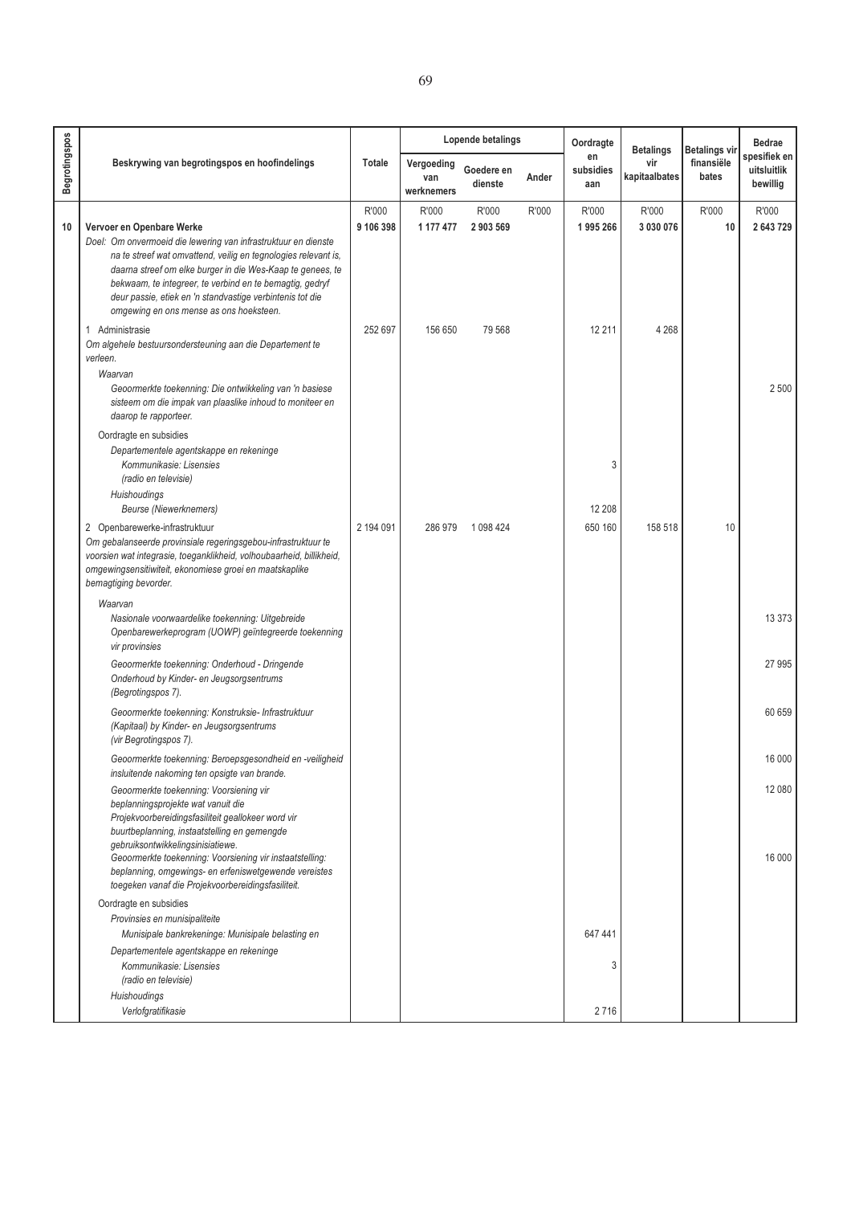| Begrotingspos | Beskrywing van begrotingspos en hoofindelings | Totale | Lopende betalings | | | Oordragte en subsidies aan | Betalings vir kapitaalbates | Betalings vir finansiële bates | Bedrae spesifiek en uitsluitlik bewillig |
|---|---|---|---|---|---|---|---|---|---|
| | | | Vergoeding van werknemers | Goedere en dienste | Ander | | | | |
| | | R'000 | R'000 | R'000 | R'000 | R'000 | R'000 | R'000 | R'000 |
| **10** | **Vervoer en Openbare Werke** | **9 106 398** | **1 177 477** | **2 903 569** | | **1 995 266** | **3 030 076** | **10** | **2 643 729** |
| | *Doel: Om onvermoeid die lewering van infrastruktuur en dienste na te streef wat omvattend, veilig en tegnologies relevant is, daarna streef om elke burger in die Wes-Kaap te genees, te bekwaam, te integreer, te verbind en te bemagtig, gedryf deur passie, etiek en 'n standvastige verbintenis tot die omgewing en ons mense as ons hoeksteen.* | | | | | | | | |
| | 1 Administrasie | 252 697 | 156 650 | 79 568 | | 12 211 | 4 268 | | |
| | *Om algehele bestuursondersteuning aan die Departement te verleen.* | | | | | | | | |
| | *Waarvan* | | | | | | | | |
| | *Geoormerkte toekenning: Die ontwikkeling van 'n basiese sisteem om die impak van plaaslike inhoud to moniteer en daarop te rapporteer.* | | | | | | | | 2 500 |
| | Oordragte en subsidies | | | | | | | | |
| | *Departementele agentskappe en rekeninge* | | | | | | | | |
| | *Kommunikasie: Lisensies (radio en televisie)* | | | | | 3 | | | |
| | *Huishoudings* | | | | | | | | |
| | *Beurse (Niewerknemers)* | | | | | 12 208 | | | |
| | 2 Openbarewerke-infrastruktuur | 2 194 091 | 286 979 | 1 098 424 | | 650 160 | 158 518 | 10 | |
| | *Om gebalanseerde provinsiale regeringsgebou-infrastruktuur te voorsien wat integrasie, toeganklikheid, volhoubaarheid, billikheid, omgewingsensitiwiteit, ekonomiese groei en maatskaplike bemagtiging bevorder.* | | | | | | | | |
| | *Waarvan* | | | | | | | | |
| | *Nasionale voorwaardelike toekenning: Uitgebreide Openbarewerkeprogram (UOWP) geïntegreerde toekenning vir provinsies* | | | | | | | | 13 373 |
| | *Geoormerkte toekenning: Onderhoud - Dringende Onderhoud by Kinder- en Jeugsorgsentrums (Begrotingspos 7).* | | | | | | | | 27 995 |
| | *Geoormerkte toekenning: Konstruksie- Infrastruktuur (Kapitaal) by Kinder- en Jeugsorgsentrums (vir Begrotingspos 7).* | | | | | | | | 60 659 |
| | *Geoormerkte toekenning: Beroepsgesondheid en -veiligheid insluitende nakoming ten opsigte van brande.* | | | | | | | | 16 000 |
| | *Geoormerkte toekenning: Voorsiening vir beplanningsprojekte wat vanuit die Projekvoorbereidingsfasiliteit geallokeer word vir buurtbeplanning, instaatstelling en gemengde gebruiksontwikkelingsinisiatiewe.* | | | | | | | | 12 080 |
| | *Geoormerkte toekenning: Voorsiening vir instaatstelling: beplanning, omgewings- en erfeniswetgewende vereistes toegeken vanaf die Projekvoorbereidingsfasiliteit.* | | | | | | | | 16 000 |
| | Oordragte en subsidies | | | | | | | | |
| | *Provinsies en munisipaliteite* | | | | | | | | |
| | *Munisipale bankrekeninge: Munisipale belasting en* | | | | | 647 441 | | | |
| | *Departementele agentskappe en rekeninge* | | | | | | | | |
| | *Kommunikasie: Lisensies (radio en televisie)* | | | | | 3 | | | |
| | *Huishoudings* | | | | | | | | |
| | *Verlofgratifikasie* | | | | | 2 716 | | | |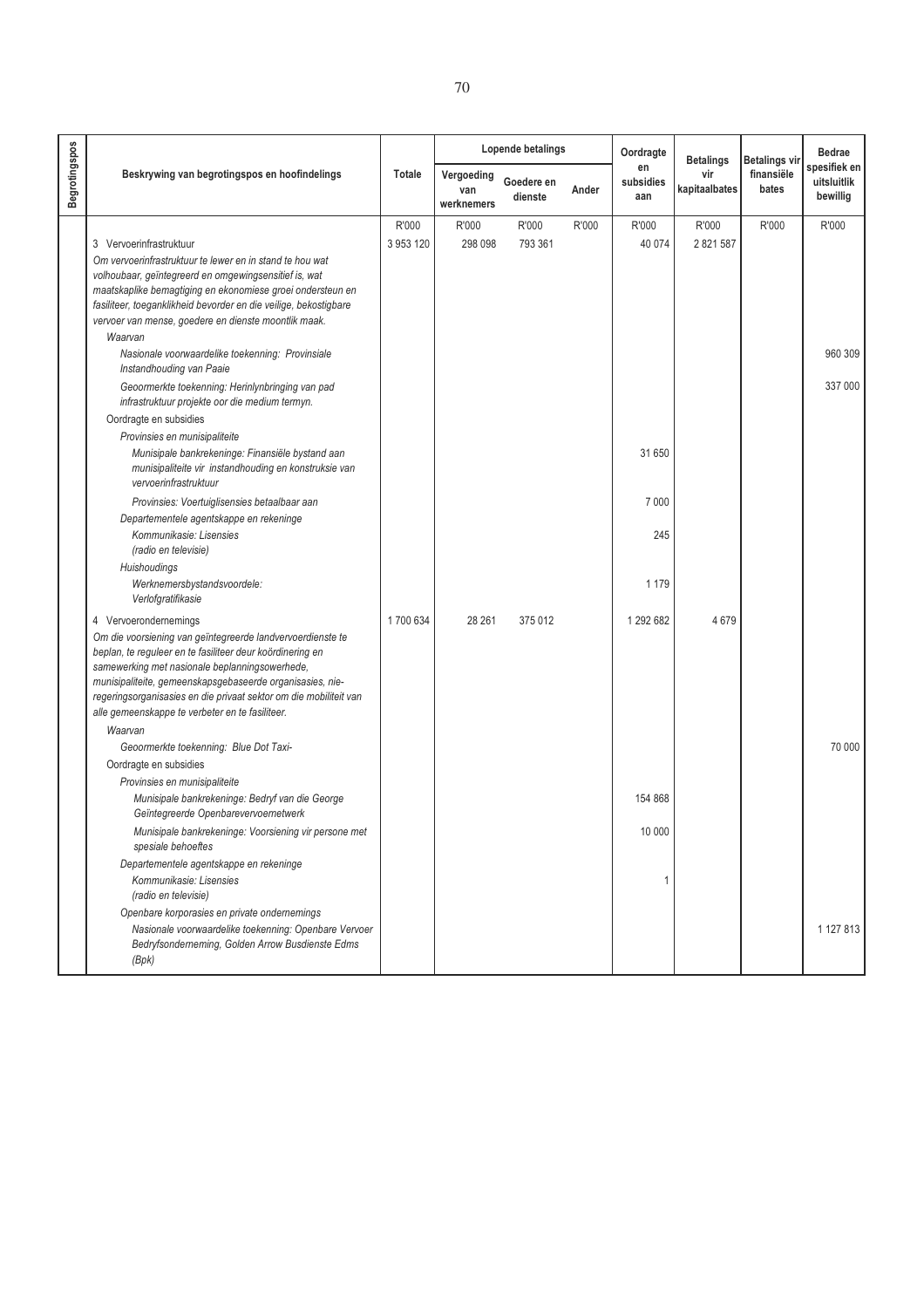| Begrotingspos | Beskrywing van begrotingspos en hoofindelings | Totale | Lopende betalings | | | Oordragte en subsidies aan | Betalings vir kapitaalbates | Betalings vir finansiële bates | Bedrae spesifiek en uitsluitlik bewillig |
|---|---|---|---|---|---|---|---|---|---|
| | | | Vergoeding van werknemers | Goedere en dienste | Ander | | | | |
| | | R'000 | R'000 | R'000 | R'000 | R'000 | R'000 | R'000 | R'000 |
| | 3 Vervoerinfrastruktuur<br>*Om vervoerinfrastruktuur te lewer en in stand te hou wat volhoubaar, geïntegreerd en omgewingsensitief is, wat maatskaplike bemagtiging en ekonomiese groei ondersteun en fasiliteer, toeganklikheid bevorder en die veilige, bekostigbare vervoer van mense, goedere en dienste moontlik maak.* | 3 953 120 | 298 098 | 793 361 | | 40 074 | 2 821 587 | | |
| | *Waarvan* | | | | | | | | |
| | *Nasionale voorwaardelike toekenning: Provinsiale Instandhouding van Paaie* | | | | | | | | 960 309 |
| | *Geoormerkte toekenning: Herinlynbringing van pad infrastruktuur projekte oor die medium termyn.* | | | | | | | | 337 000 |
| | Oordragte en subsidies | | | | | | | | |
| | *Provinsies en munisipaliteite* | | | | | | | | |
| | *Munisipale bankrekeninge: Finansiële bystand aan munisipaliteite vir instandhouding en konstruksie van vervoerinfrastruktuur* | | | | | 31 650 | | | |
| | *Provinsies: Voertuiglisensies betaalbaar aan* | | | | | 7 000 | | | |
| | *Departementele agentskappe en rekeninge* | | | | | | | | |
| | *Kommunikasie: Lisensies (radio en televisie)* | | | | | 245 | | | |
| | *Huishoudings* | | | | | | | | |
| | *Werknemersbystandsvoordele: Verlofgratifikasie* | | | | | 1 179 | | | |
| | 4 Vervoerondernemings<br>*Om die voorsiening van geïntegreerde landvervoerdienste te beplan, te reguleer en te fasiliteer deur koördinering en samewerking met nasionale beplanningsowerhede, munisipaliteite, gemeenskapsgebaseerde organisasies, nie-regeringsorganisasies en die privaat sektor om die mobiliteit van alle gemeenskappe te verbeter en te fasiliteer.* | 1 700 634 | 28 261 | 375 012 | | 1 292 682 | 4 679 | | |
| | *Waarvan* | | | | | | | | |
| | *Geoormerkte toekenning: Blue Dot Taxi-* | | | | | | | | 70 000 |
| | Oordragte en subsidies | | | | | | | | |
| | *Provinsies en munisipaliteite* | | | | | | | | |
| | *Munisipale bankrekeninge: Bedryf van die George Geïntegreerde Openbarevervoernetwerk* | | | | | 154 868 | | | |
| | *Munisipale bankrekeninge: Voorsiening vir persone met spesiale behoeftes* | | | | | 10 000 | | | |
| | *Departementele agentskappe en rekeninge* | | | | | | | | |
| | *Kommunikasie: Lisensies (radio en televisie)* | | | | | 1 | | | |
| | *Openbare korporasies en private ondernemings* | | | | | | | | |
| | *Nasionale voorwaardelike toekenning: Openbare Vervoer Bedryfsonderneming, Golden Arrow Busdienste Edms (Bpk)* | | | | | | | | 1 127 813 |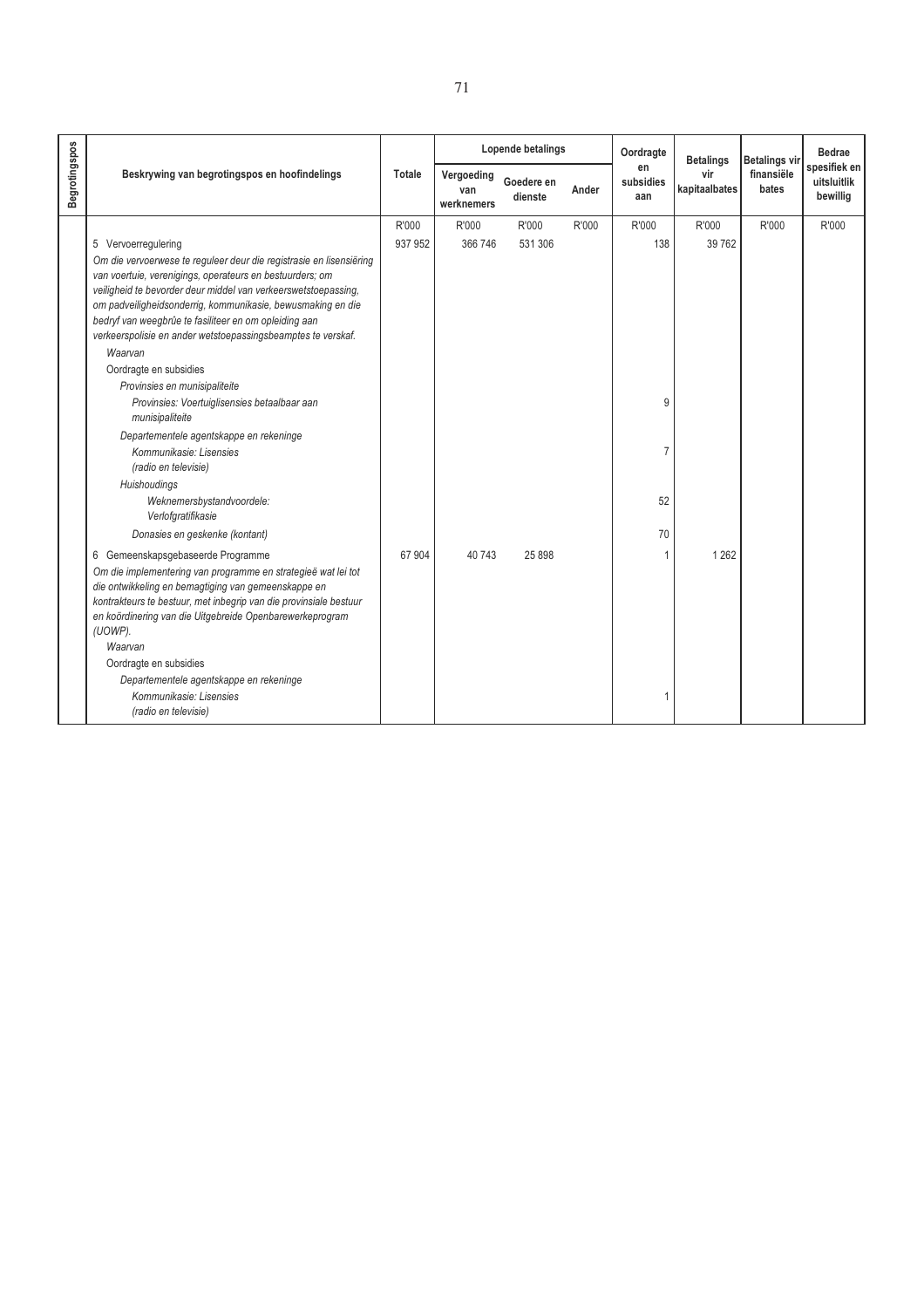| Begrotingspos | Beskrywing van begrotingspos en hoofindelings | Totale | Lopende betalings | | | Oordragte en subsidies aan | Betalings vir kapitaalbates | Betalings vir finansiële bates | Bedrae spesifiek en uitsluitlik bewillig |
|---|---|---|---|---|---|---|---|---|---|
| | | | Vergoeding van werknemers | Goedere en dienste | Ander | | | | |
| | | R'000 | R'000 | R'000 | R'000 | R'000 | R'000 | R'000 | R'000 |
| | 5 Vervoerregulering<br>*Om die vervoerwese te reguleer deur die registrasie en lisensiëring van voertuie, verenigings, operateurs en bestuurders; om veiligheid te bevorder deur middel van verkeerswetstoepassing, om padveiligheidsonderrig, kommunikasie, bewusmaking en die bedryf van weegbrûe te fasiliteer en om opleiding aan verkeerspolisie en ander wetstoepassingsbeamptes te verskaf.* | 937 952 | 366 746 | 531 306 | | 138 | 39 762 | | |
| | *Waarvan* | | | | | | | | |
| | Oordragte en subsidies | | | | | | | | |
| | *Provinsies en munisipaliteite* | | | | | | | | |
| | *Provinsies: Voertuiglisensies betaalbaar aan munisipaliteite* | | | | | 9 | | | |
| | *Departementele agentskappe en rekeninge* | | | | | | | | |
| | *Kommunikasie: Lisensies (radio en televisie)* | | | | | 7 | | | |
| | *Huishoudings* | | | | | | | | |
| | *Weknemersbystandvoordele: Verlofgratifikasie* | | | | | 52 | | | |
| | *Donasies en geskenke (kontant)* | | | | | 70 | | | |
| | 6 Gemeenskapsgebaseerde Programme<br>*Om die implementering van programme en strategieë wat lei tot die ontwikkeling en bemagtiging van gemeenskappe en kontrakteurs te bestuur, met inbegrip van die provinsiale bestuur en koördinering van die Uitgebreide Openbarewerkeprogram (UOWP).* | 67 904 | 40 743 | 25 898 | | 1 | 1 262 | | |
| | *Waarvan* | | | | | | | | |
| | Oordragte en subsidies | | | | | | | | |
| | *Departementele agentskappe en rekeninge* | | | | | | | | |
| | *Kommunikasie: Lisensies (radio en televisie)* | | | | | 1 | | | |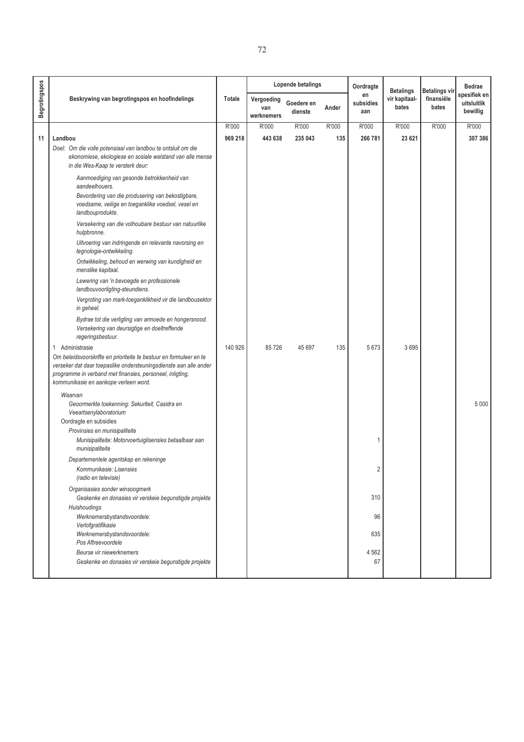| Begrotingspos | Beskrywing van begrotingspos en hoofindelings | Totale | Lopende betalings | | | Oordragte en subsidies aan | Betalings vir kapitaal-bates | Betalings vir finansiële bates | Bedrae spesifiek en uitsluitlik bewillig |
|---|---|---|---|---|---|---|---|---|---|
| | | | Vergoeding van werknemers | Goedere en dienste | Ander | | | | |
| | | R'000 | R'000 | R'000 | R'000 | R'000 | R'000 | R'000 | R'000 |
| 11 | **Landbou** | **969 218** | **443 638** | **235 043** | **135** | **266 781** | **23 621** | | **307 386** |
| | *Doel: Om die volle potensiaal van landbou te ontsluit om die ekonomiese, ekologiese en sosiale welstand van alle mense in die Wes-Kaap te versterk deur:* | | | | | | | | |
| | *Aanmoediging van gesonde betrokkenheid van aandeelhouers.* | | | | | | | | |
| | *Bevordering van die produsering van bekostigbare, voedsame, veilige en toeganklike voedsel, vesel en landbouprodukte.* | | | | | | | | |
| | *Versekering van die volhoubare bestuur van natuurlike hulpbronne.* | | | | | | | | |
| | *Uitvoering van indringende en relevante navorsing en tegnologie-ontwikkeling.* | | | | | | | | |
| | *Ontwikkeling, behoud en werwing van kundigheid en menslike kapitaal.* | | | | | | | | |
| | *Lewering van 'n bevoegde en professionele landbouvoorligting-steundiens.* | | | | | | | | |
| | *Vergroting van mark-toeganklikheid vir die landbousektor in geheel.* | | | | | | | | |
| | *Bydrae tot die verligting van armoede en hongersnood.* | | | | | | | | |
| | *Versekering van deursigtige en doeltreffende regeringsbestuur.* | | | | | | | | |
| | 1 Administrasie | 140 926 | 85 726 | 45 697 | 135 | 5 673 | 3 695 | | |
| | *Om beleidsvoorskrifte en prioriteite te bestuur en formuleer en te verseker dat daar toepaslike ondersteuningsdienste aan alle ander programme in verband met finansies, personeel, inligting, kommunikasie en aankope verleen word.* | | | | | | | | |
| | *Waarvan* | | | | | | | | |
| | *Geoormerkte toekenning: Sekuriteit, Casidra en Veeartsenylaboratorium* | | | | | | | | 5 000 |
| | Oordragte en subsidies | | | | | | | | |
| | *Provinsies en munisipaliteite* | | | | | | | | |
| | *Munisipaliteite: Motorvoertuiglisensies betaalbaar aan munisipaliteite* | | | | | 1 | | | |
| | *Departementele agentskap en rekeninge* | | | | | | | | |
| | *Kommunikasie: Lisensies (radio en televisie)* | | | | | 2 | | | |
| | *Organisasies sonder winsoogmerk* | | | | | | | | |
| | *Geskenke en donasies vir verskeie begunstigde projekte* | | | | | 310 | | | |
| | *Huishoudings* | | | | | | | | |
| | *Werknemersbystandsvoordele: Verlofgratifikasie* | | | | | 96 | | | |
| | *Werknemersbystandsvoordele: Pos Aftreevoordele* | | | | | 635 | | | |
| | *Beurse vir niewerknemers* | | | | | 4 562 | | | |
| | *Geskenke en donasies vir verskeie begunstigde projekte* | | | | | 67 | | | |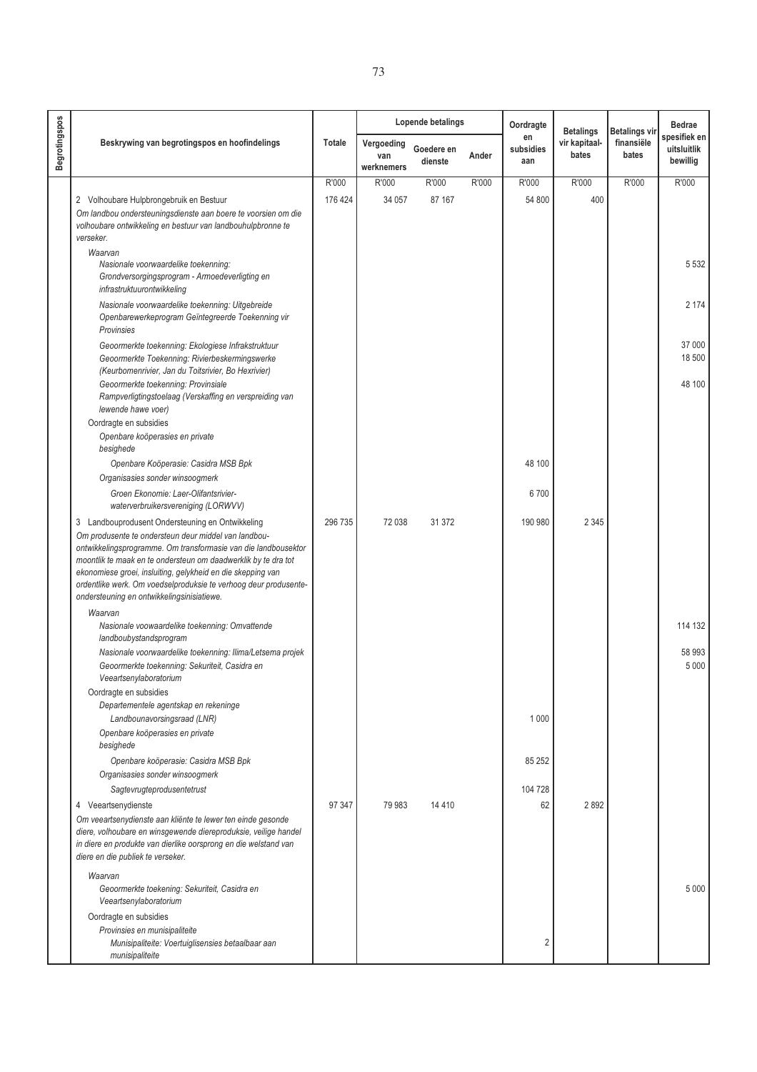| Begrotingspos | Beskrywing van begrotingspos en hoofindelings | Totale | Lopende betalings | | | Oordragte en subsidies aan | Betalings vir kapitaal-bates | Betalings vir finansiële bates | Bedrae spesifiek en uitsluitlik bewillig |
|---|---|---|---|---|---|---|---|---|---|
| | | | Vergoeding van werknemers | Goedere en dienste | Ander | | | | |
| | | R'000 | R'000 | R'000 | R'000 | R'000 | R'000 | R'000 | R'000 |
| | 2 Volhoubare Hulpbrongebruik en Bestuur | 176 424 | 34 057 | 87 167 | | 54 800 | 400 | | |
| | *Om landbou ondersteuningsdienste aan boere te voorsien om die volhoubare ontwikkeling en bestuur van landbouhulpbronne te verseker.* | | | | | | | | |
| | *Waarvan* | | | | | | | | |
| | *Nasionale voorwaardelike toekenning: Grondversorgingsprogram - Armoedeverligting en infrastruktuurontwikkeling* | | | | | | | | 5 532 |
| | *Nasionale voorwaardelike toekenning: Uitgebreide Openbarewerkeprogram Geïntegreerde Toekenning vir Provinsies* | | | | | | | | 2 174 |
| | *Geoormerkte toekenning: Ekologiese Infrakstruktuur* | | | | | | | | 37 000 |
| | *Geoormerkte Toekenning: Rivierbeskermingswerke (Keurbomenrivier, Jan du Toitsrivier, Bo Hexrivier)* | | | | | | | | 18 500 |
| | *Geoormerkte toekenning: Provinsiale Rampverligtingstoelaag (Verskaffing en verspreiding van lewende hawe voer)* | | | | | | | | 48 100 |
| | Oordragte en subsidies | | | | | | | | |
| | *Openbare koöperasies en private besighede* | | | | | | | | |
| | *Openbare Koöperasie: Casidra MSB Bpk* | | | | | 48 100 | | | |
| | *Organisasies sonder winsoogmerk* | | | | | | | | |
| | *Groen Ekonomie: Laer-Olifantsrivier-waterverbruikersvereniging (LORWVV)* | | | | | 6 700 | | | |
| | 3 Landbouprodusent Ondersteuning en Ontwikkeling | 296 735 | 72 038 | 31 372 | | 190 980 | 2 345 | | |
| | *Om produsente te ondersteun deur middel van landbou-ontwikkelingsprogramme. Om transformasie van die landbousektor moontlik te maak en te ondersteun om daadwerklik by te dra tot ekonomiese groei, insluiting, gelykheid en die skepping van ordentlike werk. Om voedselproduksie te verhoog deur produsente-ondersteuning en ontwikkelingsinisiatiewe.* | | | | | | | | |
| | *Waarvan* | | | | | | | | |
| | *Nasionale voowaardelike toekenning: Omvattende landboubystandsprogram* | | | | | | | | 114 132 |
| | *Nasionale voorwaardelike toekenning: Ilima/Letsema projek* | | | | | | | | 58 993 |
| | *Geoormerkte toekenning: Sekuriteit, Casidra en Veeartsenylaboratorium* | | | | | | | | 5 000 |
| | Oordragte en subsidies | | | | | | | | |
| | *Departementele agentskap en rekeninge* | | | | | | | | |
| | *Landbounavorsingsraad (LNR)* | | | | | 1 000 | | | |
| | *Openbare koöperasies en private besighede* | | | | | | | | |
| | *Openbare koöperasie: Casidra MSB Bpk* | | | | | 85 252 | | | |
| | *Organisasies sonder winsoogmerk* | | | | | | | | |
| | *Sagtevrugteprodusentetrust* | | | | | 104 728 | | | |
| | 4 Veeartsenydienste | 97 347 | 79 983 | 14 410 | | 62 | 2 892 | | |
| | *Om veeartsenydienste aan kliënte te lewer ten einde gesonde diere, volhoubare en winsgewende diereproduksie, veilige handel in diere en produkte van dierlike oorsprong en die welstand van diere en die publiek te verseker.* | | | | | | | | |
| | *Waarvan* | | | | | | | | |
| | *Geoormerkte toekenning: Sekuriteit, Casidra en Veeartsenylaboratorium* | | | | | | | | 5 000 |
| | Oordragte en subsidies | | | | | | | | |
| | *Provinsies en munisipaliteite* | | | | | | | | |
| | *Munisipaliteite: Voertuiglisensies betaalbaar aan munisipaliteite* | | | | | 2 | | | |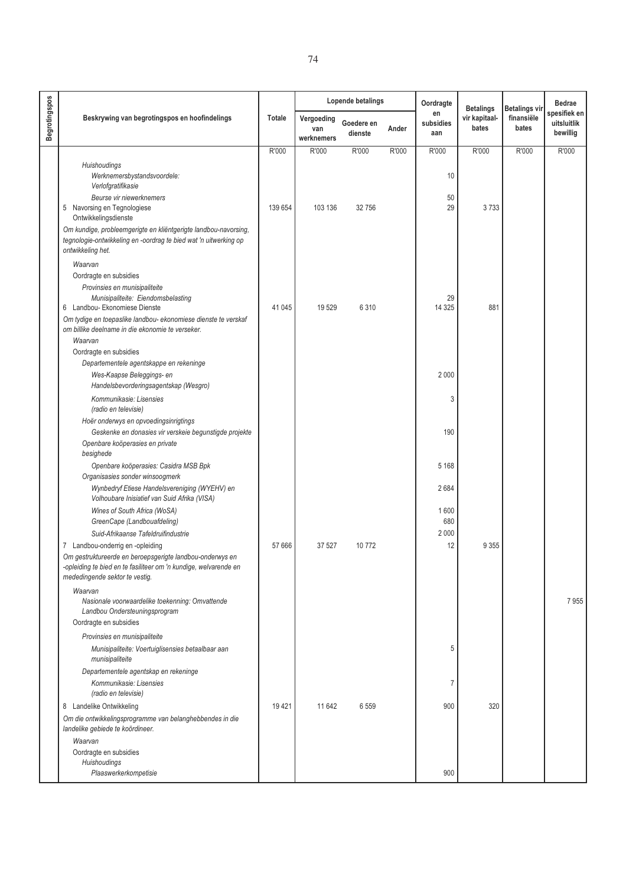| Begrotingspos | Beskrywing van begrotingspos en hoofindelings | Totale | Lopende betalings | | | Oordragte en subsidies aan | Betalings vir kapitaal-bates | Betalings vir finansiële bates | Bedrae spesifiek en uitsluitlik bewillig |
|---|---|---|---|---|---|---|---|---|---|
| | | | Vergoeding van werknemers | Goedere en dienste | Ander | | | | |
| | | R'000 | R'000 | R'000 | R'000 | R'000 | R'000 | R'000 | R'000 |
| | *Huishoudings* | | | | | | | | |
| | *Werknemersbystandsvoordele: Verlofgratifikasie* | | | | | 10 | | | |
| | *Beurse vir niewerknemers* | | | | | 50 | | | |
| | 5 Navorsing en Tegnologiese Ontwikkelingsdienste | 139 654 | 103 136 | 32 756 | | 29 | 3 733 | | |
| | *Om kundige, probleemgerigte en kliëntgerigte landbou-navorsing, tegnologie-ontwikkeling en -oordrag te bied wat 'n uitwerking op ontwikkeling het.* | | | | | | | | |
| | *Waarvan* | | | | | | | | |
| | Oordragte en subsidies | | | | | | | | |
| | *Provinsies en munisipaliteite* | | | | | | | | |
| | *Munisipaliteite: Eiendomsbelasting* | | | | | 29 | | | |
| | 6 Landbou- Ekonomiese Dienste | 41 045 | 19 529 | 6 310 | | 14 325 | 881 | | |
| | *Om tydige en toepaslike landbou- ekonomiese dienste te verskaf om billike deelname in die ekonomie te verseker.* | | | | | | | | |
| | *Waarvan* | | | | | | | | |
| | Oordragte en subsidies | | | | | | | | |
| | *Departementele agentskappe en rekeninge* | | | | | | | | |
| | *Wes-Kaapse Beleggings- en Handelsbevorderingsagentskap (Wesgro)* | | | | | 2 000 | | | |
| | *Kommunikasie: Lisensies (radio en televisie)* | | | | | 3 | | | |
| | *Hoër onderwys en opvoedingsinrigtings* | | | | | | | | |
| | *Geskenke en donasies vir verskeie begunstigde projekte* | | | | | 190 | | | |
| | *Openbare koöperasies en private besighede* | | | | | | | | |
| | *Openbare koöperasies: Casidra MSB Bpk* | | | | | 5 168 | | | |
| | *Organisasies sonder winsoogmerk* | | | | | | | | |
| | *Wynbedryf Etiese Handelsvereniging (WYEHV) en Volhoubare Inisiatief van Suid Afrika (VISA)* | | | | | 2 684 | | | |
| | *Wines of South Africa (WoSA)* | | | | | 1 600 | | | |
| | *GreenCape (Landbouafdeling)* | | | | | 680 | | | |
| | *Suid-Afrikaanse Tafeldruifindustrie* | | | | | 2 000 | | | |
| | 7 Landbou-onderrig en -opleiding | 57 666 | 37 527 | 10 772 | | 12 | 9 355 | | |
| | *Om gestruktureerde en beroepsgerigte landbou-onderwys en -opleiding te bied en te fasiliteer om 'n kundige, welvarende en mededingende sektor te vestig.* | | | | | | | | |
| | *Waarvan* | | | | | | | | |
| | *Nasionale voorwaardelike toekenning: Omvattende Landbou Ondersteuningsprogram* | | | | | | | | 7 955 |
| | Oordragte en subsidies | | | | | | | | |
| | *Provinsies en munisipaliteite* | | | | | | | | |
| | *Munisipaliteite: Voertuiglisensies betaalbaar aan munisipaliteite* | | | | | 5 | | | |
| | *Departementele agentskap en rekeninge* | | | | | | | | |
| | *Kommunikasie: Lisensies (radio en televisie)* | | | | | 7 | | | |
| | 8 Landelike Ontwikkeling | 19 421 | 11 642 | 6 559 | | 900 | 320 | | |
| | *Om die ontwikkelingsprogramme van belanghebbendes in die landelike gebiede te koördineer.* | | | | | | | | |
| | *Waarvan* | | | | | | | | |
| | Oordragte en subsidies | | | | | | | | |
| | *Huishoudings* | | | | | | | | |
| | *Plaaswerkerkompetisie* | | | | | 900 | | | |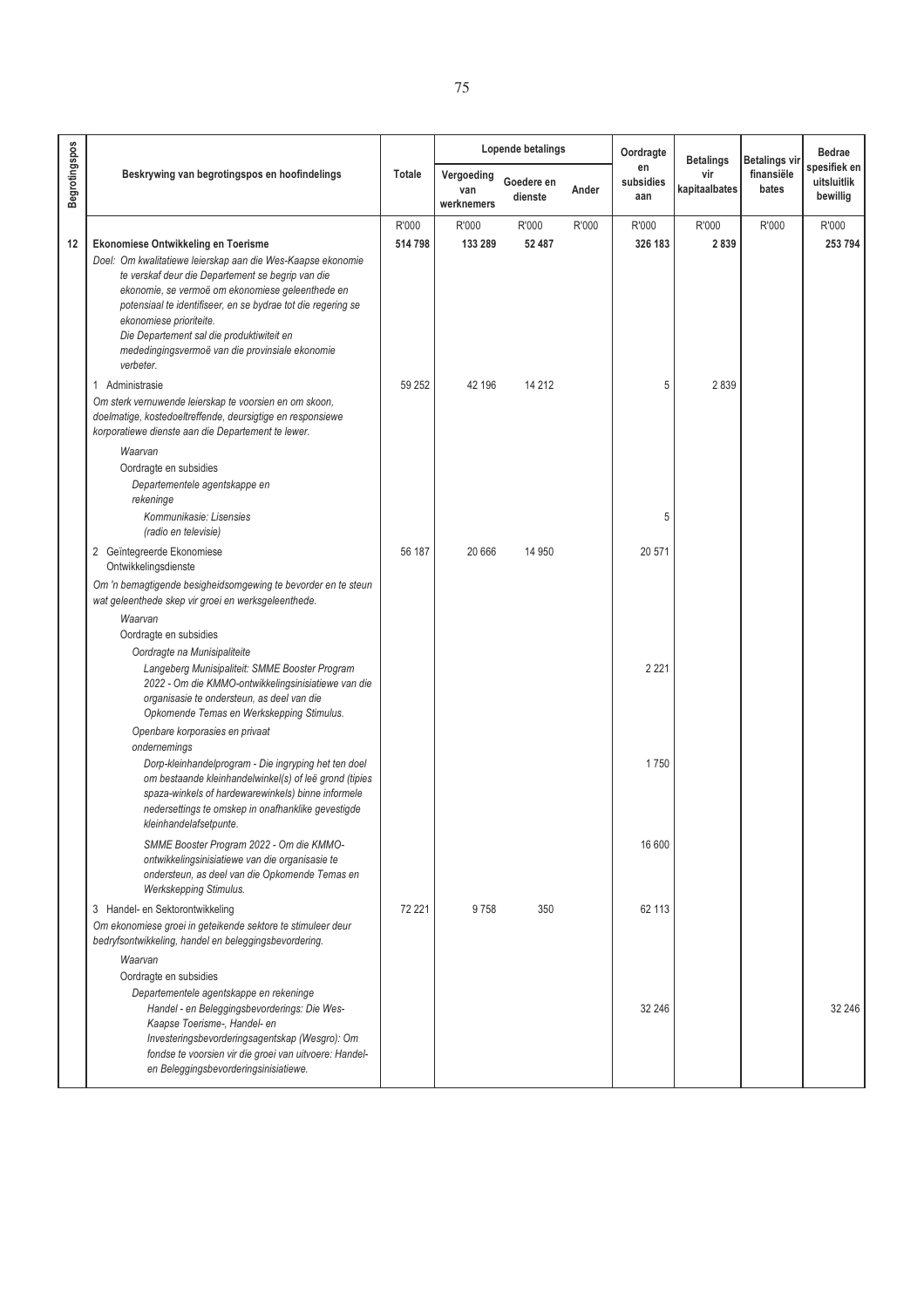| Begrotingspos | Beskrywing van begrotingspos en hoofindelings | Totale | Lopende betalings | | | Oordragte en subsidies aan | Betalings vir kapitaalbates | Betalings vir finansiële bates | Bedrae spesifiek en uitsluitlik bewillig |
|---|---|---|---|---|---|---|---|---|---|
| | | | Vergoeding van werknemers | Goedere en dienste | Ander | | | | |
| | | R'000 | R'000 | R'000 | R'000 | R'000 | R'000 | R'000 | R'000 |
| 12 | **Ekonomiese Ontwikkeling en Toerisme** | **514 798** | **133 289** | **52 487** | | **326 183** | **2 839** | | **253 794** |
| | *Doel: Om kwalitatiewe leierskap aan die Wes-Kaapse ekonomie te verskaf deur die Departement se begrip van die ekonomie, se vermoë om ekonomiese geleenthede en potensiaal te identifiseer, en se bydrae tot die regering se ekonomiese prioriteite. Die Departement sal die produktiwiteit en mededingingsvermoë van die provinsiale ekonomie verbeter.* | | | | | | | | |
| | 1 Administrasie | 59 252 | 42 196 | 14 212 | | 5 | 2 839 | | |
| | *Om sterk vernuwende leierskap te voorsien en om skoon, doelmatige, kostedoeltreffende, deursigtige en responsiewe korporatiewe dienste aan die Departement te lewer.* | | | | | | | | |
| | *Waarvan* | | | | | | | | |
| | Oordragte en subsidies | | | | | | | | |
| | *Departementele agentskappe en rekeninge* | | | | | | | | |
| | *Kommunikasie: Lisensies (radio en televisie)* | | | | | 5 | | | |
| | 2 Geïntegreerde Ekonomiese Ontwikkelingsdienste | 56 187 | 20 666 | 14 950 | | 20 571 | | | |
| | *Om 'n bemagtigende besigheidsomgewing te bevorder en te steun wat geleenthede skep vir groei en werksgeleenthede.* | | | | | | | | |
| | *Waarvan* | | | | | | | | |
| | Oordragte en subsidies | | | | | | | | |
| | *Oordragte na Munisipaliteite* | | | | | | | | |
| | *Langeberg Munisipaliteit: SMME Booster Program 2022 - Om die KMMO-ontwikkelingsinisiatiewe van die organisasie te ondersteun, as deel van die Opkomende Temas en Werkskepping Stimulus.* | | | | | 2 221 | | | |
| | *Openbare korporasies en privaat ondernemings* | | | | | | | | |
| | *Dorp-kleinhandelprogram - Die ingryping het ten doel om bestaande kleinhandelwinkel(s) of leë grond (tipies spaza-winkels of hardewarewinkels) binne informele nedersettings te omskep in onafhanklike gevestigde kleinhandelafsetpunte.* | | | | | 1 750 | | | |
| | *SMME Booster Program 2022 - Om die KMMO-ontwikkelingsinisiatiewe van die organisasie te ondersteun, as deel van die Opkomende Temas en Werkskepping Stimulus.* | | | | | 16 600 | | | |
| | 3 Handel- en Sektorontwikkeling | 72 221 | 9 758 | 350 | | 62 113 | | | |
| | *Om ekonomiese groei in geteikende sektore te stimuleer deur bedryfsontwikkeling, handel en beleggingsbevordering.* | | | | | | | | |
| | *Waarvan* | | | | | | | | |
| | Oordragte en subsidies | | | | | | | | |
| | *Departementele agentskappe en rekeninge* | | | | | | | | |
| | *Handel - en Beleggingsbevorderings: Die Wes-Kaapse Toerisme-, Handel- en Investeringsbevorderingsagentskap (Wesgro): Om fondse te voorsien vir die groei van uitvoere: Handel- en Beleggingsbevorderingsinisiatiewe.* | | | | | 32 246 | | | 32 246 |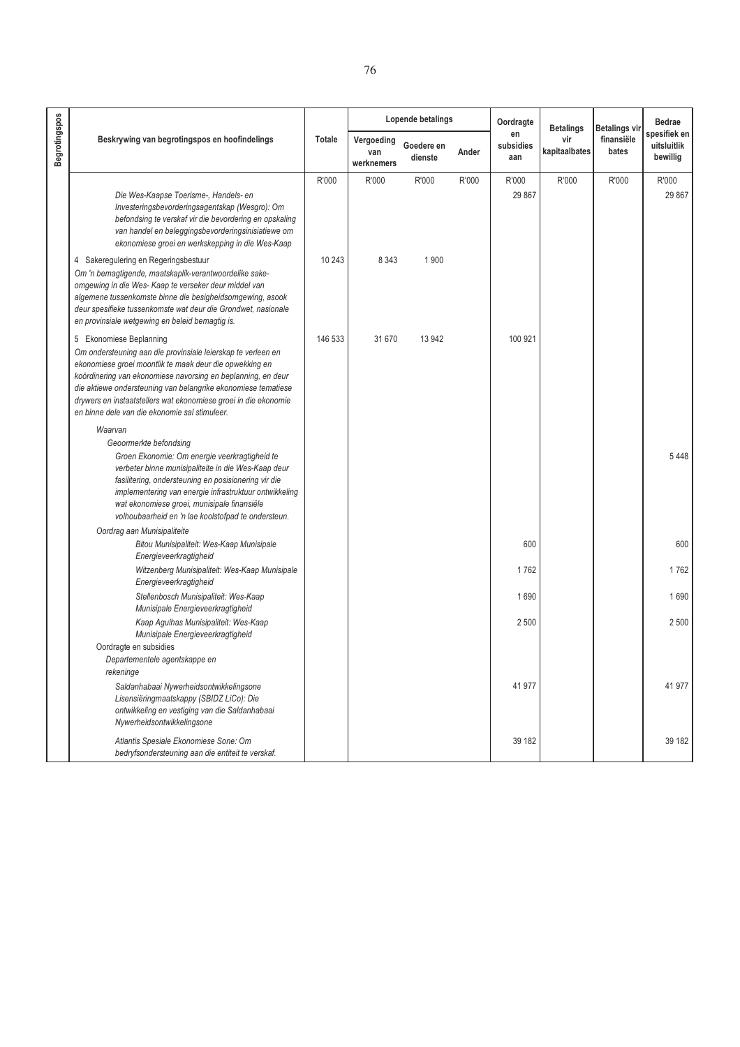| Begrotingspos | Beskrywing van begrotingspos en hoofindelings | Totale | Lopende betalings | | | Oordragte en subsidies aan | Betalings vir kapitaalbates | Betalings vir finansiële bates | Bedrae spesifiek en uitsluitlik bewillig |
|---|---|---|---|---|---|---|---|---|---|
| | | | Vergoeding van werknemers | Goedere en dienste | Ander | | | | |
| | | R'000 | R'000 | R'000 | R'000 | R'000 | R'000 | R'000 | R'000 |
| | *Die Wes-Kaapse Toerisme-, Handels- en Investeringsbevorderingsagentskap (Wesgro): Om befondsing te verskaf vir die bevordering en opskaling van handel en beleggingsbevorderingsinisiatiewe om ekonomiese groei en werkskepping in die Wes-Kaap* | | | | | 29 867 | | | 29 867 |
| | 4 Sakeregulering en Regeringsbestuur<br>*Om 'n bemagtigende, maatskaplik-verantwoordelike sake-omgewing in die Wes- Kaap te verseker deur middel van algemene tussenkomste binne die besigheidsomgewing, asook deur spesifieke tussenkomste wat deur die Grondwet, nasionale en provinsiale wetgewing en beleid bemagtig is.* | 10 243 | 8 343 | 1 900 | | | | | |
| | 5 Ekonomiese Beplanning<br>*Om ondersteuning aan die provinsiale leierskap te verleen en ekonomiese groei moontlik te maak deur die opwekking en koördinering van ekonomiese navorsing en beplanning, en deur die aktiewe ondersteuning van belangrike ekonomiese tematiese drywers en instaatstellers wat ekonomiese groei in die ekonomie en binne dele van die ekonomie sal stimuleer.* | 146 533 | 31 670 | 13 942 | | 100 921 | | | |
| | *Waarvan* | | | | | | | | |
| | *Geoormerkte befondsing* | | | | | | | | |
| | *Groen Ekonomie: Om energie veerkragtigheid te verbeter binne munisipaliteite in die Wes-Kaap deur fasilitering, ondersteuning en posisionering vir die implementering van energie infrastruktuur ontwikkeling wat ekonomiese groei, munisipale finansiële volhoubaarheid en 'n lae koolstofpad te ondersteun.* | | | | | | | | 5 448 |
| | Oordrag aan Munisipaliteite | | | | | | | | |
| | *Bitou Munisipaliteit: Wes-Kaap Munisipale Energieveerkragtigheid* | | | | | 600 | | | 600 |
| | *Witzenberg Munisipaliteit: Wes-Kaap Munisipale Energieveerkragtigheid* | | | | | 1 762 | | | 1 762 |
| | *Stellenbosch Munisipaliteit: Wes-Kaap Munisipale Energieveerkragtigheid* | | | | | 1 690 | | | 1 690 |
| | *Kaap Agulhas Munisipaliteit: Wes-Kaap Munisipale Energieveerkragtigheid* | | | | | 2 500 | | | 2 500 |
| | Oordragte en subsidies | | | | | | | | |
| | *Departementele agentskappe en rekeninge* | | | | | | | | |
| | *Saldanhabaai Nywerheidsontwikkelingsone Lisensiëringmaatskappy (SBIDZ LiCo): Die ontwikkeling en vestiging van die Saldanhabaai Nywerheidsontwikkelingsone* | | | | | 41 977 | | | 41 977 |
| | *Atlantis Spesiale Ekonomiese Sone: Om bedryfsondersteuning aan die entiteit te verskaf.* | | | | | 39 182 | | | 39 182 |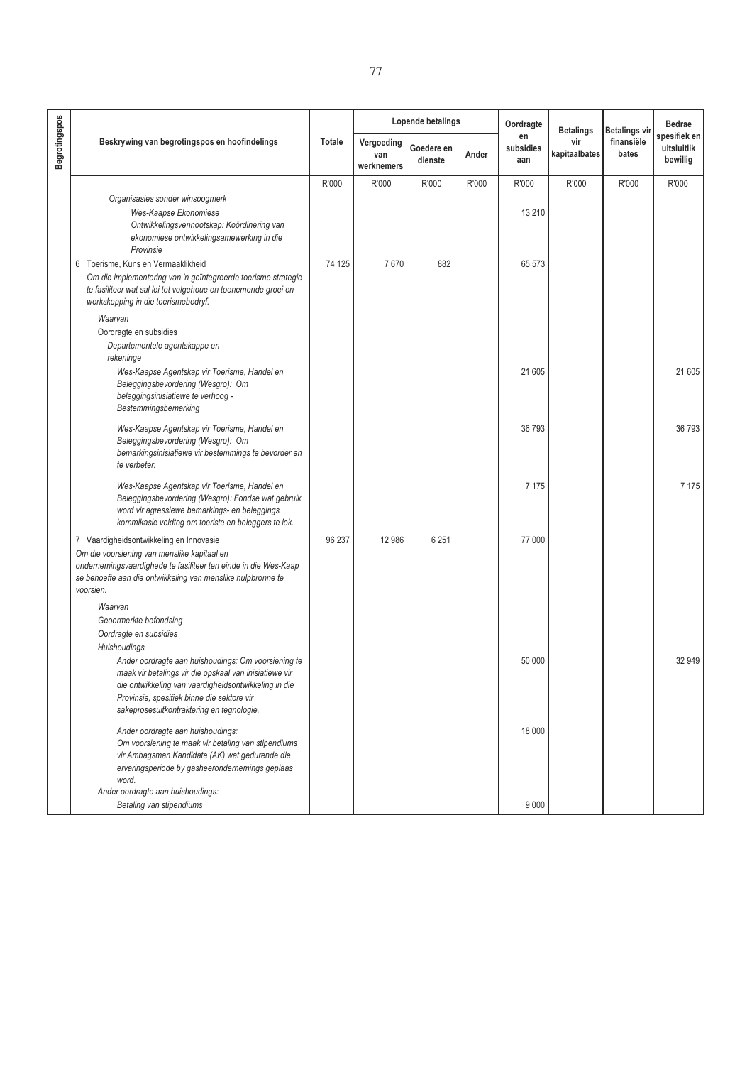| Begrotingspos | Beskrywing van begrotingspos en hoofindelings | Totale | Lopende betalings | | | Oordragte en subsidies aan | Betalings vir kapitaalbates | Betalings vir finansiële bates | Bedrae spesifiek en uitsluitlik bewillig |
|---|---|---|---|---|---|---|---|---|---|
| | | | Vergoeding van werknemers | Goedere en dienste | Ander | | | | |
| | | R'000 | R'000 | R'000 | R'000 | R'000 | R'000 | R'000 | R'000 |
| | *Organisasies sonder winsoogmerk* | | | | | | | | |
| | *Wes-Kaapse Ekonomiese Ontwikkelingsvennootskap: Koördinering van ekonomiese ontwikkelingsamewerking in die Provinsie* | | | | | 13 210 | | | |
| | 6 Toerisme, Kuns en Vermaaklikheid<br>*Om die implementering van 'n geïntegreerde toerisme strategie te fasiliteer wat sal lei tot volgehoue en toenemende groei en werkskepping in die toerismebedryf.* | 74 125 | 7 670 | 882 | | 65 573 | | | |
| | *Waarvan* | | | | | | | | |
| | *Oordragte en subsidies* | | | | | | | | |
| | *Departementele agentskappe en rekeninge* | | | | | | | | |
| | *Wes-Kaapse Agentskap vir Toerisme, Handel en Beleggingsbevordering (Wesgro): Om beleggingsinisiatiewe te verhoog - Bestemmingsbemarking* | | | | | 21 605 | | | 21 605 |
| | *Wes-Kaapse Agentskap vir Toerisme, Handel en Beleggingsbevordering (Wesgro): Om bemarkingsinisiatiewe vir bestemmings te bevorder en te verbeter.* | | | | | 36 793 | | | 36 793 |
| | *Wes-Kaapse Agentskap vir Toerisme, Handel en Beleggingsbevordering (Wesgro): Fondse wat gebruik word vir agressiewe bemarkings- en beleggings kommikasie veldtog om toeriste en beleggers te lok.* | | | | | 7 175 | | | 7 175 |
| | 7 Vaardigheidsontwikkeling en Innovasie<br>*Om die voorsiening van menslike kapitaal en ondernemingsvaardighede te fasiliteer ten einde in die Wes-Kaap se behoefte aan die ontwikkeling van menslike hulpbronne te voorsien.* | 96 237 | 12 986 | 6 251 | | 77 000 | | | |
| | *Waarvan* | | | | | | | | |
| | *Geoormerkte befondsing* | | | | | | | | |
| | *Oordragte en subsidies* | | | | | | | | |
| | *Huishoudings* | | | | | | | | |
| | *Ander oordragte aan huishoudings: Om voorsiening te maak vir betalings vir die opskaal van inisiatiewe vir die ontwikkeling van vaardigheidsontwikkeling in die Provinsie, spesifiek binne die sektore vir sakeprosesuitkontraktering en tegnologie.* | | | | | 50 000 | | | 32 949 |
| | *Ander oordragte aan huishoudings: Om voorsiening te maak vir betaling van stipendiums vir Ambagsman Kandidate (AK) wat gedurende die ervaringsperiode by gasheerondernemings geplaas word.* | | | | | 18 000 | | | |
| | *Ander oordragte aan huishoudings: Betaling van stipendiums* | | | | | 9 000 | | | |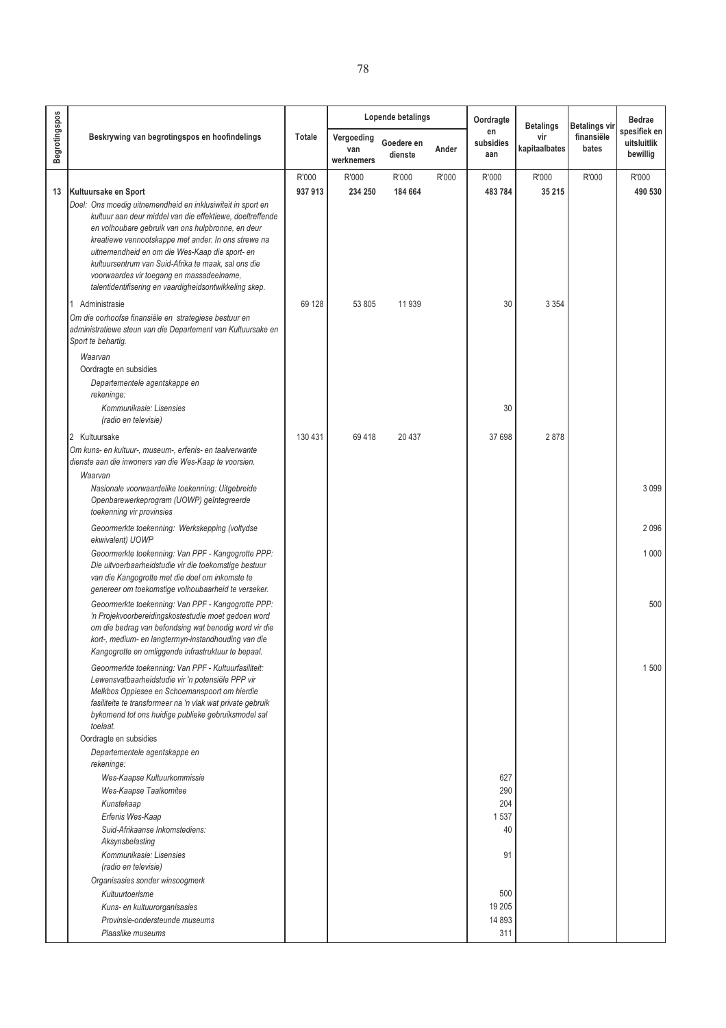| Begrotingspos | Beskrywing van begrotingspos en hoofindelings | Totale | Lopende betalings | | | Oordragte en subsidies aan | Betalings vir kapitaalbates | Betalings vir finansiële bates | Bedrae spesifiek en uitsluitlik bewillig |
|---|---|---|---|---|---|---|---|---|---|
| | | | Vergoeding van werknemers | Goedere en dienste | Ander | | | | |
| | | R'000 | R'000 | R'000 | R'000 | R'000 | R'000 | R'000 | R'000 |
| 13 | **Kultuursake en Sport** | **937 913** | **234 250** | **184 664** | | **483 784** | **35 215** | | **490 530** |
| | *Doel: Ons moedig uitnemendheid en inklusiwiteit in sport en kultuur aan deur middel van die effektiewe, doeltreffende en volhoubare gebruik van ons hulpbronne, en deur kreatiewe vennootskappe met ander. In ons strewe na uitnemendheid en om die Wes-Kaap die sport- en kultuursentrum van Suid-Afrika te maak, sal ons die voorwaardes vir toegang en massadeelname, talentidentifisering en vaardigheidsontwikkeling skep.* | | | | | | | | |
| | 1 Administrasie | 69 128 | 53 805 | 11 939 | | 30 | 3 354 | | |
| | *Om die oorhoofse finansiële en strategiese bestuur en administratiewe steun van die Departement van Kultuursake en Sport te behartig.* | | | | | | | | |
| | *Waarvan* | | | | | | | | |
| | Oordragte en subsidies | | | | | | | | |
| | *Departementele agentskappe en rekeninge:* | | | | | | | | |
| | *Kommunikasie: Lisensies (radio en televisie)* | | | | | 30 | | | |
| | 2 Kultuursake | 130 431 | 69 418 | 20 437 | | 37 698 | 2 878 | | |
| | *Om kuns- en kultuur-, museum-, erfenis- en taalverwante dienste aan die inwoners van die Wes-Kaap te voorsien.* | | | | | | | | |
| | *Waarvan* | | | | | | | | |
| | *Nasionale voorwaardelike toekenning: Uitgebreide Openbarewerkeprogram (UOWP) geïntegreerde toekenning vir provinsies* | | | | | | | | 3 099 |
| | *Geoormerkte toekenning: Werkskepping (voltydse ekwivalent) UOWP* | | | | | | | | 2 096 |
| | *Geoormerkte toekenning: Van PPF - Kangogrotte PPP: Die uitvoerbaarheidstudie vir die toekomstige bestuur van die Kangogrotte met die doel om inkomste te genereer om toekomstige volhoubaarheid te verseker.* | | | | | | | | 1 000 |
| | *Geoormerkte toekenning: Van PPF - Kangogrotte PPP: 'n Projekvoorbereidingskostestudie moet gedoen word om die bedrag van befondsing wat benodig word vir die kort-, medium- en langtermyn-instandhouding van die Kangogrotte en omliggende infrastruktuur te bepaal.* | | | | | | | | 500 |
| | *Geoormerkte toekenning: Van PPF - Kultuurfasiliteit: Lewensvatbaarheidstudie vir 'n potensiële PPP vir Melkbos Oppiesee en Schoemanspoort om hierdie fasiliteite te transformeer na 'n vlak wat private gebruik bykomend tot ons huidige publieke gebruiksmodel sal toelaat.* | | | | | | | | 1 500 |
| | Oordragte en subsidies | | | | | | | | |
| | *Departementele agentskappe en rekeninge:* | | | | | | | | |
| | *Wes-Kaapse Kultuurkommissie* | | | | | 627 | | | |
| | *Wes-Kaapse Taalkomitee* | | | | | 290 | | | |
| | *Kunstekaap* | | | | | 204 | | | |
| | *Erfenis Wes-Kaap* | | | | | 1 537 | | | |
| | *Suid-Afrikaanse Inkomstediens: Aksynsbelasting* | | | | | 40 | | | |
| | *Kommunikasie: Lisensies (radio en televisie)* | | | | | 91 | | | |
| | *Organisasies sonder winsoogmerk* | | | | | | | | |
| | *Kultuurtoerisme* | | | | | 500 | | | |
| | *Kuns- en kultuurorganisasies* | | | | | 19 205 | | | |
| | *Provinsie-ondersteunde museums* | | | | | 14 893 | | | |
| | *Plaaslike museums* | | | | | 311 | | | |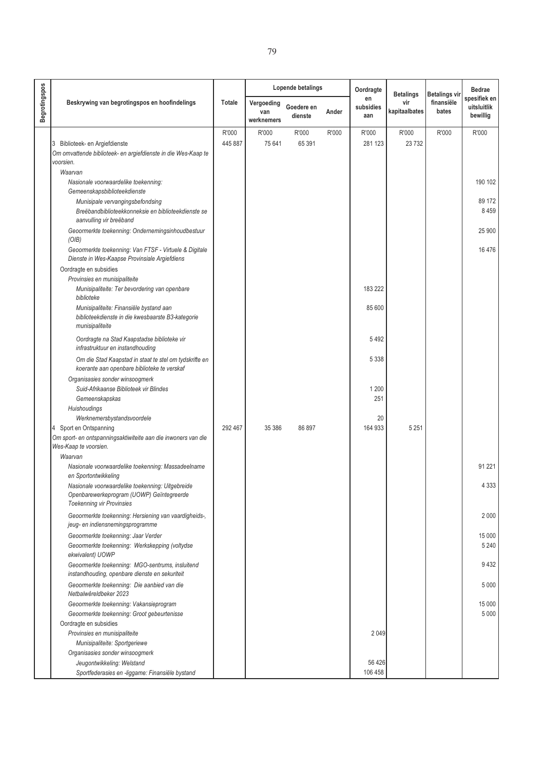| Begrotingspos | Beskrywing van begrotingspos en hoofindelings | Totale | Lopende betalings | | | Oordragte en subsidies aan | Betalings vir kapitaalbates | Betalings vir finansiële bates | Bedrae spesifiek en uitsluitlik bewillig |
|---|---|---|---|---|---|---|---|---|---|
| | | | Vergoeding van werknemers | Goedere en dienste | Ander | | | | |
| | | R'000 | R'000 | R'000 | R'000 | R'000 | R'000 | R'000 | R'000 |
| | 3 Biblioteek- en Argiefdienste | 445 887 | 75 641 | 65 391 | | 281 123 | 23 732 | | |
| | *Om omvattende biblioteek- en argiefdienste in die Wes-Kaap te voorsien.* | | | | | | | | |
| | *Waarvan* | | | | | | | | |
| | *Nasionale voorwaardelike toekenning: Gemeenskapsbiblioteekdienste* | | | | | | | | 190 102 |
| | *Munisipale vervangingsbefondsing* | | | | | | | | 89 172 |
| | *Breëbandbiblioteekkonneksie en biblioteekdienste se aanvulling vir breëband* | | | | | | | | 8 459 |
| | *Geoormerkte toekenning: Ondernemingsinhoudbestuur (OIB)* | | | | | | | | 25 900 |
| | *Geoormerkte toekenning: Van FTSF - Virtuele & Digitale Dienste in Wes-Kaapse Provinsiale Argiefdiens* | | | | | | | | 16 476 |
| | Oordragte en subsidies | | | | | | | | |
| | *Provinsies en munisipaliteite* | | | | | | | | |
| | *Munisipaliteite: Ter bevordering van openbare biblioteke* | | | | | 183 222 | | | |
| | *Munisipaliteite: Finansiële bystand aan biblioteekdienste in die kwesbaarste B3-kategorie munisipaliteite* | | | | | 85 600 | | | |
| | *Oordragte na Stad Kaapstadse biblioteke vir infrastruktuur en instandhouding* | | | | | 5 492 | | | |
| | *Om die Stad Kaapstad in staat te stel om tydskrifte en koerante aan openbare biblioteke te verskaf* | | | | | 5 338 | | | |
| | *Organisasies sonder winsoogmerk* | | | | | | | | |
| | *Suid-Afrikaanse Biblioteek vir Blindes* | | | | | 1 200 | | | |
| | *Gemeenskapskas* | | | | | 251 | | | |
| | *Huishoudings* | | | | | | | | |
| | *Werknemersbystandsvoordele* | | | | | 20 | | | |
| | 4 Sport en Ontspanning | 292 467 | 35 386 | 86 897 | | 164 933 | 5 251 | | |
| | *Om sport- en ontspanningsaktiwiteite aan die inwoners van die Wes-Kaap te voorsien.* | | | | | | | | |
| | *Waarvan* | | | | | | | | |
| | *Nasionale voorwaardelike toekenning: Massadeelname en Sportontwikkeling* | | | | | | | | 91 221 |
| | *Nasionale voorwaardelike toekenning: Uitgebreide Openbarewerkeprogram (UOWP) Geïntegreerde Toekenning vir Provinsies* | | | | | | | | 4 333 |
| | *Geoormerkte toekenning: Hersiening van vaardigheids-, jeug- en indiensnemingsprogramme* | | | | | | | | 2 000 |
| | *Geoormerkte toekenning: Jaar Verder* | | | | | | | | 15 000 |
| | *Geoormerkte toekenning: Werkskepping (voltydse ekwivalent) UOWP* | | | | | | | | 5 240 |
| | *Geoormerkte toekenning: MGO-sentrums, insluitend instandhouding, openbare dienste en sekuriteit* | | | | | | | | 9 432 |
| | *Geoormerkte toekenning: Die aanbied van die Netbalwêreldbeker 2023* | | | | | | | | 5 000 |
| | *Geoormerkte toekenning: Vakansieprogram* | | | | | | | | 15 000 |
| | *Geoormerkte toekenning: Groot gebeurtenisse* | | | | | | | | 5 000 |
| | Oordragte en subsidies | | | | | | | | |
| | *Provinsies en munisipaliteite* | | | | | 2 049 | | | |
| | *Munisipaliteite: Sportgeriewe* | | | | | | | | |
| | *Organisasies sonder winsoogmerk* | | | | | | | | |
| | *Jeugontwikkeling: Welstand* | | | | | 56 426 | | | |
| | *Sportfederasies en -liggame: Finansiële bystand* | | | | | 106 458 | | | |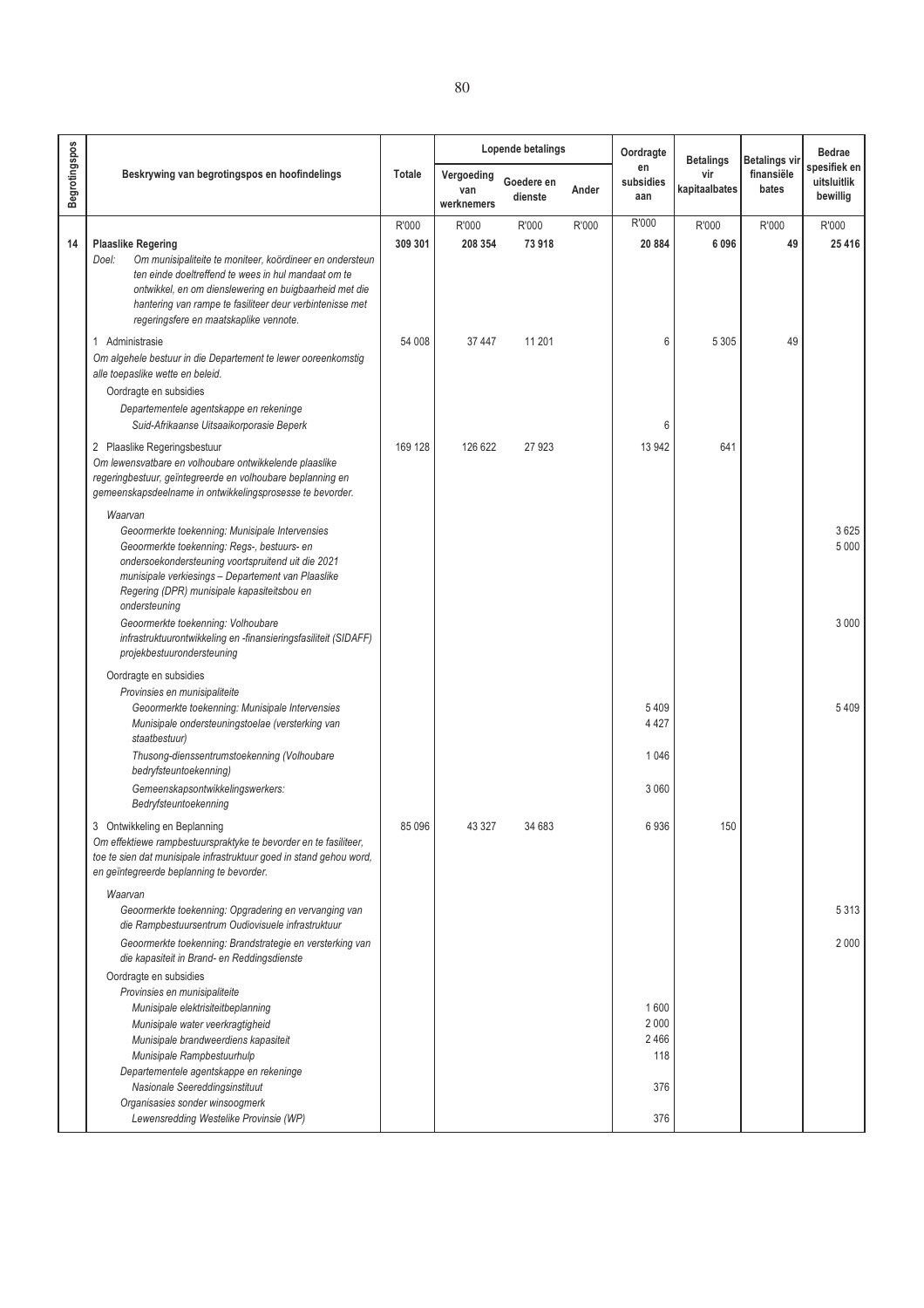| Begrotingspos | Beskrywing van begrotingspos en hoofindelings | Totale | Lopende betalings | | | Oordragte en subsidies aan | Betalings vir kapitaalbates | Betalings vir finansiële bates | Bedrae spesifiek en uitsluitlik bewillig |
|---|---|---|---|---|---|---|---|---|---|
| | | | Vergoeding van werknemers | Goedere en dienste | Ander | | | | |
| | | R'000 | R'000 | R'000 | R'000 | R'000 | R'000 | R'000 | R'000 |
| **14** | **Plaaslike Regering** | **309 301** | **208 354** | **73 918** | | **20 884** | **6 096** | **49** | **25 416** |
| | Doel: *Om munisipaliteite te moniteer, koördineer en ondersteun ten einde doeltreffend te wees in hul mandaat om te ontwikkel, en om dienslewering en buigbaarheid met die hantering van rampe te fasiliteer deur verbintenisse met regeringsfere en maatskaplike vennote.* | | | | | | | | |
| | 1 Administrasie | 54 008 | 37 447 | 11 201 | | 6 | 5 305 | 49 | |
| | *Om algehele bestuur in die Departement te lewer ooreenkomstig alle toepaslike wette en beleid.* | | | | | | | | |
| | Oordragte en subsidies | | | | | | | | |
| | *Departementele agentskappe en rekeninge* | | | | | | | | |
| | *Suid-Afrikaanse Uitsaaikorporasie Beperk* | | | | | 6 | | | |
| | 2 Plaaslike Regeringsbestuur | 169 128 | 126 622 | 27 923 | | 13 942 | 641 | | |
| | *Om lewensvatbare en volhoubare ontwikkelende plaaslike regeringbestuur, geïntegreerde en volhoubare beplanning en gemeenskapsdeelname in ontwikkelingsprosesse te bevorder.* | | | | | | | | |
| | *Waarvan* | | | | | | | | |
| | *Geoormerkte toekenning: Munisipale Intervensies* | | | | | | | | 3 625 |
| | *Geoormerkte toekenning: Regs-, bestuurs- en ondersoekondersteuning voortspruitend uit die 2021 munisipale verkiesings – Departement van Plaaslike Regering (DPR) munisipale kapasiteitsbou en ondersteuning* | | | | | | | | 5 000 |
| | *Geoormerkte toekenning: Volhoubare infrastruktuurontwikkeling en -finansieringsfasiliteit (SIDAFF) projekbestuurondersteuning* | | | | | | | | 3 000 |
| | Oordragte en subsidies | | | | | | | | |
| | *Provinsies en munisipaliteite* | | | | | | | | |
| | *Geoormerkte toekenning: Munisipale Intervensies* | | | | | 5 409 | | | 5 409 |
| | *Munisipale ondersteuningstoelae (versterking van staatbestuur)* | | | | | 4 427 | | | |
| | *Thusong-dienssentrumstoekenning (Volhoubare bedryfsteuntoekenning)* | | | | | 1 046 | | | |
| | *Gemeenskapsontwikkelingswerkers: Bedryfsteuntoekenning* | | | | | 3 060 | | | |
| | 3 Ontwikkeling en Beplanning | 85 096 | 43 327 | 34 683 | | 6 936 | 150 | | |
| | *Om effektiewe rampbestuurspraktyke te bevorder en te fasiliteer, toe te sien dat munisipale infrastruktuur goed in stand gehou word, en geïntegreerde beplanning te bevorder.* | | | | | | | | |
| | *Waarvan* | | | | | | | | |
| | *Geoormerkte toekenning: Opgradering en vervanging van die Rampbestuursentrum Oudiovisuele infrastruktuur* | | | | | | | | 5 313 |
| | *Geoormerkte toekenning: Brandstrategie en versterking van die kapasiteit in Brand- en Reddingsdienste* | | | | | | | | 2 000 |
| | Oordragte en subsidies | | | | | | | | |
| | *Provinsies en munisipaliteite* | | | | | | | | |
| | *Munisipale elektrisiteitbeplanning* | | | | | 1 600 | | | |
| | *Munisipale water veerkragtigheid* | | | | | 2 000 | | | |
| | *Munisipale brandweerdiens kapasiteit* | | | | | 2 466 | | | |
| | *Munisipale Rampbestuurhulp* | | | | | 118 | | | |
| | *Departementele agentskappe en rekeninge* | | | | | | | | |
| | *Nasionale Seereddingsinstituut* | | | | | 376 | | | |
| | *Organisasies sonder winsoogmerk* | | | | | | | | |
| | *Lewensredding Westelike Provinsie (WP)* | | | | | 376 | | | |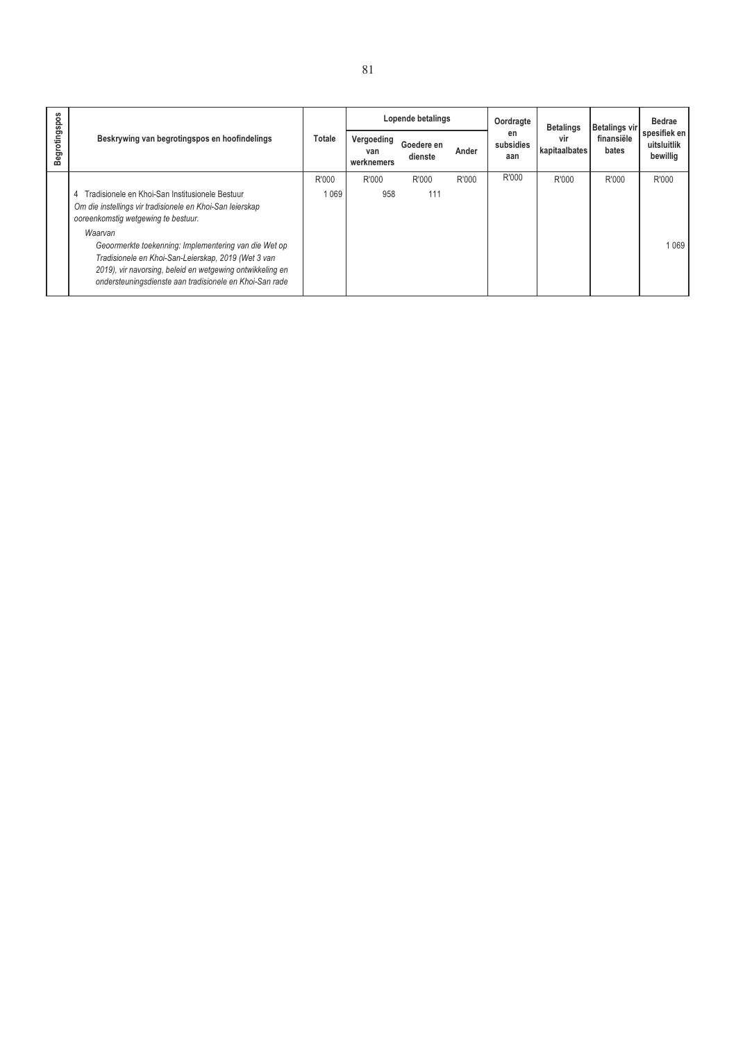| Begrotingspos | Beskrywing van begrotingspos en hoofindelings | Totale | Lopende betalings | | | Oordragte en subsidies aan | Betalings vir kapitaalbates | Betalings vir finansiële bates | Bedrae spesifiek en uitsluitlik bewillig |
|---|---|---|---|---|---|---|---|---|---|
| | | | Vergoeding van werknemers | Goedere en dienste | Ander | | | | |
| | | R'000 | R'000 | R'000 | R'000 | R'000 | R'000 | R'000 | R'000 |
| | 4 Tradisionele en Khoi-San Institusionele Bestuur<br>*Om die instellings vir tradisionele en Khoi-San leierskap ooreenkomstig wetgewing te bestuur.* | 1 069 | 958 | 111 | | | | | |
| | *Waarvan*<br>*Geoormerkte toekenning: Implementering van die Wet op Tradisionele en Khoi-San-Leierskap, 2019 (Wet 3 van 2019), vir navorsing, beleid en wetgewing ontwikkeling en ondersteuningsdienste aan tradisionele en Khoi-San rade* | | | | | | | | 1 069 |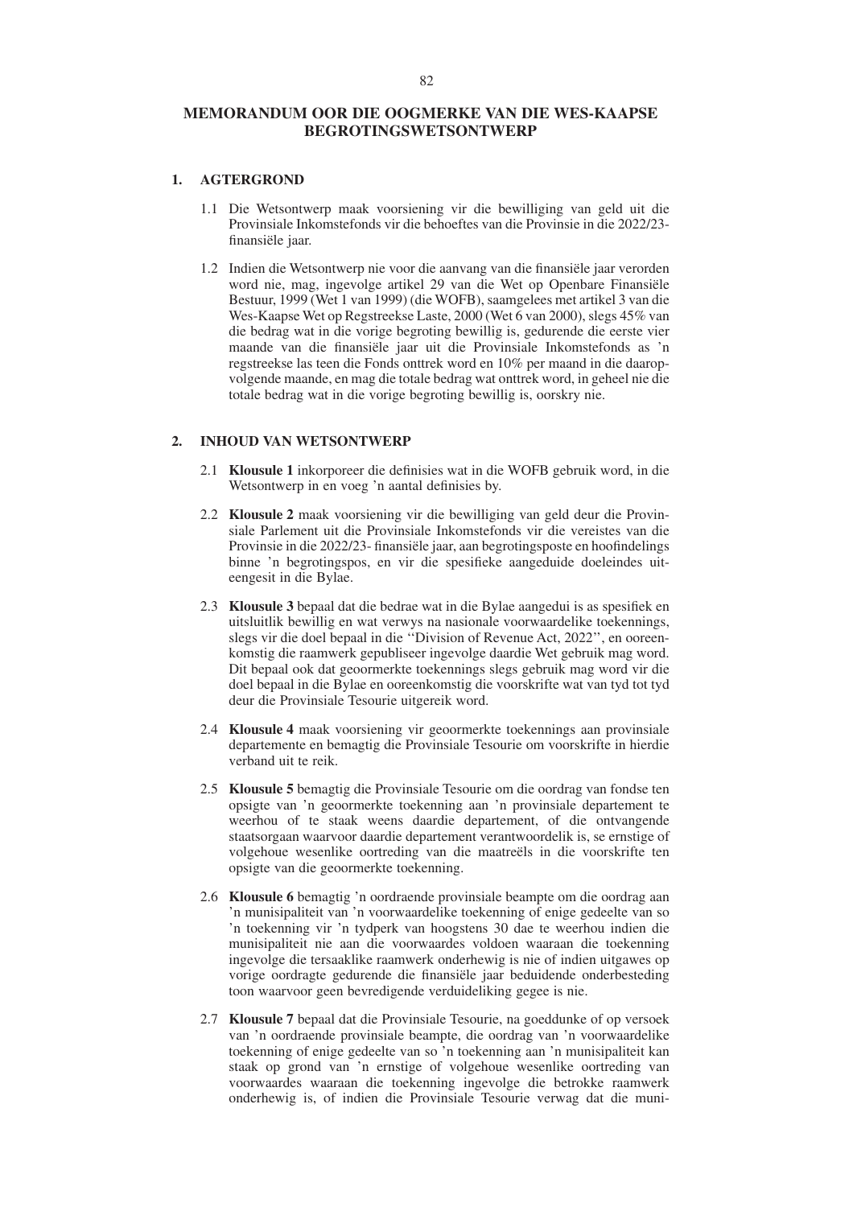# MEMORANDUM OOR DIE OOGMERKE VAN DIE WES-KAAPSE BEGROTINGSWETSONTWERP

## 1. AGTERGROND

1.1 Die Wetsontwerp maak voorsiening vir die bewilliging van geld uit die Provinsiale Inkomstefonds vir die behoeftes van die Provinsie in die 2022/23-finansiële jaar.

1.2 Indien die Wetsontwerp nie voor die aanvang van die finansiële jaar verorden word nie, mag, ingevolge artikel 29 van die Wet op Openbare Finansiële Bestuur, 1999 (Wet 1 van 1999) (die WOFB), saamgelees met artikel 3 van die Wes-Kaapse Wet op Regstreekse Laste, 2000 (Wet 6 van 2000), slegs 45% van die bedrag wat in die vorige begroting bewillig is, gedurende die eerste vier maande van die finansiële jaar uit die Provinsiale Inkomstefonds as 'n regstreekse las teen die Fonds onttrek word en 10% per maand in die daaropvolgende maande, en mag die totale bedrag wat onttrek word, in geheel nie die totale bedrag wat in die vorige begroting bewillig is, oorskry nie.

## 2. INHOUD VAN WETSONTWERP

2.1 **Klousule 1** inkorporeer die definisies wat in die WOFB gebruik word, in die Wetsontwerp in en voeg 'n aantal definisies by.

2.2 **Klousule 2** maak voorsiening vir die bewilliging van geld deur die Provinsiale Parlement uit die Provinsiale Inkomstefonds vir die vereistes van die Provinsie in die 2022/23- finansiële jaar, aan begrotingsposte en hoofindelings binne 'n begrotingspos, en vir die spesifieke aangeduide doeleindes uiteengesit in die Bylae.

2.3 **Klousule 3** bepaal dat die bedrae wat in die Bylae aangedui is as spesifiek en uitsluitlik bewillig en wat verwys na nasionale voorwaardelike toekennings, slegs vir die doel bepaal in die ''Division of Revenue Act, 2022'', en ooreenkomstig die raamwerk gepubliseer ingevolge daardie Wet gebruik mag word. Dit bepaal ook dat geoormerkte toekennings slegs gebruik mag word vir die doel bepaal in die Bylae en ooreenkomstig die voorskrifte wat van tyd tot tyd deur die Provinsiale Tesourie uitgereik word.

2.4 **Klousule 4** maak voorsiening vir geoormerkte toekennings aan provinsiale departemente en bemagtig die Provinsiale Tesourie om voorskrifte in hierdie verband uit te reik.

2.5 **Klousule 5** bemagtig die Provinsiale Tesourie om die oordrag van fondse ten opsigte van 'n geoormerkte toekenning aan 'n provinsiale departement te weerhou of te staak weens daardie departement, of die ontvangende staatsorgaan waarvoor daardie departement verantwoordelik is, se ernstige of volgehoue wesenlike oortreding van die maatreëls in die voorskrifte ten opsigte van die geoormerkte toekenning.

2.6 **Klousule 6** bemagtig 'n oordraende provinsiale beampte om die oordrag aan 'n munisipaliteit van 'n voorwaardelike toekenning of enige gedeelte van so 'n toekenning vir 'n tydperk van hoogstens 30 dae te weerhou indien die munisipaliteit nie aan die voorwaardes voldoen waaraan die toekenning ingevolge die tersaaklike raamwerk onderhewig is nie of indien uitgawes op vorige oordragte gedurende die finansiële jaar beduidende onderbesteding toon waarvoor geen bevredigende verduideliking gegee is nie.

2.7 **Klousule 7** bepaal dat die Provinsiale Tesourie, na goeddunke of op versoek van 'n oordraende provinsiale beampte, die oordrag van 'n voorwaardelike toekenning of enige gedeelte van so 'n toekenning aan 'n munisipaliteit kan staak op grond van 'n ernstige of volgehoue wesenlike oortreding van voorwaardes waaraan die toekenning ingevolge die betrokke raamwerk onderhewig is, of indien die Provinsiale Tesourie verwag dat die muni-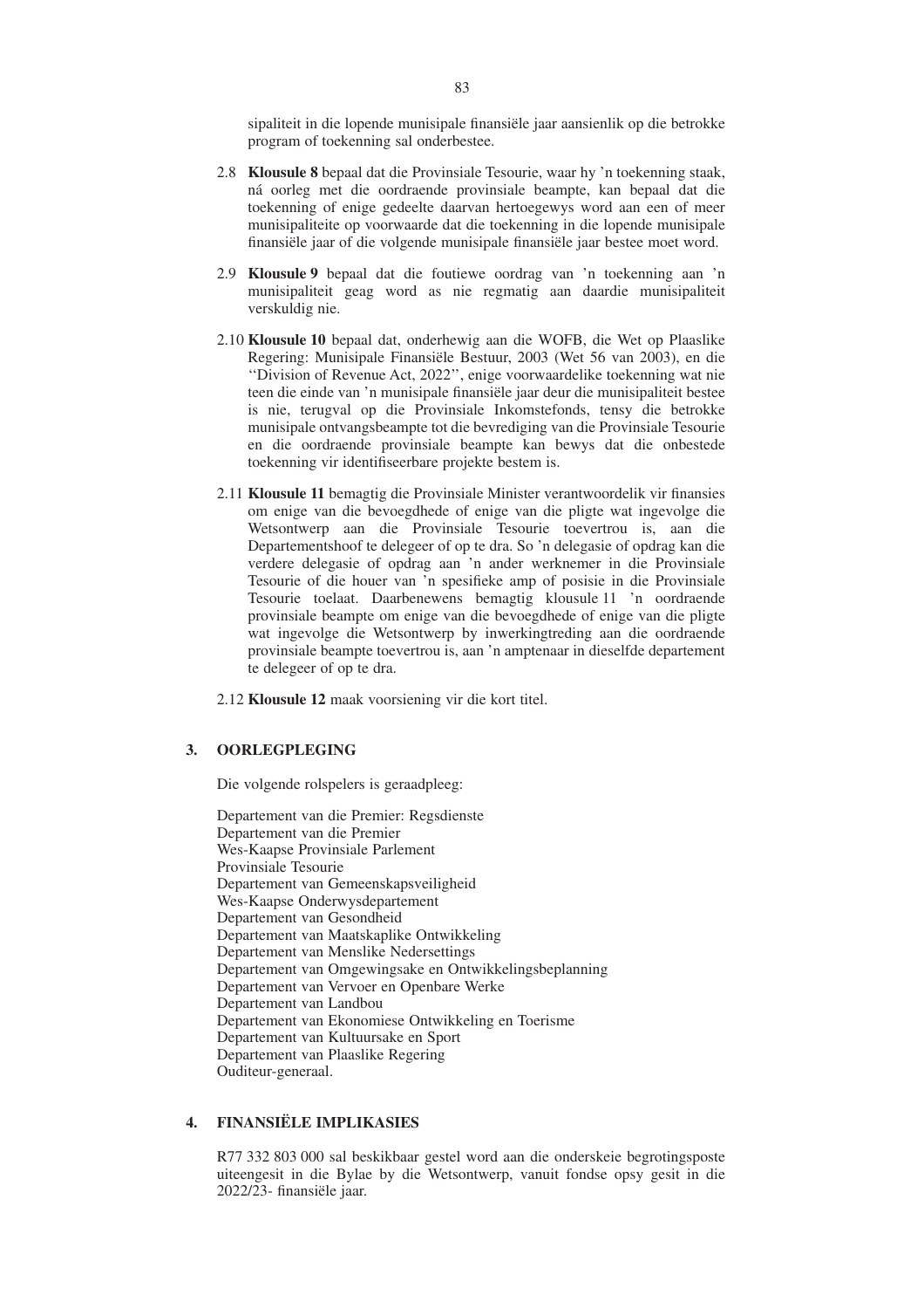sipaliteit in die lopende munisipale finansiële jaar aansienlik op die betrokke program of toekenning sal onderbestee.

2.8 **Klousule 8** bepaal dat die Provinsiale Tesourie, waar hy 'n toekenning staak, ná oorleg met die oordraende provinsiale beampte, kan bepaal dat die toekenning of enige gedeelte daarvan hertoegewys word aan een of meer munisipaliteite op voorwaarde dat die toekenning in die lopende munisipale finansiële jaar of die volgende munisipale finansiële jaar bestee moet word.

2.9 **Klousule 9** bepaal dat die foutiewe oordrag van 'n toekenning aan 'n munisipaliteit geag word as nie regmatig aan daardie munisipaliteit verskuldig nie.

2.10 **Klousule 10** bepaal dat, onderhewig aan die WOFB, die Wet op Plaaslike Regering: Munisipale Finansiële Bestuur, 2003 (Wet 56 van 2003), en die ''Division of Revenue Act, 2022'', enige voorwaardelike toekenning wat nie teen die einde van 'n munisipale finansiële jaar deur die munisipaliteit bestee is nie, terugval op die Provinsiale Inkomstefonds, tensy die betrokke munisipale ontvangsbeampte tot die bevrediging van die Provinsiale Tesourie en die oordraende provinsiale beampte kan bewys dat die onbestede toekenning vir identifiseerbare projekte bestem is.

2.11 **Klousule 11** bemagtig die Provinsiale Minister verantwoordelik vir finansies om enige van die bevoegdhede of enige van die pligte wat ingevolge die Wetsontwerp aan die Provinsiale Tesourie toevertrou is, aan die Departementshoof te delegeer of op te dra. So 'n delegasie of opdrag kan die verdere delegasie of opdrag aan 'n ander werknemer in die Provinsiale Tesourie of die houer van 'n spesifieke amp of posisie in die Provinsiale Tesourie toelaat. Daarbenewens bemagtig klousule 11 'n oordraende provinsiale beampte om enige van die bevoegdhede of enige van die pligte wat ingevolge die Wetsontwerp by inwerkingtreding aan die oordraende provinsiale beampte toevertrou is, aan 'n amptenaar in dieselfde departement te delegeer of op te dra.

2.12 **Klousule 12** maak voorsiening vir die kort titel.

## 3. OORLEGPLEGING

Die volgende rolspelers is geraadpleeg:

Departement van die Premier: Regsdienste
Departement van die Premier
Wes-Kaapse Provinsiale Parlement
Provinsiale Tesourie
Departement van Gemeenskapsveiligheid
Wes-Kaapse Onderwysdepartement
Departement van Gesondheid
Departement van Maatskaplike Ontwikkeling
Departement van Menslike Nedersettings
Departement van Omgewingsake en Ontwikkelingsbeplanning
Departement van Vervoer en Openbare Werke
Departement van Landbou
Departement van Ekonomiese Ontwikkeling en Toerisme
Departement van Kultuursake en Sport
Departement van Plaaslike Regering
Ouditeur-generaal.

## 4. FINANSIËLE IMPLIKASIES

R77 332 803 000 sal beskikbaar gestel word aan die onderskeie begrotingsposte uiteengesit in die Bylae by die Wetsontwerp, vanuit fondse opsy gesit in die 2022/23- finansiële jaar.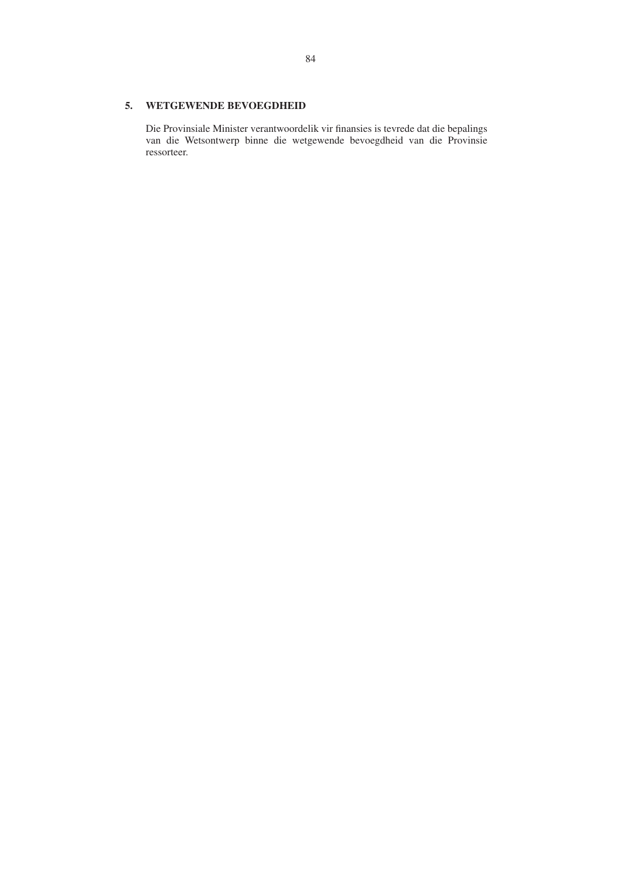## 5. WETGEWENDE BEVOEGDHEID

Die Provinsiale Minister verantwoordelik vir finansies is tevrede dat die bepalings van die Wetsontwerp binne die wetgewende bevoegdheid van die Provinsie ressorteer.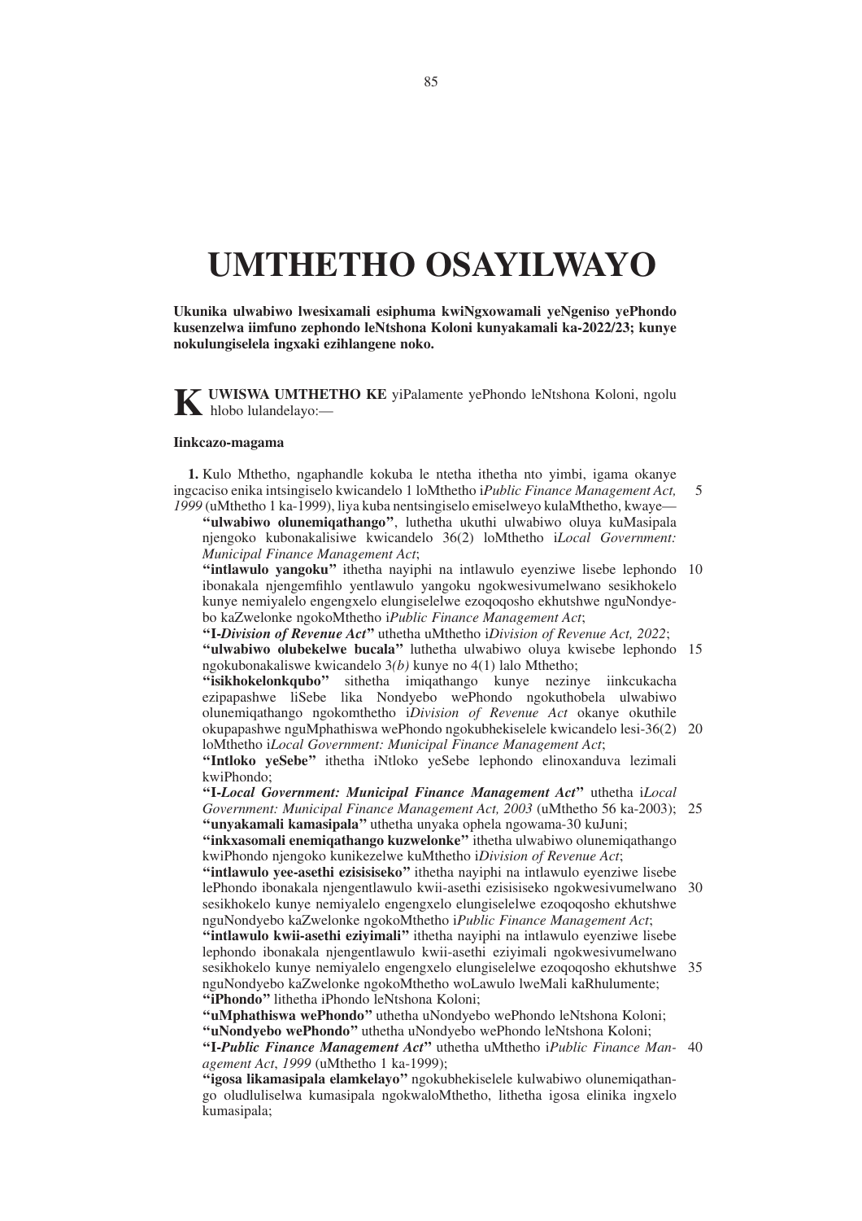# UMTHETHO OSAYILWAYO

**Ukunika ulwabiwo lwesixamali esiphuma kwiNgxowamali yeNgeniso yePhondo kusenzelwa iimfuno zephondo leNtshona Koloni kunyakamali ka-2022/23; kunye nokulungiselela ingxaki ezihlangene noko.**

**KUWISWA UMTHETHO KE** yiPalamente yePhondo leNtshona Koloni, ngolu hlobo lulandelayo:—

**Iinkcazo-magama**

**1.** Kulo Mthetho, ngaphandle kokuba le ntetha ithetha nto yimbi, igama okanye ingcaciso enika intsingiselo kwicandelo 1 loMthetho i*Public Finance Management Act, 1999* (uMthetho 1 ka-1999), liya kuba nentsingiselo emiselweyo kulaMthetho, kwaye—

**"ulwabiwo olunemiqathango"**, luthetha ukuthi ulwabiwo oluya kuMasipala njengoko kubonakalisiwe kwicandelo 36(2) loMthetho i*Local Government: Municipal Finance Management Act*;

**"intlawulo yangoku"** ithetha nayiphi na intlawulo eyenziwe lisebe lephondo ibonakala njengemfihlo yentlawulo yangoku ngokwesivumelwano sesikhokelo kunye nemiyalelo engengxelo elungiselelwe ezoqoqosho ekhutshwe nguNondyebo kaZwelonke ngokoMthetho i*Public Finance Management Act*;

**"I-*Division of Revenue Act*"** uthetha uMthetho i*Division of Revenue Act, 2022*;

**"ulwabiwo olubekelwe bucala"** luthetha ulwabiwo oluya kwisebe lephondo ngokubonakaliswe kwicandelo 3*(b)* kunye no 4(1) lalo Mthetho;

**"isikhokelonkqubo"** sithetha imiqathango kunye nezinye iinkcukacha ezipapashwe liSebe lika Nondyebo wePhondo ngokuthobela ulwabiwo olunemiqathango ngokomthetho i*Division of Revenue Act* okanye okuthile okupapashwe nguMphathiswa wePhondo ngokubhekiselele kwicandelo lesi-36(2) loMthetho i*Local Government: Municipal Finance Management Act*;

**"Intloko yeSebe"** ithetha iNtloko yeSebe lephondo elinoxanduva lezimali kwiPhondo;

**"I-*Local Government: Municipal Finance Management Act*"** uthetha i*Local Government: Municipal Finance Management Act, 2003* (uMthetho 56 ka-2003);

**"unyakamali kamasipala"** uthetha unyaka ophela ngowama-30 kuJuni;

**"inkxasomali enemiqathango kuzwelonke"** ithetha ulwabiwo olunemiqathango kwiPhondo njengoko kunikezelwe kuMthetho i*Division of Revenue Act*;

**"intlawulo yee-asethi ezisisiseko"** ithetha nayiphi na intlawulo eyenziwe lisebe lePhondo ibonakala njengentlawulo kwii-asethi ezisisiseko ngokwesivumelwano sesikhokelo kunye nemiyalelo engengxelo elungiselelwe ezoqoqosho ekhutshwe nguNondyebo kaZwelonke ngokoMthetho i*Public Finance Management Act*;

**"intlawulo kwii-asethi eziyimali"** ithetha nayiphi na intlawulo eyenziwe lisebe lephondo ibonakala njengentlawulo kwii-asethi eziyimali ngokwesivumelwano sesikhokelo kunye nemiyalelo engengxelo elungiselelwe ezoqoqosho ekhutshwe nguNondyebo kaZwelonke ngokoMthetho woLawulo lweMali kaRhulumente;

**"iPhondo"** lithetha iPhondo leNtshona Koloni;

**"uMphathiswa wePhondo"** uthetha uNondyebo wePhondo leNtshona Koloni;

**"uNondyebo wePhondo"** uthetha uNondyebo wePhondo leNtshona Koloni;

**"I-*Public Finance Management Act*"** uthetha uMthetho i*Public Finance Management Act, 1999* (uMthetho 1 ka-1999);

**"igosa likamasipala elamkelayo"** ngokubhekiselele kulwabiwo olunemiqathango oludluliselwa kumasipala ngokwaloMthetho, lithetha igosa elinika ingxelo kumasipala;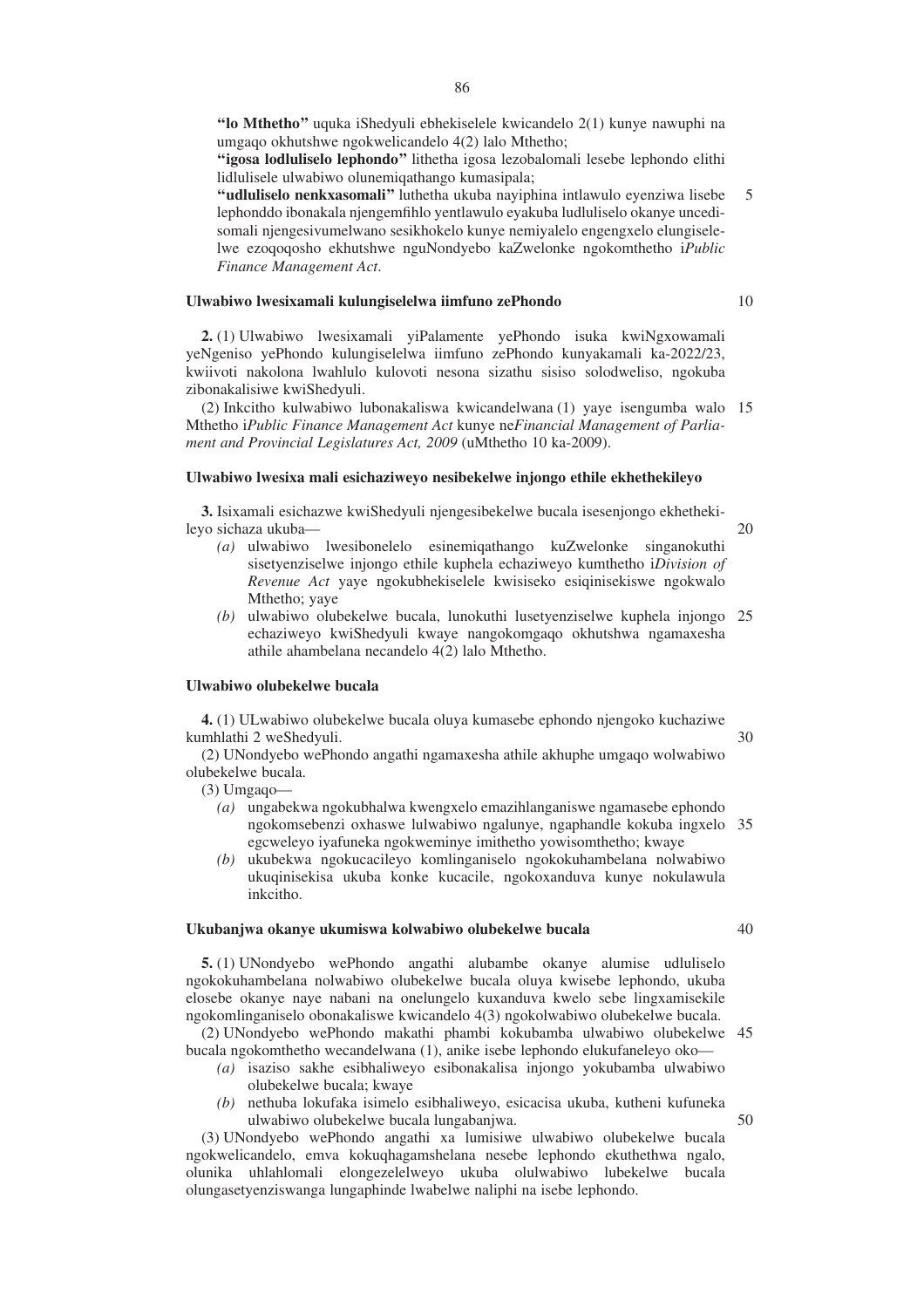**"lo Mthetho"** uquka iShedyuli ebhekiselele kwicandelo 2(1) kunye nawuphi na umgaqo okhutshwe ngokwelicandelo 4(2) lalo Mthetho;

**"igosa lodluliselo lephondo"** lithetha igosa lezobalomali lesebe lephondo elithi lidlulisele ulwabiwo olunemiqathango kumasipala;

**"udluliselo nenkxasomali"** luthetha ukuba nayiphina intlawulo eyenziwa lisebe lephonddo ibonakala njengemfihlo yentlawulo eyakuba ludluliselo okanye uncedisomali njengesivumelwano sesikhokelo kunye nemiyalelo engengxelo elungiselelwe ezoqoqosho ekhutshwe nguNondyebo kaZwelonke ngokomthetho i*Public Finance Management Act*.

## Ulwabiwo lwesixamali kulungiselelwa iimfuno zePhondo

**2.** (1) Ulwabiwo lwesixamali yiPalamente yePhondo isuka kwiNgxowamali yeNgeniso yePhondo kulungiselelwa iimfuno zePhondo kunyakamali ka-2022/23, kwiivoti nakolona lwahlulo kulovoti nesona sizathu sisiso solodweliso, ngokuba zibonakalisiwe kwiShedyuli.

(2) Inkcitho kulwabiwo lubonakaliswa kwicandelwana (1) yaye isengumba walo Mthetho i*Public Finance Management Act* kunye ne*Financial Management of Parliament and Provincial Legislatures Act, 2009* (uMthetho 10 ka-2009).

## Ulwabiwo lwesixa mali esichaziweyo nesibekelwe injongo ethile ekhethekileyo

**3.** Isixamali esichazwe kwiShedyuli njengesibekelwe bucala isesenjongo ekhethekileyo sichaza ukuba—

*(a)* ulwabiwo lwesibonelelo esinemiqathango kuZwelonke singanokuthi sisetyenziselwe injongo ethile kuphela echaziweyo kumthetho i*Division of Revenue Act* yaye ngokubhekiselele kwisiseko esiqinisekiswe ngokwalo Mthetho; yaye

*(b)* ulwabiwo olubekelwe bucala, lunokuthi lusetyenziselwe kuphela injongo echaziweyo kwiShedyuli kwaye nangokomgaqo okhutshwa ngamaxesha athile ahambelana necandelo 4(2) lalo Mthetho.

## Ulwabiwo olubekelwe bucala

**4.** (1) ULwabiwo olubekelwe bucala oluya kumasebe ephondo njengoko kuchaziwe kumhlathi 2 weShedyuli.

(2) UNondyebo wePhondo angathi ngamaxesha athile akhuphe umgaqo wolwabiwo olubekelwe bucala.

(3) Umgaqo—

*(a)* ungabekwa ngokubhalwa kwengxelo emazihlanganiswe ngamasebe ephondo ngokomsebenzi oxhaswe lulwabiwo ngalunye, ngaphandle kokuba ingxelo egcweleyo iyafuneka ngokweminye imithetho yowisomthetho; kwaye

*(b)* ukubekwa ngokucacileyo komlinganiselo ngokokuhambelana nolwabiwo ukuqinisekisa ukuba konke kucacile, ngokoxanduva kunye nokulawula inkcitho.

## Ukubanjwa okanye ukumiswa kolwabiwo olubekelwe bucala

**5.** (1) UNondyebo wePhondo angathi alubambe okanye alumise udluliselo ngokokuhambelana nolwabiwo olubekelwe bucala oluya kwisebe lephondo, ukuba elosebe okanye naye nabani na onelungelo kuxanduva kwelo sebe lingxamisekile ngokomlinganiselo obonakaliswe kwicandelo 4(3) ngokolwabiwo olubekelwe bucala.

(2) UNondyebo wePhondo makathi phambi kokubamba ulwabiwo olubekelwe bucala ngokomthetho wecandelwana (1), anike isebe lephondo elukufaneleyo oko—

*(a)* isaziso sakhe esibhaliweyo esibonakalisa injongo yokubamba ulwabiwo olubekelwe bucala; kwaye

*(b)* nethuba lokufaka isimelo esibhaliweyo, esicacisa ukuba, kutheni kufuneka ulwabiwo olubekelwe bucala lungabanjwa.

(3) UNondyebo wePhondo angathi xa lumisiwe ulwabiwo olubekelwe bucala ngokwelicandelo, emva kokuqhagamshelana nesebe lephondo ekuthethwa ngalo, olunika uhlahlomali elongezelelweyo ukuba olulwabiwo lubekelwe bucala olungasetyenziswanga lungaphinde lwabelwe naliphi na isebe lephondo.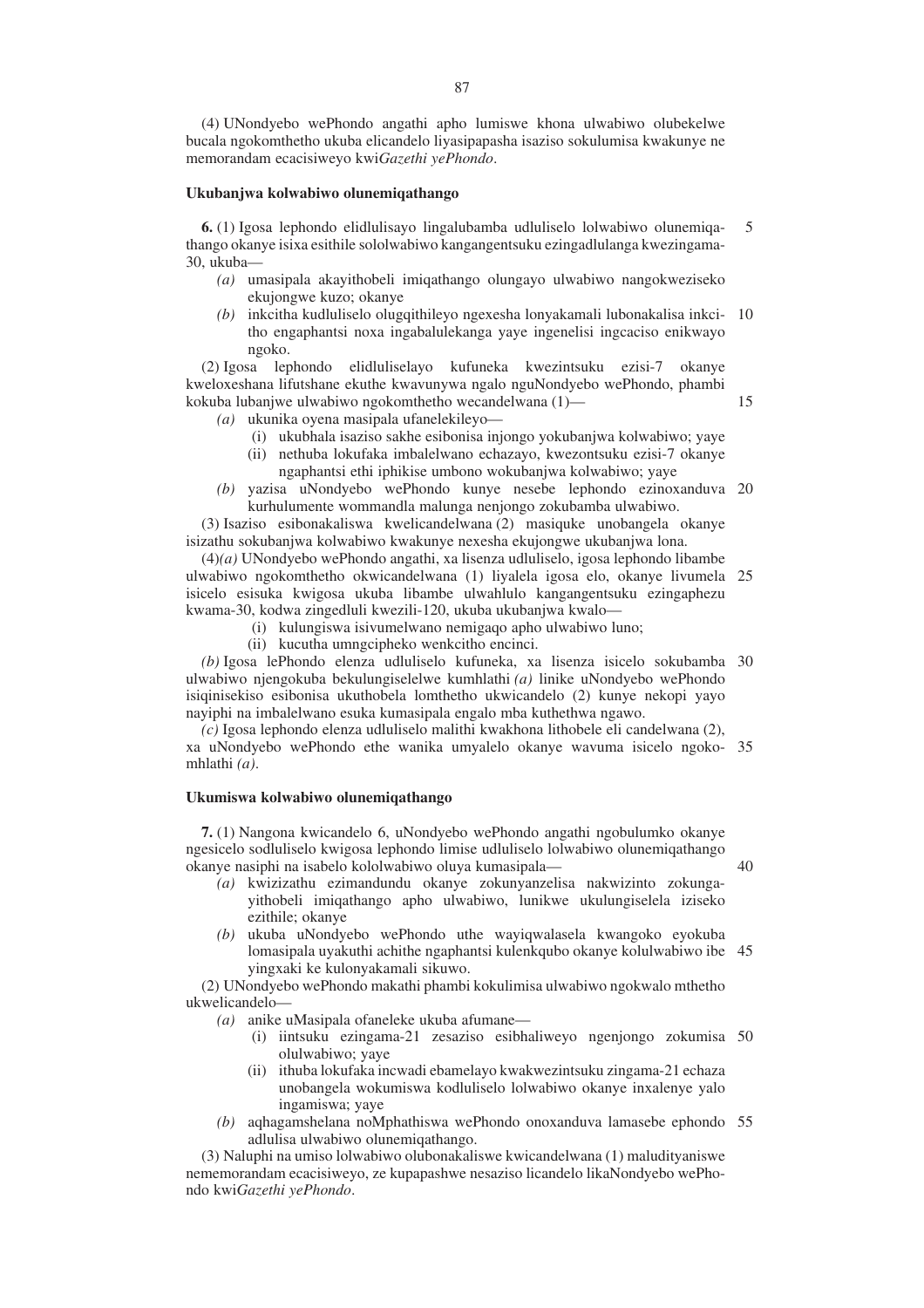(4) UNondyebo wePhondo angathi apho lumiswe khona ulwabiwo olubekelwe bucala ngokomthetho ukuba elicandelo liyasipapasha isaziso sokulumisa kwakunye ne memorandam ecacisiweyo kwi*Gazethi yePhondo*.

**Ukubanjwa kolwabiwo olunemiqathango**

**6.** (1) Igosa lephondo elidlulisayo lingalubamba udluliselo lolwabiwo olunemiqathango okanye isixa esithile sololwabiwo kangangentsuku ezingadlulanga kwezingama-30, ukuba—

*(a)* umasipala akayithobeli imiqathango olungayo ulwabiwo nangokweziseko ekujongwe kuzo; okanye

*(b)* inkcitha kudluliselo olugqithileyo ngexesha lonyakamali lubonakalisa inkcitho engaphantsi noxa ingabalulekanga yaye ingenelisi ingcaciso enikwayo ngoko.

(2) Igosa lephondo elidluliselayo kufuneka kwezintsuku ezisi-7 okanye kweloxeshana lifutshane ekuthe kwavunywa ngalo nguNondyebo wePhondo, phambi kokuba lubanjwe ulwabiwo ngokomthetho wecandelwana (1)—

*(a)* ukunika oyena masipala ufanelekileyo—

(i) ukubhala isaziso sakhe esibonisa injongo yokubanjwa kolwabiwo; yaye

(ii) nethuba lokufaka imbalelwano echazayo, kwezontsuku ezisi-7 okanye ngaphantsi ethi iphikise umbono wokubanjwa kolwabiwo; yaye

*(b)* yazisa uNondyebo wePhondo kunye nesebe lephondo ezinoxanduva kurhulumente wommandla malunga nenjongo zokubamba ulwabiwo.

(3) Isaziso esibonakaliswa kwelicandelwana (2) masiquke unobangela okanye isizathu sokubanjwa kolwabiwo kwakunye nexesha ekujongwe ukubanjwa lona.

(4)*(a)* UNondyebo wePhondo angathi, xa lisenza udluliselo, igosa lephondo libambe ulwabiwo ngokomthetho okwicandelwana (1) liyalela igosa elo, okanye livumela isicelo esisuka kwigosa ukuba libambe ulwahlulo kangangentsuku ezingaphezu kwama-30, kodwa zingedluli kwezili-120, ukuba ukubanjwa kwalo—

(i) kulungiswa isivumelwano nemigaqo apho ulwabiwo luno;

(ii) kucutha umngcipheko wenkcitho encinci.

*(b)* Igosa lePhondo elenza udluliselo kufuneka, xa lisenza isicelo sokubamba ulwabiwo njengokuba bekulungiselelwe kumhlathi *(a)* linike uNondyebo wePhondo isiqinisekiso esibonisa ukuthobela lomthetho ukwicandelo (2) kunye nekopi yayo nayiphi na imbalelwano esuka kumasipala engalo mba kuthethwa ngawo.

*(c)* Igosa lephondo elenza udluliselo malithi kwakhona lithobele eli candelwana (2), xa uNondyebo wePhondo ethe wanika umyalelo okanye wavuma isicelo ngokomhlathi *(a)*.

**Ukumiswa kolwabiwo olunemiqathango**

**7.** (1) Nangona kwicandelo 6, uNondyebo wePhondo angathi ngobulumko okanye ngesicelo sodluliselo kwigosa lephondo limise udluliselo lolwabiwo olunemiqathango okanye nasiphi na isabelo kolwabiwo oluya kumasipala—

*(a)* kwizizathu ezimandundu okanye zokunyanzelisa nakwizinto zokungayithobeli imiqathango apho ulwabiwo, lunikwe ukulungiselela iziseko ezithile; okanye

*(b)* ukuba uNondyebo wePhondo uthe wayiqwalasela kwangoko eyokuba lomasipala uyakuthi achithe ngaphantsi kulenkqubo okanye kolulwabiwo ibe yingxaki ke kulonyakamali sikuwo.

(2) UNondyebo wePhondo makathi phambi kokulimisa ulwabiwo ngokwalo mthetho ukwelicandelo—

*(a)* anike uMasipala ofaneleke ukuba afumane—

(i) iintsuku ezingama-21 zesaziso esibhaliweyo ngenjongo zokumisa olulwabiwo; yaye

(ii) ithuba lokufaka incwadi ebamelayo kwakwezintsuku zingama-21 echaza unobangela wokumiswa kodluliselo lolwabiwo okanye inxalenye yalo ingamiswa; yaye

*(b)* aqhagamshelana noMphathiswa wePhondo onoxanduva lamasebe ephondo adlulisa ulwabiwo olunemiqathango.

(3) Naluphi na umiso lolwabiwo olubonakaliswe kwicandelwana (1) maludityaniswe nememorandam ecacisiweyo, ze kupapashwe nesaziso licandelo likaNondyebo wePhondo kwi*Gazethi yePhondo*.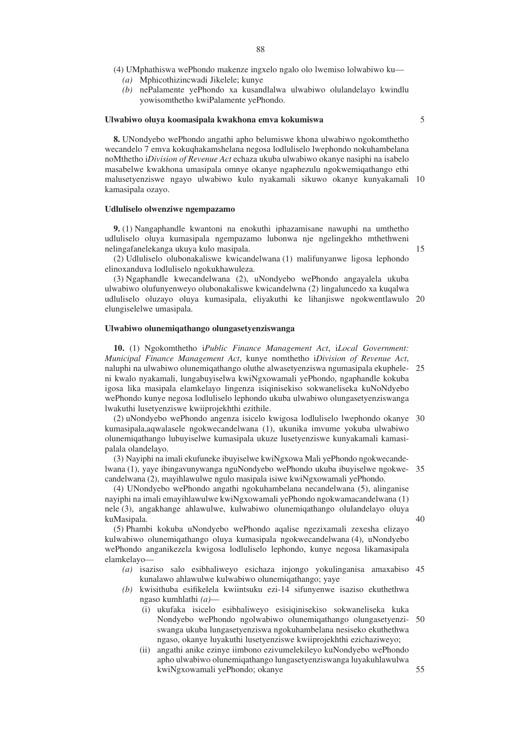(4) UMphathiswa wePhondo makenze ingxelo ngalo olo lwemiso lolwabiwo ku—

*(a)* Mphicothizincwadi Jikelele; kunye

*(b)* nePalamente yePhondo xa kusandlalwa ulwabiwo olulandelayo kwindlu yowisomthetho kwiPalamente yePhondo.

**Ulwabiwo oluya koomasipala kwakhona emva kokumiswa**

**8.** UNondyebo wePhondo angathi apho belumiswe khona ulwabiwo ngokomthetho wecandelo 7 emva kokuqhakamshelana negosa lodluliselo lwephondo nokuhambelana noMthetho i*Division of Revenue Act* echaza ukuba ulwabiwo okanye nasiphi na isabelo masabelwe kwakhona umasipala omnye okanye ngaphezulu ngokwemiqathango ethi malusetyenziswe ngayo ulwabiwo kulo nyakamali sikuwo okanye kunyakamali kamasipala ozayo.

**Udluliselo olwenziwe ngempazamo**

**9.** (1) Nangaphandle kwantoni na enokuthi iphazamisane nawuphi na umthetho udluliselo oluya kumasipala ngempazamo lubonwa nje ngelingekho mthethweni nelingafanelekanga ukuya kulo masipala.

(2) Udluliselo olubonakaliswe kwicandelwana (1) malifunyanwe ligosa lephondo elinoxanduva lodluliselo ngokukhawuleza.

(3) Ngaphandle kwecandelwana (2), uNondyebo wePhondo angayalela ukuba ulwabiwo olufunyenweyo olubonakaliswe kwicandelwna (2) lingaluncedo xa kuqalwa udluliselo oluzayo oluya kumasipala, eliyakuthi ke lihanjiswe ngokwentlawulo elungiselelwe umasipala.

**Ulwabiwo olunemiqathango olungasetyenziswanga**

**10.** (1) Ngokomthetho i*Public Finance Management Act*, i*Local Government: Municipal Finance Management Act*, kunye nomthetho i*Division of Revenue Act*, naluphi na ulwabiwo olunemiqathango oluthe alwasetyenziswa ngumasipala ekupheleni kwalo nyakamali, lungabuyiselwa kwiNgxowamali yePhondo, ngaphandle kokuba igosa lika masipala elamkelayo lingenza isiqinisekiso sokwaneliseka kuNoNdyebo wePhondo kunye negosa lodluliselo lephondo ukuba ulwabiwo olungasetyenziswanga lwakuthi lusetyenziswe kwiiprojekhthi ezithile.

(2) uNondyebo wePhondo angenza isicelo kwigosa lodluliselo lwephondo okanye kumasipala,aqwalasele ngokwecandelwana (1), ukunika imvume yokuba ulwabiwo olunemiqathango lubuyiselwe kumasipala ukuze lusetyenziswe kunyakamali kamasipalala olandelayo.

(3) Nayiphi na imali ekufuneke ibuyiselwe kwiNgxowa Mali yePhondo ngokwecandelwana (1), yaye ibingavunywanga nguNondyebo wePhondo ukuba ibuyiselwe ngokwecandelwana (2), mayihlawulwe ngulo masipala isiwe kwiNgxowamali yePhondo.

(4) UNondyebo wePhondo angathi ngokuhambelana necandelwana (5), alinganise nayiphi na imali emayihlawulwe kwiNgxowamali yePhondo ngokwamacandelwana (1) nele (3), angakhange ahlawulwe, kulwabiwo olunemiqathango olulandelayo oluya kuMasipala.

(5) Phambi kokuba uNondyebo wePhondo aqalise ngezixamali zexesha elizayo kulwabiwo olunemiqathango oluya kumasipala ngokwecandelwana (4), uNondyebo wePhondo anganikezela kwigosa lodluliselo lephondo, kunye negosa likamasipala elamkelayo—

*(a)* isaziso salo esibhaliweyo esichaza injongo yokulinganisa amaxabiso kunalawo ahlawulwe kulwabiwo olunemiqathango; yaye

*(b)* kwisithuba esifikelela kwiintsuku ezi-14 sifunyenwe isaziso ekuthethwa ngaso kumhlathi *(a)*—

(i) ukufaka isicelo esibhaliweyo esisiqinisekiso sokwaneliseka kuka Nondyebo wePhondo ngolwabiwo olunemiqathango olungasetyenziswanga ukuba lungasetyenziswa ngokuhambelana nesiseko ekuthethwa ngaso, okanye luyakuthi lusetyenziswe kwiiprojekhthi ezichaziweyo;

(ii) angathi anike ezinye iimbono ezivumelekileyo kuNondyebo wePhondo apho ulwabiwo olunemiqathango lungasetyenziswanga luyakuhlawulwa kwiNgxowamali yePhondo; okanye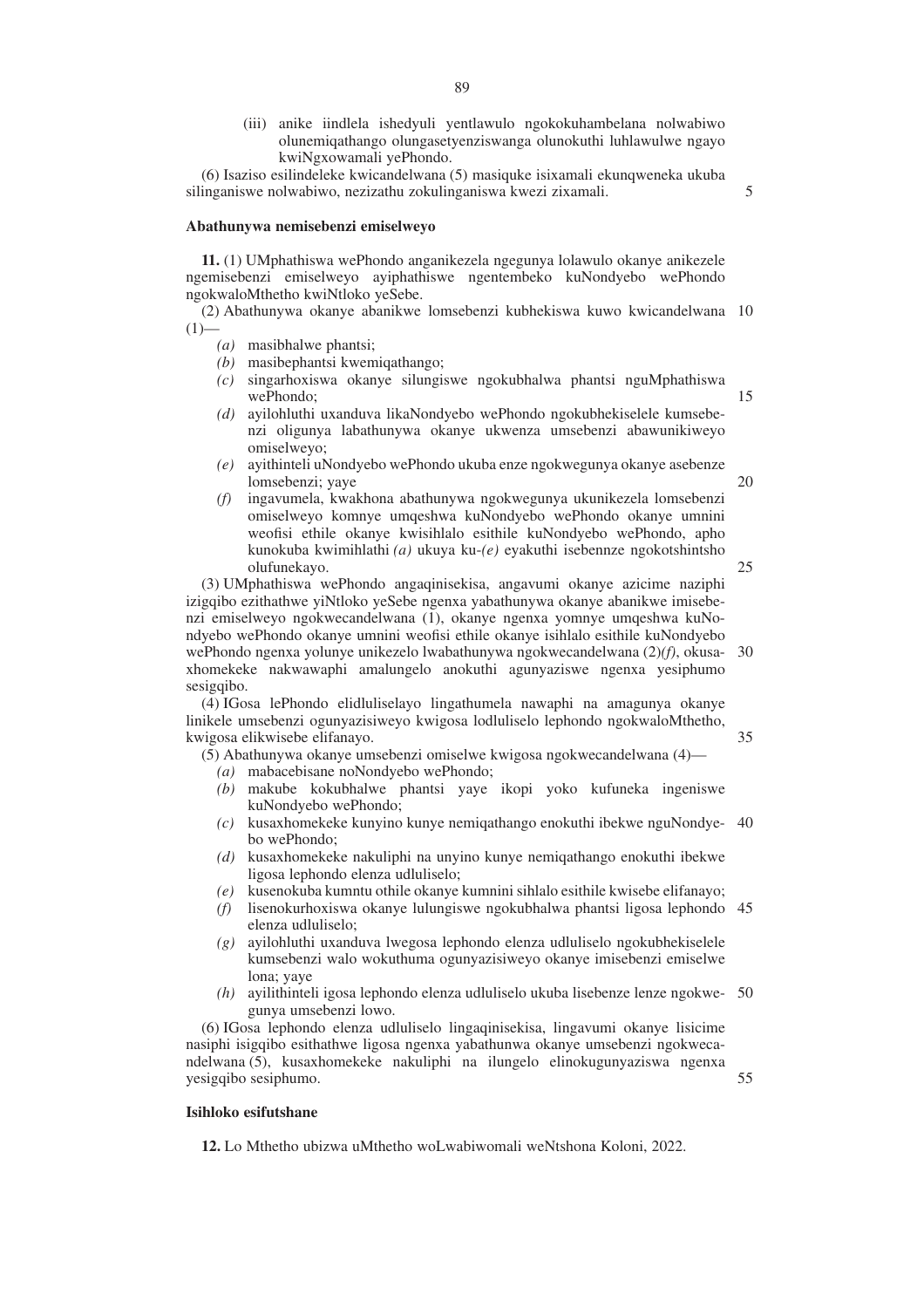(iii) anike iindlela ishedyuli yentlawulo ngokokuhambelana nolwabiwo olunemiqathango olungasetyenziswanga olunokuthi luhlawulwe ngayo kwiNgxowamali yePhondo.

(6) Isaziso esilindeleke kwicandelwana (5) masiquke isixamali ekunqweneka ukuba silinganiswe nolwabiwo, nezizathu zokulinganiswa kwezi zixamali.

**Abathunywa nemisebenzi emiselweyo**

**11.** (1) UMphathiswa wePhondo anganikezela ngegunya lolawulo okanye anikezele ngemisebenzi emiselweyo ayiphathiswe ngentembeko kuNondyebo wePhondo ngokwaloMthetho kwiNtloko yeSebe.

(2) Abathunywa okanye abanikwe lomsebenzi kubhekiswa kuwo kwicandelwana (1)—

- *(a)* masibhalwe phantsi;
- *(b)* masibephantsi kwemiqathango;
- *(c)* singarhoxiswa okanye silungiswe ngokubhalwa phantsi nguMphathiswa wePhondo;
- *(d)* ayilohluthi uxanduva likaNondyebo wePhondo ngokubhekiselele kumsebenzi oligunya labathunywa okanye ukwenza umsebenzi abawunikiweyo omiselweyo;
- *(e)* ayithinteli uNondyebo wePhondo ukuba enze ngokwegunya okanye asebenze lomsebenzi; yaye
- *(f)* ingavumela, kwakhona abathunywa ngokwegunya ukunikezela lomsebenzi omiselweyo komnye umqeshwa kuNondyebo wePhondo okanye umnini weofisi ethile okanye kwisihlalo esithile kuNondyebo wePhondo, apho kunokuba kwimihlathi *(a)* ukuya ku-*(e)* eyakuthi isebennze ngokotshintsho olufunekayo.

(3) UMphathiswa wePhondo angaqinisekisa, angavumi okanye azicime naziphi izigqibo ezithathwe yiNtloko yeSebe ngenxa yabathunywa okanye abanikwe imisebenzi emiselweyo ngokwecandelwana (1), okanye ngenxa yomnye umqeshwa kuNondyebo wePhondo okanye umnini weofisi ethile okanye isihlalo esithile kuNondyebo wePhondo ngenxa yolunye unikezelo lwabathunywa ngokwecandelwana (2)*(f)*, okusaxhomekeke nakwawaphi amalungelo anokuthi agunyaziswe ngenxa yesiphumo sesigqibo.

(4) IGosa lePhondo elidluliselayo lingathumela nawaphi na amagunya okanye linikele umsebenzi ogunyazisiweyo kwigosa lodluliselo lephondo ngokwaloMthetho, kwigosa elikwisebe elifanayo.

(5) Abathunywa okanye umsebenzi omiselwe kwigosa ngokwecandelwana (4)—

- *(a)* mabacebisane noNondyebo wePhondo;
- *(b)* makube kokubhalwe phantsi yaye ikopi yoko kufuneka ingeniswe kuNondyebo wePhondo;
- *(c)* kusaxhomekeke kunyino kunye nemiqathango enokuthi ibekwe nguNondyebo wePhondo;
- *(d)* kusaxhomekeke nakuliphi na unyino kunye nemiqathango enokuthi ibekwe ligosa lephondo elenza udluliselo;
- *(e)* kusenokuba kumntu othile okanye kumnini sihlalo esithile kwisebe elifanayo;
- *(f)* lisenokurhoxiswa okanye lulungiswe ngokubhalwa phantsi ligosa lephondo elenza udluliselo;
- *(g)* ayilohluthi uxanduva lwegosa lephondo elenza udluliselo ngokubhekiselele kumsebenzi walo wokuthuma ogunyazisiweyo okanye imisebenzi emiselwe lona; yaye
- *(h)* ayilithinteli igosa lephondo elenza udluliselo ukuba lisebenze lenze ngokwegunya umsebenzi lowo.

(6) IGosa lephondo elenza udluliselo lingaqinisekisa, lingavumi okanye lisicime nasiphi isigqibo esithathwe ligosa ngenxa yabathunwa okanye umsebenzi ngokwecandelwana (5), kusaxhomekeke nakuliphi na ilungelo elinokugunyaziswa ngenxa yesigqibo sesiphumo.

**Isihloko esifutshane**

**12.** Lo Mthetho ubizwa uMthetho woLwabiwomali weNtshona Koloni, 2022.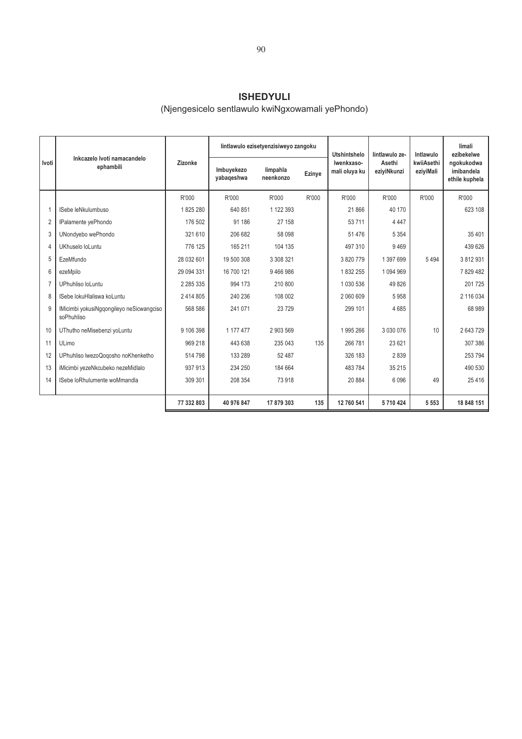## ISHEDYULI

(Njengesicelo sentlawulo kwiNgxowamali yePhondo)

| Ivoti | Inkcazelo Ivoti namacandelo ephambili | Zizonke | Iintlawulo ezisetyenzisiweyo zangoku | | | Utshintshelo Iwenkxaso-mali oluya ku | Iintlawulo ze-Asethi eziyiNkunzi | Intlawulo kwiiAsethi eziyiMali | Iimali ezibekelwe ngokukodwa imibandela ethile kuphela |
|---|---|---|---|---|---|---|---|---|---|
| | | | Imbuyekezo yabaqeshwa | Iimpahla neenkonzo | Ezinye | | | | |
| | | R'000 | R'000 | R'000 | R'000 | R'000 | R'000 | R'000 | R'000 |
| 1 | ISebe leNkulumbuso | 1 825 280 | 640 851 | 1 122 393 | | 21 866 | 40 170 | | 623 108 |
| 2 | IPalamente yePhondo | 176 502 | 91 186 | 27 158 | | 53 711 | 4 447 | | |
| 3 | UNondyebo wePhondo | 321 610 | 206 682 | 58 098 | | 51 476 | 5 354 | | 35 401 |
| 4 | UKhuselo loLuntu | 776 125 | 165 211 | 104 135 | | 497 310 | 9 469 | | 439 626 |
| 5 | EzeMfundo | 28 032 601 | 19 500 308 | 3 308 321 | | 3 820 779 | 1 397 699 | 5 494 | 3 812 931 |
| 6 | ezeMpilo | 29 094 331 | 16 700 121 | 9 466 986 | | 1 832 255 | 1 094 969 | | 7 829 482 |
| 7 | UPhuhliso loLuntu | 2 285 335 | 994 173 | 210 800 | | 1 030 536 | 49 826 | | 201 725 |
| 8 | ISebe lokuHlaliswa koLuntu | 2 414 805 | 240 236 | 108 002 | | 2 060 609 | 5 958 | | 2 116 034 |
| 9 | IMicimbi yokusiNgqongileyo neSicwangciso soPhuhliso | 568 586 | 241 071 | 23 729 | | 299 101 | 4 685 | | 68 989 |
| 10 | UThutho neMisebenzi yoLuntu | 9 106 398 | 1 177 477 | 2 903 569 | | 1 995 266 | 3 030 076 | 10 | 2 643 729 |
| 11 | ULimo | 969 218 | 443 638 | 235 043 | 135 | 266 781 | 23 621 | | 307 386 |
| 12 | UPhuhliso lwezoQoqosho noKhenketho | 514 798 | 133 289 | 52 487 | | 326 183 | 2 839 | | 253 794 |
| 13 | iMicimbi yezeNkcubeko nezeMidlalo | 937 913 | 234 250 | 184 664 | | 483 784 | 35 215 | | 490 530 |
| 14 | ISebe loRhulumente woMmandla | 309 301 | 208 354 | 73 918 | | 20 884 | 6 096 | 49 | 25 416 |
| | | **77 332 803** | **40 976 847** | **17 879 303** | **135** | **12 760 541** | **5 710 424** | **5 553** | **18 848 151** |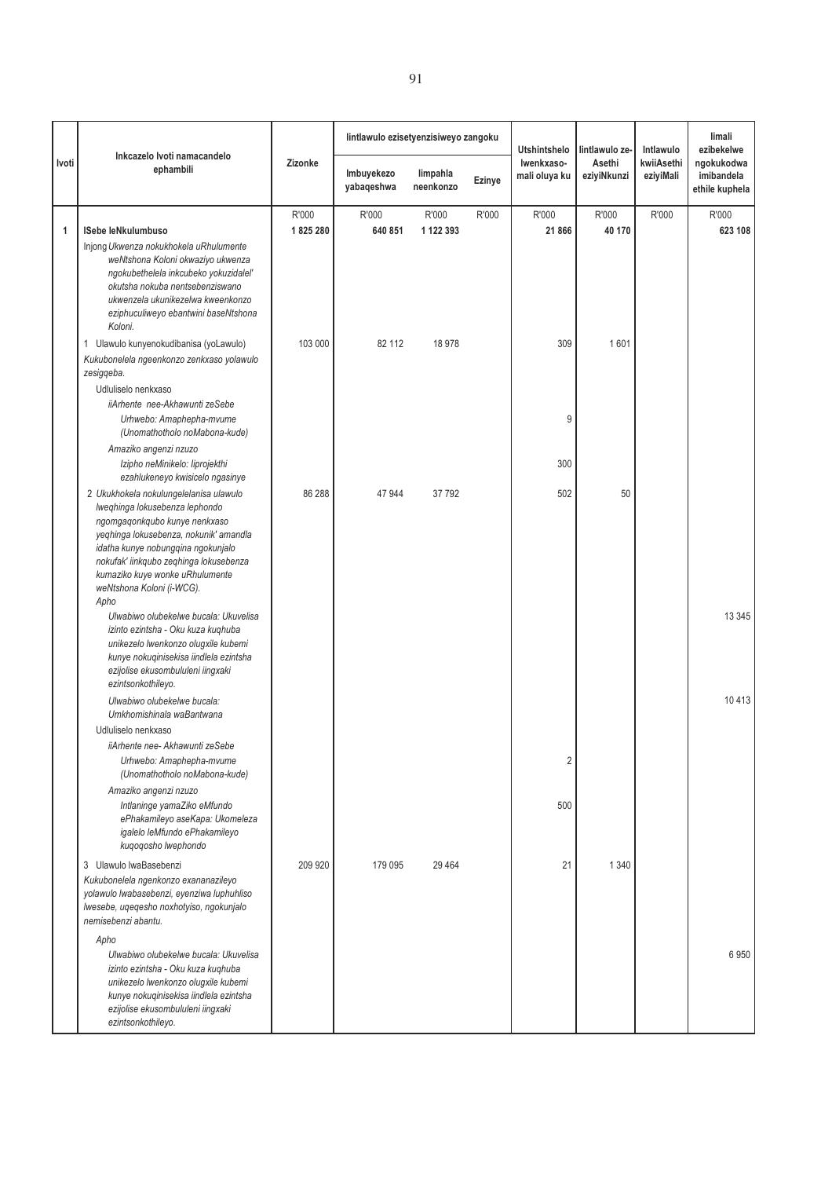| Ivoti | Inkcazelo Ivoti namacandelo ephambili | Zizonke | Iintlawulo ezisetyenzisiweyo zangoku | | | Utshintshelo Iwenkxaso-mali oluya ku | Iintlawulo ze-Asethi eziyiNkunzi | Intlawulo kwiiAsethi eziyiMali | Iimali ezibekelwe ngokukodwa imibandela ethile kuphela |
|---|---|---|---|---|---|---|---|---|---|
| | | | Imbuyekezo yabaqeshwa | Iimpahla neenkonzo | Ezinye | | | | |
| | | R'000 | R'000 | R'000 | R'000 | R'000 | R'000 | R'000 | R'000 |
| 1 | **ISebe leNkulumbuso** | **1 825 280** | **640 851** | **1 122 393** | | **21 866** | **40 170** | | **623 108** |
| | Injong *Ukwenza nokukhokela uRhulumente weNtshona Koloni okwaziyo ukwenza ngokubethelela inkcubeko yokuzidalel' okutsha nokuba nentsebenziswano ukwenzela ukunikezelwa kweenkonzo eziphuculiweyo ebantwini baseNtshona Koloni.* | | | | | | | | |
| | 1 Ulawulo kunyenokudibanisa (yoLawulo) | 103 000 | 82 112 | 18 978 | | 309 | 1 601 | | |
| | *Kukubonelela ngeenkonzo zenkxaso yolawulo zesigqeba.* | | | | | | | | |
| | Udluliselo nenkxaso | | | | | | | | |
| | *iiArhente nee-Akhawunti zeSebe* | | | | | | | | |
| | *Urhwebo: Amaphepha-mvume (Unomathotholo noMabona-kude)* | | | | | 9 | | | |
| | *Amaziko angenzi nzuzo* | | | | | | | | |
| | *Izipho neMinikelo: Iiprojekthi ezahlukeneyo kwisicelo ngasinye* | | | | | 300 | | | |
| | 2 *Ukukhokela nokulungelelanisa ulawulo lweqhinga lokusebenza lephondo ngomgaqonkqubo kunye nenkxaso yeqhinga lokusebenza, nokunik' amandla idatha kunye nobungqina ngokunjalo nokufak' iinkqubo zeqhinga lokusebenza kumaziko kuye wonke uRhulumente weNtshona Koloni (i-WCG).* | 86 288 | 47 944 | 37 792 | | 502 | 50 | | |
| | *Apho* | | | | | | | | |
| | *Ulwabiwo olubekelwe bucala: Ukuvelisa izinto ezintsha - Oku kuza kuqhuba unikezelo lwenkonzo olugxile kubemi kunye nokuqinisekisa iindlela ezintsha ezijolise ekusombululeni iingxaki ezintsonkothileyo.* | | | | | | | | 13 345 |
| | *Ulwabiwo olubekelwe bucala: Umkhomishinala waBantwana* | | | | | | | | 10 413 |
| | Udluliselo nenkxaso | | | | | | | | |
| | *iiArhente nee- Akhawunti zeSebe* | | | | | | | | |
| | *Urhwebo: Amaphepha-mvume (Unomathotholo noMabona-kude)* | | | | | 2 | | | |
| | *Amaziko angenzi nzuzo* | | | | | | | | |
| | *Intlaninge yamaZiko eMfundo ePhakamileyo aseKapa: Ukomeleza igalelo leMfundo ePhakamileyo kuqoqosho lwephondo* | | | | | 500 | | | |
| | 3 Ulawulo lwaBasebenzi | 209 920 | 179 095 | 29 464 | | 21 | 1 340 | | |
| | *Kukubonelela ngenkonzo exananazileyo yolawulo lwabasebenzi, eyenziwa luphuhliso lwesebe, uqeqesho noxhotyiso, ngokunjalo nemisebenzi abantu.* | | | | | | | | |
| | *Apho* | | | | | | | | |
| | *Ulwabiwo olubekelwe bucala: Ukuvelisa izinto ezintsha - Oku kuza kuqhuba unikezelo lwenkonzo olugxile kubemi kunye nokuqinisekisa iindlela ezintsha ezijolise ekusombululeni iingxaki ezintsonkothileyo.* | | | | | | | | 6 950 |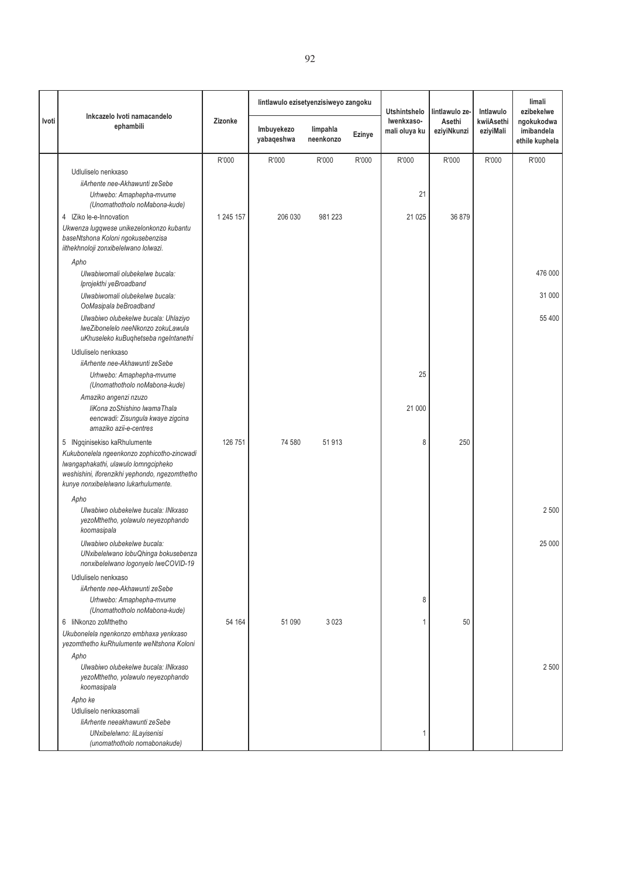| Ivoti | Inkcazelo Ivoti namacandelo ephambili | Zizonke | Iintlawulo ezisetyenzisiweyo zangoku | | | Utshintshelo lwenkxaso-mali oluya ku | Iintlawulo ze-Asethi eziyiNkunzi | Intlawulo kwiiAsethi eziyiMali | Iimali ezibekelwe ngokukodwa imibandela ethile kuphela |
|---|---|---|---|---|---|---|---|---|---|
| | | | Imbuyekezo yabaqeshwa | Iimpahla neenkonzo | Ezinye | | | | |
| | | R'000 | R'000 | R'000 | R'000 | R'000 | R'000 | R'000 | R'000 |
| | Udluliselo nenkxaso | | | | | | | | |
| | *iiArhente nee-Akhawunti zeSebe* | | | | | | | | |
| | *Urhwebo: Amaphepha-mvume (Unomathotholo noMabona-kude)* | | | | | 21 | | | |
| | 4 IZiko le-e-Innovation<br>*Ukwenza lugqwese unikezelonkonzo kubantu baseNtshona Koloni ngokusebenzisa iithekhnoloji zonxibelelwano lolwazi.* | 1 245 157 | 206 030 | 981 223 | | 21 025 | 36 879 | | |
| | *Apho* | | | | | | | | |
| | *Ulwabiwomali olubekelwe bucala: Iprojekthi yeBroadband* | | | | | | | | 476 000 |
| | *Ulwabiwomali olubekelwe bucala: OoMasipala beBroadband* | | | | | | | | 31 000 |
| | *Ulwabiwo olubekelwe bucala: Uhlaziyo lweZibonelelo neeNkonzo zokuLawula uKhuseleko kuBuqhetseba ngeIntanethi* | | | | | | | | 55 400 |
| | Udluliselo nenkxaso | | | | | | | | |
| | *iiArhente nee-Akhawunti zeSebe* | | | | | | | | |
| | *Urhwebo: Amaphepha-mvume (Unomathotholo noMabona-kude)* | | | | | 25 | | | |
| | *Amaziko angenzi nzuzo* | | | | | | | | |
| | *IiKona zoShishino lwamaThala eencwadi: Zisungula kwaye zigcina amaziko azii-e-centres* | | | | | 21 000 | | | |
| | 5 INgqinisekiso kaRhulumente<br>*Kukubonelela ngeenkonzo zophicotho-zincwadi lwangaphakathi, ulawulo lomngcipheko weshishini, iforenzikhi yephondo, ngezomthetho kunye nonxibelelwano lukarhulumente.* | 126 751 | 74 580 | 51 913 | | 8 | 250 | | |
| | *Apho* | | | | | | | | |
| | *Ulwabiwo olubekelwe bucala: INkxaso yezoMthetho, yolawulo neyezophando koomasipala* | | | | | | | | 2 500 |
| | *Ulwabiwo olubekelwe bucala: UNxibelelwano lobuQhinga bokusebenza nonxibelelwano logonyelo lweCOVID-19* | | | | | | | | 25 000 |
| | Udluliselo nenkxaso | | | | | | | | |
| | *iiArhente nee-Akhawunti zeSebe* | | | | | | | | |
| | *Urhwebo: Amaphepha-mvume (Unomathotholo noMabona-kude)* | | | | | 8 | | | |
| | 6 IiNkonzo zoMthetho<br>*Ukubonelela ngenkonzo embhaxa yenkxaso yezomthetho kuRhulumente weNtshona Koloni* | 54 164 | 51 090 | 3 023 | | 1 | 50 | | |
| | *Apho* | | | | | | | | |
| | *Ulwabiwo olubekelwe bucala: INkxaso yezoMthetho, yolawulo neyezophando koomasipala* | | | | | | | | 2 500 |
| | *Apho ke* | | | | | | | | |
| | Udluliselo nenkxasomali | | | | | | | | |
| | *IiArhente neeakhawunti zeSebe* | | | | | | | | |
| | *UNxibelelwno: IiLayisenisi (unomathotholo nomabonakude)* | | | | | 1 | | | |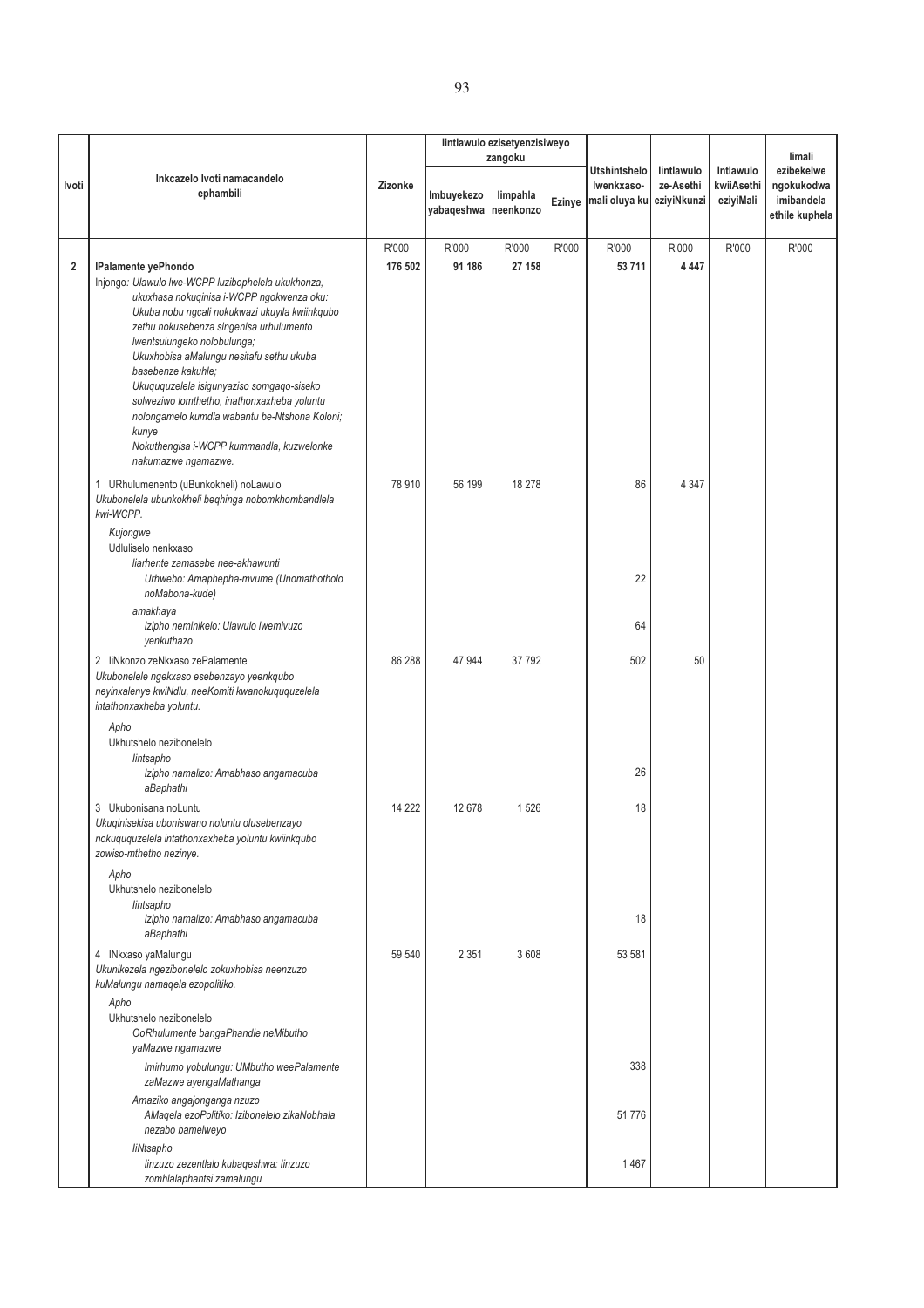| Ivoti | Inkcazelo Ivoti namacandelo ephambili | Zizonke | Iintlawulo ezisetyenzisiweyo zangoku | | | Utshintshelo lwenkxaso-mali oluya ku | Iintlawulo ze-Asethi eziyiNkunzi | Intlawulo kwiiAsethi eziyiMali | Iimali ezibekelwe ngokukodwa imibandela ethile kuphela |
|---|---|---|---|---|---|---|---|---|---|
| | | | Imbuyekezo yabaqeshwa | Iimpahla neenkonzo | Ezinye | | | | |
| | | R'000 | R'000 | R'000 | R'000 | R'000 | R'000 | R'000 | R'000 |
| **2** | **IPalamente yePhondo** | **176 502** | **91 186** | **27 158** | | **53 711** | **4 447** | | |
| | Injongo: *Ulawulo lwe-WCPP luzibophelela ukukhonza, ukuxhasa nokuqinisa i-WCPP ngokwenza oku: Ukuba nobu ngcali nokukwazi ukuyila kwiinkqubo zethu nokusebenza singenisa urhulumento lwentsulungeko nolobulunga; Ukuxhobisa aMalungu nesitafu sethu ukuba basebenze kakuhle; Ukuququzelela isigunyaziso somgaqo-siseko solweziwo lomthetho, inathonxaxheba yoluntu nolongamelo kumdla wabantu be-Ntshona Koloni; kunye Nokuthengisa i-WCPP kummandla, kuzwelonke nakumazwe ngamazwe.* | | | | | | | | |
| | 1 URhulumenento (uBunkokheli) noLawulo<br>*Ukubonelela ubunkokheli beqhinga nobomkhombandlela kwi-WCPP.* | 78 910 | 56 199 | 18 278 | | 86 | 4 347 | | |
| | *Kujongwe*<br>Udluliselo nenkxaso<br>*Iiarhente zamasebe nee-akhawunti*<br>*Urhwebo: Amaphepha-mvume (Unomathotholo noMabona-kude)* | | | | | 22 | | | |
| | *amakhaya*<br>*Izipho neminikelo: Ulawulo lwemivuzo yenkuthazo* | | | | | 64 | | | |
| | 2 IiNkonzo zeNkxaso zePalamente<br>*Ukubonelele ngekxaso esebenzayo yeenkqubo neyinxalenye kwiNdlu, neeKomiti kwanokuququzelela intathonxaxheba yoluntu.* | 86 288 | 47 944 | 37 792 | | 502 | 50 | | |
| | *Apho*<br>Ukhutshelo nezibonelelo<br>*Iintsapho*<br>*Izipho namalizo: Amabhaso angamacuba aBaphathi* | | | | | 26 | | | |
| | 3 Ukubonisana noLuntu<br>*Ukuqinisekisa uboniswano noluntu olusebenzayo nokuququzelela intathonxaxheba yoluntu kwiinkqubo zowiso-mthetho nezinye.* | 14 222 | 12 678 | 1 526 | | 18 | | | |
| | *Apho*<br>Ukhutshelo nezibonelelo<br>*Iintsapho*<br>*Izipho namalizo: Amabhaso angamacuba aBaphathi* | | | | | 18 | | | |
| | 4 INkxaso yaMalungu<br>*Ukunikezela ngezibonelelo zokuxhobisa neenzuzo kuMalungu namaqela ezopolitiko.* | 59 540 | 2 351 | 3 608 | | 53 581 | | | |
| | *Apho*<br>Ukhutshelo nezibonelelo<br>*OoRhulumente bangaPhandle neMibutho yaMazwe ngamazwe*<br>*Imirhumo yobulungu: UMbutho weePalamente zaMazwe ayengaMathanga* | | | | | 338 | | | |
| | *Amaziko angajonganga nzuzo*<br>*AMaqela ezoPolitiko: Izibonelelo zikaNobhala nezabo bamelweyo* | | | | | 51 776 | | | |
| | *IiNtsapho*<br>*Iinzuzo zezentlalo kubaqeshwa: Iinzuzo zomhlalaphantsi zamalungu* | | | | | 1 467 | | | |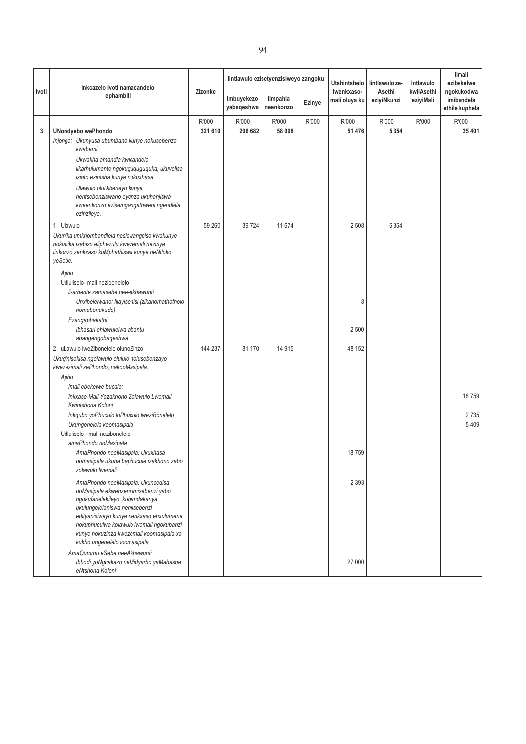| Ivoti | Inkcazelo Ivoti namacandelo ephambili | Zizonke | Iintlawulo ezisetyenzisiweyo zangoku | | | Utshintshelo Iwenkxaso-mali oluya ku | Iintlawulo ze-Asethi eziyiNkunzi | Intlawulo kwiiAsethi eziyiMali | Iimali ezibekelwe ngokukodwa imibandela ethile kuphela |
|---|---|---|---|---|---|---|---|---|---|
| | | | Imbuyekezo yabaqeshwa | Iimpahla neenkonzo | Ezinye | | | | |
| | | R'000 | R'000 | R'000 | R'000 | R'000 | R'000 | R'000 | R'000 |
| **3** | **UNondyebo wePhondo** | **321 610** | **206 682** | **58 098** | | **51 476** | **5 354** | | **35 401** |
| | *Injongo: Ukunyusa ubumbano kunye nokusebenza kwabemi.* | | | | | | | | |
| | *Ukwakha amandla kwicandelo likarhulumente ngokuguquguquka, ukuvelisa izinto ezintsha kunye nokuxhasa.* | | | | | | | | |
| | *Ulawulo oluDibeneyo kunye nentsebenziswano eyenza ukuhanjiswa kweenkonzo ezisemgangathweni ngendlela ezinzileyo.* | | | | | | | | |
| | 1 Ulawulo | 59 260 | 39 724 | 11 674 | | 2 508 | 5 354 | | |
| | *Ukunika umkhombandlela nesicwangciso kwakunye nokunika ixabiso eliphezulu kwezemali nezinye iinkonzo zenkxaso kuMphathiswa kunye neNtloko yeSebe.* | | | | | | | | |
| | *Apho* | | | | | | | | |
| | Udluliselo- mali nezibonelelo | | | | | | | | |
| | *Ii-arhente zamasebe nee-akhawunti* | | | | | | | | |
| | *Unxibelelwano: Iilayisenisi (zikanomathotholo nomabonakude)* | | | | | 8 | | | |
| | *Ezangaphakathi* | | | | | | | | |
| | *Ibhasari ehlawulelwa abantu abangengobaqeshwa* | | | | | 2 500 | | | |
| | 2 uLawulo IweZibonelelo olunoZinzo | 144 237 | 81 170 | 14 915 | | 48 152 | | | |
| | *Ukuqinisekisa ngolawulo olululo nolusebenzayo kwezezimali zePhondo, nakooMasipala.* | | | | | | | | |
| | *Apho* | | | | | | | | |
| | *Imali ebekelwe bucala:* | | | | | | | | |
| | *Inkxaso-Mali Yezakhono Zolawulo Lwemali Kwintshona Koloni* | | | | | | | | 18 759 |
| | *Inkqubo yoPhuculo loPhuculo IweziBonelelo* | | | | | | | | 2 735 |
| | *Ukungenelela koomasipala* | | | | | | | | 5 409 |
| | Udluliselo - mali nezibonelelo | | | | | | | | |
| | *amaPhondo noMasipala* | | | | | | | | |
| | *AmaPhondo nooMasipala: Ukuxhasa oomasipala ukuba baphucule izakhono zabo zolawulo Iwemali* | | | | | 18 759 | | | |
| | *AmaPhondo nooMasipala: Ukuncedisa ooMasipala ekwenzeni imisebenzi yabo ngokufanelekileyo, kubandakanya ukulungelelaniswa nemisebenzi edityanisiweyo kunye nenkxaso enxulumene nokuphuculwa kolawulo Iwemali ngokubanzi kunye nokuzinza kwezemali koomasipala xa kukho ungenelelo loomasipala* | | | | | 2 393 | | | |
| | *AmaQumrhu eSebe neeAkhawunti* | | | | | | | | |
| | *Ibhodi yoNgcakazo neMidyarho yaMahashe eNtshona Koloni* | | | | | 27 000 | | | |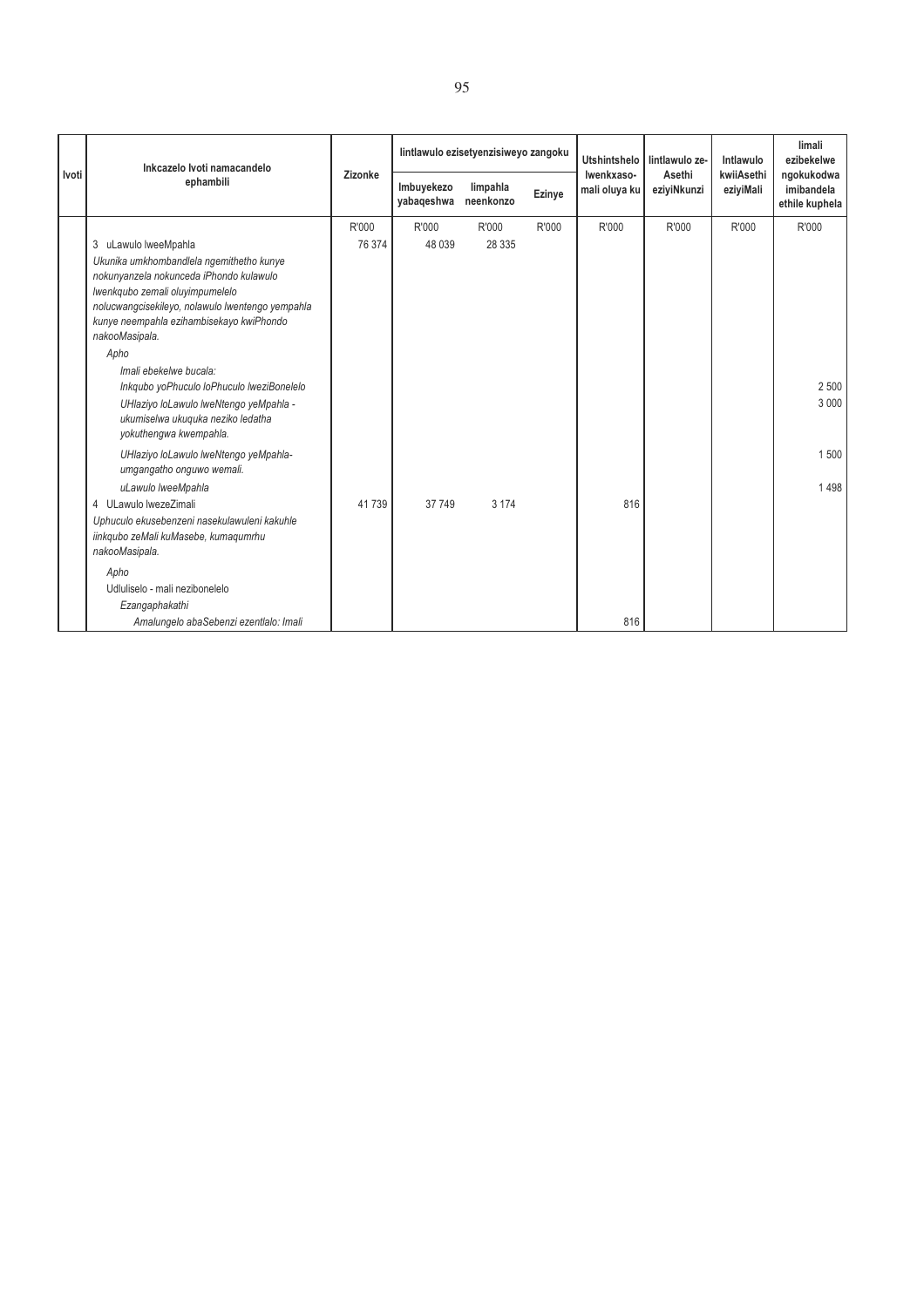| Ivoti | Inkcazelo Ivoti namacandelo ephambili | Zizonke | Iintlawulo ezisetyenzisiweyo zangoku | | | Utshintshelo lwenkxaso-mali oluya ku | Iintlawulo ze-Asethi eziyiNkunzi | Intlawulo kwiiAsethi eziyiMali | Iimali ezibekelwe ngokukodwa imibandela ethile kuphela |
|---|---|---|---|---|---|---|---|---|---|
| | | | Imbuyekezo yabaqeshwa | Iimpahla neenkonzo | Ezinye | | | | |
| | | R'000 | R'000 | R'000 | R'000 | R'000 | R'000 | R'000 | R'000 |
| | 3 uLawulo lweeMpahla | 76 374 | 48 039 | 28 335 | | | | | |
| | *Ukunika umkhombandlela ngemithetho kunye nokunyanzela nokunceda iPhondo kulawulo lwenkqubo zemali oluyimpumelelo nolucwangcisekileyo, nolawulo lwentengo yempahla kunye neempahla ezihambisekayo kwiPhondo nakooMasipala.* | | | | | | | | |
| | *Apho* | | | | | | | | |
| | *Imali ebekelwe bucala:* | | | | | | | | |
| | *Inkqubo yoPhuculo loPhuculo lweziBonelelo* | | | | | | | | 2 500 |
| | *UHlaziyo loLawulo lweNtengo yeMpahla - ukumiselwa ukuquka neziko ledatha yokuthengwa kwempahla.* | | | | | | | | 3 000 |
| | *UHlaziyo loLawulo lweNtengo yeMpahla- umgangatho onguwo wemali.* | | | | | | | | 1 500 |
| | *uLawulo lweeMpahla* | | | | | | | | 1 498 |
| | 4 ULawulo lwezeZimali | 41 739 | 37 749 | 3 174 | | 816 | | | |
| | *Uphuculo ekusebenzeni nasekulawuleni kakuhle iinkqubo zeMali kuMasebe, kumaqumrhu nakooMasipala.* | | | | | | | | |
| | *Apho* | | | | | | | | |
| | Udluliselo - mali nezibonelelo | | | | | | | | |
| | *Ezangaphakathi* | | | | | | | | |
| | *Amalungelo abaSebenzi ezentlalo: Imali* | | | | | 816 | | | |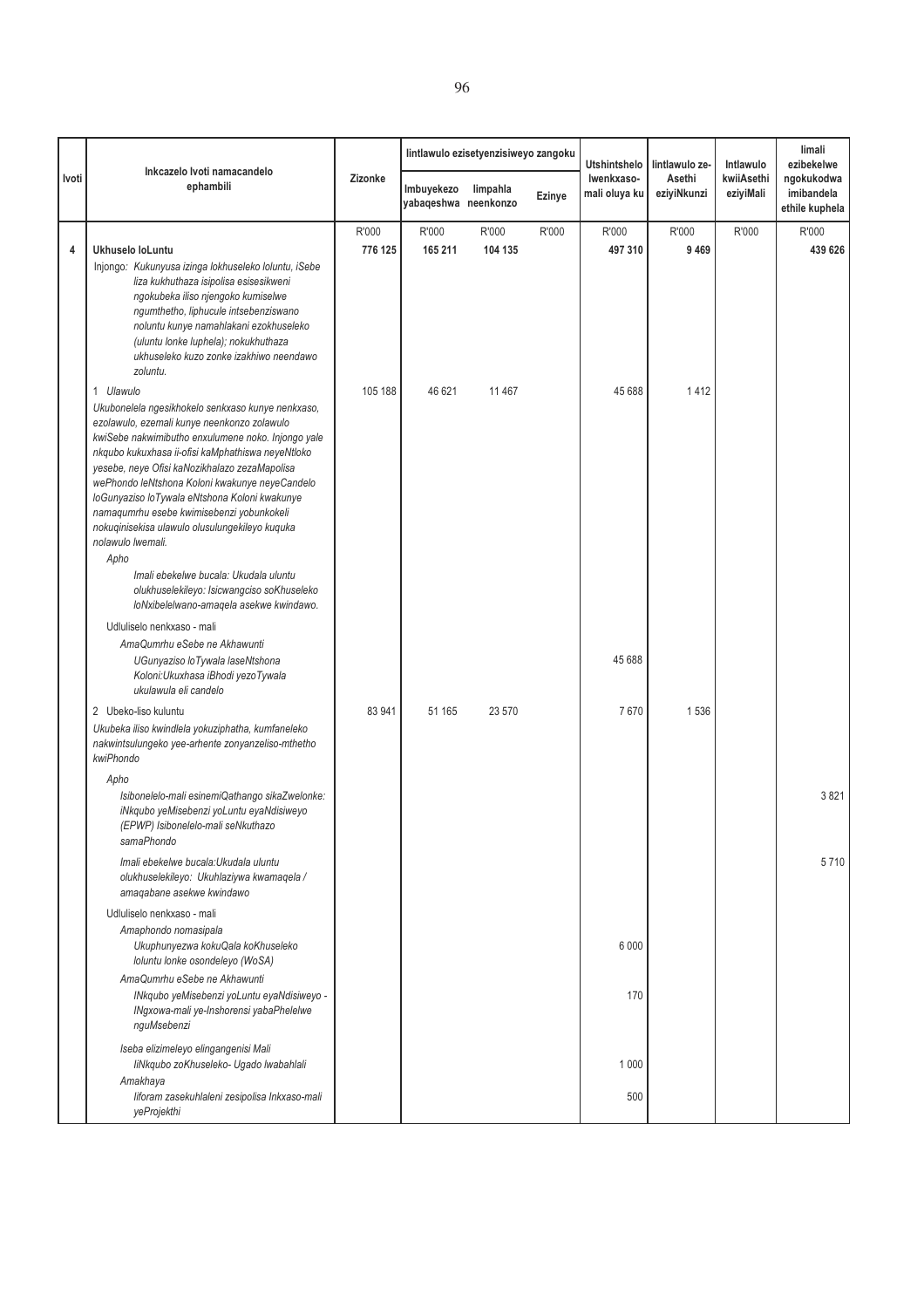| Ivoti | Inkcazelo Ivoti namacandelo ephambili | Zizonke | Iintlawulo ezisetyenzisiweyo zangoku | | | Utshintshelo lwenkxaso-mali oluya ku | Iintlawulo ze-Asethi eziyiNkunzi | Intlawulo kwiiAsethi eziyiMali | Iimali ezibekelwe ngokukodwa imibandela ethile kuphela |
|---|---|---|---|---|---|---|---|---|---|
| | | | Imbuyekezo yabaqeshwa | Iimpahla neenkonzo | Ezinye | | | | |
| | | R'000 | R'000 | R'000 | R'000 | R'000 | R'000 | R'000 | R'000 |
| **4** | **Ukhuselo loLuntu** | **776 125** | **165 211** | **104 135** | | **497 310** | **9 469** | | **439 626** |
| | *Injongo: Kukunyusa izinga lokhuseleko loluntu, iSebe liza kukhuthaza isipolisa esisesikweni ngokubeka iliso njengoko kumiselwe ngumthetho, liphucule intsebenziswano noluntu kunye namahlakani ezokhuseleko (uluntu lonke luphela); nokukhuthaza ukhuseleko kuzo zonke izakhiwo neendawo zoluntu.* | | | | | | | | |
| | 1 *Ulawulo* | 105 188 | 46 621 | 11 467 | | 45 688 | 1 412 | | |
| | *Ukubonelela ngesikhokelo senkxaso kunye nenkxaso, ezolawulo, ezemali kunye neenkonzo zolawulo kwiSebe nakwimibutho enxulumene noko. Injongo yale nkqubo kukuxhasa ii-ofisi kaMphathiswa neyeNtloko yesebe, neye Ofisi kaNozikhalazo zezaMapolisa wePhondo leNtshona Koloni kwakunye neyeCandelo loGunyaziso loTywala eNtshona Koloni kwakunye namaqumrhu esebe kwimisebenzi yobunkokeli nokuqinisekisa ulawulo olusulungekileyo kuquka nolawulo lwemali.* | | | | | | | | |
| | *Apho* | | | | | | | | |
| | *Imali ebekelwe bucala: Ukudala uluntu olukhuselekileyo: Isicwangciso soKhuseleko loNxibelelwano-amaqela asekwe kwindawo.* | | | | | | | | |
| | Udluliselo nenkxaso - mali | | | | | | | | |
| | *AmaQumrhu eSebe ne Akhawunti* | | | | | | | | |
| | *UGunyaziso loTywala laseNtshona Koloni:Ukuxhasa iBhodi yezoTywala ukulawula eli candelo* | | | | | 45 688 | | | |
| | 2 Ubeko-liso kuluntu | 83 941 | 51 165 | 23 570 | | 7 670 | 1 536 | | |
| | *Ukubeka iliso kwindlela yokuziphatha, kumfaneleko nakwintsulungeko yee-arhente zonyanzeliso-mthetho kwiPhondo* | | | | | | | | |
| | *Apho* | | | | | | | | |
| | *Isibonelelo-mali esinemiQathango sikaZwelonke: iNkqubo yeMisebenzi yoLuntu eyaNdisiweyo (EPWP) Isibonelelo-mali seNkuthazo samaPhondo* | | | | | | | | 3 821 |
| | *Imali ebekelwe bucala:Ukudala uluntu olukhuselekileyo: Ukuhlaziywa kwamaqela / amaqabane asekwe kwindawo* | | | | | | | | 5 710 |
| | Udluliselo nenkxaso - mali | | | | | | | | |
| | *Amaphondo nomasipala* | | | | | | | | |
| | *Ukuphunyezwa kokuQala koKhuseleko loluntu lonke osondeleyo (WoSA)* | | | | | 6 000 | | | |
| | *AmaQumrhu eSebe ne Akhawunti* | | | | | | | | |
| | *INkqubo yeMisebenzi yoLuntu eyaNdisiweyo - INgxowa-mali ye-Inshorensi yabaPhelelwe nguMsebenzi* | | | | | 170 | | | |
| | *Iseba elizimeleyo elingangenisi Mali* | | | | | | | | |
| | *IiNkqubo zoKhuseleko- Ugado lwabahlali* | | | | | 1 000 | | | |
| | *Amakhaya* | | | | | | | | |
| | *Iiforam zasekuhlaleni zesipolisa Inkxaso-mali yeProjekthi* | | | | | 500 | | | |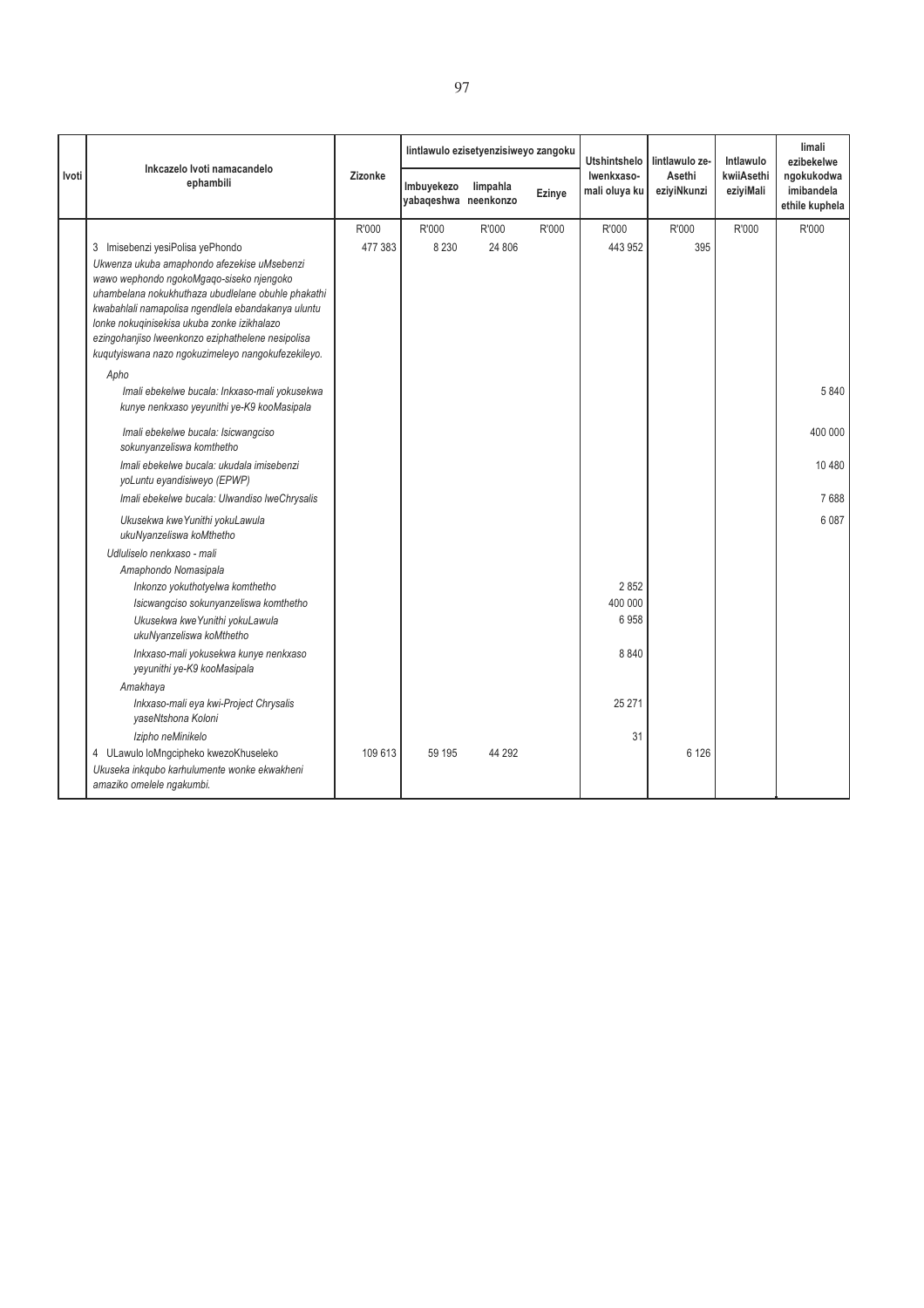| Ivoti | Inkcazelo Ivoti namacandelo ephambili | Zizonke | Iintlawulo ezisetyenzisiweyo zangoku | | | Utshintshelo lwenkxaso-mali oluya ku | Iintlawulo ze-Asethi eziyiNkunzi | Intlawulo kwiiAsethi eziyiMali | Iimali ezibekelwe ngokukodwa imibandela ethile kuphela |
|---|---|---|---|---|---|---|---|---|---|
| | | | Imbuyekezo yabaqeshwa | Iimpahla neenkonzo | Ezinye | | | | |
| | | R'000 | R'000 | R'000 | R'000 | R'000 | R'000 | R'000 | R'000 |
| | 3 Imisebenzi yesiPolisa yePhondo | 477 383 | 8 230 | 24 806 | | 443 952 | 395 | | |
| | *Ukwenza ukuba amaphondo afezekise uMsebenzi wawo wephondo ngokoMgaqo-siseko njengoko uhambelana nokukhuthaza ubudlelane obuhle phakathi kwabahlali namapolisa ngendlela ebandakanya uluntu lonke nokuqinisekisa ukuba zonke izikhalazo ezingohanjiso lweenkonzo eziphathelene nesipolisa kuqutyiswana nazo ngokuzimeleyo nangokufezekileyo.* | | | | | | | | |
| | *Apho* | | | | | | | | |
| | *Imali ebekelwe bucala: Inkxaso-mali yokusekwa kunye nenkxaso yeyunithi ye-K9 kooMasipala* | | | | | | | | 5 840 |
| | *Imali ebekelwe bucala: Isicwangciso sokunyanzeliswa komthetho* | | | | | | | | 400 000 |
| | *Imali ebekelwe bucala: ukudala imisebenzi yoLuntu eyandisiweyo (EPWP)* | | | | | | | | 10 480 |
| | *Imali ebekelwe bucala: Ulwandiso lweChrysalis* | | | | | | | | 7 688 |
| | *Ukusekwa kweYunithi yokuLawula ukuNyanzeliswa koMthetho* | | | | | | | | 6 087 |
| | *Udluliselo nenkxaso - mali* | | | | | | | | |
| | *Amaphondo Nomasipala* | | | | | | | | |
| | *Inkonzo yokuthotyelwa komthetho* | | | | | 2 852 | | | |
| | *Isicwangciso sokunyanzeliswa komthetho* | | | | | 400 000 | | | |
| | *Ukusekwa kweYunithi yokuLawula ukuNyanzeliswa koMthetho* | | | | | 6 958 | | | |
| | *Inkxaso-mali yokusekwa kunye nenkxaso yeyunithi ye-K9 kooMasipala* | | | | | 8 840 | | | |
| | *Amakhaya* | | | | | | | | |
| | *Inkxaso-mali eya kwi-Project Chrysalis yaseNtshona Koloni* | | | | | 25 271 | | | |
| | *Izipho neMinikelo* | | | | | 31 | | | |
| | 4 ULawulo loMngcipheko kwezoKhuseleko | 109 613 | 59 195 | 44 292 | | | 6 126 | | |
| | *Ukuseka inkqubo karhulumente wonke ekwakheni amaziko omelele ngakumbi.* | | | | | | | | |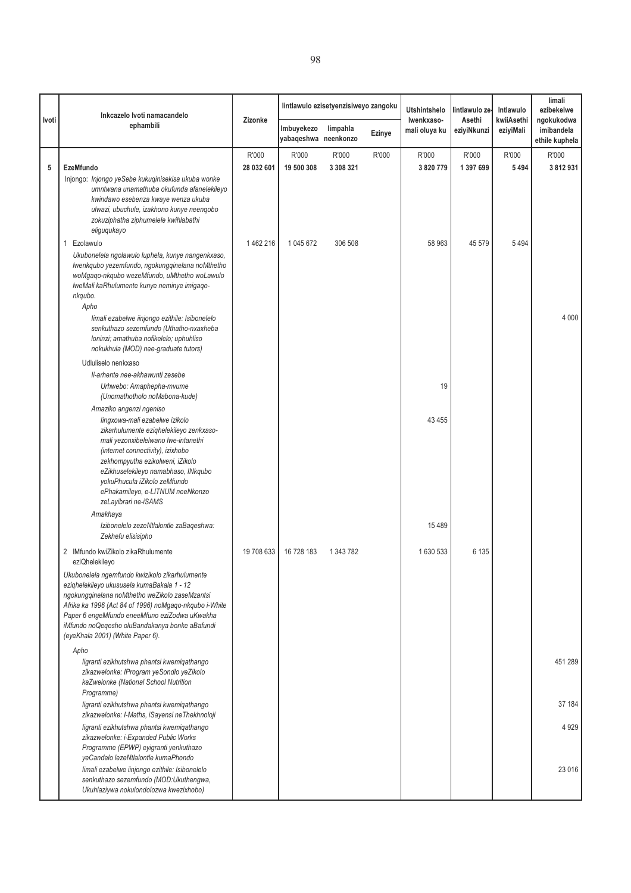| Ivoti | Inkcazelo Ivoti namacandelo ephambili | Zizonke | Iintlawulo ezisetyenzisiweyo zangoku | | | Utshintshelo lwenkxaso-mali oluya ku | Iintlawulo ze-Asethi eziyiNkunzi | Intlawulo kwiiAsethi eziyiMali | Iimali ezibekelwe ngokukodwa imibandela ethile kuphela |
|---|---|---|---|---|---|---|---|---|---|
| | | | Imbuyekezo yabaqeshwa | Iimpahla neenkonzo | Ezinye | | | | |
| | | R'000 | R'000 | R'000 | R'000 | R'000 | R'000 | R'000 | R'000 |
| **5** | **EzeMfundo** | **28 032 601** | **19 500 308** | **3 308 321** | | **3 820 779** | **1 397 699** | **5 494** | **3 812 931** |
| | Injongo: *Injongo yeSebe kukuqinisekisa ukuba wonke umntwana unamathuba okufunda afanelekileyo kwindawo esebenza kwaye wenza ukuba ulwazi, ubuchule, izakhono kunye neenqobo zokuziphatha ziphumelele kwihlabathi eliguqukayo* | | | | | | | | |
| | 1 Ezolawulo | 1 462 216 | 1 045 672 | 306 508 | | 58 963 | 45 579 | 5 494 | |
| | Ukubonelela ngolawulo luphela, kunye nangenkxaso, lwenkqubo yezemfundo, ngokungqinelana noMthetho woMgaqo-nkqubo wezeMfundo, uMthetho woLawulo lweMali kaRhulumente kunye neminye imigaqo-nkqubo. | | | | | | | | |
| | *Apho* | | | | | | | | |
| | *Iimali ezabelwe iinjongo ezithile: Isibonelelo senkuthazo sezemfundo (Uthatho-nxaxheba loninzi; amathuba nofikelelo; uphuhliso nokukhula (MOD) nee-graduate tutors)* | | | | | | | | 4 000 |
| | Udluliselo nenkxaso | | | | | | | | |
| | *Ii-arhente nee-akhawunti zesebe* | | | | | | | | |
| | *Urhwebo: Amaphepha-mvume (Unomathotholo noMabona-kude)* | | | | | 19 | | | |
| | *Amaziko angenzi ngeniso* | | | | | | | | |
| | *Iingxowa-mali ezabelwe izikolo zikarhulumente eziqhelekileyo zenkxaso-mali yezonxibelelwano lwe-intanethi (internet connectivity), izixhobo zekhompyutha ezikolweni, iZikolo eZikhuselekileyo namabhaso, INkqubo yokuPhucula iZikolo zeMfundo ePhakamileyo, e-LITNUM neeNkonzo zeLayibrari ne-iSAMS* | | | | | 43 455 | | | |
| | *Amakhaya* | | | | | | | | |
| | *Izibonelelo zezeNtlalontle zaBaqeshwa: Zekhefu elisisipho* | | | | | 15 489 | | | |
| | 2 IMfundo kwiZikolo zikaRhulumente eziQhelekileyo | 19 708 633 | 16 728 183 | 1 343 782 | | 1 630 533 | 6 135 | | |
| | Ukubonelela ngemfundo kwizikolo zikarhulumente eziqhelekileyo ukususela kumaBakala 1 - 12 ngokungqinelana noMthetho weZikolo zaseMzantsi Afrika ka 1996 (Act 84 of 1996) noMgaqo-nkqubo i-White Paper 6 engeMfundo eneeMfuno eziZodwa uKwakha iMfundo noQeqesho oluBandakanya bonke aBafundi (eyeKhala 2001) (White Paper 6). | | | | | | | | |
| | *Apho* | | | | | | | | |
| | *Iigranti ezikhutshwa phantsi kwemiqathango zikazwelonke: IProgram yeSondlo yeZikolo kaZwelonke (National School Nutrition Programme)* | | | | | | | | 451 289 |
| | *Iigranti ezikhutshwa phantsi kwemiqathango zikazwelonke: I-Maths, iSayensi neThekhnoloji* | | | | | | | | 37 184 |
| | *Iigranti ezikhutshwa phantsi kwemiqathango zikazwelonke: i-Expanded Public Works Programme (EPWP) eyigranti yenkuthazo yeCandelo lezeNtlalontle kumaPhondo* | | | | | | | | 4 929 |
| | *Iimali ezabelwe iinjongo ezithile: Isibonelelo senkuthazo sezemfundo (MOD:Ukuthengwa, Ukuhlaziywa nokulondolozwa kwezixhobo)* | | | | | | | | 23 016 |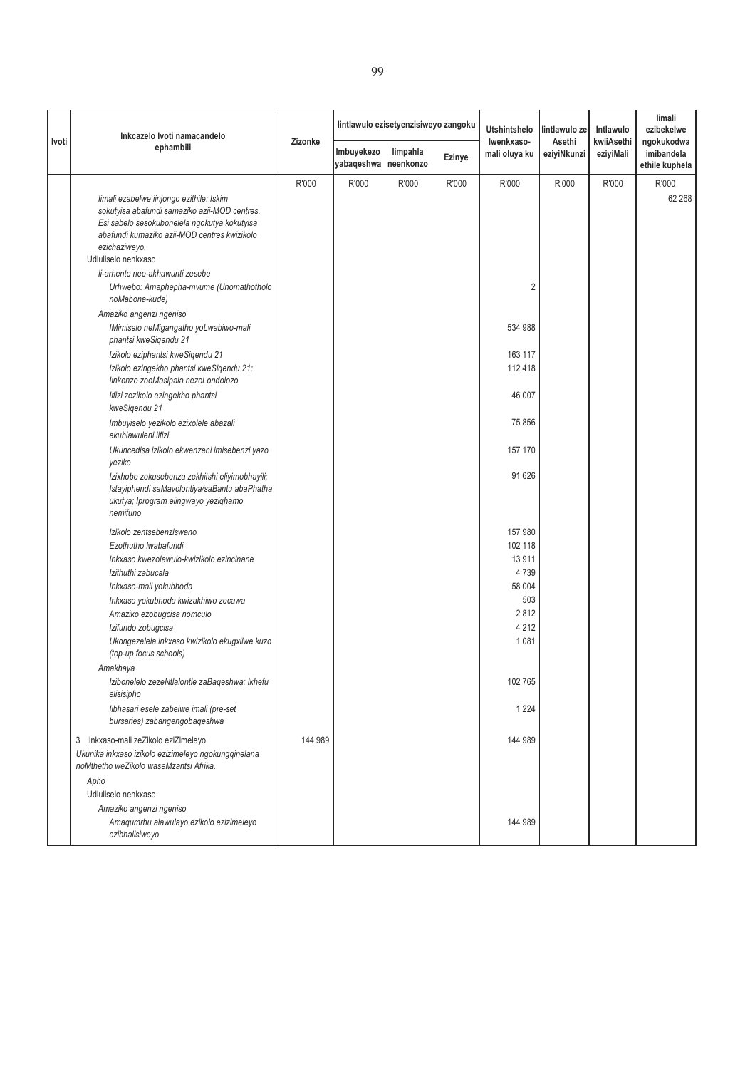| Ivoti | Inkcazelo Ivoti namacandelo ephambili | Zizonke | Iintlawulo ezisetyenzisiweyo zangoku | | | Utshintshelo lwenkxaso-mali oluya ku | Iintlawulo ze-Asethi eziyiNkunzi | Intlawulo kwiiAsethi eziyiMali | Iimali ezibekelwe ngokukodwa imibandela ethile kuphela |
|---|---|---|---|---|---|---|---|---|---|
| | | | Imbuyekezo yabaqeshwa | Iimpahla neenkonzo | Ezinye | | | | |
| | | R'000 | R'000 | R'000 | R'000 | R'000 | R'000 | R'000 | R'000 |
| | *Iimali ezabelwe iinjongo ezithile: Iskim sokutyisa abafundi samaziko azii-MOD centres. Esi sabelo sesokubonelela ngokutya kokutyisa abafundi kumaziko azii-MOD centres kwizikolo ezichaziweyo.* | | | | | | | | 62 268 |
| | Udluliselo nenkxaso | | | | | | | | |
| | *Ii-arhente nee-akhawunti zesebe* | | | | | | | | |
| | *Urhwebo: Amaphepha-mvume (Unomathotholo noMabona-kude)* | | | | | 2 | | | |
| | *Amaziko angenzi ngeniso* | | | | | | | | |
| | *IMimiselo neMigangatho yoLwabiwo-mali phantsi kweSiqendu 21* | | | | | 534 988 | | | |
| | *Izikolo eziphantsi kweSiqendu 21* | | | | | 163 117 | | | |
| | *Izikolo ezingekho phantsi kweSiqendu 21: Iinkonzo zooMasipala nezoLondolozo* | | | | | 112 418 | | | |
| | *Iifizi zezikolo ezingekho phantsi kweSiqendu 21* | | | | | 46 007 | | | |
| | *Imbuyiselo yezikolo ezixolele abazali ekuhlawuleni iifizi* | | | | | 75 856 | | | |
| | *Ukuncedisa izikolo ekwenzeni imisebenzi yazo yeziko* | | | | | 157 170 | | | |
| | *Izixhobo zokusebenza zekhitshi eliyimobhayili; Istayiphendi saMavolontiya/saBantu abaPhatha ukutya; Iprogram elingwayo yeziqhamo nemifuno* | | | | | 91 626 | | | |
| | *Izikolo zentsebenziswano* | | | | | 157 980 | | | |
| | *Ezothutho lwabafundi* | | | | | 102 118 | | | |
| | *Inkxaso kwezolawulo-kwizikolo ezincinane* | | | | | 13 911 | | | |
| | *Izithuthi zabucala* | | | | | 4 739 | | | |
| | *Inkxaso-mali yokubhoda* | | | | | 58 004 | | | |
| | *Inkxaso yokubhoda kwizakhiwo zecawa* | | | | | 503 | | | |
| | *Amaziko ezobugcisa nomculo* | | | | | 2 812 | | | |
| | *Izifundo zobugcisa* | | | | | 4 212 | | | |
| | *Ukongezelela inkxaso kwizikolo ekugxilwe kuzo (top-up focus schools)* | | | | | 1 081 | | | |
| | *Amakhaya* | | | | | | | | |
| | *Izibonelelo zezeNtlalontle zaBaqeshwa: Ikhefu elisisipho* | | | | | 102 765 | | | |
| | *Iibhasari esele zabelwe imali (pre-set bursaries) zabangengobaqeshwa* | | | | | 1 224 | | | |
| | 3 Iinkxaso-mali zeZikolo eziZimeleyo | 144 989 | | | | 144 989 | | | |
| | *Ukunika inkxaso izikolo ezizimeleyo ngokungqinelana noMthetho weZikolo waseMzantsi Afrika.* | | | | | | | | |
| | *Apho* | | | | | | | | |
| | Udluliselo nenkxaso | | | | | | | | |
| | *Amaziko angenzi ngeniso* | | | | | | | | |
| | *Amaqumrhu alawulayo ezikolo ezizimeleyo ezibhalisiweyo* | | | | | 144 989 | | | |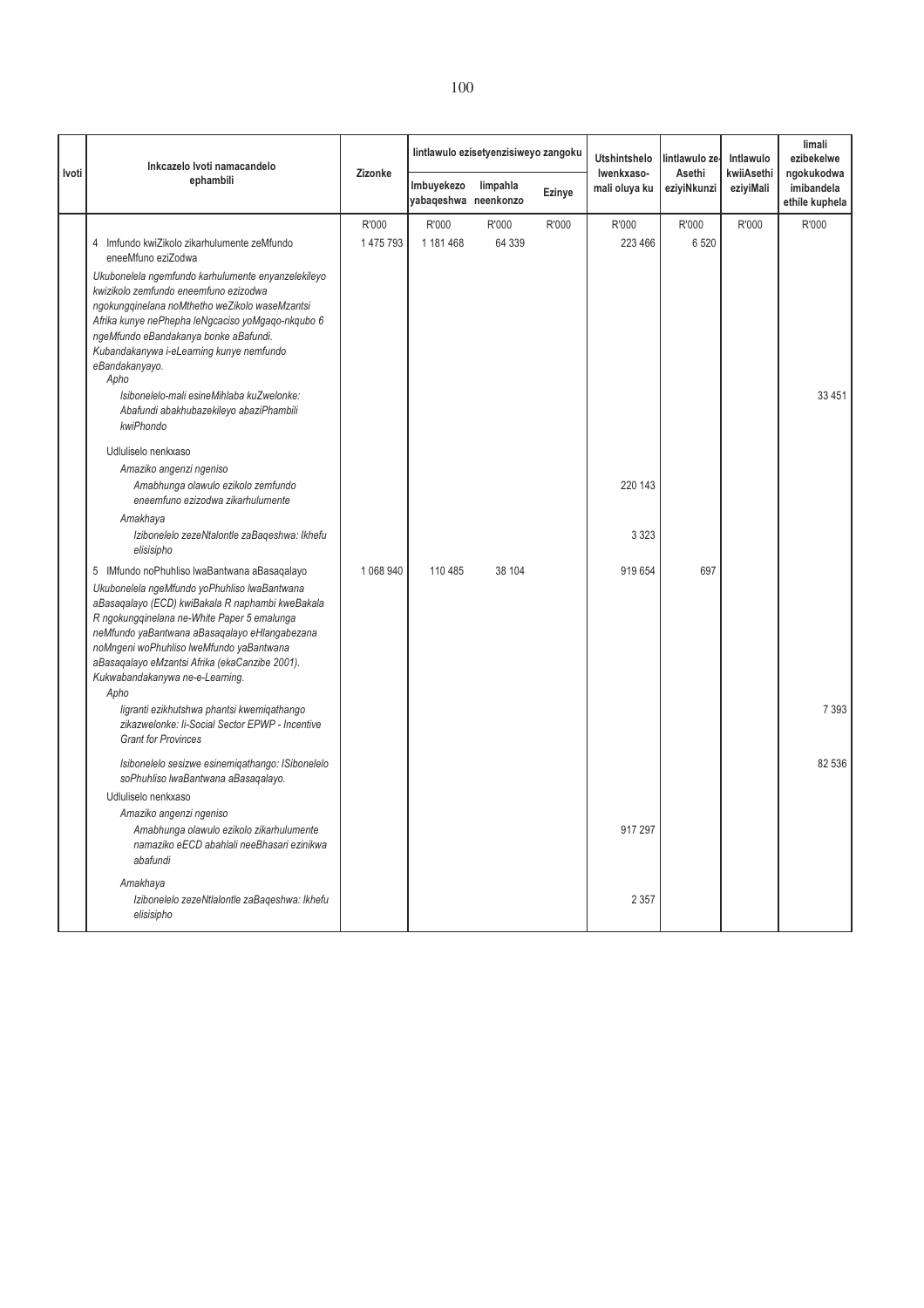| Ivoti | Inkcazelo Ivoti namacandelo ephambili | Zizonke | Iintlawulo ezisetyenzisiweyo zangoku | | | Utshintshelo lwenkxaso-mali oluya ku | Iintlawulo ze-Asethi eziyiNkunzi | Intlawulo kwiiAsethi eziyiMali | Iimali ezibekelwe ngokukodwa imibandela ethile kuphela |
|---|---|---|---|---|---|---|---|---|---|
| | | | Imbuyekezo yabaqeshwa | Iimpahla neenkonzo | Ezinye | | | | |
| | | R'000 | R'000 | R'000 | R'000 | R'000 | R'000 | R'000 | R'000 |
| | 4 Imfundo kwiZikolo zikarhulumente zeMfundo eneeMfuno eziZodwa | 1 475 793 | 1 181 468 | 64 339 | | 223 466 | 6 520 | | |
| | *Ukubonelela ngemfundo karhulumente enyanzelekileyo kwizikolo zemfundo eneemfuno ezizodwa ngokungqinelana noMthetho weZikolo waseMzantsi Afrika kunye nePhepha leNgcaciso yoMgaqo-nkqubo 6 ngeMfundo eBandakanya bonke aBafundi. Kubandakanywa i-eLearning kunye nemfundo eBandakanyayo.* | | | | | | | | |
| | *Apho* | | | | | | | | |
| | *Isibonelelo-mali esineMihlaba kuZwelonke: Abafundi abakhubazekileyo abaziPhambili kwiPhondo* | | | | | | | | 33 451 |
| | Udluliselo nenkxaso | | | | | | | | |
| | *Amaziko angenzi ngeniso* | | | | | | | | |
| | *Amabhunga olawulo ezikolo zemfundo eneemfuno ezizodwa zikarhulumente* | | | | | 220 143 | | | |
| | *Amakhaya* | | | | | | | | |
| | *Izibonelelo zezeNtlalontle zaBaqeshwa: Ikhefu elisisipho* | | | | | 3 323 | | | |
| | 5 IMfundo noPhuhliso lwaBantwana aBasaqalayo | 1 068 940 | 110 485 | 38 104 | | 919 654 | 697 | | |
| | *Ukubonelela ngeMfundo yoPhuhliso lwaBantwana aBasaqalayo (ECD) kwiBakala R naphambi kweBakala R ngokungqinelana ne-White Paper 5 emalunga neMfundo yaBantwana aBasaqalayo eHlangabezana noMngeni woPhuhliso lweMfundo yaBantwana aBasaqalayo eMzantsi Afrika (ekaCanzibe 2001). Kukwabandakanywa ne-e-Learning.* | | | | | | | | |
| | *Apho* | | | | | | | | |
| | *Iigranti ezikhutshwa phantsi kwemiqathango zikazwelonke: Ii-Social Sector EPWP - Incentive Grant for Provinces* | | | | | | | | 7 393 |
| | *Isibonelelo sesizwe esinemiqathango: ISibonelelo soPhuhliso lwaBantwana aBasaqalayo.* | | | | | | | | 82 536 |
| | Udluliselo nenkxaso | | | | | | | | |
| | *Amaziko angenzi ngeniso* | | | | | | | | |
| | *Amabhunga olawulo ezikolo zikarhulumente namaziko eECD abahlali neeBhasari ezinikwa abafundi* | | | | | 917 297 | | | |
| | *Amakhaya* | | | | | | | | |
| | *Izibonelelo zezeNtlalontle zaBaqeshwa: Ikhefu elisisipho* | | | | | 2 357 | | | |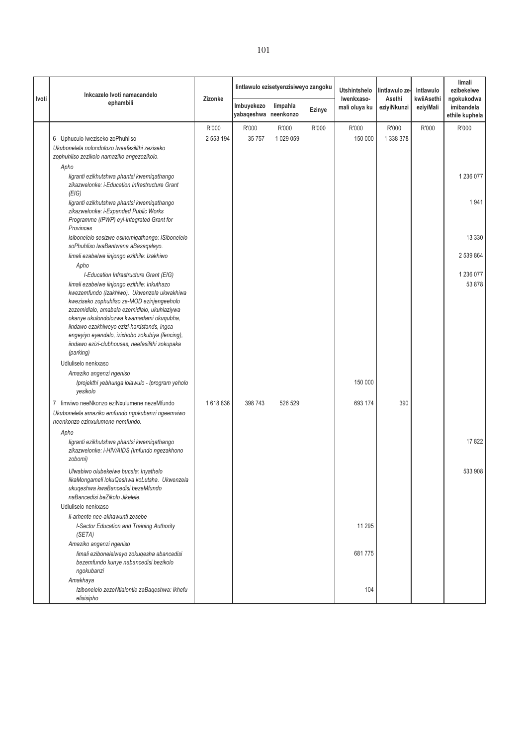| Ivoti | Inkcazelo Ivoti namacandelo ephambili | Zizonke | Iintlawulo ezisetyenzisiweyo zangoku | | | Utshintshelo lwenkxaso-mali oluya ku | Iintlawulo ze-Asethi eziyiNkunzi | Intlawulo kwiiAsethi eziyiMali | Iimali ezibekelwe ngokukodwa imibandela ethile kuphela |
|---|---|---|---|---|---|---|---|---|---|
| | | | Imbuyekezo yabaqeshwa | Iimpahla neenkonzo | Ezinye | | | | |
| | | R'000 | R'000 | R'000 | R'000 | R'000 | R'000 | R'000 | R'000 |
| | 6 Uphuculo lweziseko zoPhuhliso | 2 553 194 | 35 757 | 1 029 059 | | 150 000 | 1 338 378 | | |
| | *Ukubonelela nolondolozo lweefasilithi zeziseko zophuhliso zezikolo namaziko angezozikolo.* | | | | | | | | |
| | *Apho* | | | | | | | | |
| | *Iigranti ezikhutshwa phantsi kwemiqathango zikazwelonke: i-Education Infrastructure Grant (EIG)* | | | | | | | | 1 236 077 |
| | *Iigranti ezikhutshwa phantsi kwemiqathango zikazwelonke: i-Expanded Public Works Programme (IPWP) eyi-Integrated Grant for Provinces* | | | | | | | | 1 941 |
| | *Isibonelelo sesizwe esinemiqathango: ISibonelelo soPhuhliso lwaBantwana aBasaqalayo.* | | | | | | | | 13 330 |
| | *Iimali ezabelwe iinjongo ezithile: Izakhiwo* | | | | | | | | 2 539 864 |
| | *Apho* | | | | | | | | |
| | *I-Education Infrastructure Grant (EIG)* | | | | | | | | 1 236 077 |
| | *Iimali ezabelwe iinjongo ezithile: Inkuthazo kwezemfundo (Izakhiwo). Ukwenzela ukwakhiwa kweziseko zophuhliso ze-MOD ezinjengeeholo zezemidlalo, amabala ezemidlalo, ukuhlaziywa okanye ukulondolozwa kwamadami okuqubha, iindawo ezakhiweyo ezizi-hardstands, ingca engeyiyo eyendalo, izixhobo zokubiya (fencing), iindawo ezizi-clubhouses, neefasilithi zokupaka (parking)* | | | | | | | | 53 878 |
| | Udluliselo nenkxaso | | | | | | | | |
| | *Amaziko angenzi ngeniso* | | | | | | | | |
| | *Iprojekthi yebhunga lolawulo - Iprogram yeholo yesikolo* | | | | | 150 000 | | | |
| | 7 Iimviwo neeNkonzo eziNxulumene nezeMfundo | 1 618 836 | 398 743 | 526 529 | | 693 174 | 390 | | |
| | *Ukubonelela amaziko emfundo ngokubanzi ngeemviwo neenkonzo ezinxulumene nemfundo.* | | | | | | | | |
| | *Apho* | | | | | | | | |
| | *Iigranti ezikhutshwa phantsi kwemiqathango zikazwelonke: i-HIV/AIDS (Imfundo ngezakhono zobomi)* | | | | | | | | 17 822 |
| | *Ulwabiwo olubekelwe bucala: Inyathelo likaMongameli lokuQeshwa koLutsha. Ukwenzela ukuqeshwa kwaBancedisi bezeMfundo naBancedisi beZikolo Jikelele.* | | | | | | | | 533 908 |
| | Udluliselo nenkxaso | | | | | | | | |
| | *Ii-arhente nee-akhawunti zesebe* | | | | | | | | |
| | *I-Sector Education and Training Authority (SETA)* | | | | | 11 295 | | | |
| | *Amaziko angenzi ngeniso* | | | | | | | | |
| | *Iimali ezibonelelweyo zokuqesha abancedisi bezemfundo kunye nabancedisi bezikolo ngokubanzi* | | | | | 681 775 | | | |
| | *Amakhaya* | | | | | | | | |
| | *Izibonelelo zezeNtlalontle zaBaqeshwa: Ikhefu elisisipho* | | | | | 104 | | | |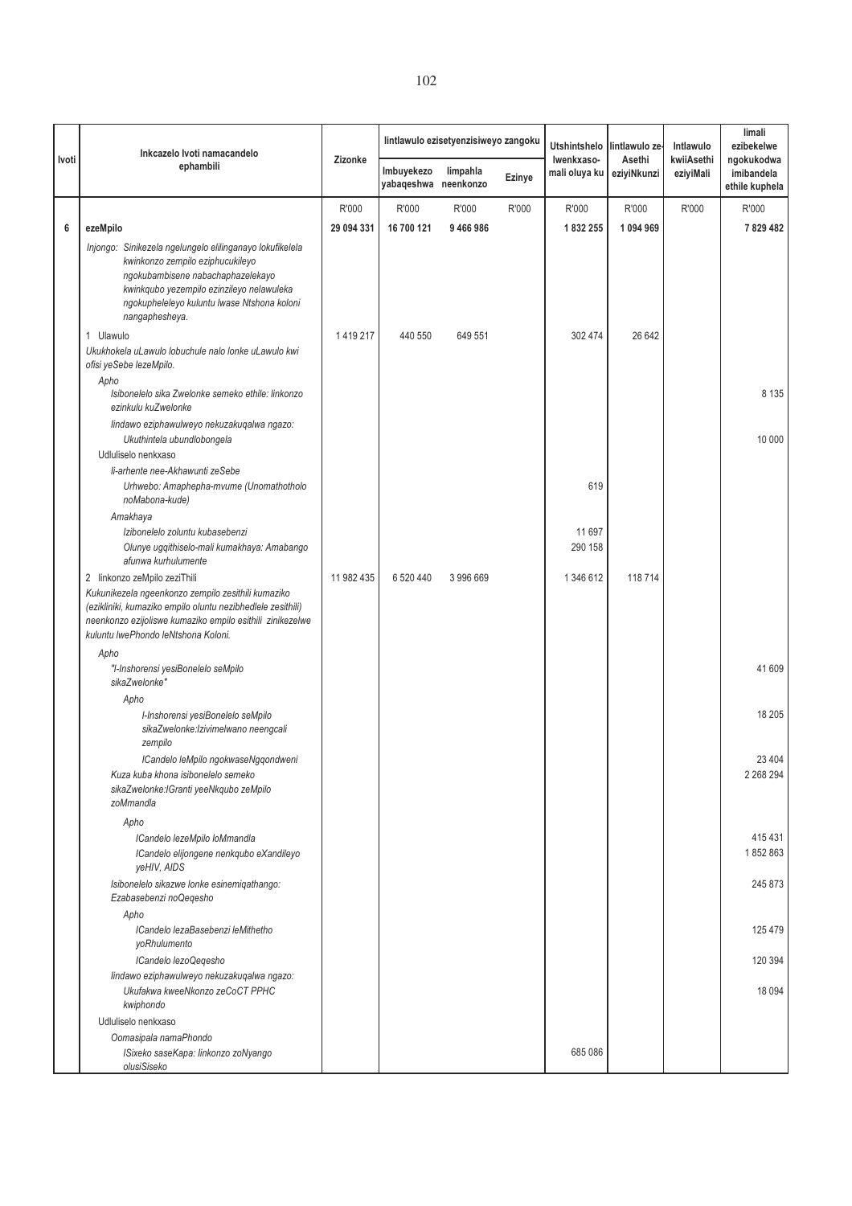| Ivoti | Inkcazelo Ivoti namacandelo ephambili | Zizonke | Iintlawulo ezisetyenzisiweyo zangoku | | | Utshintshelo lwenkxaso-mali oluya ku | Iintlawulo ze-Asethi eziyiNkunzi | Intlawulo kwiiAsethi eziyiMali | Iimali ezibekelwe ngokukodwa imibandela ethile kuphela |
|---|---|---|---|---|---|---|---|---|---|
| | | | Imbuyekezo yabaqeshwa | Iimpahla neenkonzo | Ezinye | | | | |
| | | R'000 | R'000 | R'000 | R'000 | R'000 | R'000 | R'000 | R'000 |
| **6** | **ezeMpilo** | **29 094 331** | **16 700 121** | **9 466 986** | | **1 832 255** | **1 094 969** | | **7 829 482** |
| | *Injongo: Sinikezela ngelungelo elilinganayo lokufikelela kwinkonzo zempilo eziphucukileyo ngokubambisene nabachaphazelekayo kwinkqubo yezempilo ezinzileyo nelawuleka ngokupheleleyo kuluntu lwase Ntshona koloni nangaphesheya.* | | | | | | | | |
| | 1 Ulawulo | 1 419 217 | 440 550 | 649 551 | | 302 474 | 26 642 | | |
| | *Ukukhokela uLawulo lobuchule nalo lonke uLawulo kwi ofisi yeSebe lezeMpilo.* | | | | | | | | |
| | *Apho* | | | | | | | | |
| | *Isibonelelo sika Zwelonke semeko ethile: Iinkonzo ezinkulu kuZwelonke* | | | | | | | | 8 135 |
| | *Iindawo eziphawulweyo nekuzakuqalwa ngazo:* | | | | | | | | |
| | *Ukuthintela ubundlobongela* | | | | | | | | 10 000 |
| | Udluliselo nenkxaso | | | | | | | | |
| | *Ii-arhente nee-Akhawunti zeSebe* | | | | | | | | |
| | *Urhwebo: Amaphepha-mvume (Unomathotholo noMabona-kude)* | | | | | 619 | | | |
| | *Amakhaya* | | | | | | | | |
| | *Izibonelelo zoluntu kubasebenzi* | | | | | 11 697 | | | |
| | *Olunye ugqithiselo-mali kumakhaya: Amabango afunwa kurhulumente* | | | | | 290 158 | | | |
| | 2 Iinkonzo zeMpilo zeziThili | 11 982 435 | 6 520 440 | 3 996 669 | | 1 346 612 | 118 714 | | |
| | *Kukunikezela ngeenkonzo zempilo zesithili kumaziko (ezikliniki, kumaziko empilo oluntu nezibhedlele zesithili) neenkonzo ezijoliswe kumaziko empilo esithili zinikezelwe kuluntu lwePhondo leNtshona Koloni.* | | | | | | | | |
| | *Apho* | | | | | | | | |
| | *"I-Inshorensi yesiBonelelo seMpilo sikaZwelonke"* | | | | | | | | 41 609 |
| | *Apho* | | | | | | | | |
| | *I-Inshorensi yesiBonelelo seMpilo sikaZwelonke:Izivimelwano neengcali zempilo* | | | | | | | | 18 205 |
| | *ICandelo leMpilo ngokwaseNgqondweni* | | | | | | | | 23 404 |
| | *Kuza kuba khona isibonelelo semeko sikaZwelonke:IGranti yeeNkqubo zeMpilo zoMmandla* | | | | | | | | 2 268 294 |
| | *Apho* | | | | | | | | |
| | *ICandelo lezeMpilo loMmandla* | | | | | | | | 415 431 |
| | *ICandelo elijongene nenkqubo eXandileyo yeHIV, AIDS* | | | | | | | | 1 852 863 |
| | *Isibonelelo sikazwe lonke esinemiqathango: Ezabasebenzi noQeqesho* | | | | | | | | 245 873 |
| | *Apho* | | | | | | | | |
| | *ICandelo lezaBasebenzi leMithetho yoRhulumento* | | | | | | | | 125 479 |
| | *ICandelo lezoQeqesho* | | | | | | | | 120 394 |
| | *Iindawo eziphawulweyo nekuzakuqalwa ngazo:* | | | | | | | | |
| | *Ukufakwa kweeNkonzo zeCoCT PPHC kwiphondo* | | | | | | | | 18 094 |
| | Udluliselo nenkxaso | | | | | | | | |
| | *Oomasipala namaPhondo* | | | | | | | | |
| | *ISixeko saseKapa: Iinkonzo zoNyango olusiSiseko* | | | | | 685 086 | | | |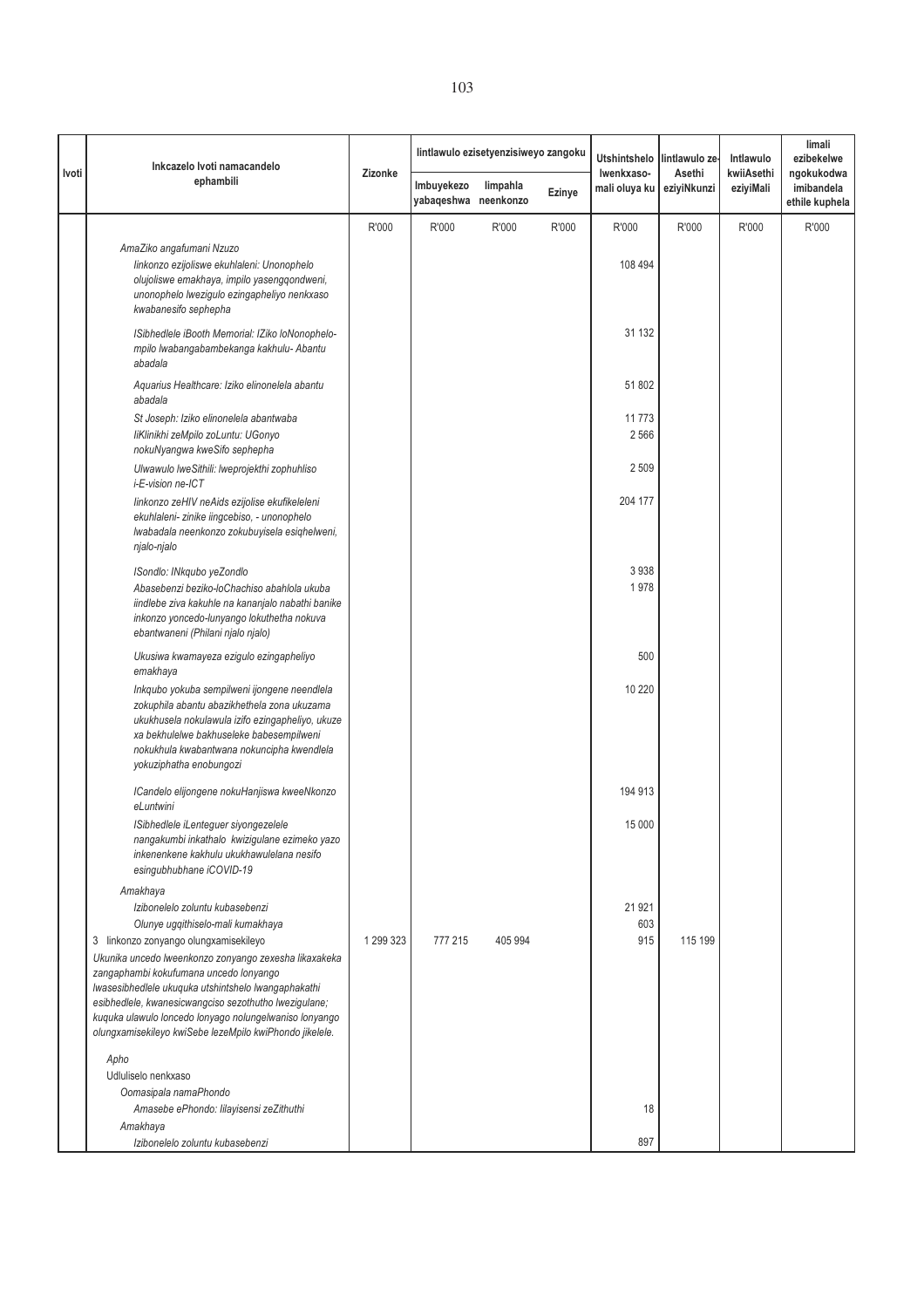| Ivoti | Inkcazelo Ivoti namacandelo ephambili | Zizonke | Iintlawulo ezisetyenzisiweyo zangoku | | | Utshintshelo lwenkxaso-mali oluya ku | Iintlawulo ze-Asethi eziyiNkunzi | Intlawulo kwiiAsethi eziyiMali | Iimali ezibekelwe ngokukodwa imibandela ethile kuphela |
|---|---|---|---|---|---|---|---|---|---|
| | | | Imbuyekezo yabaqeshwa | Iimpahla neenkonzo | Ezinye | | | | |
| | | R'000 | R'000 | R'000 | R'000 | R'000 | R'000 | R'000 | R'000 |
| | *AmaZiko angafumani Nzuzo* | | | | | | | | |
| | *Iinkonzo ezijoliswe ekuhlaleni: Unonophelo olujoliswe emakhaya, impilo yasengqondweni, unonophelo lwezigulo ezingapheliyo nenkxaso kwabanesifo sephepha* | | | | | 108 494 | | | |
| | *ISibhedlele iBooth Memorial: IZiko loNonophelo-mpilo lwabangabambekanga kakhulu- Abantu abadala* | | | | | 31 132 | | | |
| | *Aquarius Healthcare: Iziko elinonelela abantu abadala* | | | | | 51 802 | | | |
| | *St Joseph: Iziko elinonelela abantwaba* | | | | | 11 773 | | | |
| | *IiKlinikhi zeMpilo zoLuntu: UGonyo nokuNyangwa kweSifo sephepha* | | | | | 2 566 | | | |
| | *Ulwawulo lweSithili: lweprojekthi zophuhliso i-E-vision ne-ICT* | | | | | 2 509 | | | |
| | *Iinkonzo zeHIV neAids ezijolise ekufikeleleni ekuhlaleni- zinike iingcebiso, - unonophelo lwabadala neenkonzo zokubuyisela esiqhelweni, njalo-njalo* | | | | | 204 177 | | | |
| | *ISondlo: INkqubo yeZondlo* | | | | | 3 938 | | | |
| | *Abasebenzi beziko-loChachiso abahlola ukuba iindlebe ziva kakuhle na kananjalo nabathi banike inkonzo yoncedo-lunyango lokuthetha nokuva ebantwaneni (Philani njalo njalo)* | | | | | 1 978 | | | |
| | *Ukusiwa kwamayeza ezigulo ezingapheliyo emakhaya* | | | | | 500 | | | |
| | *Inkqubo yokuba sempilweni ijongene neendlela zokuphila abantu abazikhethela zona ukuzama ukukhusela nokulawula izifo ezingapheliyo, ukuze xa bekhulelwe bakhuseleke babesempilweni nokukhula kwabantwana nokuncipha kwendlela yokuziphatha enobungozi* | | | | | 10 220 | | | |
| | *ICandelo elijongene nokuHanjiswa kweeNkonzo eLuntwini* | | | | | 194 913 | | | |
| | *ISibhedlele iLenteguer siyongezelele nangakumbi inkathalo kwizigulane ezimeko yazo inkenenkene kakhulu ukukhawulelana nesifo esingubhubhane iCOVID-19* | | | | | 15 000 | | | |
| | *Amakhaya* | | | | | | | | |
| | *Izibonelelo zoluntu kubasebenzi* | | | | | 21 921 | | | |
| | *Olunye ugqithiselo-mali kumakhaya* | | | | | 603 | | | |
| | 3 Iinkonzo zonyango olungxamisekileyo | 1 299 323 | 777 215 | 405 994 | | 915 | 115 199 | | |
| | *Ukunika uncedo lweenkonzo zonyango zexesha likaxakeka zangaphambi kokufumana uncedo lonyango lwasesibhedlele ukuquka utshintshelo lwangaphakathi esibhedlele, kwanesicwangciso sezothutho lwezigulane; kuquka ulawulo loncedo lonyango nolungelwaniso lonyango olungxamisekileyo kwiSebe lezeMpilo kwiPhondo jikelele.* | | | | | | | | |
| | *Apho* | | | | | | | | |
| | Udluliselo nenkxaso | | | | | | | | |
| | Oomasipala namaPhondo | | | | | | | | |
| | *Amasebe ePhondo: Iilayisensi zeZithuthi* | | | | | 18 | | | |
| | *Amakhaya* | | | | | | | | |
| | *Izibonelelo zoluntu kubasebenzi* | | | | | 897 | | | |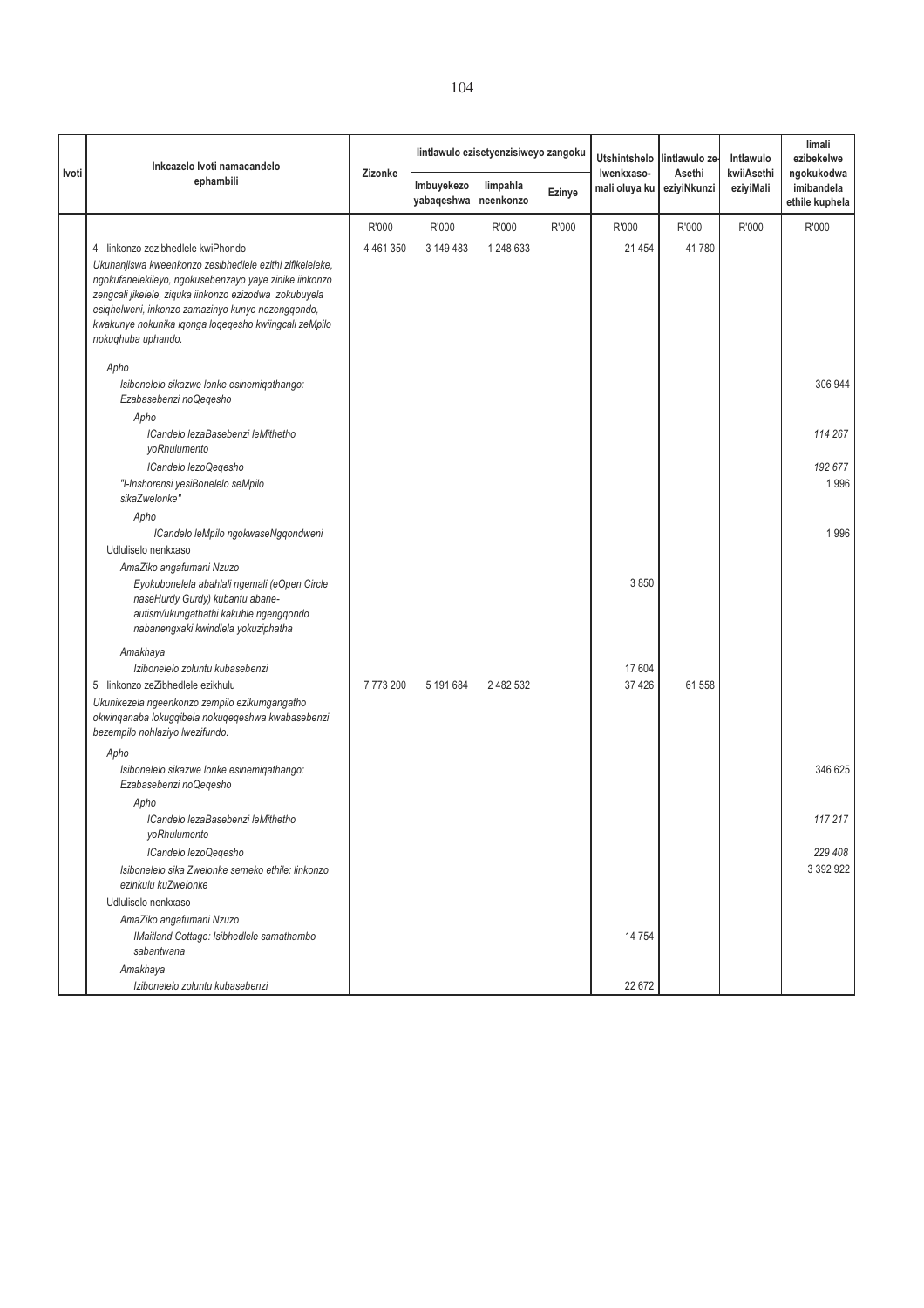| Ivoti | Inkcazelo Ivoti namacandelo ephambili | Zizonke | Iintlawulo ezisetyenzisiweyo zangoku | | | Utshintshelo lwenkxaso-mali oluya ku | Iintlawulo ze-Asethi eziyiNkunzi | Intlawulo kwiiAsethi eziyiMali | Iimali ezibekelwe ngokukodwa imibandela ethile kuphela |
|---|---|---|---|---|---|---|---|---|---|
| | | | Imbuyekezo yabaqeshwa | Iimpahla neenkonzo | Ezinye | | | | |
| | | R'000 | R'000 | R'000 | R'000 | R'000 | R'000 | R'000 | R'000 |
| | 4 Iinkonzo zezibhedlele kwiPhondo | 4 461 350 | 3 149 483 | 1 248 633 | | 21 454 | 41 780 | | |
| | *Ukuhanjiswa kweenkonzo zesibhedlele ezithi zifikeleleke, ngokufanelekileyo, ngokusebenzayo yaye zinike iinkonzo zengcali jikelele, ziquka iinkonzo ezizodwa zokubuyela esiqhelweni, inkonzo zamazinyo kunye nezengqondo, kwakunye nokunika iqonga loqeqesho kwiingcali zeMpilo nokuqhuba uphando.* | | | | | | | | |
| | *Apho* | | | | | | | | |
| | *Isibonelelo sikazwe lonke esinemiqathango: Ezabasebenzi noQeqesho* | | | | | | | | 306 944 |
| | *Apho* | | | | | | | | |
| | *ICandelo lezaBasebenzi leMithetho yoRhulumento* | | | | | | | | *114 267* |
| | *ICandelo lezoQeqesho* | | | | | | | | *192 677* |
| | *"I-Inshorensi yesiBonelelo seMpilo sikaZwelonke"* | | | | | | | | 1 996 |
| | *Apho* | | | | | | | | |
| | *ICandelo leMpilo ngokwaseNgqondweni* | | | | | | | | 1 996 |
| | Udluliselo nenkxaso | | | | | | | | |
| | *AmaZiko angafumani Nzuzo* | | | | | | | | |
| | *Eyokubonelela abahlali ngemali (eOpen Circle naseHurdy Gurdy) kubantu abane-autism/ukungathathi kakuhle ngengqondo nabanengxaki kwindlela yokuziphatha* | | | | | 3 850 | | | |
| | *Amakhaya* | | | | | | | | |
| | *Izibonelelo zoluntu kubasebenzi* | | | | | 17 604 | | | |
| | 5 Iinkonzo zeZibhedlele ezikhulu | 7 773 200 | 5 191 684 | 2 482 532 | | 37 426 | 61 558 | | |
| | *Ukunikezela ngeenkonzo zempilo ezikumgangatho okwinqanaba lokugqibela nokuqeqeshwa kwabasebenzi bezempilo nohlaziyo lwezifundo.* | | | | | | | | |
| | *Apho* | | | | | | | | |
| | *Isibonelelo sikazwe lonke esinemiqathango: Ezabasebenzi noQeqesho* | | | | | | | | 346 625 |
| | *Apho* | | | | | | | | |
| | *ICandelo lezaBasebenzi leMithetho yoRhulumento* | | | | | | | | *117 217* |
| | *ICandelo lezoQeqesho* | | | | | | | | *229 408* |
| | *Isibonelelo sika Zwelonke semeko ethile: Iinkonzo ezinkulu kuZwelonke* | | | | | | | | 3 392 922 |
| | Udluliselo nenkxaso | | | | | | | | |
| | *AmaZiko angafumani Nzuzo* | | | | | | | | |
| | *IMaitland Cottage: Isibhedlele samathambo sabantwana* | | | | | 14 754 | | | |
| | *Amakhaya* | | | | | | | | |
| | *Izibonelelo zoluntu kubasebenzi* | | | | | 22 672 | | | |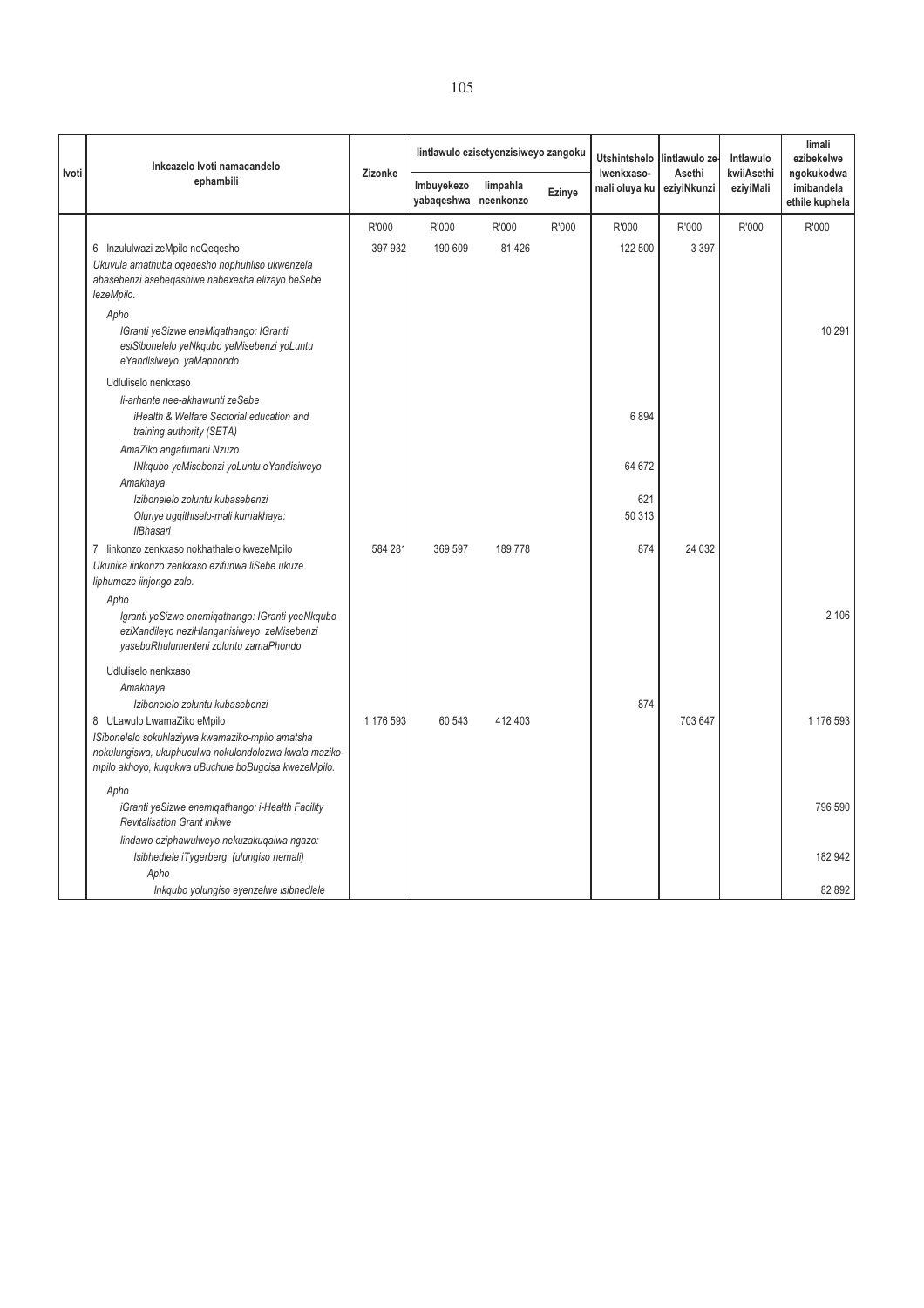| Ivoti | Inkcazelo Ivoti namacandelo ephambili | Zizonke | Iintlawulo ezisetyenzisiweyo zangoku | | | Utshintshelo lwenkxaso-mali oluya ku | Iintlawulo ze-Asethi eziyiNkunzi | Intlawulo kwiiAsethi eziyiMali | Iimali ezibekelwe ngokukodwa imibandela ethile kuphela |
|---|---|---|---|---|---|---|---|---|---|
| | | | Imbuyekezo yabaqeshwa | Iimpahla neenkonzo | Ezinye | | | | |
| | | R'000 | R'000 | R'000 | R'000 | R'000 | R'000 | R'000 | R'000 |
| | 6 Inzululwazi zeMpilo noQeqesho | 397 932 | 190 609 | 81 426 | | 122 500 | 3 397 | | |
| | *Ukuvula amathuba oqeqesho nophuhliso ukwenzela abasebenzi asebeqashiwe nabexesha elizayo beSebe lezeMpilo.* | | | | | | | | |
| | *Apho* | | | | | | | | |
| | *IGranti yeSizwe eneMiqathango: IGranti esiSibonelelo yeNkqubo yeMisebenzi yoLuntu eYandisiweyo yaMaphondo* | | | | | | | | 10 291 |
| | Udluliselo nenkxaso | | | | | | | | |
| | *Ii-arhente nee-akhawunti zeSebe* | | | | | | | | |
| | *iHealth & Welfare Sectorial education and training authority (SETA)* | | | | | 6 894 | | | |
| | *AmaZiko angafumani Nzuzo* | | | | | | | | |
| | *INkqubo yeMisebenzi yoLuntu eYandisiweyo* | | | | | 64 672 | | | |
| | *Amakhaya* | | | | | | | | |
| | *Izibonelelo zoluntu kubasebenzi* | | | | | 621 | | | |
| | *Olunye ugqithiselo-mali kumakhaya: IiBhasari* | | | | | 50 313 | | | |
| | 7 Iinkonzo zenkxaso nokhathalelo kwezeMpilo | 584 281 | 369 597 | 189 778 | | 874 | 24 032 | | |
| | *Ukunika iinkonzo zenkxaso ezifunwa liSebe ukuze liphumeze iinjongo zalo.* | | | | | | | | |
| | *Apho* | | | | | | | | |
| | *Igranti yeSizwe enemiqathango: IGranti yeeNkqubo eziXandileyo neziHlanganisiweyo zeMisebenzi yasebuRhulumenteni zoluntu zamaPhondo* | | | | | | | | 2 106 |
| | Udluliselo nenkxaso | | | | | | | | |
| | *Amakhaya* | | | | | | | | |
| | *Izibonelelo zoluntu kubasebenzi* | | | | | 874 | | | |
| | 8 ULawulo LwamaZiko eMpilo | 1 176 593 | 60 543 | 412 403 | | | 703 647 | | 1 176 593 |
| | *ISibonelelo sokuhlaziywa kwamaziko-mpilo amatsha nokulungiswa, ukuphuculwa nokulondolozwa kwala maziko-mpilo akhoyo, kuqukwa uBuchule boBugcisa kwezeMpilo.* | | | | | | | | |
| | *Apho* | | | | | | | | |
| | *iGranti yeSizwe enemiqathango: i-Health Facility Revitalisation Grant inikwe* | | | | | | | | 796 590 |
| | *Iindawo eziphawulweyo nekuzakuqalwa ngazo:* | | | | | | | | |
| | *Isibhedlele iTygerberg (ulungiso nemali)* | | | | | | | | 182 942 |
| | *Apho* | | | | | | | | |
| | *Inkqubo yolungiso eyenzelwe isibhedlele* | | | | | | | | 82 892 |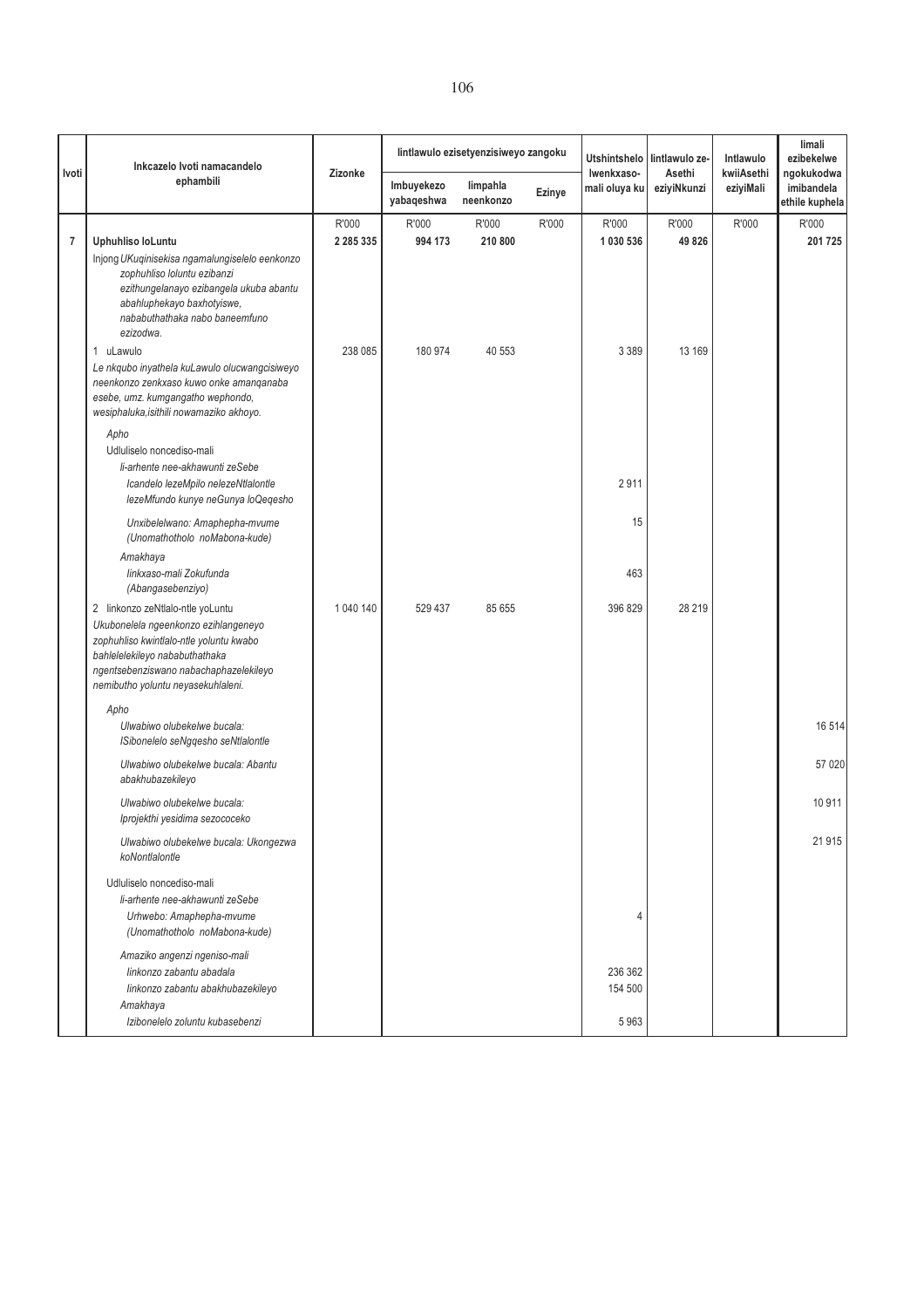| Ivoti | Inkcazelo Ivoti namacandelo ephambili | Zizonke | Iintlawulo ezisetyenzisiweyo zangoku | | | Utshintshelo lwenkxaso-mali oluya ku | Iintlawulo ze-Asethi eziyiNkunzi | Intlawulo kwiiAsethi eziyiMali | Iimali ezibekelwe ngokukodwa imibandela ethile kuphela |
|---|---|---|---|---|---|---|---|---|---|
| | | | Imbuyekezo yabaqeshwa | Iimpahla neenkonzo | Ezinye | | | | |
| | | R'000 | R'000 | R'000 | R'000 | R'000 | R'000 | R'000 | R'000 |
| **7** | **Uphuhliso loLuntu** | **2 285 335** | **994 173** | **210 800** | | **1 030 536** | **49 826** | | **201 725** |
| | *Injong UKuqinisekisa ngamalungiselelo eenkonzo zophuhliso loluntu ezibanzi ezithungelanayo ezibangela ukuba abantu abahluphekayo baxhotyiswe, nababuthathaka nabo baneemfuno ezizodwa.* | | | | | | | | |
| | 1 uLawulo | 238 085 | 180 974 | 40 553 | | 3 389 | 13 169 | | |
| | *Le nkqubo inyathela kuLawulo olucwangcisiweyo neenkonzo zenkxaso kuwo onke amanqanaba esebe, umz. kumgangatho wephondo, wesiphaluka,isithili nowamaziko akhoyo.* | | | | | | | | |
| | *Apho* | | | | | | | | |
| | Udluliselo noncediso-mali | | | | | | | | |
| | *Ii-arhente nee-akhawunti zeSebe* | | | | | | | | |
| | *Icandelo lezeMpilo nelezeNtlalontle lezeMfundo kunye neGunya loQeqesho* | | | | | 2 911 | | | |
| | *Unxibelelwano: Amaphepha-mvume (Unomathotholo noMabona-kude)* | | | | | 15 | | | |
| | *Amakhaya* | | | | | | | | |
| | *Iinkxaso-mali Zokufunda (Abangasebenziyo)* | | | | | 463 | | | |
| | 2 Iinkonzo zeNtlalo-ntle yoLuntu | 1 040 140 | 529 437 | 85 655 | | 396 829 | 28 219 | | |
| | *Ukubonelela ngeenkonzo ezihlangeneyo zophuhliso kwintlalo-ntle yoluntu kwabo bahlelelekileyo nababuthathaka ngentsebenziswano nabachaphazelekileyo nemibutho yoluntu neyasekuhlaleni.* | | | | | | | | |
| | *Apho* | | | | | | | | |
| | *Ulwabiwo olubekelwe bucala: ISibonelelo seNgqesho seNtlalontle* | | | | | | | | 16 514 |
| | *Ulwabiwo olubekelwe bucala: Abantu abakhubazekileyo* | | | | | | | | 57 020 |
| | *Ulwabiwo olubekelwe bucala: Iprojekthi yesidima sezococeko* | | | | | | | | 10 911 |
| | *Ulwabiwo olubekelwe bucala: Ukongezwa koNontlalontle* | | | | | | | | 21 915 |
| | Udluliselo noncediso-mali | | | | | | | | |
| | *Ii-arhente nee-akhawunti zeSebe* | | | | | | | | |
| | *Urhwebo: Amaphepha-mvume (Unomathotholo noMabona-kude)* | | | | | 4 | | | |
| | *Amaziko angenzi ngeniso-mali* | | | | | | | | |
| | *Iinkonzo zabantu abadala* | | | | | 236 362 | | | |
| | *Iinkonzo zabantu abakhubazekileyo* | | | | | 154 500 | | | |
| | *Amakhaya* | | | | | | | | |
| | *Izibonelelo zoluntu kubasebenzi* | | | | | 5 963 | | | |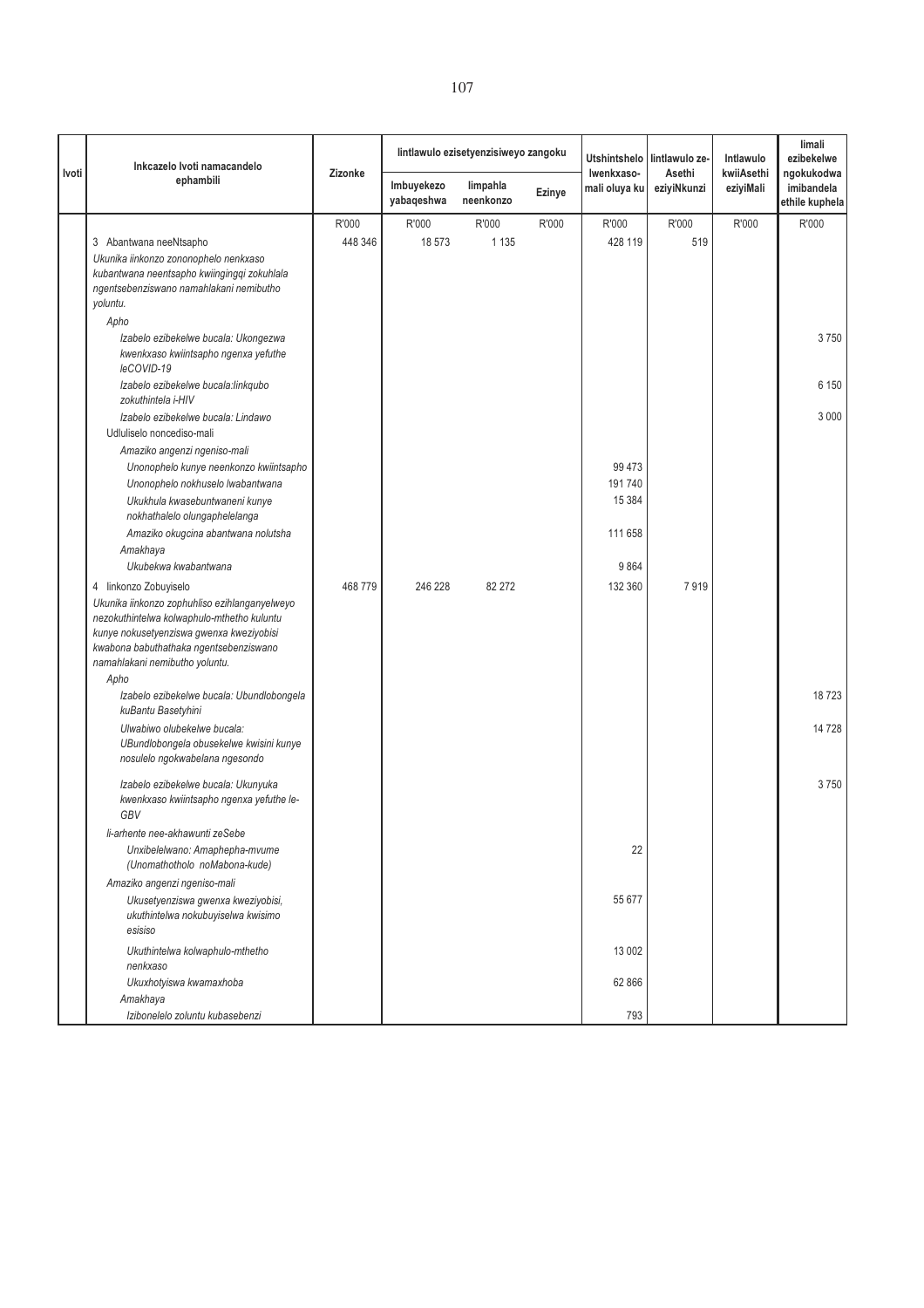| Ivoti | Inkcazelo Ivoti namacandelo ephambili | Zizonke | Iintlawulo ezisetyenzisiweyo zangoku | | | Utshintshelo lwenkxaso-mali oluya ku | Iintlawulo ze-Asethi eziyiNkunzi | Intlawulo kwiiAsethi eziyiMali | Iimali ezibekelwe ngokukodwa imibandela ethile kuphela |
|---|---|---|---|---|---|---|---|---|---|
| | | | Imbuyekezo yabaqeshwa | Iimpahla neenkonzo | Ezinye | | | | |
| | | R'000 | R'000 | R'000 | R'000 | R'000 | R'000 | R'000 | R'000 |
| | 3 Abantwana neeNtsapho | 448 346 | 18 573 | 1 135 | | 428 119 | 519 | | |
| | Ukunika iinkonzo zononophelo nenkxaso kubantwana neentsapho kwiingingqi zokuhlala ngentsebenziswano namahlakani nemibutho yoluntu. | | | | | | | | |
| | *Apho* | | | | | | | | |
| | *Izabelo ezibekelwe bucala: Ukongezwa kwenkxaso kwiintsapho ngenxa yefuthe leCOVID-19* | | | | | | | | 3 750 |
| | *Izabelo ezibekelwe bucala:Iinkqubo zokuthintela i-HIV* | | | | | | | | 6 150 |
| | *Izabelo ezibekelwe bucala: Iindawo* | | | | | | | | 3 000 |
| | Udluliselo noncediso-mali | | | | | | | | |
| | *Amaziko angenzi ngeniso-mali* | | | | | | | | |
| | * Unonophelo kunye neenkonzo kwiintsapho* | | | | | 99 473 | | | |
| | *Unonophelo nokhuselo lwabantwana* | | | | | 191 740 | | | |
| | *Ukukhula kwasebuntwaneni kunye nokhathalelo olungaphelelanga* | | | | | 15 384 | | | |
| | *Amaziko okugcina abantwana nolutsha* | | | | | 111 658 | | | |
| | *Amakhaya* | | | | | | | | |
| | *Ukubekwa kwabantwana* | | | | | 9 864 | | | |
| | 4 Iinkonzo Zobuyiselo | 468 779 | 246 228 | 82 272 | | 132 360 | 7 919 | | |
| | Ukunika iinkonzo zophuhliso ezihlanganyelweyo nezokuthintelwa kolwaphulo-mthetho kuluntu kunye nokusetyenziswa gwenxa kweziyobisi kwabona babuthathaka ngentsebenziswano namahlakani nemibutho yoluntu. | | | | | | | | |
| | *Apho* | | | | | | | | |
| | *Izabelo ezibekelwe bucala: Ubundlobongela kuBantu Basetyhini* | | | | | | | | 18 723 |
| | *Ulwabiwo olubekelwe bucala: UBundlobongela obusekelwe kwisini kunye nosulelo ngokwabelana ngesondo* | | | | | | | | 14 728 |
| | *Izabelo ezibekelwe bucala: Ukunyuka kwenkxaso kwiintsapho ngenxa yefuthe le-GBV* | | | | | | | | 3 750 |
| | *Ii-arhente nee-akhawunti zeSebe* | | | | | | | | |
| | *Unxibelelwano: Amaphepha-mvume (Unomathotholo noMabona-kude)* | | | | | 22 | | | |
| | *Amaziko angenzi ngeniso-mali* | | | | | | | | |
| | *Ukusetyenziswa gwenxa kweziyobisi, ukuthintelwa nokubuyiselwa kwisimo esisiso* | | | | | 55 677 | | | |
| | *Ukuthintelwa kolwaphulo-mthetho nenkxaso* | | | | | 13 002 | | | |
| | *Ukuxhotyiswa kwamaxhoba* | | | | | 62 866 | | | |
| | *Amakhaya* | | | | | | | | |
| | *Izibonelelo zoluntu kubasebenzi* | | | | | 793 | | | |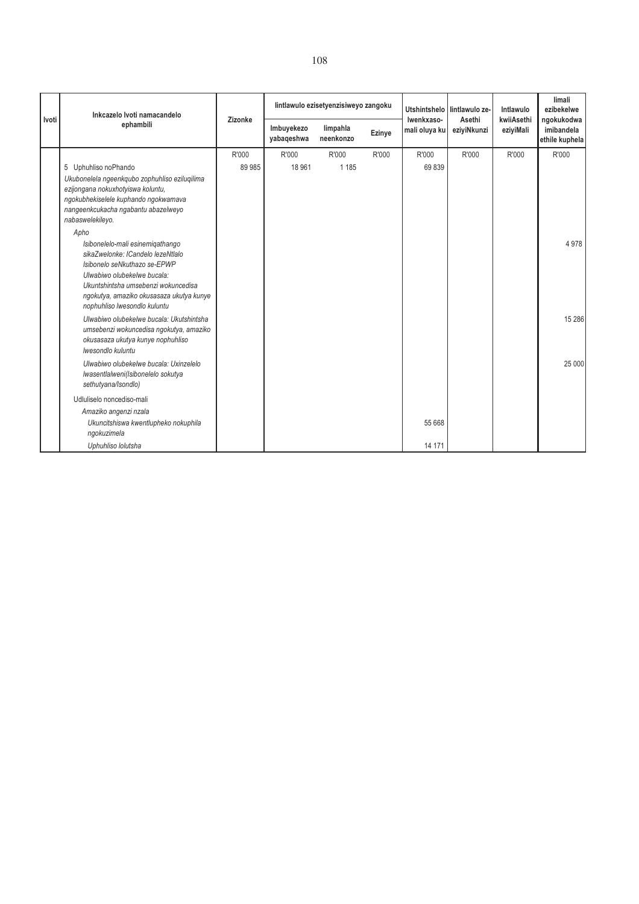| Ivoti | Inkcazelo Ivoti namacandelo ephambili | Zizonke | Iintlawulo ezisetyenzisiweyo zangoku | | | Utshintshelo lwenkxaso-mali oluya ku | Iintlawulo ze-Asethi eziyiNkunzi | Intlawulo kwiiAsethi eziyiMali | Iimali ezibekelwe ngokukodwa imibandela ethile kuphela |
|---|---|---|---|---|---|---|---|---|---|
| | | | Imbuyekezo yabaqeshwa | Iimpahla neenkonzo | Ezinye | | | | |
| | | R'000 | R'000 | R'000 | R'000 | R'000 | R'000 | R'000 | R'000 |
| | 5 Uphuhliso noPhando | 89 985 | 18 961 | 1 185 | | 69 839 | | | |
| | *Ukubonelela ngeenkqubo zophuhliso eziluqilima ezijongana nokuxhotyiswa koluntu, ngokubhekiselele kuphando ngokwamava nangeenkcukacha ngabantu abazelweyo nabaswelekileyo.* | | | | | | | | |
| | *Apho* | | | | | | | | |
| | *Isibonelelo-mali esinemiqathango sikaZwelonke: ICandelo lezeNtlalo Isibonelo seNkuthazo se-EPWP Ulwabiwo olubekelwe bucala: Ukuntshintsha umsebenzi wokuncedisa ngokutya, amaziko okusasaza ukutya kunye nophuhliso lwesondlo kuluntu* | | | | | | | | 4 978 |
| | *Ulwabiwo olubekelwe bucala: Ukutshintsha umsebenzi wokuncedisa ngokutya, amaziko okusasaza ukutya kunye nophuhliso lwesondlo kuluntu* | | | | | | | | 15 286 |
| | *Ulwabiwo olubekelwe bucala: Uxinzelelo lwasentlalweni(Isibonelelo sokutya sethutyana/lsondlo)* | | | | | | | | 25 000 |
| | Udluliselo noncediso-mali | | | | | | | | |
| | *Amaziko angenzi nzala* | | | | | | | | |
| | *Ukuncitshiswa kwentlupheko nokuphila ngokuzimela* | | | | | 55 668 | | | |
| | *Uphuhliso lolutsha* | | | | | 14 171 | | | |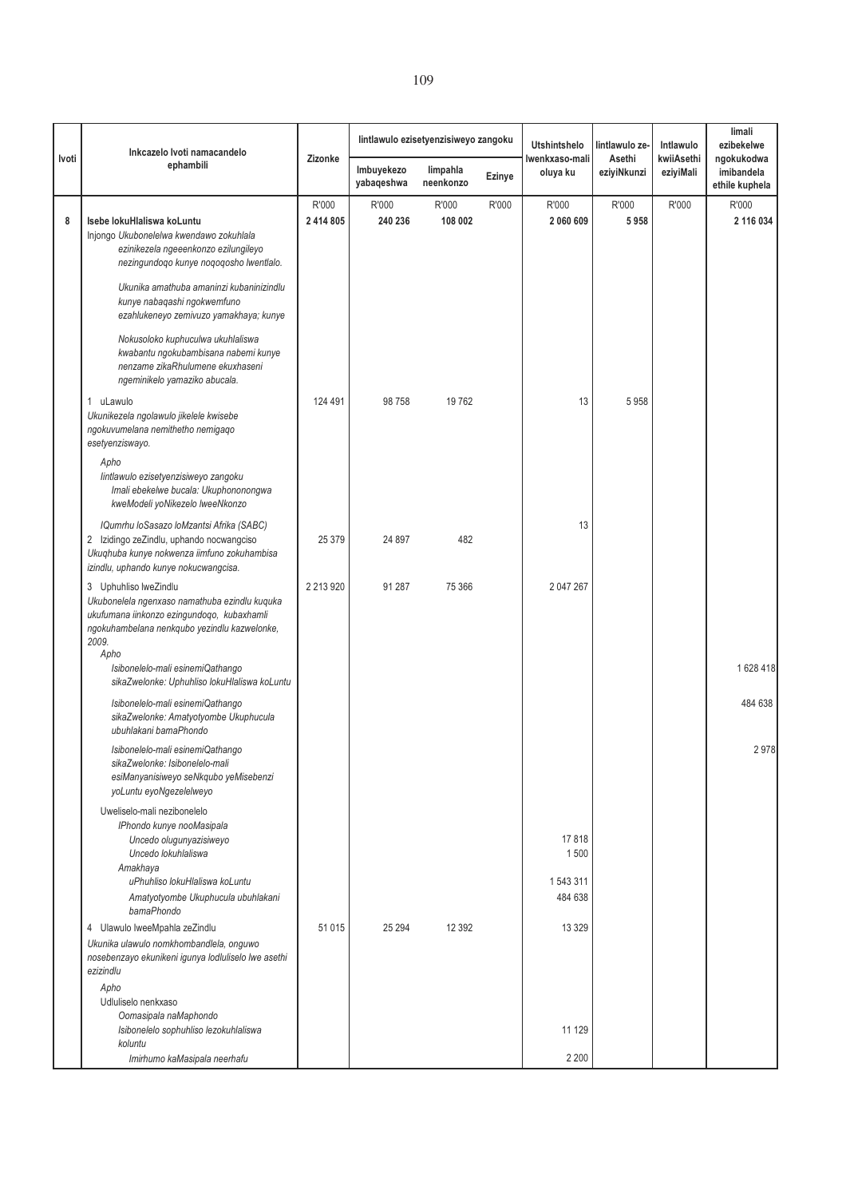| Ivoti | Inkcazelo Ivoti namacandelo ephambili | Zizonke | Iintlawulo ezisetyenzisiweyo zangoku | | | Utshintshelo lwenkxaso-mali oluya ku | Iintlawulo ze-Asethi eziyiNkunzi | Intlawulo kwiiAsethi eziyiMali | Iimali ezibekelwe ngokukodwa imibandela ethile kuphela |
|---|---|---|---|---|---|---|---|---|---|
| | | | Imbuyekezo yabaqeshwa | Iimpahla neenkonzo | Ezinye | | | | |
| | | R'000 | R'000 | R'000 | R'000 | R'000 | R'000 | R'000 | R'000 |
| **8** | **Isebe lokuHlaliswa koLuntu** | **2 414 805** | **240 236** | **108 002** | | **2 060 609** | **5 958** | | **2 116 034** |
| | Injongo *Ukubonelelwa kwendawo zokuhlala ezinikezela ngeeenkonzo ezilungileyo nezingundoqo kunye noqoqosho lwentlalo.* | | | | | | | | |
| | *Ukunika amathuba amaninzi kubaninizindlu kunye nabaqashi ngokwemfuno ezahlukeneyo zemivuzo yamakhaya; kunye* | | | | | | | | |
| | *Nokusoloko kuphuculwa ukuhlaliswa kwabantu ngokubambisana nabemi kunye nenzame zikaRhulumene ekuxhaseni ngeminikelo yamaziko abucala.* | | | | | | | | |
| | 1 uLawulo | 124 491 | 98 758 | 19 762 | | 13 | 5 958 | | |
| | *Ukunikezela ngolawulo jikelele kwisebe ngokuvumelana nemithetho nemigaqo esetyenziswayo.* | | | | | | | | |
| | *Apho* | | | | | | | | |
| | *Iintlawulo ezisetyenzisiweyo zangoku Imali ebekelwe bucala: Ukuphononongwa kweModeli yoNikezelo lweeNkonzo* | | | | | | | | |
| | *IQumrhu loSasazo loMzantsi Afrika (SABC)* | | | | | 13 | | | |
| | 2 Izidingo zeZindlu, uphando nocwangciso | 25 379 | 24 897 | 482 | | | | | |
| | *Ukuqhuba kunye nokwenza iimfuno zokuhambisa izindlu, uphando kunye nokucwangcisa.* | | | | | | | | |
| | 3 Uphuhliso lweZindlu | 2 213 920 | 91 287 | 75 366 | | 2 047 267 | | | |
| | *Ukubonelela ngenxaso namathuba ezindlu kuquka ukufumana iinkonzo ezingundoqo, kubaxhamli ngokuhambelana nenkqubo yezindlu kazwelonke, 2009.* | | | | | | | | |
| | *Apho* | | | | | | | | |
| | *Isibonelelo-mali esinemiQathango sikaZwelonke: Uphuhliso lokuHlaliswa koLuntu* | | | | | | | | 1 628 418 |
| | *Isibonelelo-mali esinemiQathango sikaZwelonke: Amatyotyombe Ukuphucula ubuhlakani bamaPhondo* | | | | | | | | 484 638 |
| | *Isibonelelo-mali esinemiQathango sikaZwelonke: Isibonelelo-mali esiManyanisiweyo seNkqubo yeMisebenzi yoLuntu eyoNgezelelweyo* | | | | | | | | 2 978 |
| | Uweliselo-mali nezibonelelo | | | | | | | | |
| | *IPhondo kunye nooMasipala* | | | | | | | | |
| | *Uncedo olugunyazisiweyo* | | | | | 17 818 | | | |
| | *Uncedo lokuhlaliswa* | | | | | 1 500 | | | |
| | *Amakhaya* | | | | | | | | |
| | *uPhuhliso lokuHlaliswa koLuntu* | | | | | 1 543 311 | | | |
| | *Amatyotyombe Ukuphucula ubuhlakani bamaPhondo* | | | | | 484 638 | | | |
| | 4 Ulawulo lweeMpahla zeZindlu | 51 015 | 25 294 | 12 392 | | 13 329 | | | |
| | *Ukunika ulawulo nomkhombandlela, onguwo nosebenzayo ekunikeni igunya lodluliselo lwe asethi ezizindlu* | | | | | | | | |
| | *Apho* | | | | | | | | |
| | Udluliselo nenkxaso | | | | | | | | |
| | *Oomasipala naMaphondo* | | | | | | | | |
| | *Isibonelelo sophuhliso lezokuhlaliswa koluntu* | | | | | 11 129 | | | |
| | *Imirhumo kaMasipala neerhafu* | | | | | 2 200 | | | |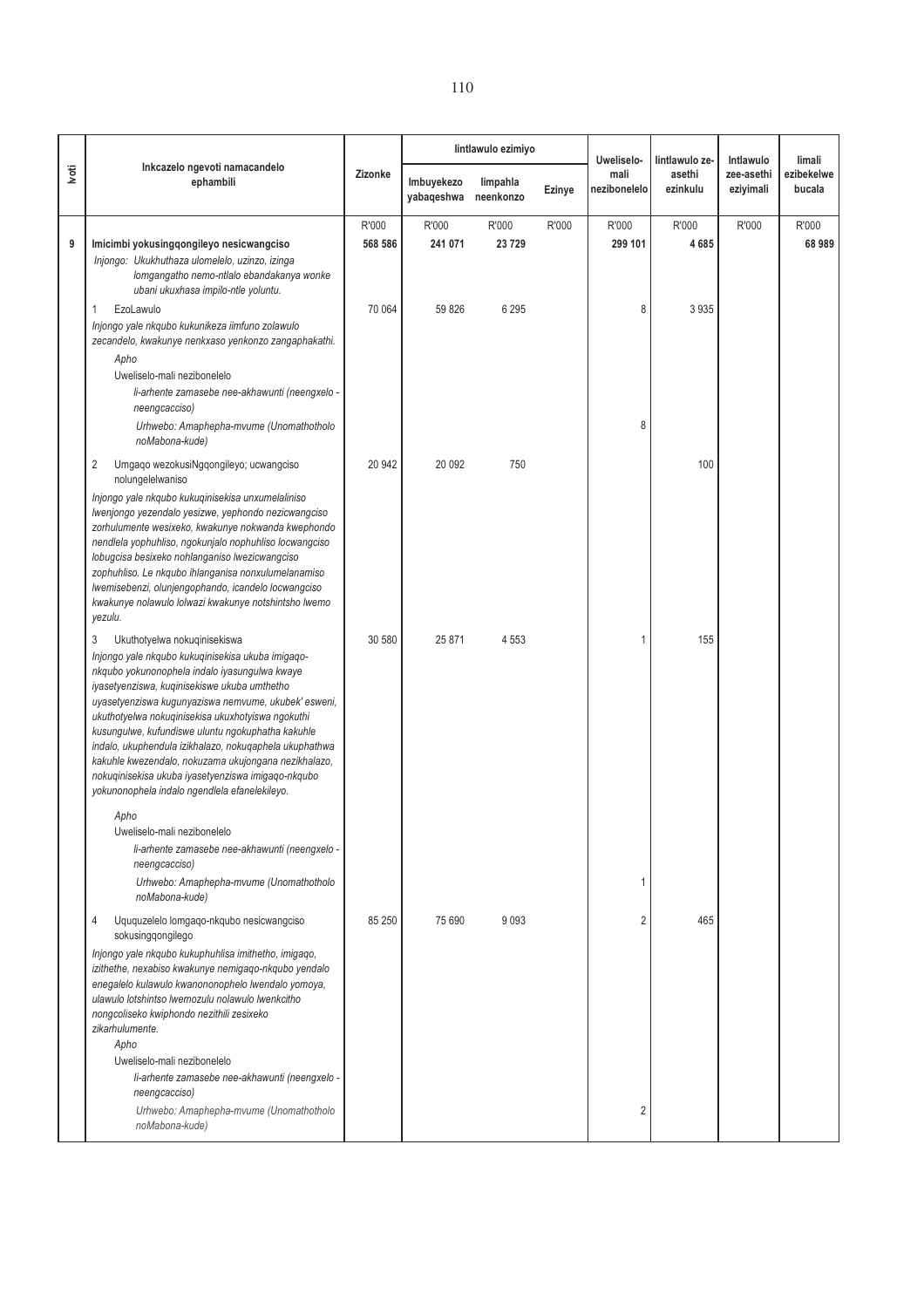| Ivoti | Inkcazelo ngevoti namacandelo ephambili | Zizonke | Iintlawulo ezimiyo | | | Uweliselo-mali nezibonelelo | Iintlawulo ze-asethi ezinkulu | Intlawulo zee-asethi eziyimali | Iimali ezibekelwe bucala |
|---|---|---|---|---|---|---|---|---|---|
| | | | Imbuyekezo yabaqeshwa | Iimpahla neenkonzo | Ezinye | | | | |
| | | R'000 | R'000 | R'000 | R'000 | R'000 | R'000 | R'000 | R'000 |
| **9** | **Imicimbi yokusingqongileyo nesicwangciso** | **568 586** | **241 071** | **23 729** | | **299 101** | **4 685** | | **68 989** |
| | *Injongo: Ukukhuthaza ulomelelo, uzinzo, izinga lomgangatho nemo-ntlalo ebandakanya wonke ubani ukuxhasa impilo-ntle yoluntu.* | | | | | | | | |
| | 1 EzoLawulo | 70 064 | 59 826 | 6 295 | | 8 | 3 935 | | |
| | *Injongo yale nkqubo kukunikeza iimfuno zolawulo zecandelo, kwakunye nenkxaso yenkonzo zangaphakathi.* | | | | | | | | |
| | *Apho* | | | | | | | | |
| | Uweliselo-mali nezibonelelo | | | | | | | | |
| | *Ii-arhente zamasebe nee-akhawunti (neengxelo - neengcacciso)* | | | | | | | | |
| | *Urhwebo: Amaphepha-mvume (Unomathotholo noMabona-kude)* | | | | | 8 | | | |
| | 2 Umgaqo wezokusiNgqongileyo; ucwangciso nolungelelwaniso | 20 942 | 20 092 | 750 | | | 100 | | |
| | *Injongo yale nkqubo kukuqinisekisa unxumelaliniso lwenjongo yezendalo yesizwe, yephondo nezicwangciso zorhulumente wesixeko, kwakunye nokwanda kwephondo nendlela yophuhliso, ngokunjalo nophuhliso locwangciso lobugcisa besixeko nohlanganiso lwezicwangciso zophuhliso. Le nkqubo ihlanganisa nonxulumelanamiso lwemisebenzi, olunjengophando, icandelo locwangciso kwakunye nolawulo lolwazi kwakunye notshintsho lwemo yezulu.* | | | | | | | | |
| | 3 Ukuthotyelwa nokuqinisekiswa | 30 580 | 25 871 | 4 553 | | 1 | 155 | | |
| | *Injongo yale nkqubo kukuqinisekisa ukuba imigaqo-nkqubo yokunonophela indalo iyasungulwa kwaye iyasetyenziswa, kuqinisekiswe ukuba umthetho uyasetyenziswa kugunyaziswa nemvume, ukubek' esweni, ukuthotyelwa nokuqinisekisa ukuxhotyiswa ngokuthi kusungulwe, kufundiswe uluntu ngokuphatha kakuhle indalo, ukuphendula izikhalazo, nokuqaphela ukuphathwa kakuhle kwezendalo, nokuzama ukujongana nezikhalazo, nokuqinisekisa ukuba iyasetyenziswa imigaqo-nkqubo yokunonophela indalo ngendlela efanelekileyo.* | | | | | | | | |
| | *Apho* | | | | | | | | |
| | Uweliselo-mali nezibonelelo | | | | | | | | |
| | *Ii-arhente zamasebe nee-akhawunti (neengxelo - neengcacciso)* | | | | | | | | |
| | *Urhwebo: Amaphepha-mvume (Unomathotholo noMabona-kude)* | | | | | 1 | | | |
| | 4 Ukuquzelelo lomgaqo-nkqubo nesicwangciso sokusingqongilego | 85 250 | 75 690 | 9 093 | | 2 | 465 | | |
| | *Injongo yale nkqubo kukuphuhlisa imithetho, imigaqo, izithethe, nexabiso kwakunye nemigaqo-nkqubo yendalo enegalelo kulawulo kwanononophelo lwendalo yomoya, ulawulo lotshintsho lwemozulu nolawulo lwenkcitho nongcoliseko kwiphondo nezithili zesixeko zikarhulumente.* | | | | | | | | |
| | *Apho* | | | | | | | | |
| | Uweliselo-mali nezibonelelo | | | | | | | | |
| | *Ii-arhente zamasebe nee-akhawunti (neengxelo - neengcacciso)* | | | | | | | | |
| | *Urhwebo: Amaphepha-mvume (Unomathotholo noMabona-kude)* | | | | | 2 | | | |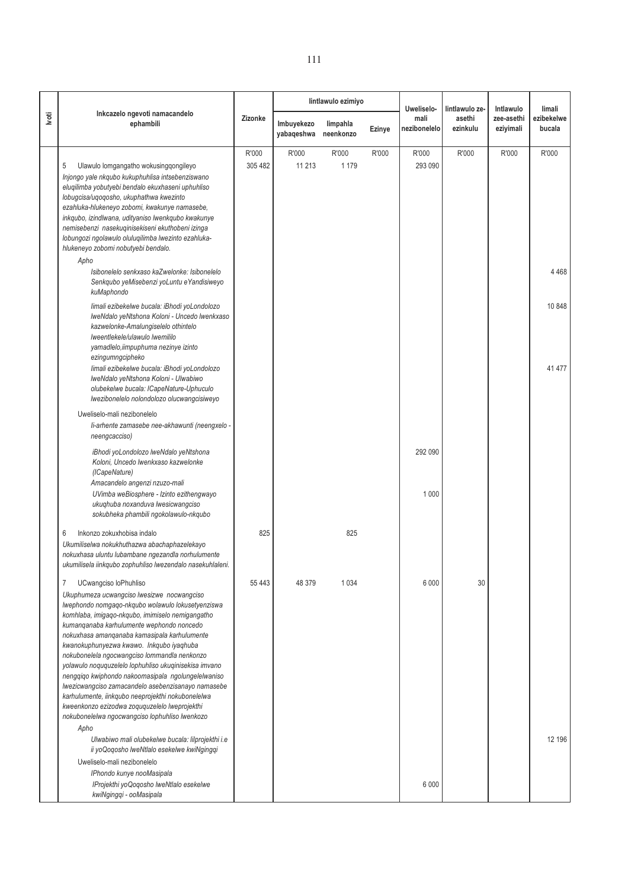| Ivoti | Inkcazelo ngevoti namacandelo ephambili | Zizonke | Iintlawulo ezimiyo | | | Uweliselo-mali nezibonelelo | Iintlawulo ze-asethi ezinkulu | Intlawulo zee-asethi eziyimali | Iimali ezibekelwe bucala |
|---|---|---|---|---|---|---|---|---|---|
| | | | Imbuyekezo yabaqeshwa | Iimpahla neenkonzo | Ezinye | | | | |
| | | R'000 | R'000 | R'000 | R'000 | R'000 | R'000 | R'000 | R'000 |
| | 5 Ulawulo lomgangatho wokusingqongileyo<br>*Injongo yale nkqubo kukuphuhlisa intsebenziswano eluqilimba yobutyebi bendalo ekuxhaseni uphuhliso lobugcisa/uqoqosho, ukuphathwa kwezinto ezahluka-hlukeneyo zobomi, kwakunye namasebe, inkqubo, izindlwana, udityaniso lwenkqubo kwakunye nemisebenzi nasekuqinisekiseni ekuthobeni izinga lobungozi ngolawulo oluluqilimba lwezinto ezahluka-hlukeneyo zobomi nobutyebi bendalo.* | 305 482 | 11 213 | 1 179 | | 293 090 | | | |
| | *Apho* | | | | | | | | |
| | *Isibonelelo senkxaso kaZwelonke: Isibonelelo Senkqubo yeMisebenzi yoLuntu eYandisiweyo kuMaphondo* | | | | | | | | 4 468 |
| | *Iimali ezibekelwe bucala: iBhodi yoLondolozo lweNdalo yeNtshona Koloni - Uncedo lwenkxaso kazwelonke-Amalungiselelo othintelo lweentlekele/ulawulo lwemililo yamadlelo,iimpuphuma nezinye izinto ezingumngcipheko* | | | | | | | | 10 848 |
| | *Iimali ezibekelwe bucala: iBhodi yoLondolozo lweNdalo yeNtshona Koloni - Ulwabiwo olubekelwe bucala: ICapeNature-Uphuculo lwezibonelelo nolondolozo olucwangcisiweyo* | | | | | | | | 41 477 |
| | Uweliselo-mali nezibonelelo | | | | | | | | |
| | *Ii-arhente zamasebe nee-akhawunti (neengxelo - neengcacciso)* | | | | | | | | |
| | *iBhodi yoLondolozo lweNdalo yeNtshona Koloni, Uncedo lwenkxaso kazwelonke (ICapeNature)* | | | | | 292 090 | | | |
| | *Amacandelo angenzi nzuzo-mali* | | | | | | | | |
| | *UVimba weBiosphere - Izinto ezithengwayo ukuqhuba noxanduva lwesicwangciso sokubheka phambili ngokolawulo-nkqubo* | | | | | 1 000 | | | |
| | 6 Inkonzo zokuxhobisa indalo<br>*Ukumiliselwa nokukhuthazwa abachaphazelekayo nokuxhasa uluntu lubambane ngezandla norhulumente ukumilisela iinkqubo zophuhliso lwezendalo nasekuhlaleni.* | 825 | | 825 | | | | | |
| | 7 UCwangciso loPhuhliso<br>*Ukuphumeza ucwangciso lwesizwe nocwangciso lwephondo nomgaqo-nkqubo wolawulo lokusetyenziswa komhlaba, imigaqo-nkqubo, imimiselo nemigangatho kumanqanaba karhulumente wephondo noncedo nokuxhasa amanqanaba kamasipala karhulumente kwanokuphunyezwa kwawo. Inkqubo iyaqhuba nokubonelela ngocwangciso lommandla nenkonzo yolawulo noquzelelo lophuhliso ukuqinisekisa imvano nengqiqo kwiphondo nakoomasipala ngolungelelwaniso lwezicwangciso zamacandelo asebenzisanayo namasebe karhulumente, iinkqubo neeprojekthi nokubonelelwa kweenkonzo ezizodwa zoququzelelo lweprojekthi nokubonelelwa ngocwangciso lophuhliso lwenkozo* | 55 443 | 48 379 | 1 034 | | 6 000 | 30 | | |
| | *Apho* | | | | | | | | |
| | *Ulwabiwo mali olubekelwe bucala: Iilprojekthi i.e ii yoQoqosho lweNtlalo esekelwe kwiNgingqi* | | | | | | | | 12 196 |
| | Uweliselo-mali nezibonelelo | | | | | | | | |
| | *IPhondo kunye nooMasipala* | | | | | | | | |
| | *IProjekthi yoQoqosho lweNtlalo esekelwe kwiNgingqi - ooMasipala* | | | | | 6 000 | | | |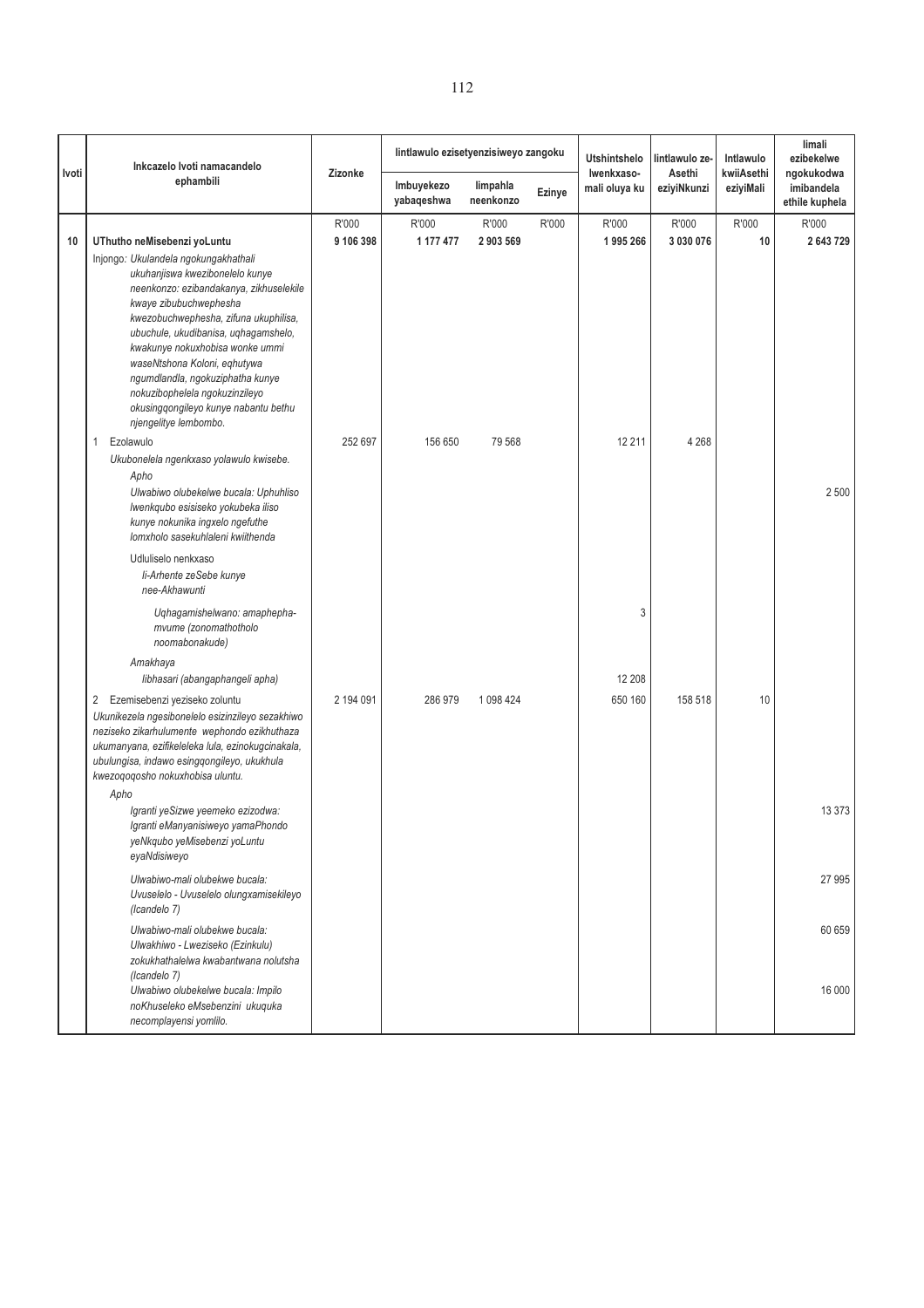| Ivoti | Inkcazelo Ivoti namacandelo ephambili | Zizonke | Iintlawulo ezisetyenzisiweyo zangoku | | | Utshintshelo lwenkxaso-mali oluya ku | Iintlawulo ze-Asethi eziyiNkunzi | Intlawulo kwiiAsethi eziyiMali | Iimali ezibekelwe ngokukodwa imibandela ethile kuphela |
|---|---|---|---|---|---|---|---|---|---|
| | | | Imbuyekezo yabaqeshwa | Iimpahla neenkonzo | Ezinye | | | | |
| | | R'000 | R'000 | R'000 | R'000 | R'000 | R'000 | R'000 | R'000 |
| **10** | **UThutho neMisebenzi yoLuntu** | **9 106 398** | **1 177 477** | **2 903 569** | | **1 995 266** | **3 030 076** | **10** | **2 643 729** |
| | Injongo: *Ukulandela ngokungakhathali ukuhanjiswa kwezibonelelo kunye neenkonzo: ezibandakanya, zikhuselekile kwaye zibubuchwephesha kwezobuchwephesha, zifuna ukuphilisa, ubuchule, ukudibanisa, uqhagamshelo, kwakunye nokuxhobisa wonke ummi waseNtshona Koloni, eqhutywa ngumdlandla, ngokuziphatha kunye nokuzibophelela ngokuzinzileyo okusingqongileyo kunye nabantu bethu njengelitye lembombo.* | | | | | | | | |
| | 1 Ezolawulo | 252 697 | 156 650 | 79 568 | | 12 211 | 4 268 | | |
| | *Ukubonelela ngenkxaso yolawulo kwisebe.* | | | | | | | | |
| | *Apho* | | | | | | | | |
| | *Ulwabiwo olubekelwe bucala: Uphuhliso lwenkqubo esisiseko yokubeka iliso kunye nokunika ingxelo ngefuthe lomxholo sasekuhlaleni kwiithenda* | | | | | | | | 2 500 |
| | Udluliselo nenkxaso | | | | | | | | |
| | *Ii-Arhente zeSebe kunye nee-Akhawunti* | | | | | | | | |
| | *Uqhagamishelwano: amaphepha-mvume (zonomathotholo noomabonakude)* | | | | | 3 | | | |
| | *Amakhaya* | | | | | | | | |
| | *Iibhasari (abangaphangeli apha)* | | | | | 12 208 | | | |
| | 2 Ezemisebenzi yeziseko zoluntu | 2 194 091 | 286 979 | 1 098 424 | | 650 160 | 158 518 | 10 | |
| | *Ukunikezela ngesibonelelo esizinzileyo sezakhiwo neziseko zikarhulumente wephondo ezikhuthaza ukumanyana, ezifikeleleka lula, ezinokugcinakala, ubulungisa, indawo esingqongileyo, ukukhula kwezoqoqosho nokuxhobisa uluntu.* | | | | | | | | |
| | *Apho* | | | | | | | | |
| | *Igranti yeSizwe yeemeko ezizodwa: Igranti eManyanisiweyo yamaPhondo yeNkqubo yeMisebenzi yoLuntu eyaNdisiweyo* | | | | | | | | 13 373 |
| | *Ulwabiwo-mali olubekwe bucala: Uvuselelo - Uvuselelo olungxamisekileyo (Icandelo 7)* | | | | | | | | 27 995 |
| | *Ulwabiwo-mali olubekwe bucala: Ulwakhiwo - Lweziseko (Ezinkulu) zokukhathalelwa kwabantwana nolutsha (Icandelo 7)* | | | | | | | | 60 659 |
| | *Ulwabiwo olubekelwe bucala: Impilo noKhuseleko eMsebenzini ukuquka necomplayensi yomlilo.* | | | | | | | | 16 000 |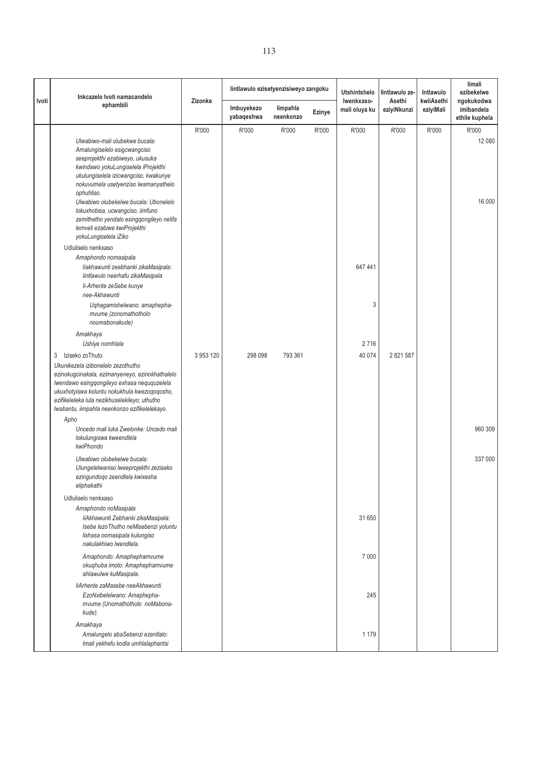| Ivoti | Inkcazelo Ivoti namacandelo ephambili | Zizonke | Iintlawulo ezisetyenzisiweyo zangoku | | | Utshintshelo lwenkxaso-mali oluya ku | Iintlawulo ze-Asethi eziyiNkunzi | Intlawulo kwiiAsethi eziyiMali | Iimali ezibekelwe ngokukodwa imibandela ethile kuphela |
|---|---|---|---|---|---|---|---|---|---|
| | | | Imbuyekezo yabaqeshwa | Iimpahla neenkonzo | Ezinye | | | | |
| | | R'000 | R'000 | R'000 | R'000 | R'000 | R'000 | R'000 | R'000 |
| | *Ulwabiwo-mali olubekwe bucala: Amalungiselelo esigcwangciso seeprojekthi ezabiweyo, ukusuka kwindawo yokuLungiselela iProjekthi ukulungiselela izicwangciso, kwakunye nokuvumela usetyenziso lwamanyathelo ophuhliso.* | | | | | | | | 12 080 |
| | *Ulwabiwo olubekelwe bucala: Ubonelelo lokuxhobisa, ucwangciso, iimfuno zemithetho yendalo esingqongileyo nelifa lemveli ezabiwe kwiProjekthi yokuLungiselela iZiko* | | | | | | | | 16 000 |
| | Udluliselo nenkxaso | | | | | | | | |
| | *Amaphondo nomasipala* | | | | | | | | |
| | *Iiakhawunti zeebhanki zikaMasipala: Iintlawulo neerhafu zikaMasipala* | | | | | 647 441 | | | |
| | *Ii-Arhente zeSebe kunye nee-Akhawunti* | | | | | | | | |
| | *Uqhagamishelwano: amaphepha-mvume (zonomathotholo noomabonakude)* | | | | | 3 | | | |
| | *Amakhaya* | | | | | | | | |
| | *Ushiye nomhlala* | | | | | 2 716 | | | |
| | 3 Iziseko zoThuto | 3 953 120 | 298 098 | 793 361 | | 40 074 | 2 821 587 | | |
| | *Ukunikezela izibonelelo zezothutho ezinokugcinakala, ezimanyeneyo, ezinokhathalelo lwendawo esingqongileyo exhasa neququzelela ukuxhotyiswa koluntu nokukhula kwezoqoqosho, ezifikeleleka lula nezikhuselekileyo; uthutho lwabantu, iimpahla neenkonzo ezifikelelekayo.* | | | | | | | | |
| | *Apho* | | | | | | | | |
| | *Uncedo mali luka Zwelonke: Uncedo mali lokulungiswa kweendlela kwiPhondo* | | | | | | | | 960 309 |
| | *Ulwabiwo olubekelwe bucala: Ulungelelwaniso lweeprojekthi zeziseko ezingundoqo zeendlela kwixesha eliphakathi* | | | | | | | | 337 000 |
| | Udluliselo nenkxaso | | | | | | | | |
| | *Amaphondo noMasipala* | | | | | | | | |
| | *IiAkhawunti Zebhanki zikaMasipala: Isebe lezoThutho neMisebenzi yoluntu lixhasa oomasipala kulungiso nakulakhiwo lwendlela.* | | | | | 31 650 | | | |
| | *Amaphondo: Amaphephamvume okuqhuba imoto: Amaphephamvume ahlawulwe kuMasipala.* | | | | | 7 000 | | | |
| | *IiArhente zaMasebe neeAkhawunti* | | | | | | | | |
| | *EzoNxibelelwano: Amaphepha-mvume (Unomathotholo noMabona-kude).* | | | | | 245 | | | |
| | *Amakhaya* | | | | | | | | |
| | *Amalungelo abaSebenzi ezentlalo: Imali yekhefu kodla umhlalaphantsi* | | | | | 1 179 | | | |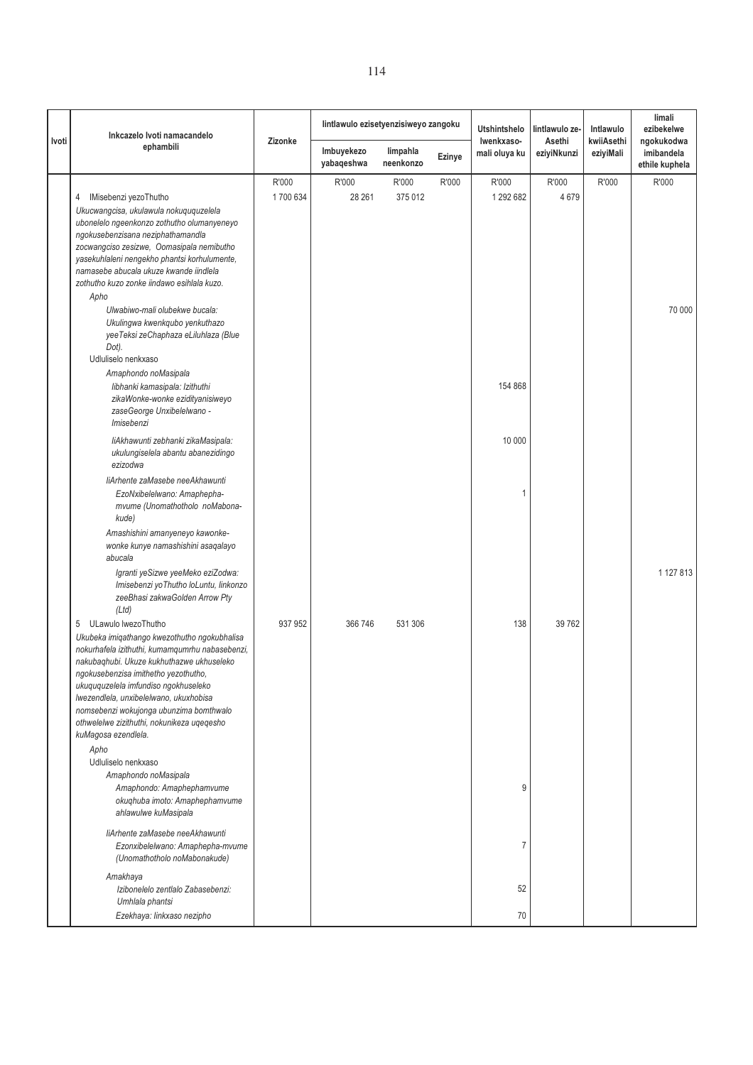| Ivoti | Inkcazelo Ivoti namacandelo ephambili | Zizonke | Iintlawulo ezisetyenzisiweyo zangoku | | | Utshintshelo lwenkxaso-mali oluya ku | Iintlawulo ze-Asethi eziyiNkunzi | Intlawulo kwiiAsethi eziyiMali | Iimali ezibekelwe ngokukodwa imibandela ethile kuphela |
|---|---|---|---|---|---|---|---|---|---|
| | | | Imbuyekezo yabaqeshwa | Iimpahla neenkonzo | Ezinye | | | | |
| | | R'000 | R'000 | R'000 | R'000 | R'000 | R'000 | R'000 | R'000 |
| | 4 IMisebenzi yezoThutho | 1 700 634 | 28 261 | 375 012 | | 1 292 682 | 4 679 | | |
| | *Ukucwangcisa, ukulawula nokuququzelela ubonelelo ngeenkonzo zothutho olumanyeneyo ngokusebenzisana neziphathamandla zocwangciso zesizwe, Oomasipala nemibutho yasekuhlaleni nengekho phantsi korhulumente, namasebe abucala ukuze kwande iindlela zothutho kuzo zonke iindawo esihlala kuzo.* | | | | | | | | |
| | Apho | | | | | | | | |
| | *Ulwabiwo-mali olubekwe bucala: Ukulingwa kwenkqubo yenkuthazo yeeTeksi zeChaphaza eLiluhlaza (Blue Dot).* | | | | | | | | 70 000 |
| | Udluliselo nenkxaso | | | | | | | | |
| | *Amaphondo noMasipala* | | | | | | | | |
| | *Iibhanki kamasipala: Izithuthi zikaWonke-wonke ezidityanisiweyo zaseGeorge Unxibelelwano - Imisebenzi* | | | | | 154 868 | | | |
| | *IiAkhawunti zebhanki zikaMasipala: ukulungiselela abantu abanezidingo ezizodwa* | | | | | 10 000 | | | |
| | *IiArhente zaMasebe neeAkhawunti EzoNxibelelwano: Amaphepha-mvume (Unomathotholo noMabona-kude)* | | | | | 1 | | | |
| | *Amashishini amanyeneyo kawonke-wonke kunye namashishini asaqalayo abucala* | | | | | | | | |
| | *Igranti yeSizwe yeeMeko eziZodwa: Imisebenzi yoThutho loLuntu, Iinkonzo zeeBhasi zakwaGolden Arrow Pty (Ltd)* | | | | | | | | 1 127 813 |
| | 5 ULawulo lwezoThutho | 937 952 | 366 746 | 531 306 | | 138 | 39 762 | | |
| | *Ukubeka imiqathango kwezothutho ngokubhalisa nokurhafela izithuthi, kumamqumrhu nabasebenzi, nakubaqhubi. Ukuze kukhuthazwe ukhuseleko ngokusebenzisa imithetho yezothutho, ukuququzelela imfundiso ngokhuseleko lwezendlela, unxibelelwano, ukuxhobisa nomsebenzi wokujonga ubunzima bomthwalo othwelelwe zizithuthi, nokunikeza uqeqesho kuMagosa ezendlela.* | | | | | | | | |
| | Apho | | | | | | | | |
| | Udluliselo nenkxaso | | | | | | | | |
| | *Amaphondo noMasipala* | | | | | | | | |
| | *Amaphondo: Amaphephamvume okuqhuba imoto: Amaphephamvume ahlawulwe kuMasipala* | | | | | 9 | | | |
| | *IiArhente zaMasebe neeAkhawunti Ezonxibelelwano: Amaphepha-mvume (Unomathotholo noMabonakude)* | | | | | 7 | | | |
| | *Amakhaya* | | | | | | | | |
| | *Izibonelelo zentlalo Zabasebenzi: Umhlala phantsi* | | | | | 52 | | | |
| | *Ezekhaya: Iinkxaso nezipho* | | | | | 70 | | | |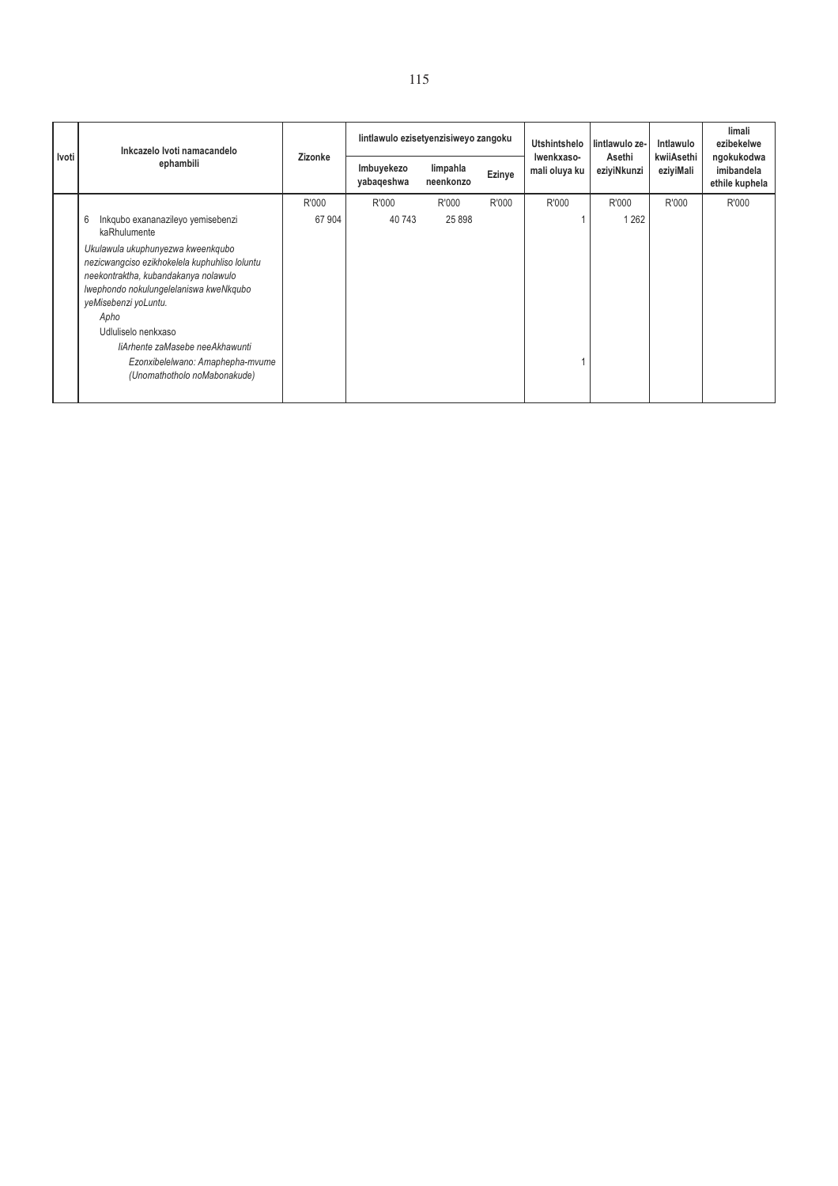| Ivoti | Inkcazelo Ivoti namacandelo ephambili | Zizonke | Iintlawulo ezisetyenzisiweyo zangoku | | | Utshintshelo lwenkxaso-mali oluya ku | Iintlawulo ze-Asethi eziyiNkunzi | Intlawulo kwiiAsethi eziyiMali | Iimali ezibekelwe ngokukodwa imibandela ethile kuphela |
|---|---|---|---|---|---|---|---|---|---|
| | | | Imbuyekezo yabaqeshwa | Iimpahla neenkonzo | Ezinye | | | | |
| | | R'000 | R'000 | R'000 | R'000 | R'000 | R'000 | R'000 | R'000 |
| | 6 Inkqubo exananazileyo yemisebenzi kaRhulumente | 67 904 | 40 743 | 25 898 | | 1 | 1 262 | | |
| | *Ukulawula ukuphunyezwa kweenkqubo nezicwangciso ezikhokelela kuphuhliso loluntu neekontraktha, kubandakanya nolawulo lwephondo nokulungelelaniswa kweNkqubo yeMisebenzi yoLuntu.* | | | | | | | | |
| | *Apho* | | | | | | | | |
| | Udluliselo nenkxaso | | | | | | | | |
| | *IiArhente zaMasebe neeAkhawunti* | | | | | | | | |
| | *Ezonxibelelwano: Amaphepha-mvume (Unomathotholo noMabonakude)* | | | | | 1 | | | |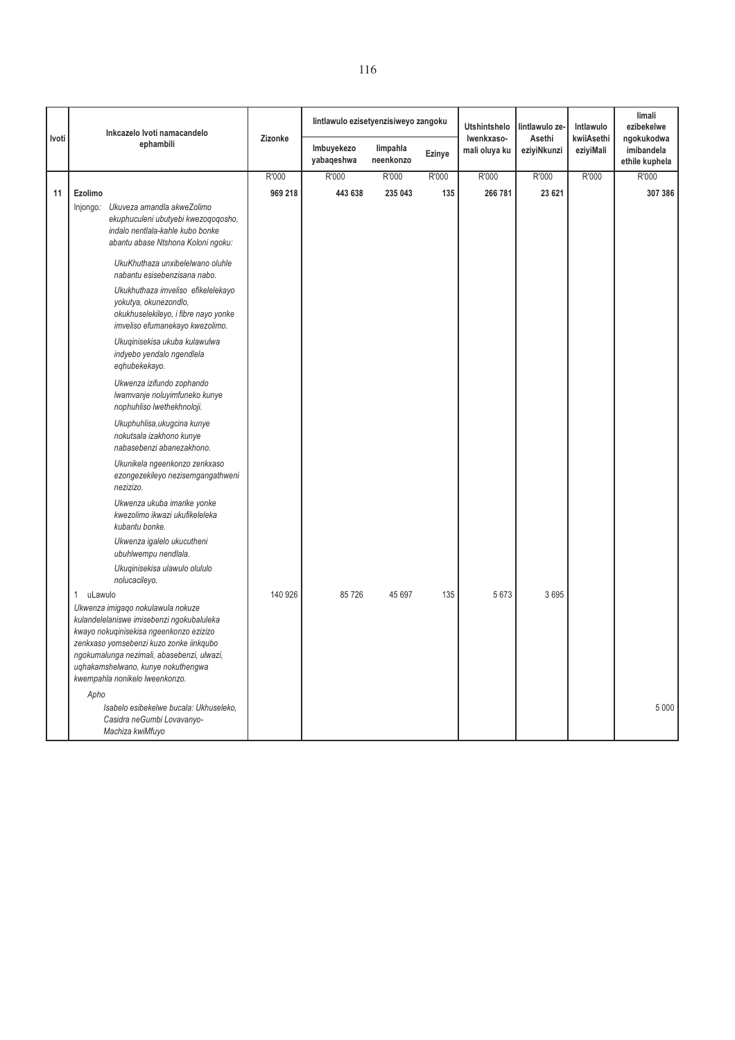| Ivoti | Inkcazelo Ivoti namacandelo ephambili | Zizonke | Iintlawulo ezisetyenzisiweyo zangoku | | | Utshintshelo Iwenkxaso-mali oluya ku | Iintlawulo ze-Asethi eziyiNkunzi | Intlawulo kwiiAsethi eziyiMali | Iimali ezibekelwe ngokukodwa imibandela ethile kuphela |
|---|---|---|---|---|---|---|---|---|---|
| | | | Imbuyekezo yabaqeshwa | Iimpahla neenkonzo | Ezinye | | | | |
| | | R'000 | R'000 | R'000 | R'000 | R'000 | R'000 | R'000 | R'000 |
| 11 | **Ezolimo** | **969 218** | **443 638** | **235 043** | **135** | **266 781** | **23 621** | | **307 386** |
| | Injongo: *Ukuveza amandla akweZolimo ekuphuculeni ubutyebi kwezoqoqosho, indalo nentlala-kahle kubo bonke abantu abase Ntshona Koloni ngoku:* | | | | | | | | |
| | *UkuKhuthaza unxibelelwano oluhle nabantu esisebenzisana nabo.* | | | | | | | | |
| | *Ukukhuthaza imveliso efikelelekayo yokutya, okunezondlo, okukhuselekileyo, i fibre nayo yonke imveliso efumanekayo kwezolimo.* | | | | | | | | |
| | *Ukuqinisekisa ukuba kulawulwa indyebo yendalo ngendlela eqhubekekayo.* | | | | | | | | |
| | *Ukwenza izifundo zophando lwamvanje noluyimfuneko kunye nophuhliso lwethekhnoloji.* | | | | | | | | |
| | *Ukuphuhlisa,ukugcina kunye nokutsala izakhono kunye nabasebenzi abanezakhono.* | | | | | | | | |
| | *Ukunikela ngeenkonzo zenkxaso ezongezekileyo nezisemgangathweni nezizizo.* | | | | | | | | |
| | *Ukwenza ukuba imarike yonke kwezolimo ikwazi ukufikeleleka kubantu bonke.* | | | | | | | | |
| | *Ukwenza igalelo ukucutheni ubuhlwempu nendlala.* | | | | | | | | |
| | *Ukuqinisekisa ulawulo olululo nolucacileyo.* | | | | | | | | |
| | 1 uLawulo | 140 926 | 85 726 | 45 697 | 135 | 5 673 | 3 695 | | |
| | *Ukwenza imigaqo nokulawula nokuze kulandelelaniswe imisebenzi ngokubaluleka kwayo nokuqinisekisa ngeenkonzo ezizizo zenkxaso yomsebenzi kuzo zonke iinkqubo ngokumalunga nezimali, abasebenzi, ulwazi, uqhakamshelwano, kunye nokuthengwa kwempahla nonikelo lweenkonzo.* | | | | | | | | |
| | *Apho* | | | | | | | | |
| | *Isabelo esibekelwe bucala: Ukhuseleko, Casidra neGumbi Lovavanyo-Machiza kwiMfuyo* | | | | | | | | 5 000 |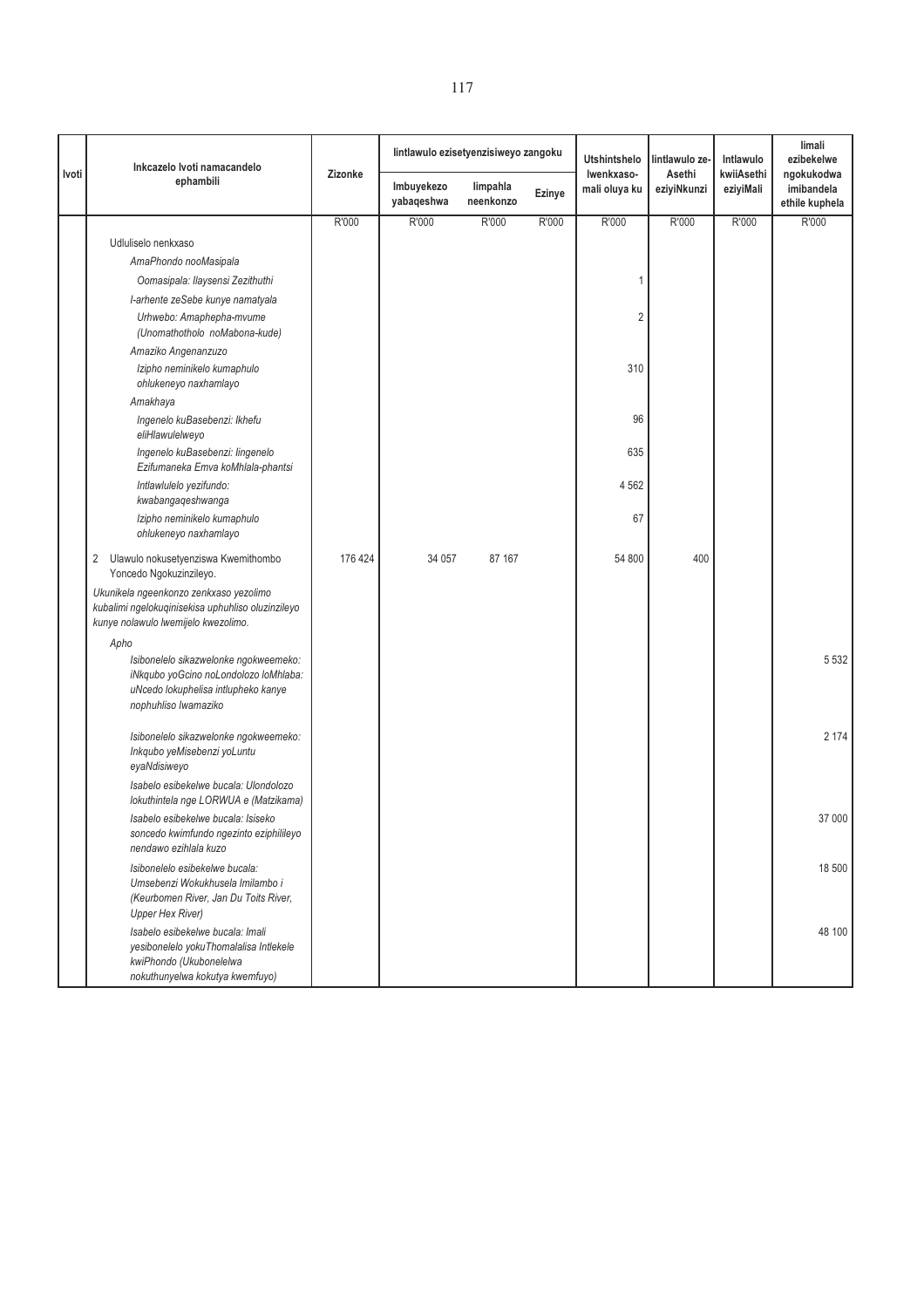| Ivoti | Inkcazelo Ivoti namacandelo ephambili | Zizonke | Iintlawulo ezisetyenzisiweyo zangoku | | | Utshintshelo lwenkxaso-mali oluya ku | Iintlawulo ze-Asethi eziyiNkunzi | Intlawulo kwiiAsethi eziyiMali | Iimali ezibekelwe ngokukodwa imibandela ethile kuphela |
|---|---|---|---|---|---|---|---|---|---|
| | | | Imbuyekezo yabaqeshwa | Iimpahla neenkonzo | Ezinye | | | | |
| | | R'000 | R'000 | R'000 | R'000 | R'000 | R'000 | R'000 | R'000 |
| | Udluliselo nenkxaso | | | | | | | | |
| | *AmaPhondo nooMasipala* | | | | | | | | |
| | *Oomasipala: Ilaysensi Zezithuthi* | | | | | 1 | | | |
| | *I-arhente zeSebe kunye namatyala* | | | | | | | | |
| | *Urhwebo: Amaphepha-mvume (Unomathotholo noMabona-kude)* | | | | | 2 | | | |
| | *Amaziko Angenanzuzo* | | | | | | | | |
| | *Izipho neminikelo kumaphulo ohlukeneyo naxhamlayo* | | | | | 310 | | | |
| | *Amakhaya* | | | | | | | | |
| | *Ingenelo kuBasebenzi: Ikhefu eliHlawulelweyo* | | | | | 96 | | | |
| | *Ingenelo kuBasebenzi: Iingenelo Ezifumaneka Emva koMhlala-phantsi* | | | | | 635 | | | |
| | *Intlawlulelo yezifundo: kwabangaqeshwanga* | | | | | 4 562 | | | |
| | *Izipho neminikelo kumaphulo ohlukeneyo naxhamlayo* | | | | | 67 | | | |
| | 2 Ulawulo nokusetyenziswa Kwemithombo Yoncedo Ngokuzinzileyo. | 176 424 | 34 057 | 87 167 | | 54 800 | 400 | | |
| | *Ukunikela ngeenkonzo zenkxaso yezolimo kubalimi ngelokuqinisekisa uphuhliso oluzinzileyo kunye nolawulo lwemijelo kwezolimo.* | | | | | | | | |
| | *Apho* | | | | | | | | |
| | *Isibonelelo sikazwelonke ngokweemeko: iNkqubo yoGcino noLondolozo loMhlaba: uNcedo lokuphelisa intlupheko kanye nophuhliso lwamaziko* | | | | | | | | 5 532 |
| | *Isibonelelo sikazwelonke ngokweemeko: Inkqubo yeMisebenzi yoLuntu eyaNdisiweyo* | | | | | | | | 2 174 |
| | *Isabelo esibekelwe bucala: Ulondolozo lokuthintela nge LORWUA e (Matzikama)* | | | | | | | | |
| | *Isabelo esibekelwe bucala: Isiseko soncedo kwimfundo ngezinto eziphilileyo nendawo ezihlala kuzo* | | | | | | | | 37 000 |
| | *Isibonelelo esibekelwe bucala: Umsebenzi Wokukhusela Imilambo i (Keurbomen River, Jan Du Toits River, Upper Hex River)* | | | | | | | | 18 500 |
| | *Isabelo esibekelwe bucala: Imali yesibonelelo yokuThomalalisa Intlekele kwiPhondo (Ukubonelelwa nokuthunyelwa kokutya kwemfuyo)* | | | | | | | | 48 100 |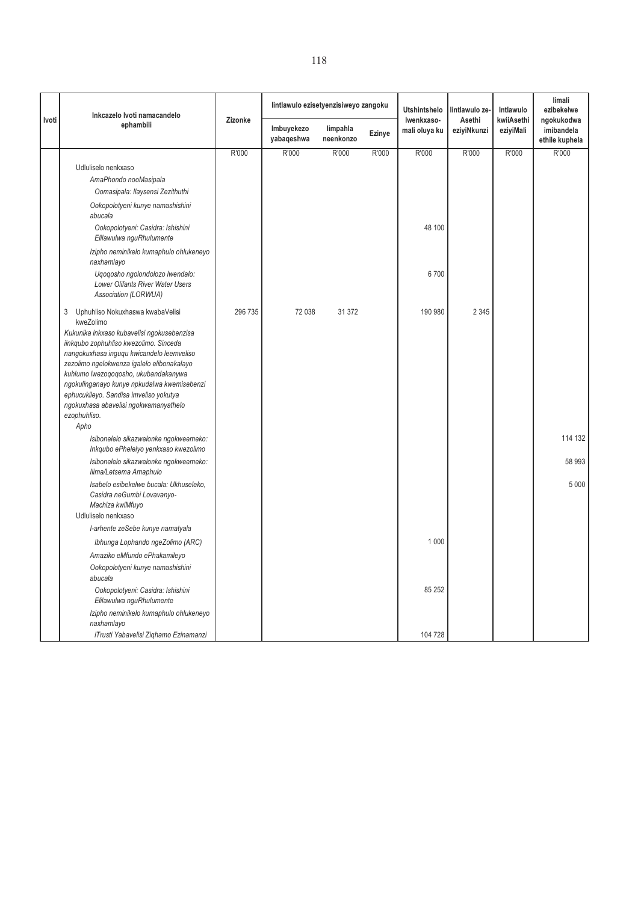| Ivoti | Inkcazelo Ivoti namacandelo ephambili | Zizonke | Iintlawulo ezisetyenzisiweyo zangoku | | | Utshintshelo lwenkxaso-mali oluya ku | Iintlawulo ze-Asethi eziyiNkunzi | Intlawulo kwiiAsethi eziyiMali | Iimali ezibekelwe ngokukodwa imibandela ethile kuphela |
|---|---|---|---|---|---|---|---|---|---|
| | | | Imbuyekezo yabaqeshwa | Iimpahla neenkonzo | Ezinye | | | | |
| | | R'000 | R'000 | R'000 | R'000 | R'000 | R'000 | R'000 | R'000 |
| | Udluliselo nenkxaso | | | | | | | | |
| | *AmaPhondo nooMasipala* | | | | | | | | |
| | *Oomasipala: Ilaysensi Zezithuthi* | | | | | | | | |
| | *Ookopolotyeni kunye namashishini abucala* | | | | | | | | |
| | *Ookopolotyeni: Casidra: Ishishini Elilawulwa nguRhulumente* | | | | | 48 100 | | | |
| | *Izipho neminikelo kumaphulo ohlukeneyo naxhamlayo* | | | | | | | | |
| | *Uqoqosho ngolondolozo lwendalo: Lower Olifants River Water Users Association (LORWUA)* | | | | | 6 700 | | | |
| | 3 Uphuhliso Nokuxhaswa kwabaVelisi kweZolimo | 296 735 | 72 038 | 31 372 | | 190 980 | 2 345 | | |
| | *Kukunika inkxaso kubavelisi ngokusebenzisa iinkqubo zophuhliso kwezolimo. Sinceda nangokuxhasa inguqu kwicandelo leemveliso zezolimo ngelokwenza igalelo elibonakalayo kuhlumo lwezoqoqosho, ukubandakanywa ngokulinganayo kunye npkudalwa kwemisebenzi ephucukileyo. Sandisa imveliso yokutya ngokuxhasa abavelisi ngokwamanyathelo ezophuhliso.* | | | | | | | | |
| | *Apho* | | | | | | | | |
| | *Isibonelelo sikazwelonke ngokweemeko: Inkqubo ePhelelyo yenkxaso kwezolimo* | | | | | | | | 114 132 |
| | *Isibonelelo sikazwelonke ngokweemeko: Ilima/Letsema Amaphulo* | | | | | | | | 58 993 |
| | *Isabelo esibekelwe bucala: Ukhuseleko, Casidra neGumbi Lovavanyo-Machiza kwiMfuyo* | | | | | | | | 5 000 |
| | Udluliselo nenkxaso | | | | | | | | |
| | *I-arhente zeSebe kunye namatyala* | | | | | | | | |
| | *Ibhunga Lophando ngeZolimo (ARC)* | | | | | 1 000 | | | |
| | *Amaziko eMfundo ePhakamileyo* | | | | | | | | |
| | *Ookopolotyeni kunye namashishini abucala* | | | | | | | | |
| | *Ookopolotyeni: Casidra: Ishishini Elilawulwa nguRhulumente* | | | | | 85 252 | | | |
| | *Izipho neminikelo kumaphulo ohlukeneyo naxhamlayo* | | | | | | | | |
| | *iTrusti Yabavelisi Ziqhamo Ezinamanzi* | | | | | 104 728 | | | |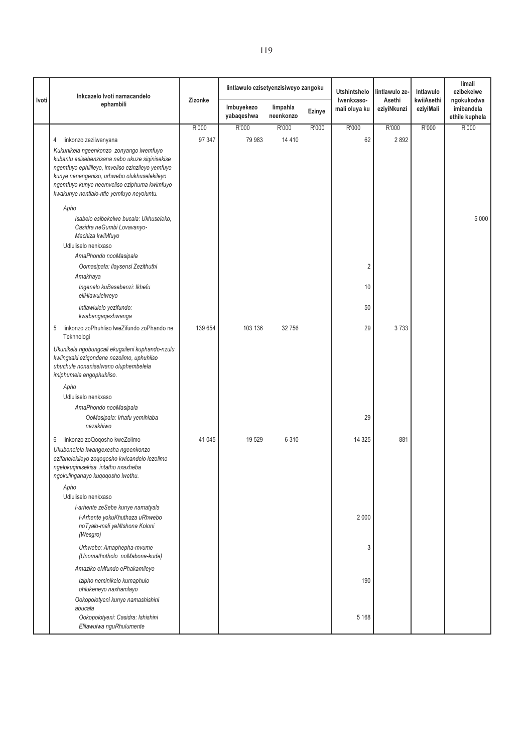| Ivoti | Inkcazelo Ivoti namacandelo ephambili | Zizonke | Iintlawulo ezisetyenzisiweyo zangoku | | | Utshintshelo lwenkxaso-mali oluya ku | Iintlawulo ze-Asethi eziyiNkunzi | Intlawulo kwiiAsethi eziyiMali | Iimali ezibekelwe ngokukodwa imibandela ethile kuphela |
|---|---|---|---|---|---|---|---|---|---|
| | | | Imbuyekezo yabaqeshwa | Iimpahla neenkonzo | Ezinye | | | | |
| | | R'000 | R'000 | R'000 | R'000 | R'000 | R'000 | R'000 | R'000 |
| | 4 Iinkonzo zezilwanyana | 97 347 | 79 983 | 14 410 | | 62 | 2 892 | | |
| | *Kukunikela ngeenkonzo zonyango lwemfuyo kubantu esisebenzisana nabo ukuze siqinisekise ngemfuyo ephilileyo, imveliso ezinzileyo yemfuyo kunye nenengeniso, urhwebo olukhuselekileyo ngemfuyo kunye neemveliso eziphuma kwimfuyo kwakunye nentlalo-ntle yemfuyo neyoluntu.* | | | | | | | | |
| | *Apho* | | | | | | | | |
| | *Isabelo esibekelwe bucala: Ukhuseleko, Casidra neGumbi Lovavanyo-Machiza kwiMfuyo* | | | | | | | | 5 000 |
| | Udluliselo nenkxaso | | | | | | | | |
| | *AmaPhondo nooMasipala* | | | | | | | | |
| | *Oomasipala: Ilaysensi Zezithuthi* | | | | | 2 | | | |
| | *Amakhaya* | | | | | | | | |
| | *Ingenelo kuBasebenzi: Ikhefu eliHlawulelweyo* | | | | | 10 | | | |
| | *Intlawlulelo yezifundo: kwabangaqeshwanga* | | | | | 50 | | | |
| | 5 Iinkonzo zoPhuhliso lweZifundo zoPhando ne Tekhnologi | 139 654 | 103 136 | 32 756 | | 29 | 3 733 | | |
| | *Ukunikela ngobungcali ekugxileni kuphando-nzulu kwiingxaki eziqondene nezolimo, uphuhliso ubuchule nonaniselwano oluphembelela imiphumela engophuhliso.* | | | | | | | | |
| | *Apho* | | | | | | | | |
| | Udluliselo nenkxaso | | | | | | | | |
| | *AmaPhondo nooMasipala* | | | | | | | | |
| | *OoMasipala: Irhafu yemihlaba nezakhiwo* | | | | | 29 | | | |
| | 6 Iinkonzo zoQoqosho kweZolimo | 41 045 | 19 529 | 6 310 | | 14 325 | 881 | | |
| | *Ukubonelela kwangexesha ngeenkonzo ezifanelekileyo zoqoqosho kwicandelo lezolimo ngelokuqinisekisa intatho nxaxheba ngokulinganayo kuqoqosho lwethu.* | | | | | | | | |
| | *Apho* | | | | | | | | |
| | Udluliselo nenkxaso | | | | | | | | |
| | *I-arhente zeSebe kunye namatyala* | | | | | | | | |
| | *I-Arhente yokuKhuthaza uRhwebo noTyalo-mali yeNtshona Koloni (Wesgro)* | | | | | 2 000 | | | |
| | *Urhwebo: Amaphepha-mvume (Unomathotholo noMabona-kude)* | | | | | 3 | | | |
| | *Amaziko eMfundo ePhakamileyo* | | | | | | | | |
| | *Izipho neminikelo kumaphulo ohlukeneyo naxhamlayo* | | | | | 190 | | | |
| | *Ookopolotyeni kunye namashishini abucala* | | | | | | | | |
| | *Ookopolotyeni: Casidra: Ishishini Elilawulwa nguRhulumente* | | | | | 5 168 | | | |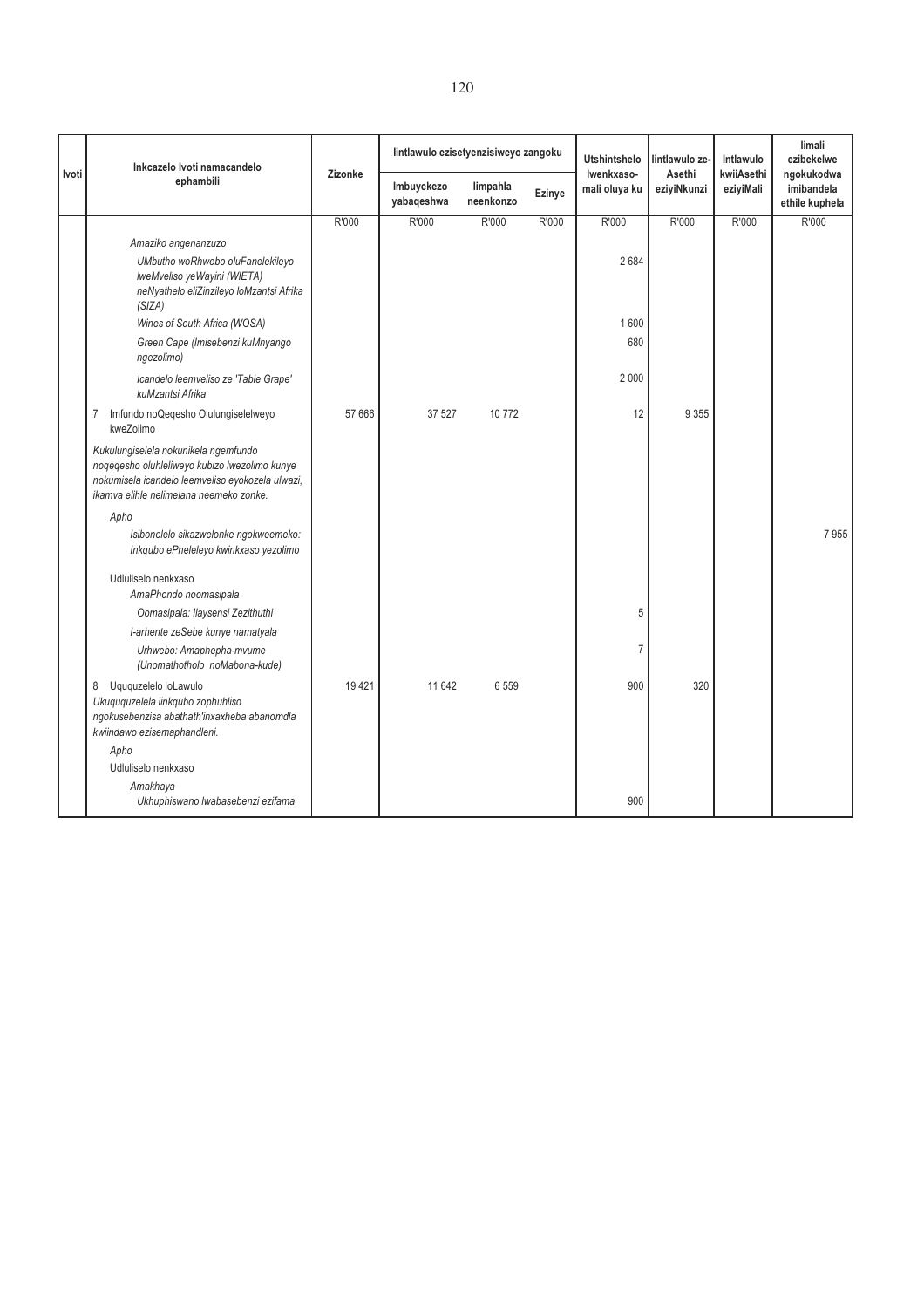| Ivoti | Inkcazelo Ivoti namacandelo ephambili | Zizonke | Iintlawulo ezisetyenzisiweyo zangoku | | | Utshintshelo lwenkxaso-mali oluya ku | Iintlawulo ze-Asethi eziyiNkunzi | Intlawulo kwiiAsethi eziyiMali | Iimali ezibekelwe ngokukodwa imibandela ethile kuphela |
|---|---|---|---|---|---|---|---|---|---|
| | | | Imbuyekezo yabaqeshwa | Iimpahla neenkonzo | Ezinye | | | | |
| | | R'000 | R'000 | R'000 | R'000 | R'000 | R'000 | R'000 | R'000 |
| | *Amaziko angenanzuzo* | | | | | | | | |
| | *UMbutho woRhwebo oluFanelekileyo lweMveliso yeWayini (WIETA) neNyathelo eliZinzileyo loMzantsi Afrika (SIZA)* | | | | | 2 684 | | | |
| | *Wines of South Africa (WOSA)* | | | | | 1 600 | | | |
| | *Green Cape (Imisebenzi kuMnyango ngezolimo)* | | | | | 680 | | | |
| | *Icandelo leemveliso ze 'Table Grape' kuMzantsi Afrika* | | | | | 2 000 | | | |
| | 7 Imfundo noQeqesho Olulungiselelweyo kweZolimo | 57 666 | 37 527 | 10 772 | | 12 | 9 355 | | |
| | *Kukulungiselela nokunikela ngemfundo noqeqesho oluhleliweyo kubizo lwezolimo kunye nokumisela icandelo leemveliso eyokozela ulwazi, ikamva elihle nelimelana neemeko zonke.* | | | | | | | | |
| | *Apho* | | | | | | | | |
| | *Isibonelelo sikazwelonke ngokweemeko: Inkqubo ePheleleyo kwinkxaso yezolimo* | | | | | | | | 7 955 |
| | Udluliselo nenkxaso | | | | | | | | |
| | *AmaPhondo noomasipala* | | | | | | | | |
| | *Oomasipala: Ilaysensi Zezithuthi* | | | | | 5 | | | |
| | *I-arhente zeSebe kunye namatyala* | | | | | | | | |
| | *Urhwebo: Amaphepha-mvume (Unomathotholo noMabona-kude)* | | | | | 7 | | | |
| | 8 Uququzelelo loLawulo | 19 421 | 11 642 | 6 559 | | 900 | 320 | | |
| | *Ukuququzelela iinkqubo zophuhliso ngokusebenzisa abathath'inxaxheba abanomdla kwiindawo ezisemaphandleni.* | | | | | | | | |
| | *Apho* | | | | | | | | |
| | Udluliselo nenkxaso | | | | | | | | |
| | *Amakhaya* | | | | | | | | |
| | *Ukhuphiswano lwabasebenzi ezifama* | | | | | 900 | | | |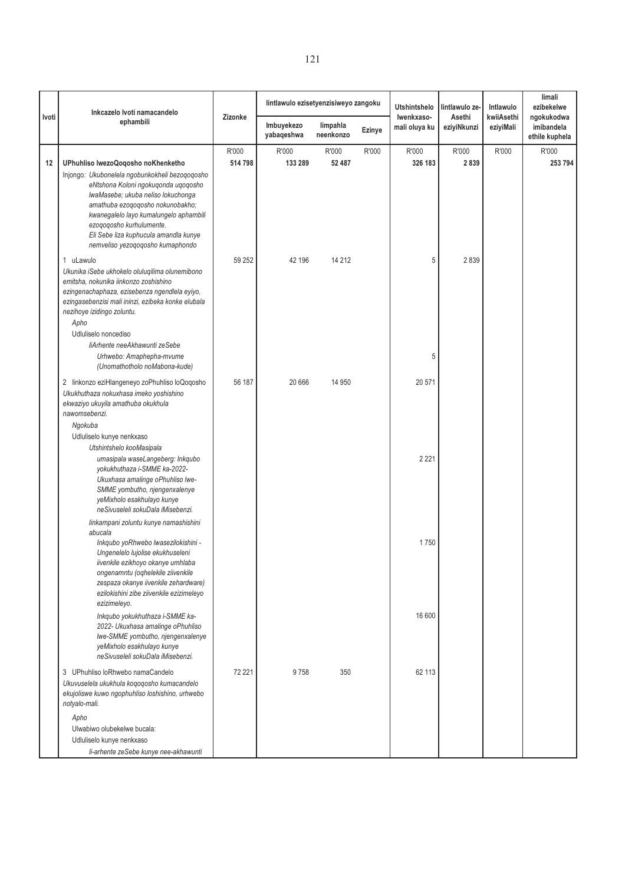| Ivoti | Inkcazelo Ivoti namacandelo ephambili | Zizonke | Iintlawulo ezisetyenzisiweyo zangoku | | | Utshintshelo Iwenkxaso-mali oluya ku | Iintlawulo ze-Asethi eziyiNkunzi | Intlawulo kwiiAsethi eziyiMali | Iimali ezibekelwe ngokukodwa imibandela ethile kuphela |
|---|---|---|---|---|---|---|---|---|---|
| | | | Imbuyekezo yabaqeshwa | Iimpahla neenkonzo | Ezinye | | | | |
| | | R'000 | R'000 | R'000 | R'000 | R'000 | R'000 | R'000 | R'000 |
| **12** | **UPhuhliso lwezoQoqosho noKhenketho** | **514 798** | **133 289** | **52 487** | | **326 183** | **2 839** | | **253 794** |
| | Injongo: *Ukubonelela ngobunkokheli bezoqoqosho eNtshona Koloni ngokuqonda uqoqosho lwaMasebe; ukuba neliso lokuchonga amathuba ezoqoqosho nokunobakho; kwanegalelo layo kumalungelo aphambili ezoqoqosho kurhulumente. Eli Sebe liza kuphucula amandla kunye nemveliso yezoqoqosho kumaphondo* | | | | | | | | |
| | 1 uLawulo<br>*Ukunika iSebe ukhokelo oluluqilima olunemibono emitsha, nokunika iinkonzo zoshishino ezingenachaphaza, ezisebenza ngendlela eyiyo, ezingasebenzisi mali ininzi, ezibeka konke elubala nezihoye izidingo zoluntu.* | 59 252 | 42 196 | 14 212 | | 5 | 2 839 | | |
| | *Apho*<br>Udluliselo noncediso<br>*IiArhente neeAkhawunti zeSebe*<br>*Urhwebo: Amaphepha-mvume (Unomathotholo noMabona-kude)* | | | | | 5 | | | |
| | 2 Iinkonzo eziHlangeneyo zoPhuhliso loQoqosho<br>*Ukukhuthaza nokuxhasa imeko yoshishino ekwaziyo ukuyila amathuba okukhula nawomsebenzi.* | 56 187 | 20 666 | 14 950 | | 20 571 | | | |
| | *Ngokuba*<br>Udluliselo kunye nenkxaso<br>*Utshintshelo kooMasipala*<br>*umasipala waseLangeberg: Inkqubo yokukhuthaza i-SMME ka-2022- Ukuxhasa amalinge oPhuhliso lwe-SMME yombutho, njengenxalenye yeMixholo esakhulayo kunye neSivuseleli sokuDala iMisebenzi.* | | | | | 2 221 | | | |
| | *Iinkampani zoluntu kunye namashishini abucala*<br>*Inkqubo yoRhwebo lwasezilokishini - Ungenelelo lujolise ekukhuseleni iivenkile ezikhoyo okanye umhlaba ongenamntu (oqhelekile ziivenkile zespaza okanye iivenkile zehardware) ezilokishini zibe ziivenkile ezizimeleyo ezizimeleyo.* | | | | | 1 750 | | | |
| | *Inkqubo yokukhuthaza i-SMME ka-2022- Ukuxhasa amalinge oPhuhliso lwe-SMME yombutho, njengenxalenye yeMixholo esakhulayo kunye neSivuseleli sokuDala iMisebenzi.* | | | | | 16 600 | | | |
| | 3 UPhuhliso loRhwebo namaCandelo<br>*Ukuvuselela ukukhula koqoqosho kumacandelo ekujoliswe kuwo ngophuhliso loshishino, urhwebo notyalo-mali.* | 72 221 | 9 758 | 350 | | 62 113 | | | |
| | *Apho*<br>Ulwabiwo olubekelwe bucala:<br>Udluliselo kunye nenkxaso<br>*Ii-arhente zeSebe kunye nee-akhawunti* | | | | | | | | |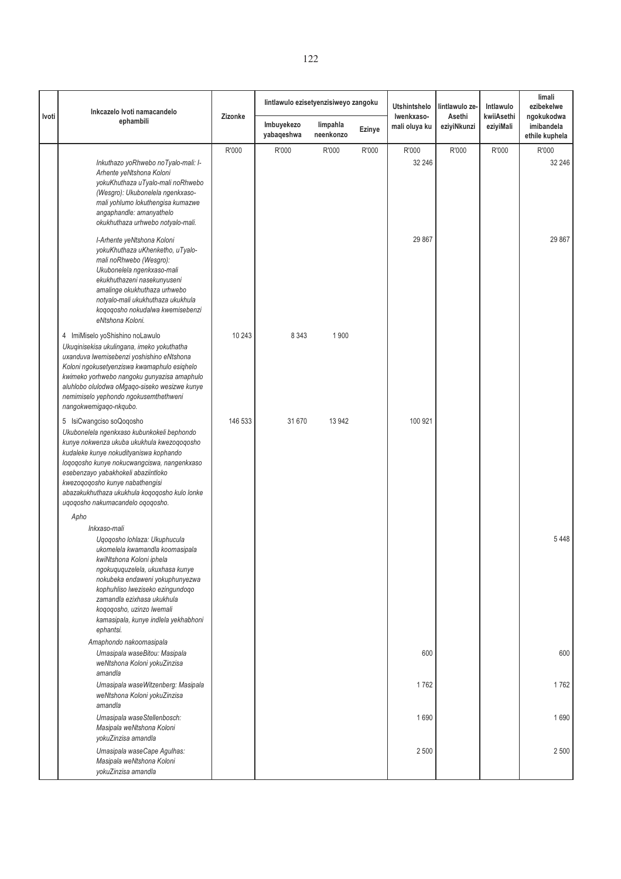| Ivoti | Inkcazelo Ivoti namacandelo ephambili | Zizonke | Iintlawulo ezisetyenzisiweyo zangoku | | | Utshintshelo lwenkxaso-mali oluya ku | Iintlawulo ze-Asethi eziyiNkunzi | Intlawulo kwiiAsethi eziyiMali | Iimali ezibekelwe ngokukodwa imibandela ethile kuphela |
|---|---|---|---|---|---|---|---|---|---|
| | | | Imbuyekezo yabaqeshwa | Iimpahla neenkonzo | Ezinye | | | | |
| | | R'000 | R'000 | R'000 | R'000 | R'000 | R'000 | R'000 | R'000 |
| | *Inkuthazo yoRhwebo noTyalo-mali: I-Arhente yeNtshona Koloni yokuKhuthaza uTyalo-mali noRhwebo (Wesgro): Ukubonelela ngenkxaso-mali yohlumo lokuthengisa kumazwe angaphandle: amanyathelo okukhuthaza urhwebo notyalo-mali.* | | | | | 32 246 | | | 32 246 |
| | *I-Arhente yeNtshona Koloni yokuKhuthaza uKhenketho, uTyalo-mali noRhwebo (Wesgro): Ukubonelela ngenkxaso-mali ekukhuthazeni nasekunyuseni amalinge okukhuthaza urhwebo notyalo-mali ukukhuthaza ukukhula koqoqosho nokudalwa kwemisebenzi eNtshona Koloni.* | | | | | 29 867 | | | 29 867 |
| | 4 ImiMiselo yoShishino noLawulo<br>*Ukuqinisekisa ukulingana, imeko yokuthatha uxanduva lwemisebenzi yoshishino eNtshona Koloni ngokusetyenziswa kwamaphulo esiqhelo kwimeko yorhwebo nangoku gunyazisa amaphulo aluhlobo olulodwa oMgaqo-siseko wesizwe kunye nemimiselo yephondo ngokusemthethweni nangokwemigaqo-nkqubo.* | 10 243 | 8 343 | 1 900 | | | | | |
| | 5 IsiCwangciso soQoqosho<br>*Ukubonelela ngenkxaso kubunkokeli bephondo kunye nokwenza ukuba ukukhula kwezoqoqosho kudaleke kunye nokudityaniswa kophando loqoqosho kunye nokucwangciswa, nangenkxaso esebenzayo yabakhokeli abaziintloko kwezoqoqosho kunye nabathengisi abazakukhuthaza ukukhula koqoqosho kulo lonke uqoqosho nakumacandelo oqoqosho.* | 146 533 | 31 670 | 13 942 | | 100 921 | | | |
| | *Apho* | | | | | | | | |
| | *Inkxaso-mali* | | | | | | | | |
| | *Uqoqosho lohlaza: Ukuphucula ukomelela kwamandla koomasipala kwiNtshona Koloni iphela ngokuququzelela, ukuxhasa kunye nokubeka endaweni yokuphunyezwa kophuhliso lweziseko ezingundoqo zamandla ezixhasa ukukhula koqoqosho, uzinzo lwemali kamasipala, kunye indlela yekhabhoni ephantsi.* | | | | | | | | 5 448 |
| | *Amaphondo nakoomasipala* | | | | | | | | |
| | *Umasipala waseBitou: Masipala weNtshona Koloni yokuZinzisa amandla* | | | | | 600 | | | 600 |
| | *Umasipala waseWitzenberg: Masipala weNtshona Koloni yokuZinzisa amandla* | | | | | 1 762 | | | 1 762 |
| | *Umasipala waseStellenbosch: Masipala weNtshona Koloni yokuZinzisa amandla* | | | | | 1 690 | | | 1 690 |
| | *Umasipala waseCape Agulhas: Masipala weNtshona Koloni yokuZinzisa amandla* | | | | | 2 500 | | | 2 500 |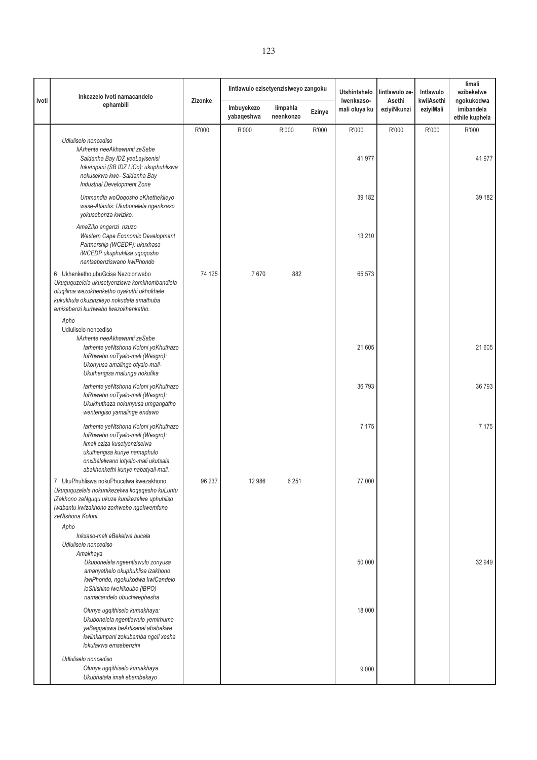| Ivoti | Inkcazelo Ivoti namacandelo ephambili | Zizonke | Iintlawulo ezisetyenzisiweyo zangoku | | | Utshintshelo lwenkxaso-mali oluya ku | Iintlawulo ze-Asethi eziyiNkunzi | Intlawulo kwiiAsethi eziyiMali | Iimali ezibekelwe ngokukodwa imibandela ethile kuphela |
|---|---|---|---|---|---|---|---|---|---|
| | | | Imbuyekezo yabaqeshwa | Iimpahla neenkonzo | Ezinye | | | | |
| | | R'000 | R'000 | R'000 | R'000 | R'000 | R'000 | R'000 | R'000 |
| | *Udluliselo noncediso* | | | | | | | | |
| | *IiArhente neeAkhawunti zeSebe* | | | | | | | | |
| | *Saldanha Bay IDZ yeeLayisenisi Inkampani (SB IDZ LiCo): ukuphuhliswa nokusekwa kwe- Saldanha Bay Industrial Development Zone* | | | | | 41 977 | | | 41 977 |
| | *Ummandla woQoqosho oKhethekileyo wase-Atlantis: Ukubonelela ngenkxaso yokusebenza kwiziko.* | | | | | 39 182 | | | 39 182 |
| | *AmaZiko angenzi nzuzo* | | | | | | | | |
| | *Western Cape Economic Development Partnership (WCEDP): ukuxhasa iWCEDP ukuphuhlisa uqoqosho nentsebenziswano kwiPhondo* | | | | | 13 210 | | | |
| | 6 Ukhenketho,ubuGcisa Nezolonwabo<br>*Ukuququzelela ukusetyenziswa komkhombandlela oluqilima wezokhenketho oyakuthi ukhokhele kukukhula okuzinzileyo nokudala amathuba emisebenzi kurhwebo lwezokhenketho.* | 74 125 | 7 670 | 882 | | 65 573 | | | |
| | *Apho* | | | | | | | | |
| | Udluliselo noncediso | | | | | | | | |
| | *IiArhente neeAkhawunti zeSebe* | | | | | | | | |
| | *Iarhente yeNtshona Koloni yoKhuthazo loRhwebo noTyalo-mali (Wesgro): Ukonyusa amalinge otyalo-mali- Ukuthengisa malunga nokufika* | | | | | 21 605 | | | 21 605 |
| | *Iarhente yeNtshona Koloni yoKhuthazo loRhwebo noTyalo-mali (Wesgro): Ukukhuthaza nokunyusa umgangatho wentengiso yamalinge endawo* | | | | | 36 793 | | | 36 793 |
| | *Iarhente yeNtshona Koloni yoKhuthazo loRhwebo noTyalo-mali (Wesgro): Iimali eziza kusetyenziselwa ukuthengisa kunye namaphulo onxibelelwano lotyalo-mali ukutsala abakhenkethi kunye nabatyali-mali.* | | | | | 7 175 | | | 7 175 |
| | 7 UkuPhuhliswa nokuPhuculwa kwezakhono<br>*Ukuququzelela nokunikezelwa koqeqesho kuLuntu iZakhono zeNguqu ukuze kunikezelwe uphuhliso lwabantu kwizakhono zorhwebo ngokwemfuno zeNtshona Koloni.* | 96 237 | 12 986 | 6 251 | | 77 000 | | | |
| | *Apho* | | | | | | | | |
| | *Inkxaso-mali eBekelwe bucala* | | | | | | | | |
| | *Udluliselo noncediso* | | | | | | | | |
| | *Amakhaya* | | | | | | | | |
| | *Ukubonelela ngeentlawulo zonyusa amanyathelo okuphuhlisa izakhono kwiPhondo, ngokukodwa kwiCandelo loShishino lweNkqubo (iBPO) namacandelo obuchwephesha* | | | | | 50 000 | | | 32 949 |
| | *Olunye ugqithiselo kumakhaya: Ukubonelela ngentlawulo yemirhumo yaBagqatswa beArtisanal ababekwe kwiinkampani zokubamba ngeli xesha lokufakwa emsebenzini* | | | | | 18 000 | | | |
| | *Udluliselo noncediso* | | | | | | | | |
| | *Olunye ugqithiselo kumakhaya Ukubhatala imali ebambekayo* | | | | | 9 000 | | | |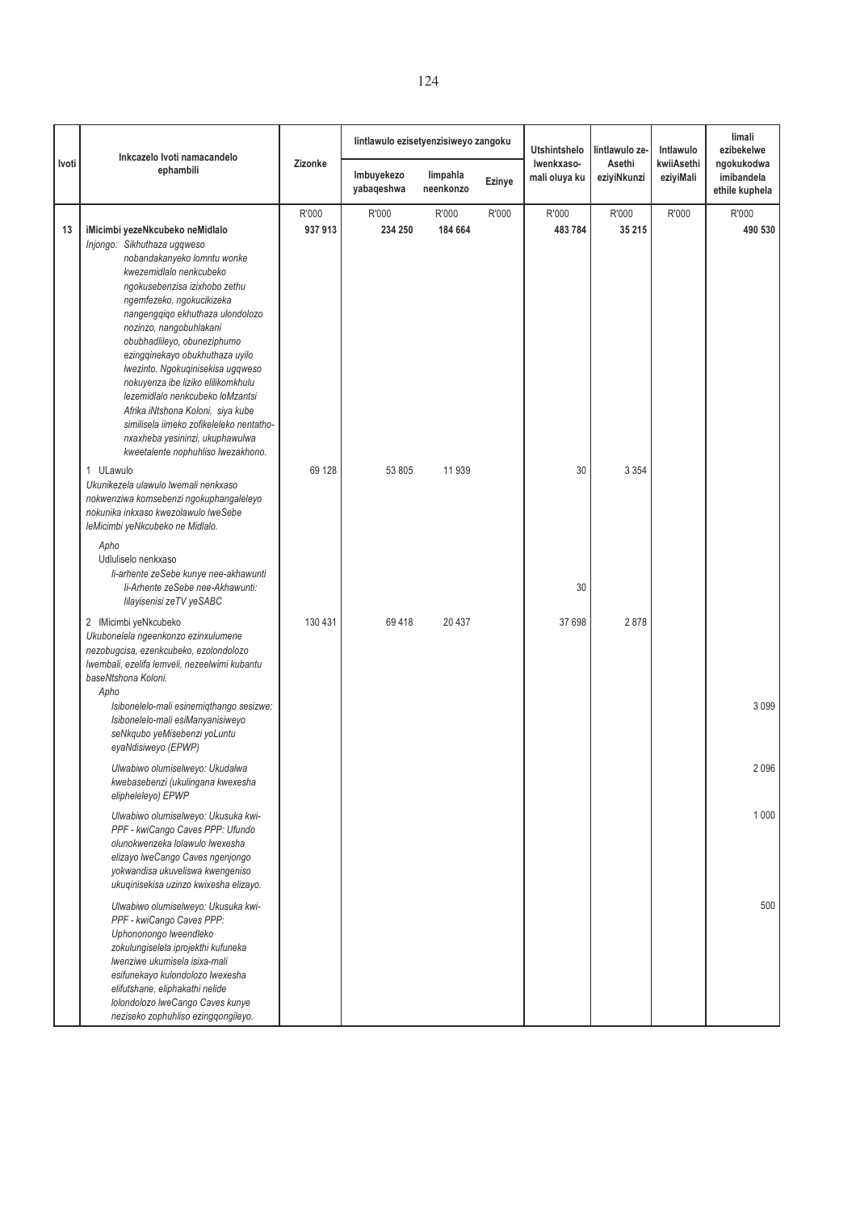| Ivoti | Inkcazelo Ivoti namacandelo ephambili | Zizonke | Iintlawulo ezisetyenzisiweyo zangoku | | | Utshintshelo Iwenkxaso-mali oluya ku | Iintlawulo ze-Asethi eziyiNkunzi | Intlawulo kwiiAsethi eziyiMali | Iimali ezibekelwe ngokukodwa imibandela ethile kuphela |
|---|---|---|---|---|---|---|---|---|---|
| | | | Imbuyekezo yabaqeshwa | Iimpahla neenkonzo | Ezinye | | | | |
| | | R'000 | R'000 | R'000 | R'000 | R'000 | R'000 | R'000 | R'000 |
| 13 | **iMicimbi yezeNkcubeko neMidlalo**<br>*Injongo: Sikhuthaza ugqweso nobandakanyeko lomntu wonke kwezemidlalo nenkcubeko ngokusebenzisa izixhobo zethu ngemfezeko, ngokucikizeka nangengqiqo ekhuthaza ulondolozo nozinzo, nangobuhlakani obubhadlileyo, obuneziphumo ezingqinekayo obukhuthaza uyilo lwezinto. Ngokuqinisekisa ugqweso nokuyenza ibe liziko elilikomkhulu lezemidlalo nenkcubeko loMzantsi Afrika iNtshona Koloni, siya kube similisela iimeko zofikeleleko nentatho-nxaxheba yesininzi, ukuphawulwa kweetalente nophuhliso lwezakhono.* | **937 913** | **234 250** | **184 664** | | **483 784** | **35 215** | | **490 530** |
| | 1 ULawulo<br>*Ukunikezela ulawulo lwemali nenkxaso nokwenziwa komsebenzi ngokuphangaleleyo nokunika inkxaso kwezolawulo lweSebe leMicimbi yeNkcubeko ne Midlalo.* | 69 128 | 53 805 | 11 939 | | 30 | 3 354 | | |
| | *Apho*<br>Udluliselo nenkxaso<br>*Ii-arhente zeSebe kunye nee-akhawunti*<br>*Ii-Arhente zeSebe nee-Akhawunti: Iilayisenisi zeTV yeSABC* | | | | | 30 | | | |
| | 2 IMicimbi yeNkcubeko<br>*Ukubonelela ngeenkonzo ezinxulumene nezobugcisa, ezenkcubeko, ezolondolozo lwembali, ezelifa lemveli, nezeelwimi kubantu baseNtshona Koloni.* | 130 431 | 69 418 | 20 437 | | 37 698 | 2 878 | | |
| | *Apho*<br>*Isibonelelo-mali esinemiqthango sesizwe: Isibonelelo-mali esiManyanisiweyo seNkqubo yeMisebenzi yoLuntu eyaNdisiweyo (EPWP)* | | | | | | | | 3 099 |
| | *Ulwabiwo olumiselweyo: Ukudalwa kwebasebenzi (ukulingana kwexesha elipheleleyo) EPWP* | | | | | | | | 2 096 |
| | *Ulwabiwo olumiselweyo: Ukusuka kwi-PPF - kwiCango Caves PPP: Ufundo olunokwenzeka lolawulo lwexesha elizayo lweCango Caves ngenjongo yokwandisa ukuveliswa kwengeniso ukuqinisekisa uzinzo kwixesha elizayo.* | | | | | | | | 1 000 |
| | *Ulwabiwo olumiselweyo: Ukusuka kwi-PPF - kwiCango Caves PPP: Uphononongo lweendleko zokulungiselela iprojekthi kufuneka lwenziwe ukumisela isixa-mali esifunekayo kulondolozo lwexesha elifutshane, eliphakathi nelide lolondolozo lweCango Caves kunye neziseko zophuhliso ezingqongileyo.* | | | | | | | | 500 |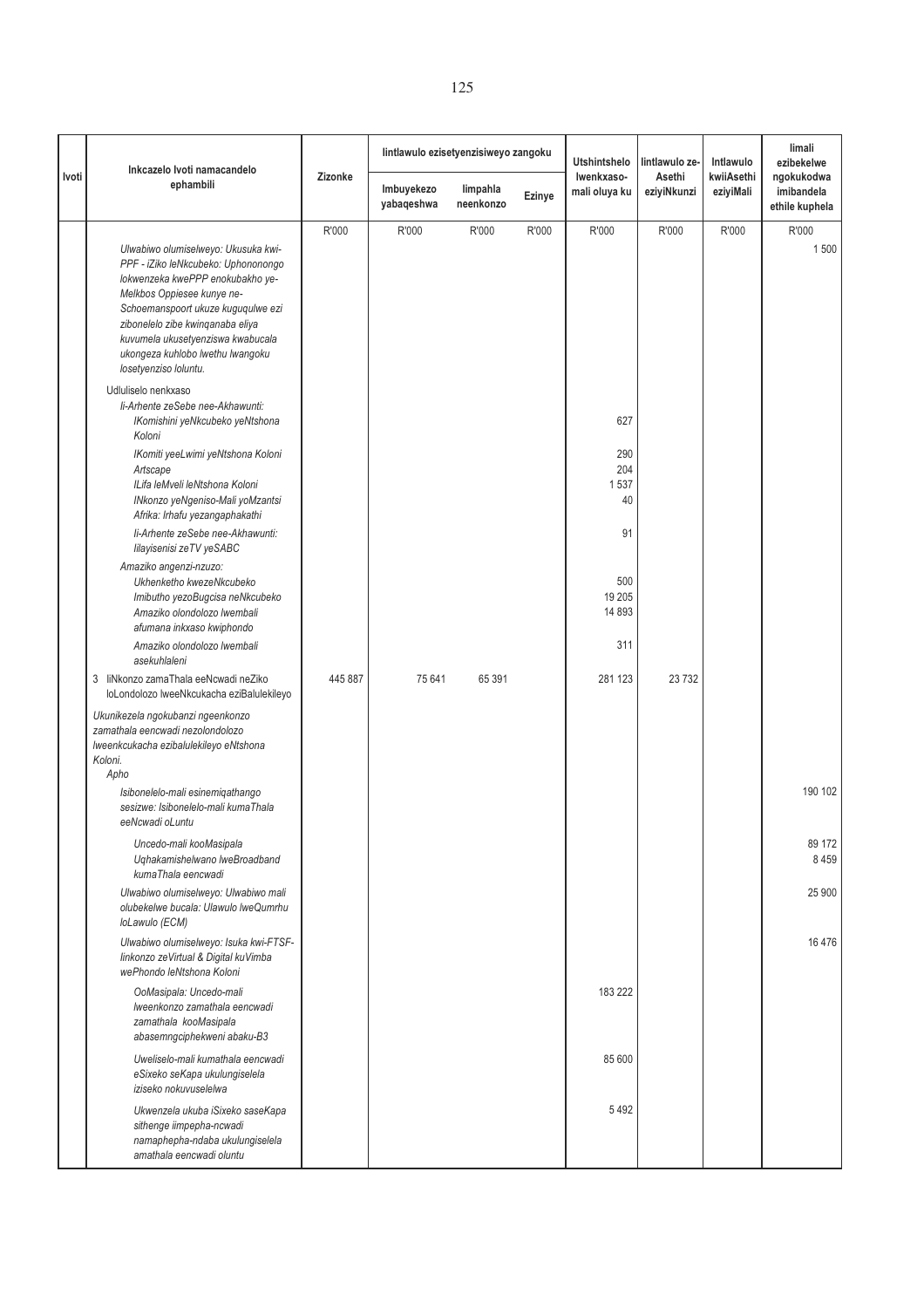| Ivoti | Inkcazelo Ivoti namacandelo ephambili | Zizonke | Iintlawulo ezisetyenzisiweyo zangoku | | | Utshintshelo Iwenkxaso-mali oluya ku | Iintlawulo ze-Asethi eziyiNkunzi | Intlawulo kwiiAsethi eziyiMali | Iimali ezibekelwe ngokukodwa imibandela ethile kuphela |
|---|---|---|---|---|---|---|---|---|---|
| | | | Imbuyekezo yabaqeshwa | Iimpahla neenkonzo | Ezinye | | | | |
| | | R'000 | R'000 | R'000 | R'000 | R'000 | R'000 | R'000 | R'000 |
| | *Ulwabiwo olumiselweyo: Ukusuka kwi-PPF - iZiko leNkcubeko: Uphononongo lokwenzeka kwePPP enokubakho ye-Melkbos Oppiesee kunye ne-Schoemanspoort ukuze kuguqulwe ezi zibonelelo zibe kwinqanaba eliya kuvumela ukusetyenziswa kwabucala ukongeza kuhlobo lwethu lwangoku losetyenziso loluntu.* | | | | | | | | 1 500 |
| | Udluliselo nenkxaso | | | | | | | | |
| | *Ii-Arhente zeSebe nee-Akhawunti: IKomishini yeNkcubeko yeNtshona Koloni* | | | | | 627 | | | |
| | *IKomiti yeeLwimi yeNtshona Koloni* | | | | | 290 | | | |
| | *Artscape* | | | | | 204 | | | |
| | *ILifa leMveli leNtshona Koloni* | | | | | 1 537 | | | |
| | *INkonzo yeNgeniso-Mali yoMzantsi Afrika: Irhafu yezangaphakathi* | | | | | 40 | | | |
| | *Ii-Arhente zeSebe nee-Akhawunti: Iilayisenisi zeTV yeSABC* | | | | | 91 | | | |
| | *Amaziko angenzi-nzuzo: Ukhenketho kwezeNkcubeko* | | | | | 500 | | | |
| | *Imibutho yezoBugcisa neNkcubeko* | | | | | 19 205 | | | |
| | *Amaziko olondolozo lwembali afumana inkxaso kwiphondo* | | | | | 14 893 | | | |
| | *Amaziko olondolozo lwembali asekuhlaleni* | | | | | 311 | | | |
| | 3 IiNkonzo zamaThala eeNcwadi neZiko loLondolozo lweeNkcukacha eziBalulekileyo | 445 887 | 75 641 | 65 391 | | 281 123 | 23 732 | | |
| | *Ukunikezela ngokubanzi ngeenkonzo zamathala eencwadi nezolondolozo lweenkcukacha ezibalulekileyo eNtshona Koloni.* | | | | | | | | |
| | *Apho* | | | | | | | | |
| | *Isibonelelo-mali esinemiqathango sesizwe: Isibonelelo-mali kumaThala eeNcwadi oLuntu* | | | | | | | | 190 102 |
| | *Uncedo-mali kooMasipala* | | | | | | | | 89 172 |
| | *Uqhakamishelwano lweBroadband kumaThala eencwadi* | | | | | | | | 8 459 |
| | *Ulwabiwo olumiselweyo: Ulwabiwo mali olubekelwe bucala: Ulawulo lweQumrhu loLawulo (ECM)* | | | | | | | | 25 900 |
| | *Ulwabiwo olumiselweyo: Isuka kwi-FTSF-Iinkonzo zeVirtual & Digital kuVimba wePhondo leNtshona Koloni* | | | | | | | | 16 476 |
| | *OoMasipala: Uncedo-mali lweenkonzo zamathala eencwadi zamathala kooMasipala abasemngciphekweni abaku-B3* | | | | | 183 222 | | | |
| | *Uweliselo-mali kumathala eencwadi eSixeko seKapa ukulungiselela iziseko nokuvuselelwa* | | | | | 85 600 | | | |
| | *Ukwenzela ukuba iSixeko saseKapa sithenge iimpepha-ncwadi namaphepha-ndaba ukulungiselela amathala eencwadi oluntu* | | | | | 5 492 | | | |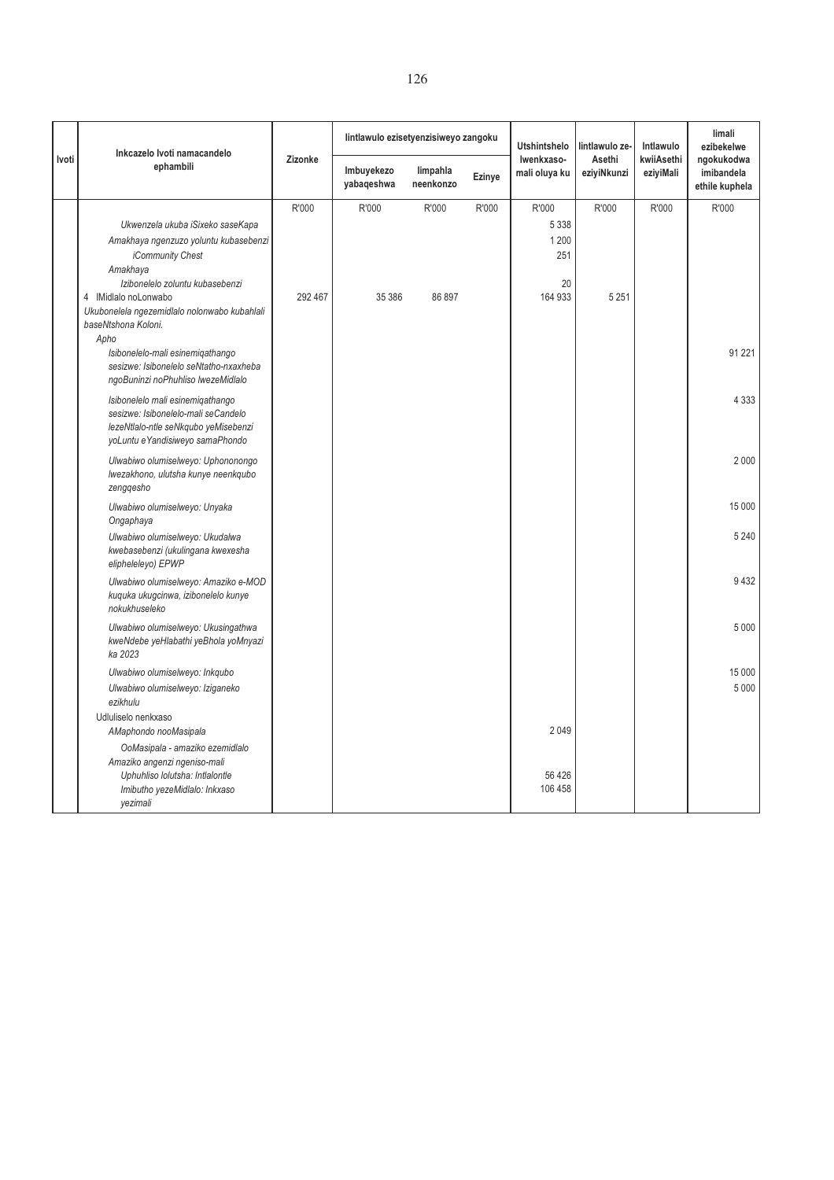| Ivoti | Inkcazelo Ivoti namacandelo ephambili | Zizonke | Iintlawulo ezisetyenzisiweyo zangoku | | | Utshintshelo lwenkxaso-mali oluya ku | Iintlawulo ze-Asethi eziyiNkunzi | Intlawulo kwiiAsethi eziyiMali | Iimali ezibekelwe ngokukodwa imibandela ethile kuphela |
|---|---|---|---|---|---|---|---|---|---|
| | | | Imbuyekezo yabaqeshwa | Iimpahla neenkonzo | Ezinye | | | | |
| | | R'000 | R'000 | R'000 | R'000 | R'000 | R'000 | R'000 | R'000 |
| | *Ukwenzela ukuba iSixeko saseKapa* | | | | | 5 338 | | | |
| | *Amakhaya ngenzuzo yoluntu kubasebenzi* | | | | | 1 200 | | | |
| | *iCommunity Chest* | | | | | 251 | | | |
| | *Amakhaya* | | | | | | | | |
| | *Izibonelelo zoluntu kubasebenzi* | | | | | 20 | | | |
| | 4 IMidlalo noLonwabo | 292 467 | 35 386 | 86 897 | | 164 933 | 5 251 | | |
| | *Ukubonelela ngezemidlalo nolonwabo kubahlali baseNtshona Koloni.* | | | | | | | | |
| | *Apho* | | | | | | | | |
| | *Isibonelelo-mali esinemiqathango sesizwe: Isibonelelo seNtatho-nxaxheba ngoBuninzi noPhuhliso lwezeMidlalo* | | | | | | | | 91 221 |
| | *Isibonelelo mali esinemiqathango sesizwe: Isibonelelo-mali seCandelo lezeNtlalo-ntle seNkqubo yeMisebenzi yoLuntu eYandisiweyo samaPhondo* | | | | | | | | 4 333 |
| | *Ulwabiwo olumiselweyo: Uphononongo lwezakhono, ulutsha kunye neenkqubo zengqesho* | | | | | | | | 2 000 |
| | *Ulwabiwo olumiselweyo: Unyaka Ongaphaya* | | | | | | | | 15 000 |
| | *Ulwabiwo olumiselweyo: Ukudalwa kwebasebenzi (ukulingana kwexesha elipheleleyo) EPWP* | | | | | | | | 5 240 |
| | *Ulwabiwo olumiselweyo: Amaziko e-MOD kuquka ukugcinwa, izibonelelo kunye nokukhuseleko* | | | | | | | | 9 432 |
| | *Ulwabiwo olumiselweyo: Ukusingathwa kweNdebe yeHlabathi yeBhola yoMnyazi ka 2023* | | | | | | | | 5 000 |
| | *Ulwabiwo olumiselweyo: Inkqubo* | | | | | | | | 15 000 |
| | *Ulwabiwo olumiselweyo: Iziganeko ezikhulu* | | | | | | | | 5 000 |
| | Udluliselo nenkxaso | | | | | | | | |
| | *AMaphondo nooMasipala* | | | | | 2 049 | | | |
| | *OoMasipala - amaziko ezemidlalo* | | | | | | | | |
| | *Amaziko angenzi ngeniso-mali* | | | | | | | | |
| | *Uphuhliso lolutsha: Intlalontle* | | | | | 56 426 | | | |
| | *Imibutho yezeMidlalo: Inkxaso yezimali* | | | | | 106 458 | | | |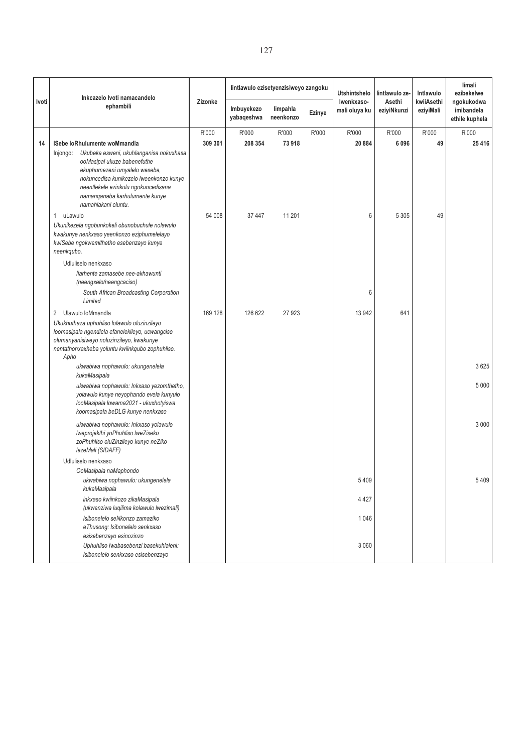| Ivoti | Inkcazelo Ivoti namacandelo ephambili | Zizonke | Iintlawulo ezisetyenzisiweyo zangoku | | | Utshintshelo lwenkxaso-mali oluya ku | Iintlawulo ze-Asethi eziyiNkunzi | Intlawulo kwiiAsethi eziyiMali | Iimali ezibekelwe ngokukodwa imibandela ethile kuphela |
|---|---|---|---|---|---|---|---|---|---|
| | | | Imbuyekezo yabaqeshwa | Iimpahla neenkonzo | Ezinye | | | | |
| | | R'000 | R'000 | R'000 | R'000 | R'000 | R'000 | R'000 | R'000 |
| **14** | **ISebe loRhulumente woMmandla** | **309 301** | **208 354** | **73 918** | | **20 884** | **6 096** | **49** | **25 416** |
| | Injongo: *Ukubeka esweni, ukuhlanganisa nokuxhasa ooMasipal ukuze babenefuthe ekuphumezeni umyalelo wesebe, nokuncedisa kunikezelo lweenkonzo kunye neentlekele ezinkulu ngokuncedisana namanqanaba karhulumente kunye namahlakani oluntu.* | | | | | | | | |
| | 1 uLawulo | 54 008 | 37 447 | 11 201 | | 6 | 5 305 | 49 | |
| | *Ukunikezela ngobunkokeli obunobuchule nolawulo kwakunye nenkxaso yeenkonzo eziphumelelayo kwiSebe ngokwemithetho esebenzayo kunye neenkqubo.* | | | | | | | | |
| | Udluliselo nenkxaso | | | | | | | | |
| | *Iiarhente zamasebe nee-akhawunti (neengxelo/neengcaciso)* | | | | | | | | |
| | *South African Broadcasting Corporation Limited* | | | | | 6 | | | |
| | 2 Ulawulo loMmandla | 169 128 | 126 622 | 27 923 | | 13 942 | 641 | | |
| | *Ukukhuthaza uphuhliso lolawulo oluzinzileyo loomasipala ngendlela efanelekileyo, ucwangciso olumanyanisiweyo noluzinzileyo, kwakunye nentathonxaxheba yoluntu kwiinkqubo zophuhliso.* Apho | | | | | | | | |
| | *ukwabiwa nophawulo: ukungenelela kukaMasipala* | | | | | | | | 3 625 |
| | *ukwabiwa nophawulo: Inkxaso yezomthetho, yolawulo kunye neyophando evela kunyulo looMasipala lowama2021 - ukuxhotyiswa koomasipala beDLG kunye nenkxaso* | | | | | | | | 5 000 |
| | *ukwabiwa nophawulo: Inkxaso yolawulo lweprojekthi yoPhuhliso lweZiseko zoPhuhliso oluZinzileyo kunye neZiko lezeMali (SIDAFF)* | | | | | | | | 3 000 |
| | Udluliselo nenkxaso | | | | | | | | |
| | *OoMasipala naMaphondo* | | | | | | | | |
| | *ukwabiwa nophawulo: ukungenelela kukaMasipala* | | | | | 5 409 | | | 5 409 |
| | *inkxaso kwiinkozo zikaMasipala (ukwenziwa luqilima kolawulo lwezimali)* | | | | | 4 427 | | | |
| | *Isibonelelo seNkonzo zamaziko eThusong: Isibonelelo senkxaso esisebenzayo esinozinzo* | | | | | 1 046 | | | |
| | *Uphuhliso lwabasebenzi basekuhlaleni: Isibonelelo senkxaso esisebenzayo* | | | | | 3 060 | | | |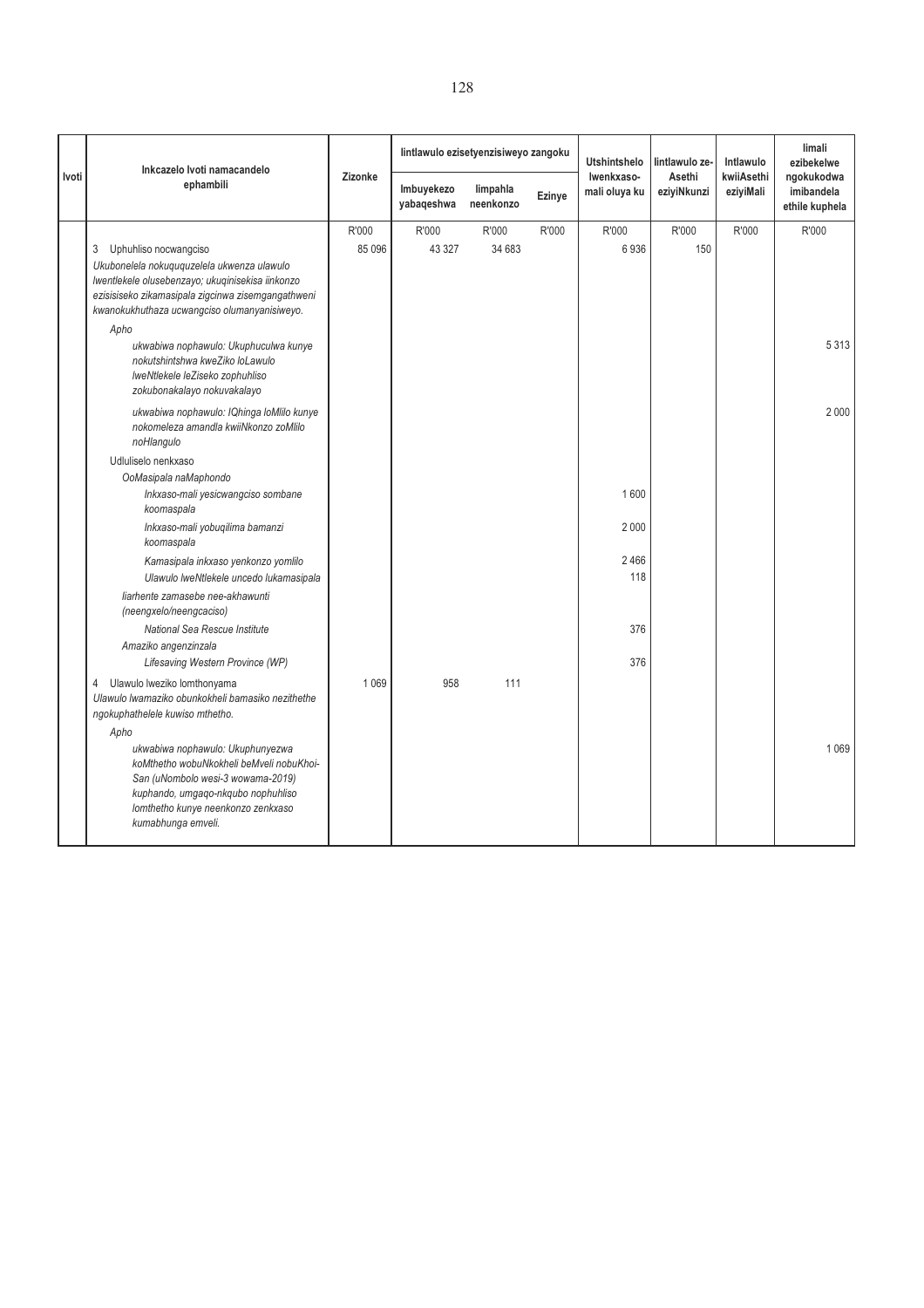| Ivoti | Inkcazelo Ivoti namacandelo ephambili | Zizonke | Iintlawulo ezisetyenzisiweyo zangoku | | | Utshintshelo lwenkxaso-mali oluya ku | Iintlawulo ze-Asethi eziyiNkunzi | Intlawulo kwiiAsethi eziyiMali | Iimali ezibekelwe ngokukodwa imibandela ethile kuphela |
|---|---|---|---|---|---|---|---|---|---|
| | | | Imbuyekezo yabaqeshwa | Iimpahla neenkonzo | Ezinye | | | | |
| | | R'000 | R'000 | R'000 | R'000 | R'000 | R'000 | R'000 | R'000 |
| | 3 Uphuhliso nocwangciso<br>*Ukubonelela nokuququzelela ukwenza ulawulo lwentlekele olusebenzayo; ukuqinisekisa iinkonzo ezisisiseko zikamasipala zigcinwa zisemgangathweni kwanokukhuthaza ucwangciso olumanyanisiweyo.* | 85 096 | 43 327 | 34 683 | | 6 936 | 150 | | |
| | *Apho* | | | | | | | | |
| | *ukwabiwa nophawulo: Ukuphuculwa kunye nokutshintshwa kweZiko loLawulo lweNtlekele leZiseko zophuhliso zokubonakalayo nokuvakalayo* | | | | | | | | 5 313 |
| | *ukwabiwa nophawulo: IQhinga loMlilo kunye nokomeleza amandla kwiiNkonzo zoMlilo noHlangulo* | | | | | | | | 2 000 |
| | Udluliselo nenkxaso | | | | | | | | |
| | *OoMasipala naMaphondo* | | | | | | | | |
| | *Inkxaso-mali yesicwangciso sombane koomaspala* | | | | | 1 600 | | | |
| | *Inkxaso-mali yobuqilima bamanzi koomaspala* | | | | | 2 000 | | | |
| | *Kamasipala inkxaso yenkonzo yomlilo* | | | | | 2 466 | | | |
| | *Ulawulo lweNtlekele uncedo lukamasipala* | | | | | 118 | | | |
| | *Iiarhente zamasebe nee-akhawunti (neengxelo/neengcaciso)* | | | | | | | | |
| | *National Sea Rescue Institute* | | | | | 376 | | | |
| | *Amaziko angenzinzala* | | | | | | | | |
| | *Lifesaving Western Province (WP)* | | | | | 376 | | | |
| | 4 Ulawulo lweziko lomthonyama<br>*Ulawulo lwamaziko obunkokheli bamasiko nezithethe ngokuphathelele kuwiso mthetho.* | 1 069 | 958 | 111 | | | | | |
| | *Apho* | | | | | | | | |
| | *ukwabiwa nophawulo: Ukuphunyezwa koMthetho wobuNkokheli beMveli nobuKhoi-San (uNombolo wesi-3 wowama-2019) kuphando, umgaqo-nkqubo nophuhliso lomthetho kunye neenkonzo zenkxaso kumabhunga emveli.* | | | | | | | | 1 069 |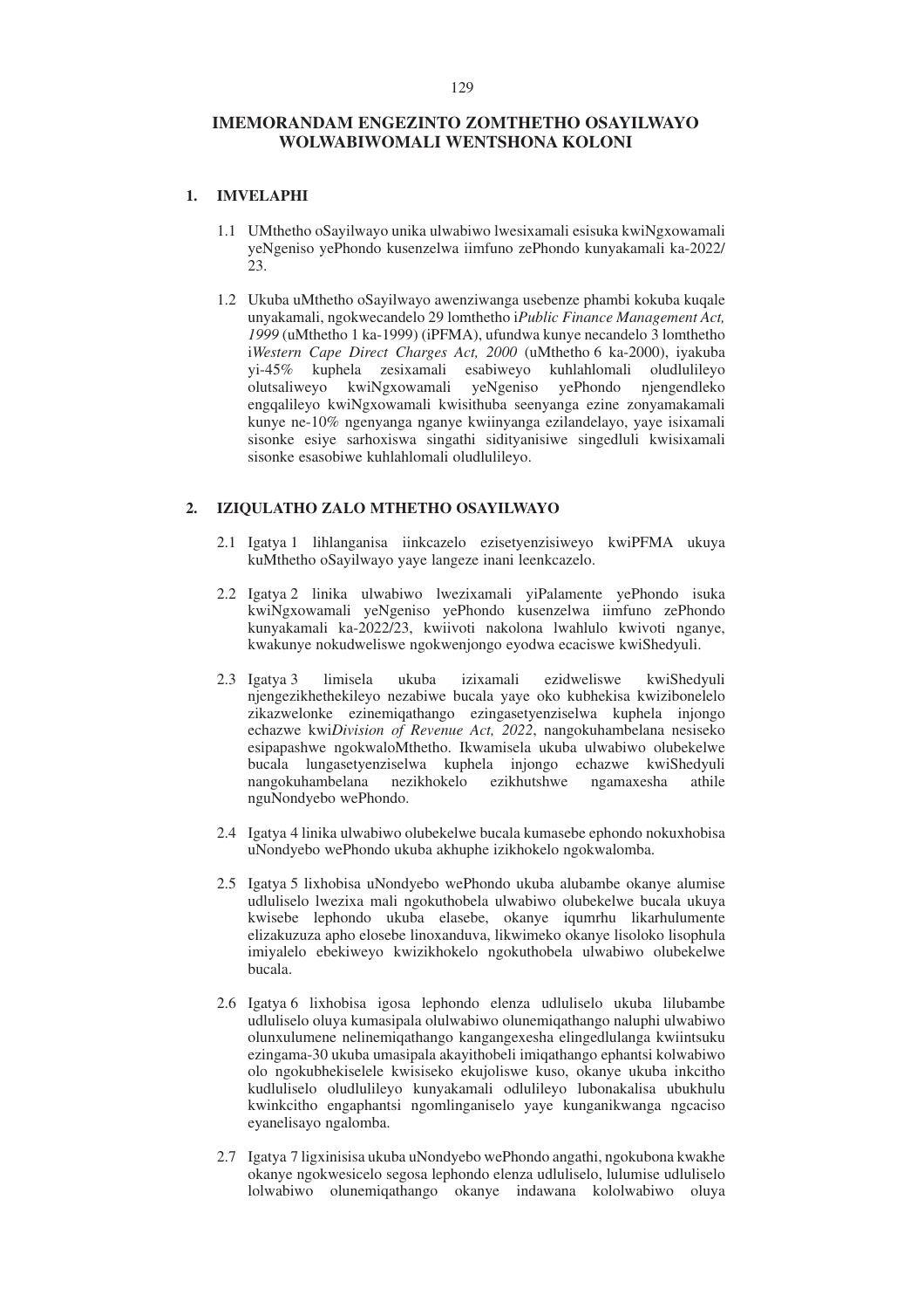# IMEMORANDAM ENGEZINTO ZOMTHETHO OSAYILWAYO WOLWABIWOMALI WENTSHONA KOLONI

## 1. IMVELAPHI

1.1 UMthetho oSayilwayo unika ulwabiwo lwesixamali esisuka kwiNgxowamali yeNgeniso yePhondo kusenzelwa iimfuno zePhondo kunyakamali ka-2022/23.

1.2 Ukuba uMthetho oSayilwayo awenziwanga usebenze phambi kokuba kuqale unyakamali, ngokwecandelo 29 lomthetho i*Public Finance Management Act, 1999* (uMthetho 1 ka-1999) (iPFMA), ufundwa kunye necandelo 3 lomthetho i*Western Cape Direct Charges Act, 2000* (uMthetho 6 ka-2000), iyakuba yi-45% kuphela zesixamali esabiweyo kuhlahlomali oludlulileyo olutsaliweyo kwiNgxowamali yeNgeniso yePhondo njengendleko engqalileyo kwiNgxowamali kwisithuba seenyanga ezine zonyamakamali kunye ne-10% ngenyanga nganye kwiinyanga ezilandelayo, yaye isixamali sisonke esiye sarhoxiswa singathi sidityaniswe singedluli kwisixamali sisonke esasobiwe kuhlahlomali oludlulileyo.

## 2. IZIQULATHO ZALO MTHETHO OSAYILWAYO

2.1 Igatya 1 lihlanganisa iinkcazelo ezisetyenzisiweyo kwiPFMA ukuya kuMthetho oSayilwayo yaye langeze inani leenkcazelo.

2.2 Igatya 2 linika ulwabiwo lwezixamali yiPalamente yePhondo isuka kwiNgxowamali yeNgeniso yePhondo kusenzelwa iimfuno zePhondo kunyakamali ka-2022/23, kwiivoti nakolona lwahlulo kwivoti nganye, kwakunye nokudweliswe ngokwenjongo eyodwa ecaciswe kwiShedyuli.

2.3 Igatya 3 limisela ukuba izixamali ezidweliswe kwiShedyuli njengezikhethekileyo nezabiwe bucala yaye oko kubhekisa kwizibonelelo zikazwelonke ezinemiqathango ezingasetyenziselwa kuphela injongo echazwe kwi*Division of Revenue Act, 2022*, nangokuhambelana nesiseko esipapashwe ngokwaloMthetho. Ikwamisela ukuba ulwabiwo olubekelwe bucala lungasetyenziselwa kuphela injongo echazwe kwiShedyuli nangokuhambelana nezikhokelo ezikhutshwe ngamaxesha athile nguNondyebo wePhondo.

2.4 Igatya 4 linika ulwabiwo olubekelwe bucala kumasebe ephondo nokuxhobisa uNondyebo wePhondo ukuba akhuphe izikhokelo ngokwalomba.

2.5 Igatya 5 lixhobisa uNondyebo wePhondo ukuba alubambe okanye alumise udluliselo lwezixa mali ngokuthobela ulwabiwo olubekelwe bucala ukuya kwisebe lephondo ukuba elasebe, okanye iqumrhu likarhulumente elizakuzuza apho elosebe linoxanduva, likwimeko okanye lisoloko lisophula imiyalelo ebekiweyo kwizikhokelo ngokuthobela ulwabiwo olubekelwe bucala.

2.6 Igatya 6 lixhobisa igosa lephondo elenza udluliselo ukuba lilubambe udluliselo oluya kumasipala olulwabiwo olunemiqathango naluphi ulwabiwo olunxulumene nelinemiqathango kangangexesha elingedlulanga kwiintsuku ezingama-30 ukuba umasipala akayithobeli imiqathango ephantsi kolwabiwo olo ngokubhekiselele kwisiseko ekujoliswe kuso, okanye ukuba inkcitho kudluliselo oludlulileyo kunyakamali odlulileyo lubonakalisa ubukhulu kwinkcitho engaphantsi ngomlinganiselo yaye kunganikwanga ngcaciso eyanelisayo ngalomba.

2.7 Igatya 7 ligxinisisa ukuba uNondyebo wePhondo angathi, ngokubona kwakhe okanye ngokwesicelo segosa lephondo elenza udluliselo, lulumise udluliselo lolwabiwo olunemiqathango okanye indawana kololwabiwo oluya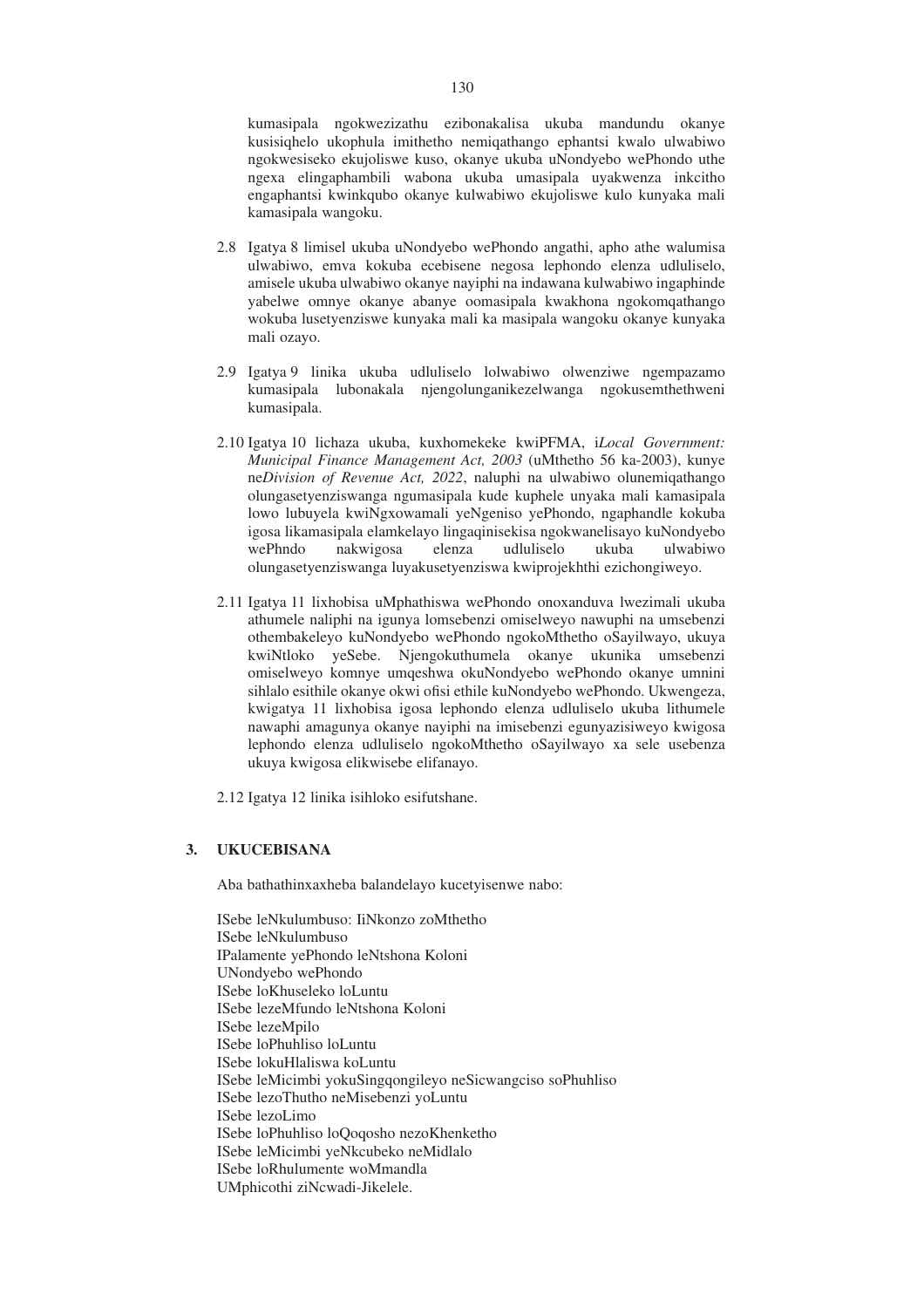kumasipala ngokwezizathu ezibonakalisa ukuba mandundu okanye kusisiqhelo ukophula imithetho nemiqathango ephantsi kwalo ulwabiwo ngokwesiseko ekujoliswe kuso, okanye ukuba uNondyebo wePhondo uthe ngexa elingaphambili wabona ukuba umasipala uyakwenza inkcitho engaphantsi kwinkqubo okanye kulwabiwo ekujoliswe kulo kunyaka mali kamasipala wangoku.

2.8 Igatya 8 limisel ukuba uNondyebo wePhondo angathi, apho athe walumisa ulwabiwo, emva kokuba ecebisene negosa lephondo elenza udluliselo, amisele ukuba ulwabiwo okanye nayiphi na indawana kulwabiwo ingaphinde yabelwe omnye okanye abanye oomasipala kwakhona ngokomqathango wokuba lusetyenziswe kunyaka mali ka masipala wangoku okanye kunyaka mali ozayo.

2.9 Igatya 9 linika ukuba udluliselo lolwabiwo olwenziwe ngempazamo kumasipala lubonakala njengolunganikezelwanga ngokusemthethweni kumasipala.

2.10 Igatya 10 lichaza ukuba, kuxhomekeke kwiPFMA, i*Local Government: Municipal Finance Management Act, 2003* (uMthetho 56 ka-2003), kunye ne*Division of Revenue Act, 2022*, naluphi na ulwabiwo olunemiqathango olungasetyenziswanga ngumasipala kude kuphele unyaka mali kamasipala lowo lubuyela kwiNgxowamali yeNgeniso yePhondo, ngaphandle kokuba igosa likamasipala elamkelayo lingaqinisekisa ngokwanelisayo kuNondyebo wePhndo nakwigosa elenza udluliselo ukuba ulwabiwo olungasetyenziswanga luyakusetyenziswa kwiprojekhthi ezichongiweyo.

2.11 Igatya 11 lixhobisa uMphathiswa wePhondo onoxanduva lwezimali ukuba athumele naliphi na igunya lomsebenzi omiselweyo nawuphi na umsebenzi othembakeleyo kuNondyebo wePhondo ngokoMthetho oSayilwayo, ukuya kwiNtloko yeSebe. Njengokuthumela okanye ukunika umsebenzi omiselweyo komnye umqeshwa okuNondyebo wePhondo okanye umnini sihlalo esithile okanye okwi ofisi ethile kuNondyebo wePhondo. Ukwengeza, kwigatya 11 lixhobisa igosa lephondo elenza udluliselo ukuba lithumele nawaphi amagunya okanye nayiphi na imisebenzi egunyazisiweyo kwigosa lephondo elenza udluliselo ngokoMthetho oSayilwayo xa sele usebenza ukuya kwigosa elikwisebe elifanayo.

2.12 Igatya 12 linika isihloko esifutshane.

## 3. UKUCEBISANA

Aba bathathinxaxheba balandelayo kucetyisenwe nabo:

ISebe leNkulumbuso: IiNkonzo zoMthetho
ISebe leNkulumbuso
IPalamente yePhondo leNtshona Koloni
UNondyebo wePhondo
ISebe loKhuseleko loLuntu
ISebe lezeMfundo leNtshona Koloni
ISebe lezeMpilo
ISebe loPhuhliso loLuntu
ISebe lokuHlaliswa koLuntu
ISebe leMicimbi yokuSingqongileyo neSicwangciso soPhuhliso
ISebe lezoThutho neMisebenzi yoLuntu
ISebe lezoLimo
ISebe loPhuhliso loQoqosho nezoKhenketho
ISebe leMicimbi yeNkcubeko neMidlalo
ISebe loRhulumente woMmandla
UMphicothi ziNcwadi-Jikelele.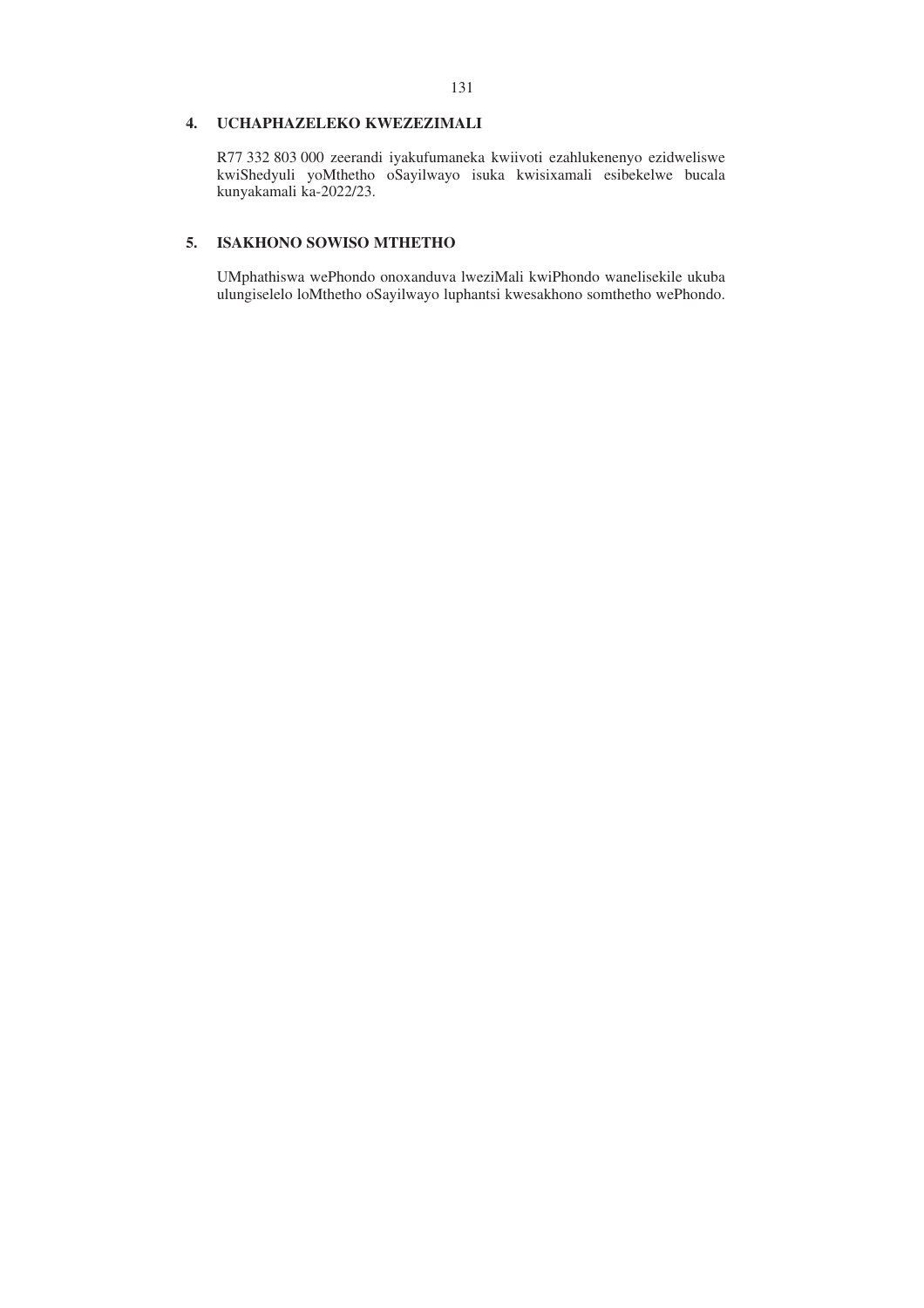## 4. UCHAPHAZELEKO KWEZEZIMALI

R77 332 803 000 zeerandi iyakufumaneka kwiivoti ezahlukenenyo ezidweliswe kwiShedyuli yoMthetho oSayilwayo isuka kwisixamali esibekelwe bucala kunyakamali ka-2022/23.

## 5. ISAKHONO SOWISO MTHETHO

UMphathiswa wePhondo onoxanduva lweziMali kwiPhondo wanelisekile ukuba ulungiselelo loMthetho oSayilwayo luphantsi kwesakhono somthetho wePhondo.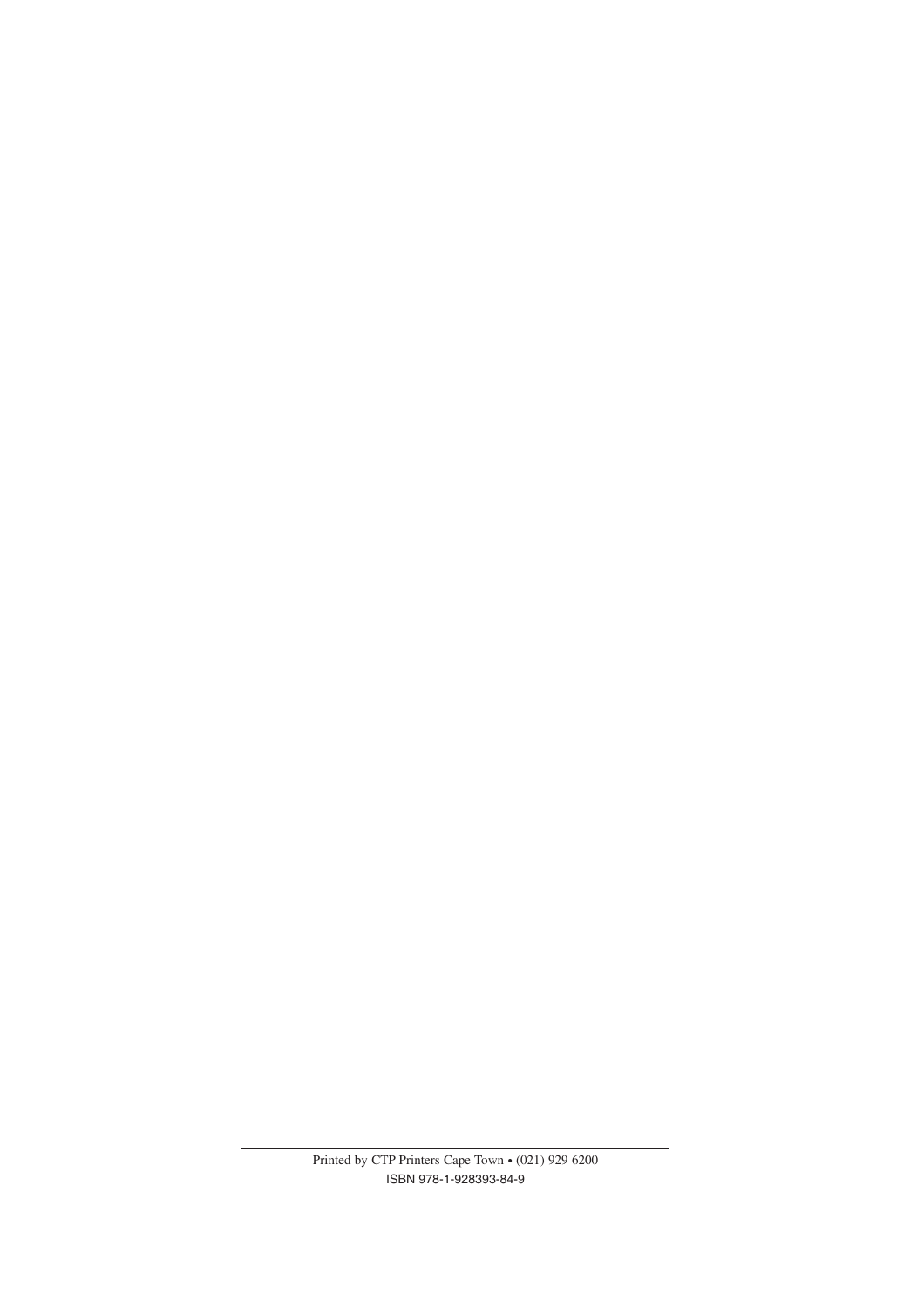Printed by CTP Printers Cape Town • (021) 929 6200

ISBN 978-1-928393-84-9